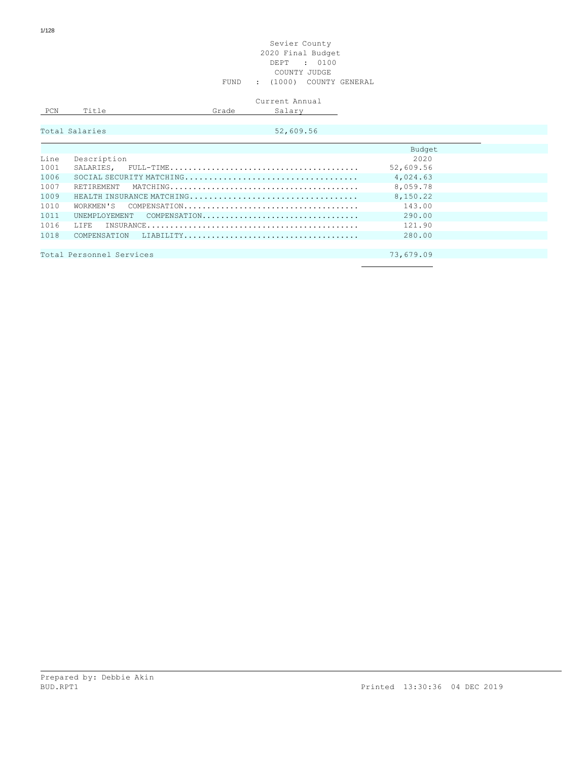Sevier County
2020 Final Budget
DEPT : 0100
COUNTY JUDGE
FUND : (1000) COUNTY GENERAL

| PCN | Title | Grade | Current Annual Salary |
|---|---|---|---|
| Total Salaries | | | 52,609.56 |

| Line | Description | Budget 2020 |
|---|---|---|
| 1001 | SALARIES, FULL-TIME........................................ | 52,609.56 |
| 1006 | SOCIAL SECURITY MATCHING.................................... | 4,024.63 |
| 1007 | RETIREMENT MATCHING........................................ | 8,059.78 |
| 1009 | HEALTH INSURANCE MATCHING................................... | 8,150.22 |
| 1010 | WORKMEN'S COMPENSATION..................................... | 143.00 |
| 1011 | UNEMPLOYEMENT COMPENSATION.................................. | 290.00 |
| 1016 | LIFE INSURANCE............................................. | 121.90 |
| 1018 | COMPENSATION LIABILITY..................................... | 280.00 |
| | Total Personnel Services | 73,679.09 |

Prepared by: Debbie Akin
BUD.RPT1 Printed 13:30:36 04 DEC 2019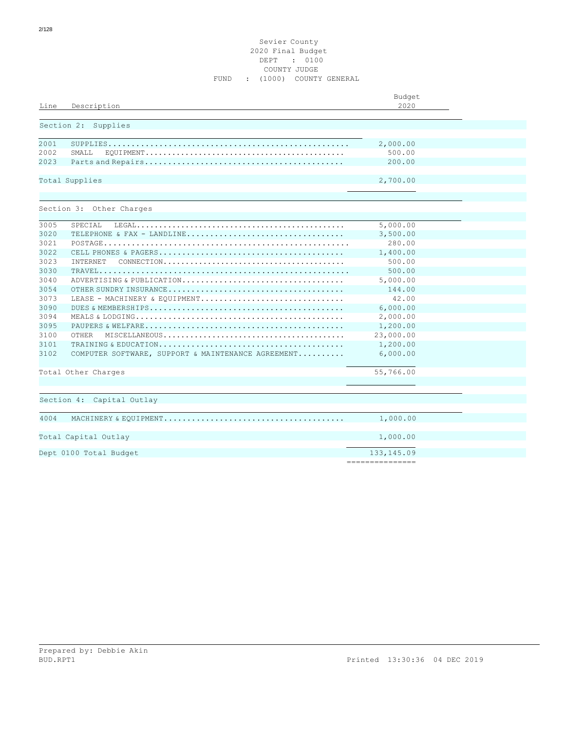Sevier County
2020 Final Budget
DEPT : 0100
COUNTY JUDGE
FUND : (1000) COUNTY GENERAL

| Line | Description | Budget 2020 |
|---|---|---|
| | **Section 2: Supplies** | |
| 2001 | SUPPLIES | 2,000.00 |
| 2002 | SMALL EQUIPMENT | 500.00 |
| 2023 | Parts and Repairs | 200.00 |
| | Total Supplies | 2,700.00 |
| | **Section 3: Other Charges** | |
| 3005 | SPECIAL LEGAL | 5,000.00 |
| 3020 | TELEPHONE & FAX - LANDLINE | 3,500.00 |
| 3021 | POSTAGE | 280.00 |
| 3022 | CELL PHONES & PAGERS | 1,400.00 |
| 3023 | INTERNET CONNECTION | 500.00 |
| 3030 | TRAVEL | 500.00 |
| 3040 | ADVERTISING & PUBLICATION | 5,000.00 |
| 3054 | OTHER SUNDRY INSURANCE | 144.00 |
| 3073 | LEASE - MACHINERY & EQUIPMENT | 42.00 |
| 3090 | DUES & MEMBERSHIPS | 6,000.00 |
| 3094 | MEALS & LODGING | 2,000.00 |
| 3095 | PAUPERS & WELFARE | 1,200.00 |
| 3100 | OTHER MISCELLANEOUS | 23,000.00 |
| 3101 | TRAINING & EDUCATION | 1,200.00 |
| 3102 | COMPUTER SOFTWARE, SUPPORT & MAINTENANCE AGREEMENT | 6,000.00 |
| | Total Other Charges | 55,766.00 |
| | **Section 4: Capital Outlay** | |
| 4004 | MACHINERY & EQUIPMENT | 1,000.00 |
| | Total Capital Outlay | 1,000.00 |
| | Dept 0100 Total Budget | 133,145.09 |

Prepared by: Debbie Akin
BUD.RPT1

Printed 13:30:36 04 DEC 2019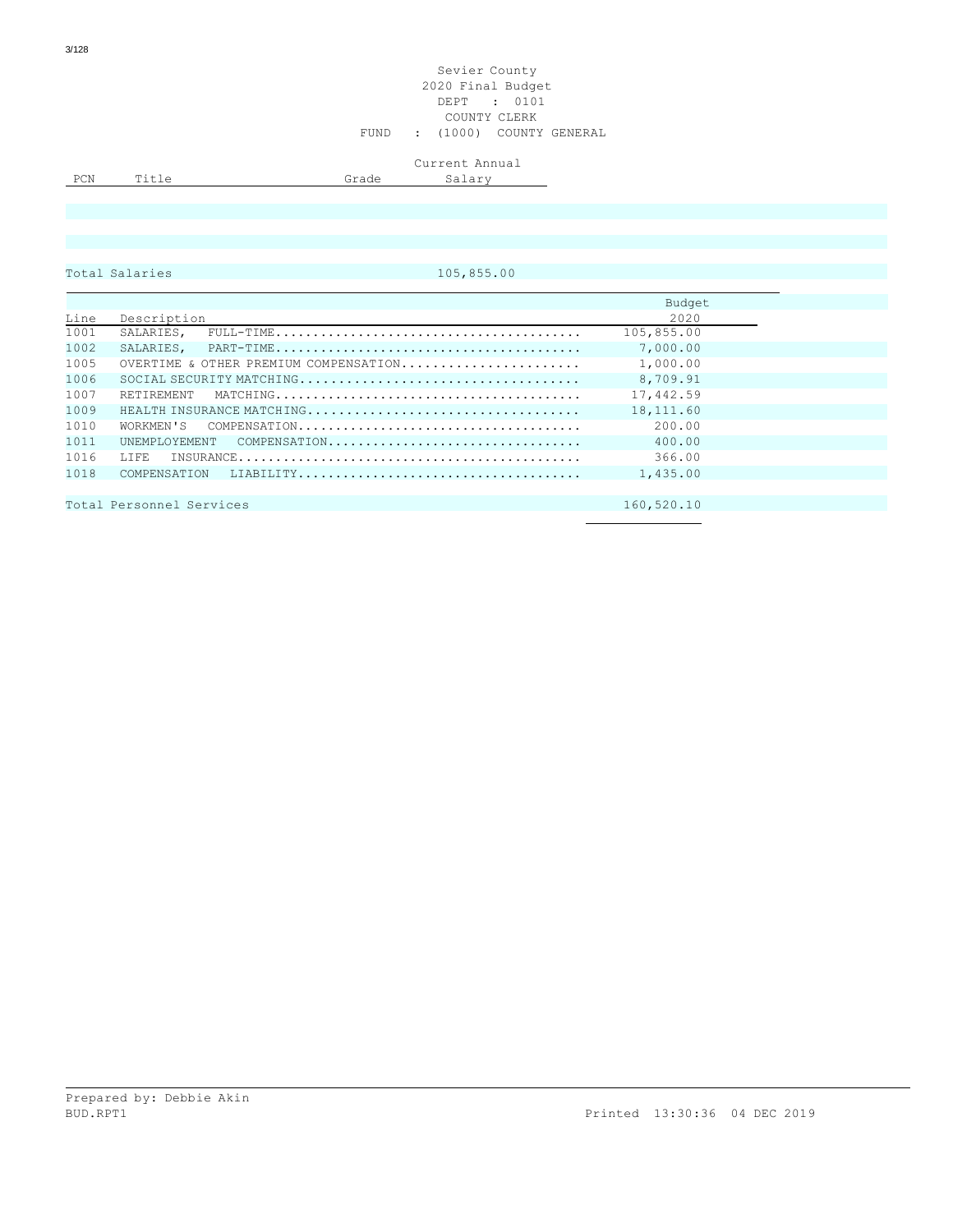Sevier County
2020 Final Budget
DEPT : 0101
COUNTY CLERK
FUND : (1000) COUNTY GENERAL

| PCN | Title | Grade | Current Annual Salary |
|---|---|---|---|
| | | | |
| | | | |

Total Salaries 105,855.00

| Line | Description | Budget 2020 |
|---|---|---|
| 1001 | SALARIES, FULL-TIME........................................ | 105,855.00 |
| 1002 | SALARIES, PART-TIME........................................ | 7,000.00 |
| 1005 | OVERTIME & OTHER PREMIUM COMPENSATION....................... | 1,000.00 |
| 1006 | SOCIAL SECURITY MATCHING................................... | 8,709.91 |
| 1007 | RETIREMENT MATCHING........................................ | 17,442.59 |
| 1009 | HEALTH INSURANCE MATCHING.................................. | 18,111.60 |
| 1010 | WORKMEN'S COMPENSATION..................................... | 200.00 |
| 1011 | UNEMPLOYEMENT COMPENSATION................................. | 400.00 |
| 1016 | LIFE INSURANCE............................................. | 366.00 |
| 1018 | COMPENSATION LIABILITY..................................... | 1,435.00 |

Total Personnel Services 160,520.10

Prepared by: Debbie Akin
BUD.RPT1 Printed 13:30:36 04 DEC 2019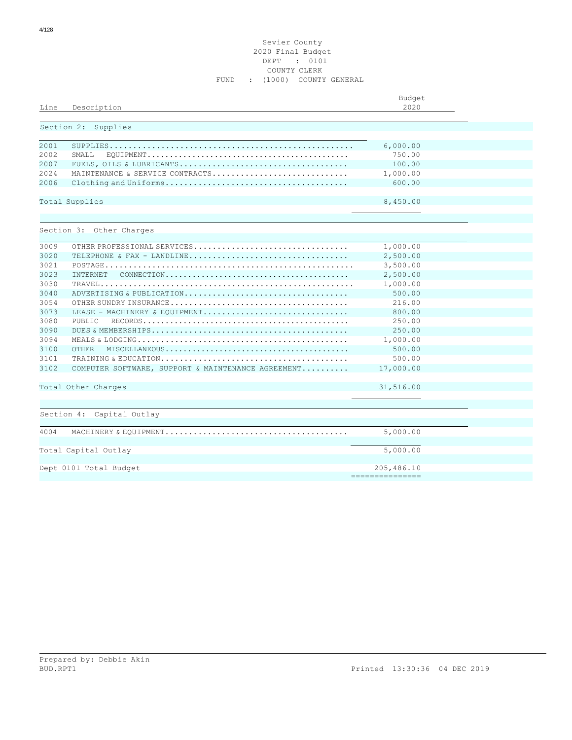Sevier County
2020 Final Budget
DEPT : 0101
COUNTY CLERK
FUND : (1000) COUNTY GENERAL

| Line | Description | Budget 2020 |
|---|---|---|
| | **Section 2: Supplies** | |
| 2001 | SUPPLIES | 6,000.00 |
| 2002 | SMALL EQUIPMENT | 750.00 |
| 2007 | FUELS, OILS & LUBRICANTS | 100.00 |
| 2024 | MAINTENANCE & SERVICE CONTRACTS | 1,000.00 |
| 2006 | Clothing and Uniforms | 600.00 |
| | Total Supplies | 8,450.00 |
| | **Section 3: Other Charges** | |
| 3009 | OTHER PROFESSIONAL SERVICES | 1,000.00 |
| 3020 | TELEPHONE & FAX - LANDLINE | 2,500.00 |
| 3021 | POSTAGE | 3,500.00 |
| 3023 | INTERNET CONNECTION | 2,500.00 |
| 3030 | TRAVEL | 1,000.00 |
| 3040 | ADVERTISING & PUBLICATION | 500.00 |
| 3054 | OTHER SUNDRY INSURANCE | 216.00 |
| 3073 | LEASE - MACHINERY & EQUIPMENT | 800.00 |
| 3080 | PUBLIC RECORDS | 250.00 |
| 3090 | DUES & MEMBERSHIPS | 250.00 |
| 3094 | MEALS & LODGING | 1,000.00 |
| 3100 | OTHER MISCELLANEOUS | 500.00 |
| 3101 | TRAINING & EDUCATION | 500.00 |
| 3102 | COMPUTER SOFTWARE, SUPPORT & MAINTENANCE AGREEMENT | 17,000.00 |
| | Total Other Charges | 31,516.00 |
| | **Section 4: Capital Outlay** | |
| 4004 | MACHINERY & EQUIPMENT | 5,000.00 |
| | Total Capital Outlay | 5,000.00 |
| | Dept 0101 Total Budget | 205,486.10 |

Prepared by: Debbie Akin
BUD.RPT1 Printed 13:30:36 04 DEC 2019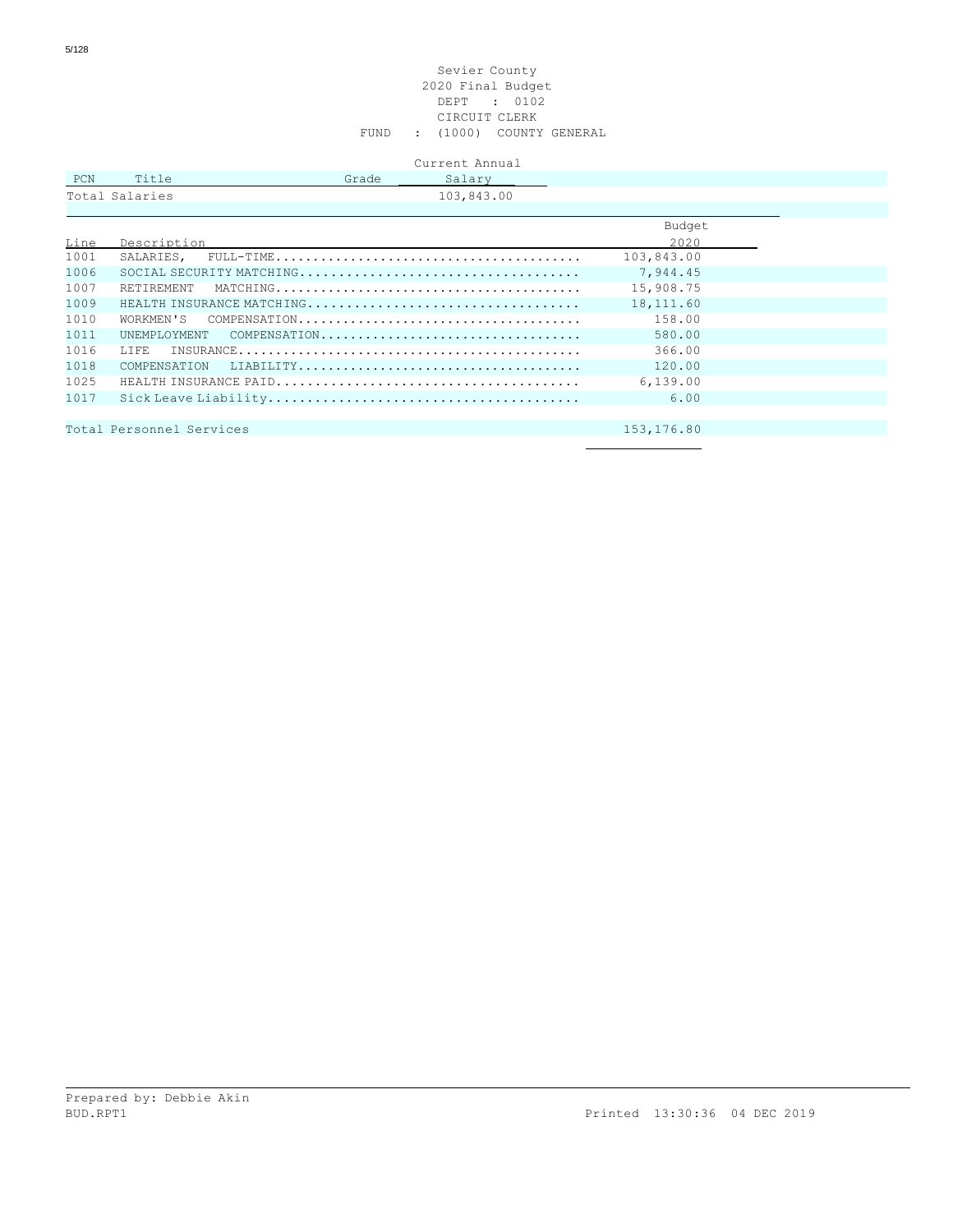Sevier County
2020 Final Budget
DEPT : 0102
CIRCUIT CLERK
FUND : (1000) COUNTY GENERAL

| PCN | Title | Grade | Current Annual Salary |
|---|---|---|---|
| Total Salaries | | | 103,843.00 |

| Line | Description | Budget 2020 |
|---|---|---|
| 1001 | SALARIES, FULL-TIME........................................ | 103,843.00 |
| 1006 | SOCIAL SECURITY MATCHING.................................... | 7,944.45 |
| 1007 | RETIREMENT MATCHING........................................ | 15,908.75 |
| 1009 | HEALTH INSURANCE MATCHING................................... | 18,111.60 |
| 1010 | WORKMEN'S COMPENSATION..................................... | 158.00 |
| 1011 | UNEMPLOYMENT COMPENSATION.................................. | 580.00 |
| 1016 | LIFE INSURANCE............................................. | 366.00 |
| 1018 | COMPENSATION LIABILITY..................................... | 120.00 |
| 1025 | HEALTH INSURANCE PAID....................................... | 6,139.00 |
| 1017 | Sick Leave Liability........................................ | 6.00 |
| | Total Personnel Services | 153,176.80 |

Prepared by: Debbie Akin
BUD.RPT1 Printed 13:30:36 04 DEC 2019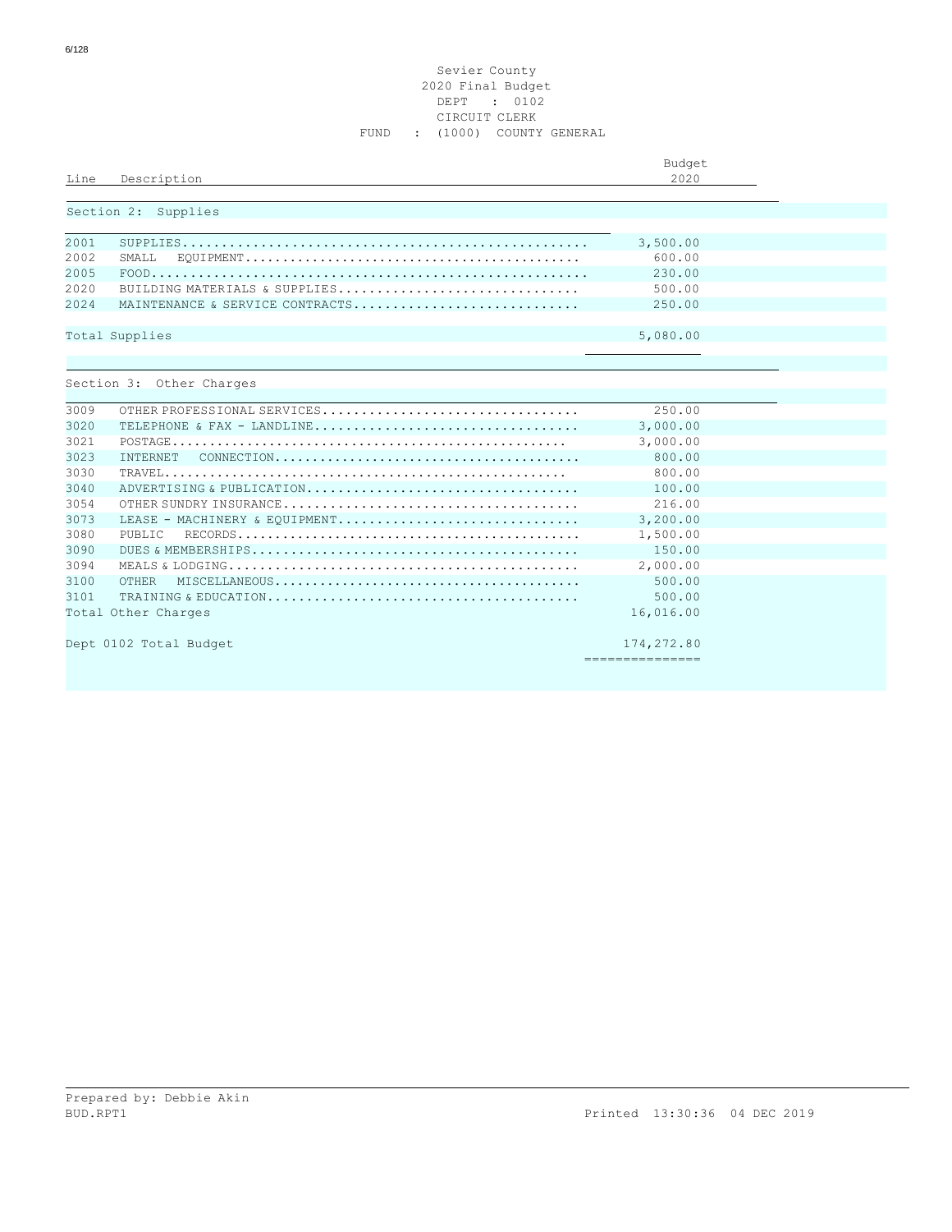Sevier County
2020 Final Budget
DEPT : 0102
CIRCUIT CLERK
FUND : (1000) COUNTY GENERAL

| Line | Description | Budget 2020 |
|---|---|---|
| **Section 2: Supplies** | | |
| 2001 | SUPPLIES | 3,500.00 |
| 2002 | SMALL EQUIPMENT | 600.00 |
| 2005 | FOOD | 230.00 |
| 2020 | BUILDING MATERIALS & SUPPLIES | 500.00 |
| 2024 | MAINTENANCE & SERVICE CONTRACTS | 250.00 |
| Total Supplies | | 5,080.00 |
| **Section 3: Other Charges** | | |
| 3009 | OTHER PROFESSIONAL SERVICES | 250.00 |
| 3020 | TELEPHONE & FAX - LANDLINE | 3,000.00 |
| 3021 | POSTAGE | 3,000.00 |
| 3023 | INTERNET CONNECTION | 800.00 |
| 3030 | TRAVEL | 800.00 |
| 3040 | ADVERTISING & PUBLICATION | 100.00 |
| 3054 | OTHER SUNDRY INSURANCE | 216.00 |
| 3073 | LEASE - MACHINERY & EQUIPMENT | 3,200.00 |
| 3080 | PUBLIC RECORDS | 1,500.00 |
| 3090 | DUES & MEMBERSHIPS | 150.00 |
| 3094 | MEALS & LODGING | 2,000.00 |
| 3100 | OTHER MISCELLANEOUS | 500.00 |
| 3101 | TRAINING & EDUCATION | 500.00 |
| Total Other Charges | | 16,016.00 |
| Dept 0102 Total Budget | | 174,272.80 |

Prepared by: Debbie Akin
BUD.RPT1 Printed 13:30:36 04 DEC 2019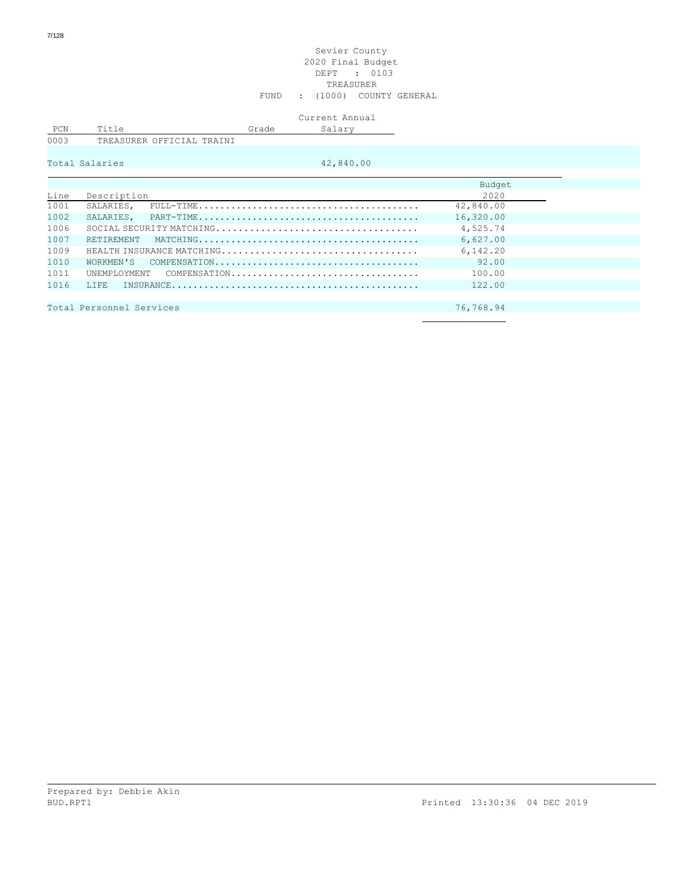Sevier County
2020 Final Budget
DEPT : 0103
TREASURER
FUND : (1000) COUNTY GENERAL

| PCN | Title | Grade | Current Annual Salary |
|---|---|---|---|
| 0003 | TREASURER OFFICIAL TRAINI | | |
| Total Salaries | | | 42,840.00 |

| Line | Description | Budget 2020 |
|---|---|---|
| 1001 | SALARIES, FULL-TIME........................................ | 42,840.00 |
| 1002 | SALARIES, PART-TIME........................................ | 16,320.00 |
| 1006 | SOCIAL SECURITY MATCHING.................................... | 4,525.74 |
| 1007 | RETIREMENT MATCHING........................................ | 6,627.00 |
| 1009 | HEALTH INSURANCE MATCHING................................... | 6,142.20 |
| 1010 | WORKMEN'S COMPENSATION..................................... | 92.00 |
| 1011 | UNEMPLOYMENT COMPENSATION.................................. | 100.00 |
| 1016 | LIFE INSURANCE............................................. | 122.00 |
| Total Personnel Services | | 76,768.94 |

Prepared by: Debbie Akin
BUD.RPT1 Printed 13:30:36 04 DEC 2019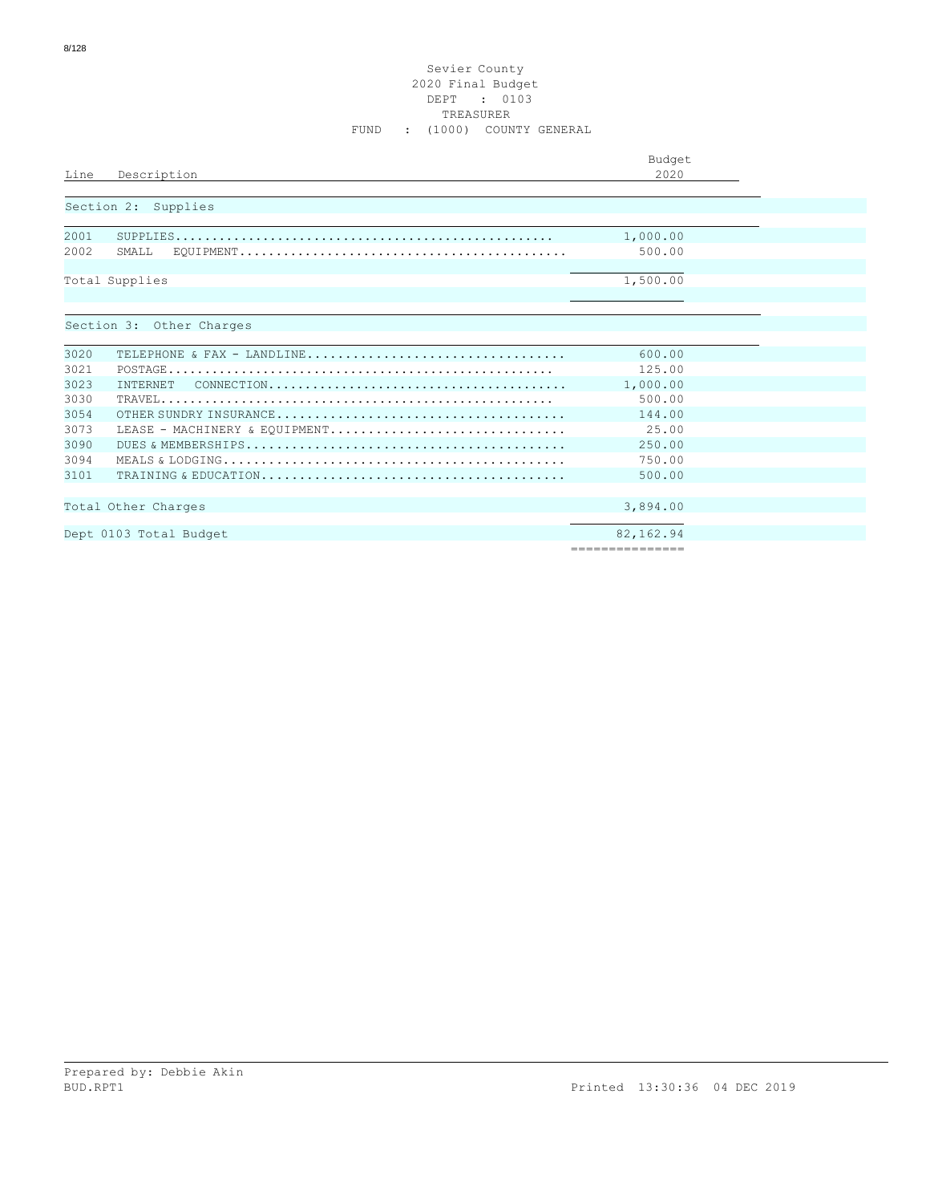Sevier County
2020 Final Budget
DEPT : 0103
TREASURER
FUND : (1000) COUNTY GENERAL

| Line | Description | Budget 2020 |
|---|---|---|
| | **Section 2: Supplies** | |
| 2001 | SUPPLIES | 1,000.00 |
| 2002 | SMALL EQUIPMENT | 500.00 |
| | Total Supplies | 1,500.00 |
| | **Section 3: Other Charges** | |
| 3020 | TELEPHONE & FAX - LANDLINE | 600.00 |
| 3021 | POSTAGE | 125.00 |
| 3023 | INTERNET CONNECTION | 1,000.00 |
| 3030 | TRAVEL | 500.00 |
| 3054 | OTHER SUNDRY INSURANCE | 144.00 |
| 3073 | LEASE - MACHINERY & EQUIPMENT | 25.00 |
| 3090 | DUES & MEMBERSHIPS | 250.00 |
| 3094 | MEALS & LODGING | 750.00 |
| 3101 | TRAINING & EDUCATION | 500.00 |
| | Total Other Charges | 3,894.00 |
| | Dept 0103 Total Budget | 82,162.94 |

Prepared by: Debbie Akin
BUD.RPT1 Printed 13:30:36 04 DEC 2019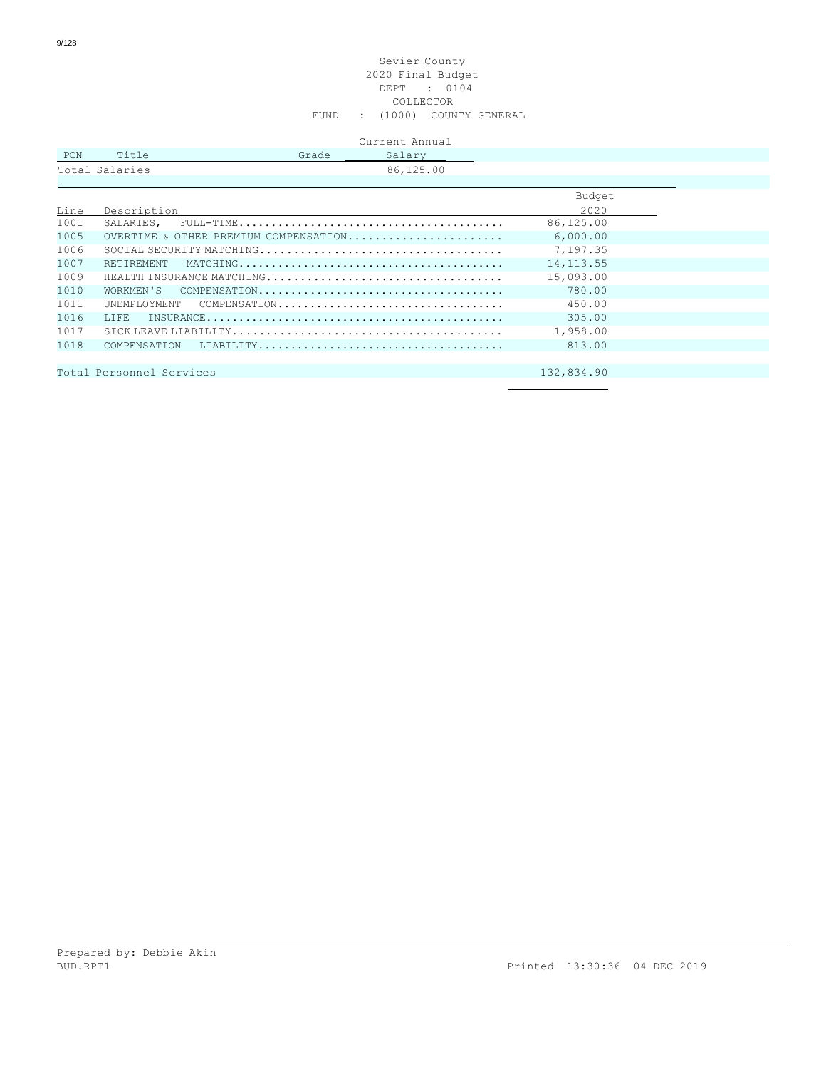Sevier County
2020 Final Budget
DEPT : 0104
COLLECTOR
FUND : (1000) COUNTY GENERAL

| PCN | Title | Grade | Current Annual Salary |
|---|---|---|---|
| Total Salaries | | | 86,125.00 |

| Line | Description | Budget 2020 |
|---|---|---|
| 1001 | SALARIES, FULL-TIME | 86,125.00 |
| 1005 | OVERTIME & OTHER PREMIUM COMPENSATION | 6,000.00 |
| 1006 | SOCIAL SECURITY MATCHING | 7,197.35 |
| 1007 | RETIREMENT MATCHING | 14,113.55 |
| 1009 | HEALTH INSURANCE MATCHING | 15,093.00 |
| 1010 | WORKMEN'S COMPENSATION | 780.00 |
| 1011 | UNEMPLOYMENT COMPENSATION | 450.00 |
| 1016 | LIFE INSURANCE | 305.00 |
| 1017 | SICK LEAVE LIABILITY | 1,958.00 |
| 1018 | COMPENSATION LIABILITY | 813.00 |
| | Total Personnel Services | 132,834.90 |

Prepared by: Debbie Akin
BUD.RPT1 Printed 13:30:36 04 DEC 2019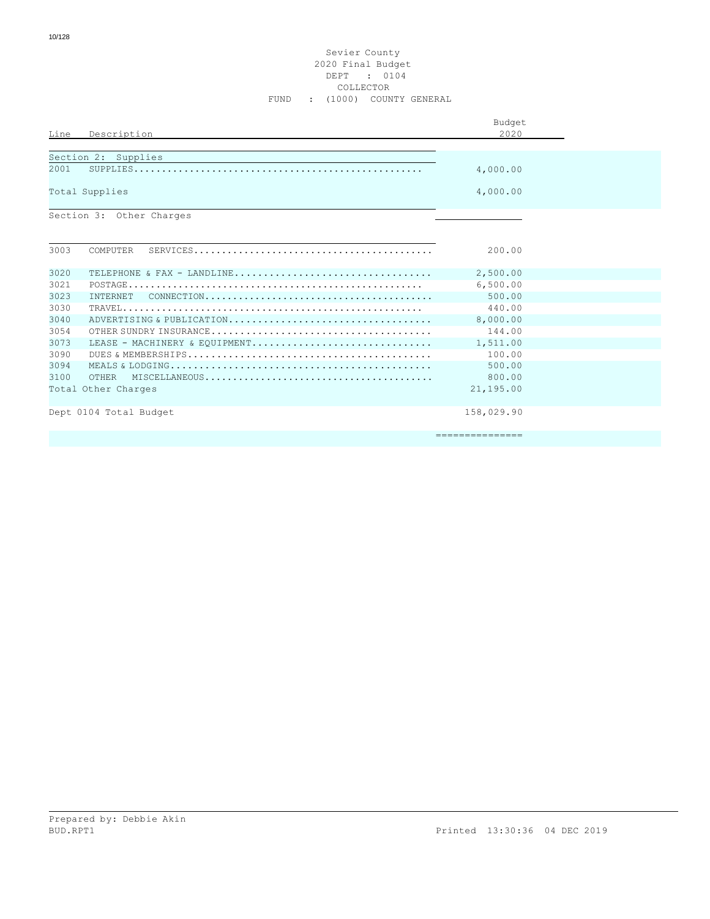Sevier County
2020 Final Budget
DEPT : 0104
COLLECTOR
FUND : (1000) COUNTY GENERAL

| Line | Description | Budget 2020 |
|---|---|---|
| **Section 2: Supplies** | | |
| 2001 | SUPPLIES | 4,000.00 |
| Total Supplies | | 4,000.00 |
| **Section 3: Other Charges** | | |
| 3003 | COMPUTER SERVICES | 200.00 |
| 3020 | TELEPHONE & FAX - LANDLINE | 2,500.00 |
| 3021 | POSTAGE | 6,500.00 |
| 3023 | INTERNET CONNECTION | 500.00 |
| 3030 | TRAVEL | 440.00 |
| 3040 | ADVERTISING & PUBLICATION | 8,000.00 |
| 3054 | OTHER SUNDRY INSURANCE | 144.00 |
| 3073 | LEASE - MACHINERY & EQUIPMENT | 1,511.00 |
| 3090 | DUES & MEMBERSHIPS | 100.00 |
| 3094 | MEALS & LODGING | 500.00 |
| 3100 | OTHER MISCELLANEOUS | 800.00 |
| Total Other Charges | | 21,195.00 |
| Dept 0104 Total Budget | | 158,029.90 |

Prepared by: Debbie Akin
BUD.RPT1 Printed 13:30:36 04 DEC 2019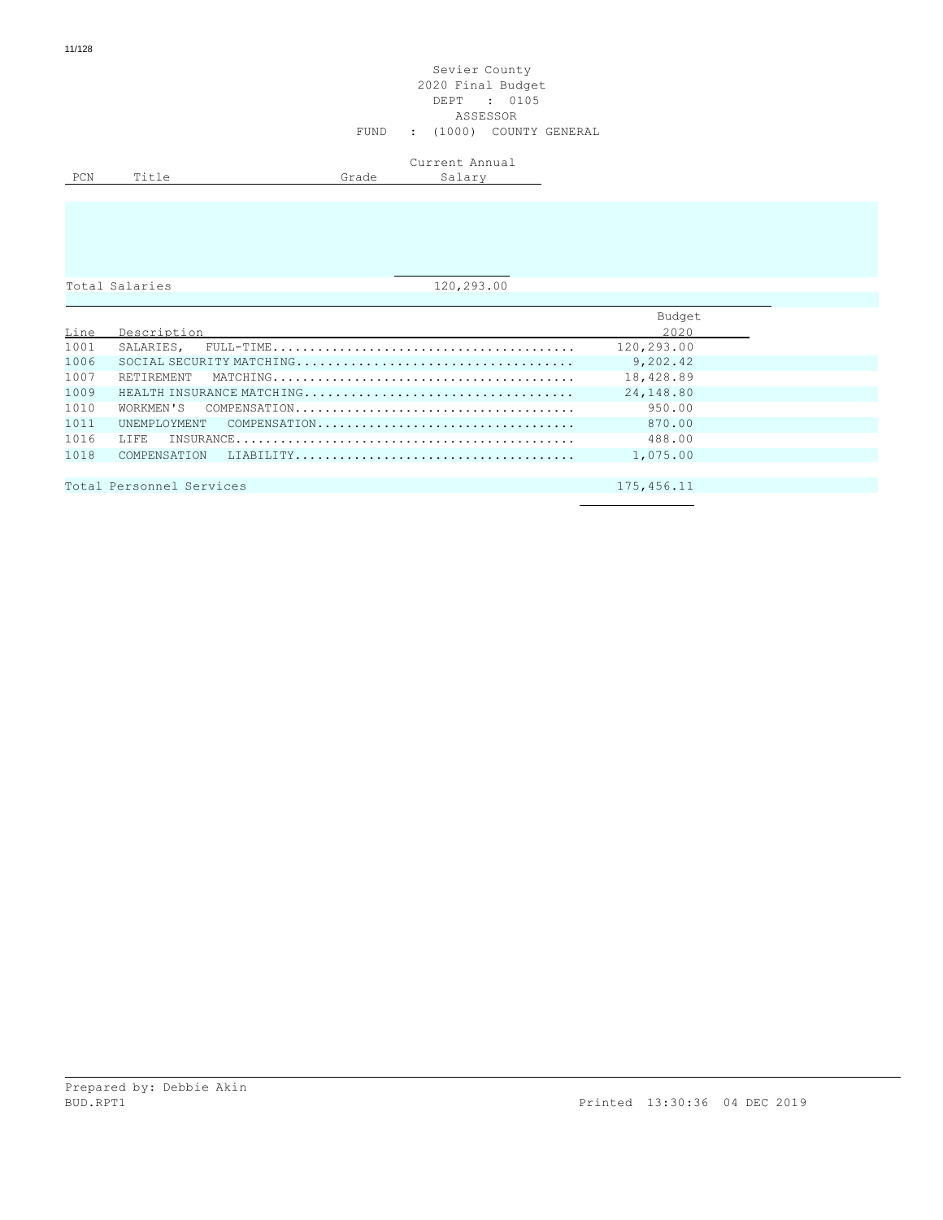Sevier County
2020 Final Budget
DEPT : 0105
ASSESSOR
FUND : (1000) COUNTY GENERAL

| PCN | Title | Grade | Current Annual Salary |
|---|---|---|---|
| | Total Salaries | | 120,293.00 |

| Line | Description | Budget 2020 |
|---|---|---|
| 1001 | SALARIES, FULL-TIME | 120,293.00 |
| 1006 | SOCIAL SECURITY MATCHING | 9,202.42 |
| 1007 | RETIREMENT MATCHING | 18,428.89 |
| 1009 | HEALTH INSURANCE MATCHING | 24,148.80 |
| 1010 | WORKMEN'S COMPENSATION | 950.00 |
| 1011 | UNEMPLOYMENT COMPENSATION | 870.00 |
| 1016 | LIFE INSURANCE | 488.00 |
| 1018 | COMPENSATION LIABILITY | 1,075.00 |
| | Total Personnel Services | 175,456.11 |

Prepared by: Debbie Akin
BUD.RPT1 Printed 13:30:36 04 DEC 2019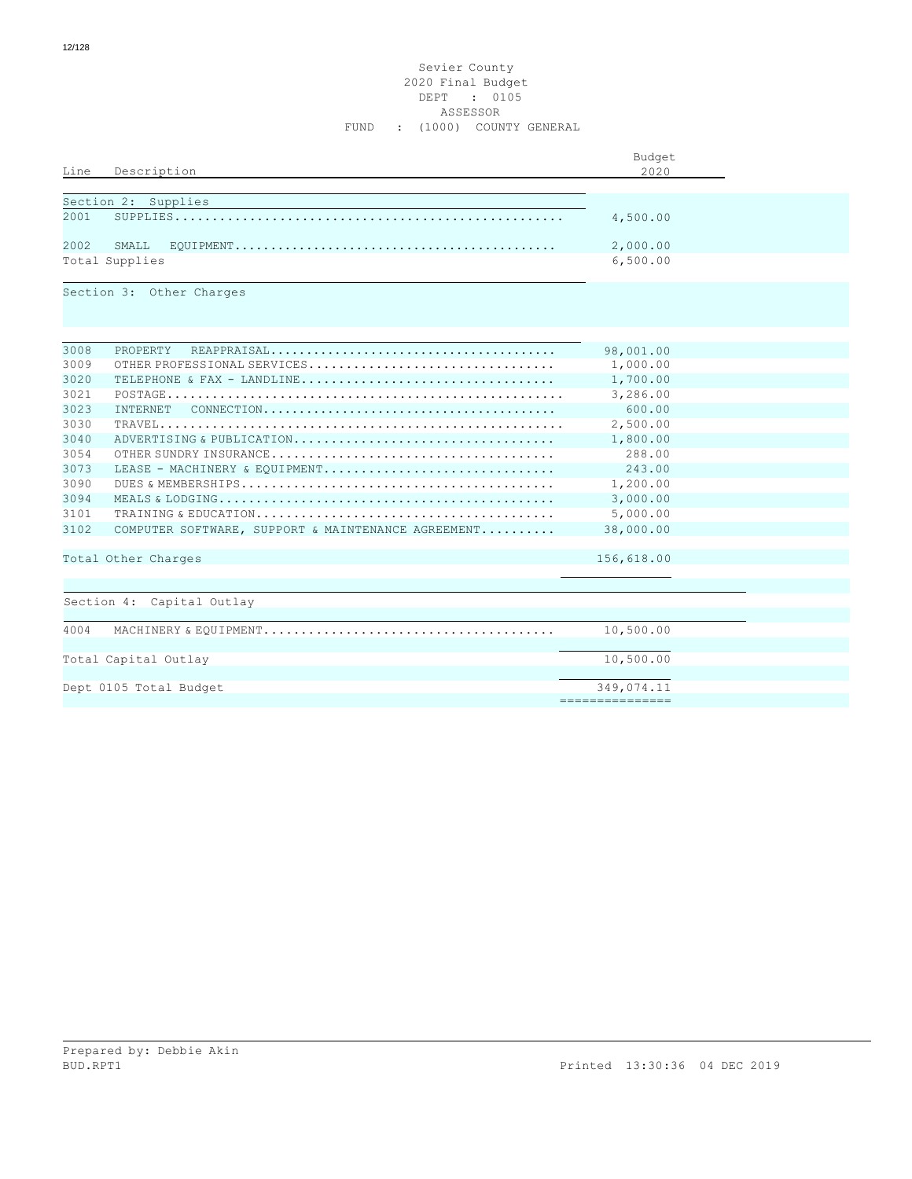# Sevier County
## 2020 Final Budget
### DEPT : 0105
### ASSESSOR
### FUND : (1000) COUNTY GENERAL

| Line | Description | Budget 2020 |
|---|---|---|
| | **Section 2: Supplies** | |
| 2001 | SUPPLIES | 4,500.00 |
| 2002 | SMALL EQUIPMENT | 2,000.00 |
| | Total Supplies | 6,500.00 |
| | **Section 3: Other Charges** | |
| 3008 | PROPERTY REAPPRAISAL | 98,001.00 |
| 3009 | OTHER PROFESSIONAL SERVICES | 1,000.00 |
| 3020 | TELEPHONE & FAX - LANDLINE | 1,700.00 |
| 3021 | POSTAGE | 3,286.00 |
| 3023 | INTERNET CONNECTION | 600.00 |
| 3030 | TRAVEL | 2,500.00 |
| 3040 | ADVERTISING & PUBLICATION | 1,800.00 |
| 3054 | OTHER SUNDRY INSURANCE | 288.00 |
| 3073 | LEASE - MACHINERY & EQUIPMENT | 243.00 |
| 3090 | DUES & MEMBERSHIPS | 1,200.00 |
| 3094 | MEALS & LODGING | 3,000.00 |
| 3101 | TRAINING & EDUCATION | 5,000.00 |
| 3102 | COMPUTER SOFTWARE, SUPPORT & MAINTENANCE AGREEMENT | 38,000.00 |
| | Total Other Charges | 156,618.00 |
| | **Section 4: Capital Outlay** | |
| 4004 | MACHINERY & EQUIPMENT | 10,500.00 |
| | Total Capital Outlay | 10,500.00 |
| | Dept 0105 Total Budget | 349,074.11 |

Prepared by: Debbie Akin
BUD.RPT1 Printed 13:30:36 04 DEC 2019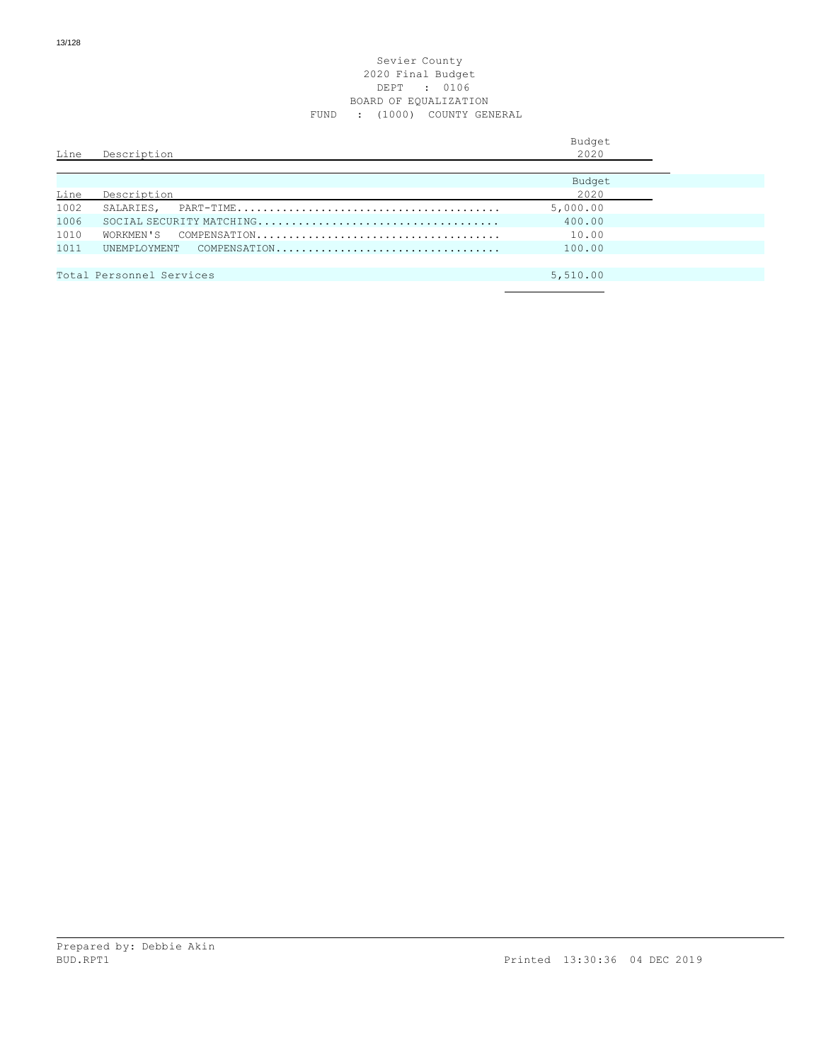Sevier County
2020 Final Budget
DEPT : 0106
BOARD OF EQUALIZATION
FUND : (1000) COUNTY GENERAL

| Line | Description | Budget 2020 |
|---|---|---|
| 1002 | SALARIES, PART-TIME........................................ | 5,000.00 |
| 1006 | SOCIAL SECURITY MATCHING.................................... | 400.00 |
| 1010 | WORKMEN'S COMPENSATION...................................... | 10.00 |
| 1011 | UNEMPLOYMENT COMPENSATION................................... | 100.00 |
| | Total Personnel Services | 5,510.00 |

Prepared by: Debbie Akin
BUD.RPT1 Printed 13:30:36 04 DEC 2019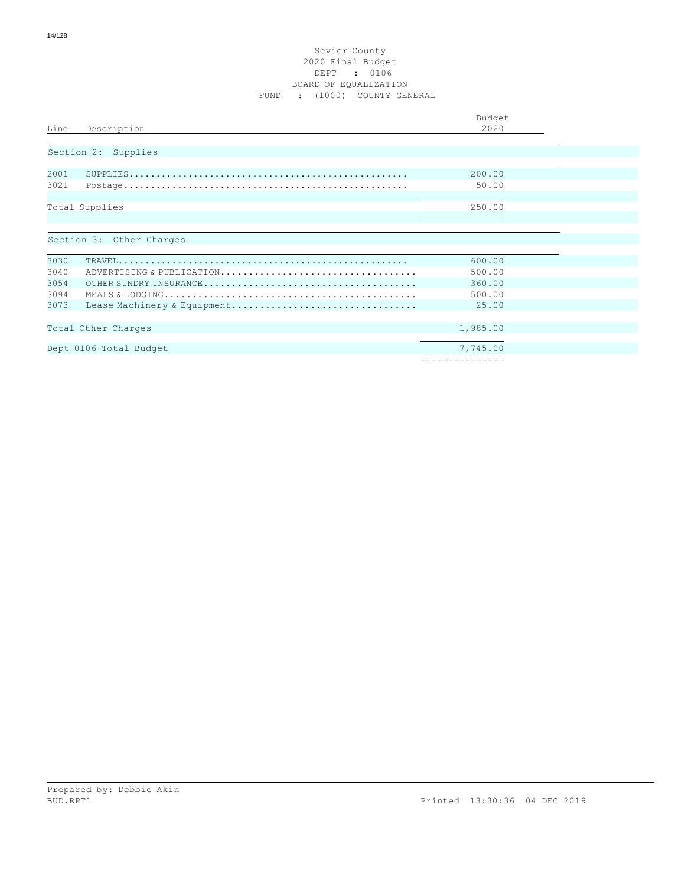Sevier County
2020 Final Budget
DEPT : 0106
BOARD OF EQUALIZATION
FUND : (1000) COUNTY GENERAL

| Line | Description | Budget 2020 |
|---|---|---|
| | **Section 2: Supplies** | |
| 2001 | SUPPLIES | 200.00 |
| 3021 | Postage | 50.00 |
| | Total Supplies | 250.00 |
| | **Section 3: Other Charges** | |
| 3030 | TRAVEL | 600.00 |
| 3040 | ADVERTISING & PUBLICATION | 500.00 |
| 3054 | OTHER SUNDRY INSURANCE | 360.00 |
| 3094 | MEALS & LODGING | 500.00 |
| 3073 | Lease Machinery & Equipment | 25.00 |
| | Total Other Charges | 1,985.00 |
| | Dept 0106 Total Budget | 7,745.00 |

Prepared by: Debbie Akin
BUD.RPT1

Printed 13:30:36 04 DEC 2019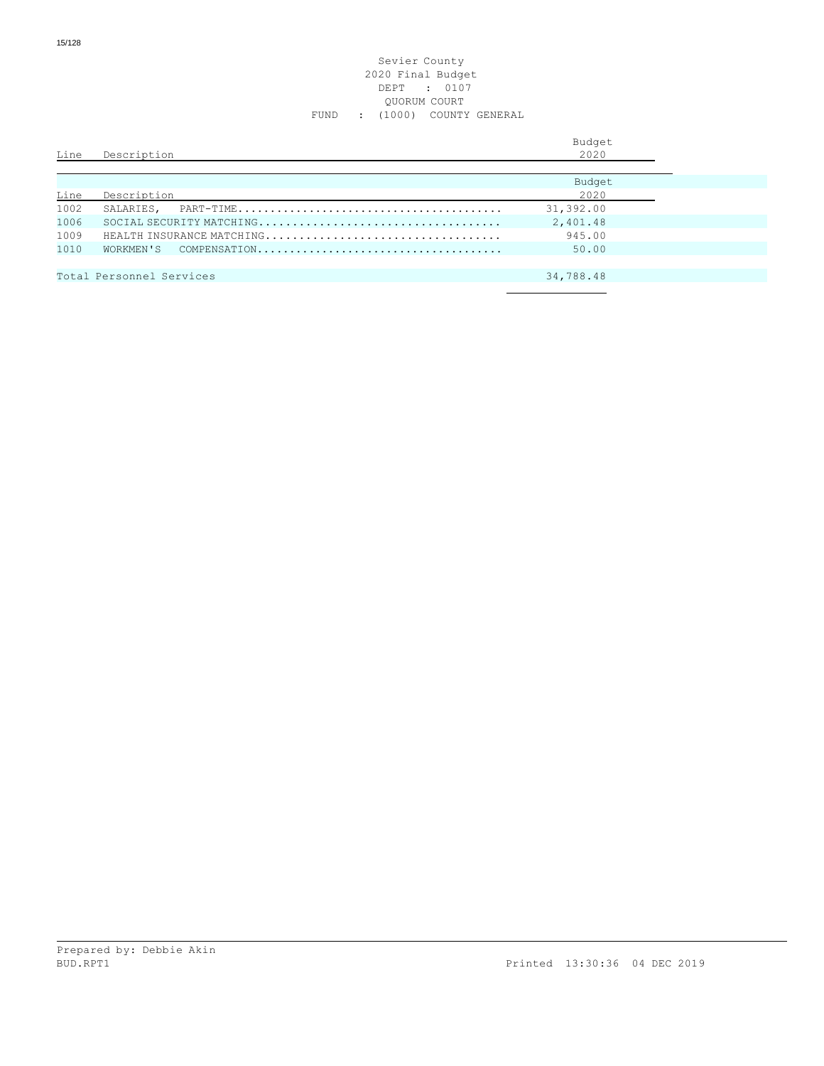Sevier County
2020 Final Budget
DEPT : 0107
QUORUM COURT
FUND : (1000) COUNTY GENERAL

| Line | Description | Budget 2020 |
|---|---|---|
| 1002 | SALARIES, PART-TIME........................................ | 31,392.00 |
| 1006 | SOCIAL SECURITY MATCHING................................... | 2,401.48 |
| 1009 | HEALTH INSURANCE MATCHING.................................. | 945.00 |
| 1010 | WORKMEN'S COMPENSATION..................................... | 50.00 |
| | Total Personnel Services | 34,788.48 |

Prepared by: Debbie Akin
BUD.RPT1 Printed 13:30:36 04 DEC 2019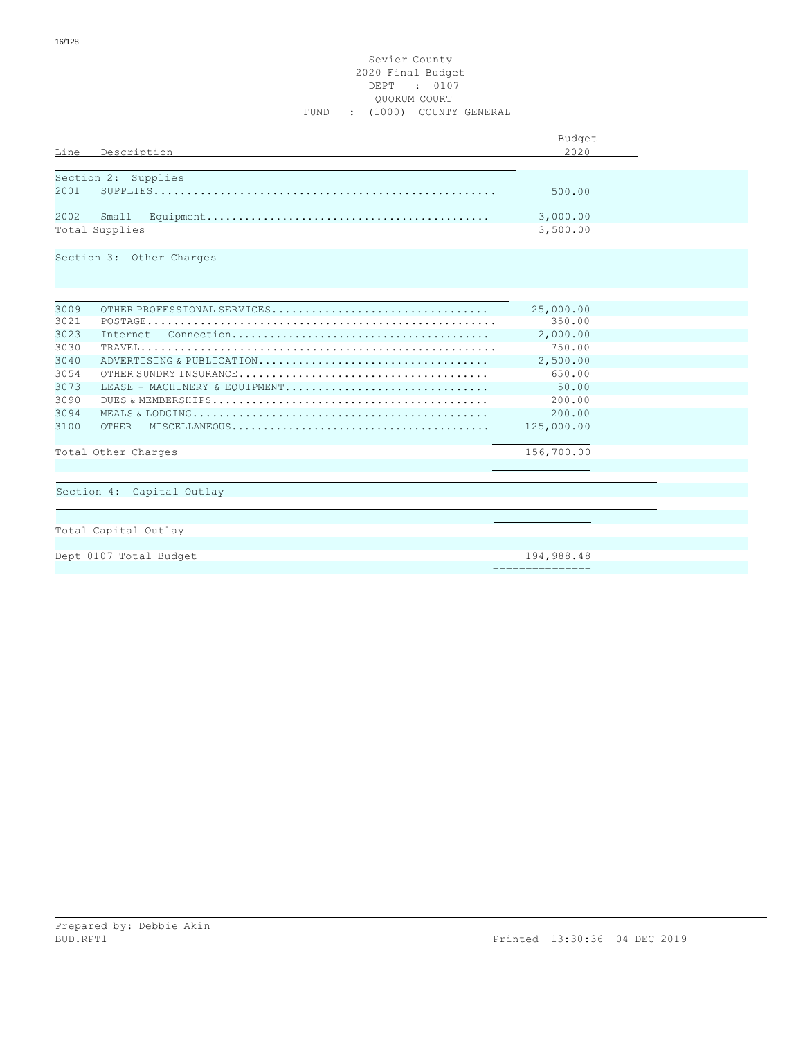Sevier County
2020 Final Budget
DEPT : 0107
QUORUM COURT
FUND : (1000) COUNTY GENERAL

| Line | Description | Budget 2020 |
|---|---|---|
| | **Section 2: Supplies** | |
| 2001 | SUPPLIES | 500.00 |
| 2002 | Small Equipment | 3,000.00 |
| | Total Supplies | 3,500.00 |
| | **Section 3: Other Charges** | |
| 3009 | OTHER PROFESSIONAL SERVICES | 25,000.00 |
| 3021 | POSTAGE | 350.00 |
| 3023 | Internet Connection | 2,000.00 |
| 3030 | TRAVEL | 750.00 |
| 3040 | ADVERTISING & PUBLICATION | 2,500.00 |
| 3054 | OTHER SUNDRY INSURANCE | 650.00 |
| 3073 | LEASE - MACHINERY & EQUIPMENT | 50.00 |
| 3090 | DUES & MEMBERSHIPS | 200.00 |
| 3094 | MEALS & LODGING | 200.00 |
| 3100 | OTHER MISCELLANEOUS | 125,000.00 |
| | Total Other Charges | 156,700.00 |
| | **Section 4: Capital Outlay** | |
| | Total Capital Outlay | |
| | Dept 0107 Total Budget | 194,988.48 |

Prepared by: Debbie Akin
BUD.RPT1 Printed 13:30:36 04 DEC 2019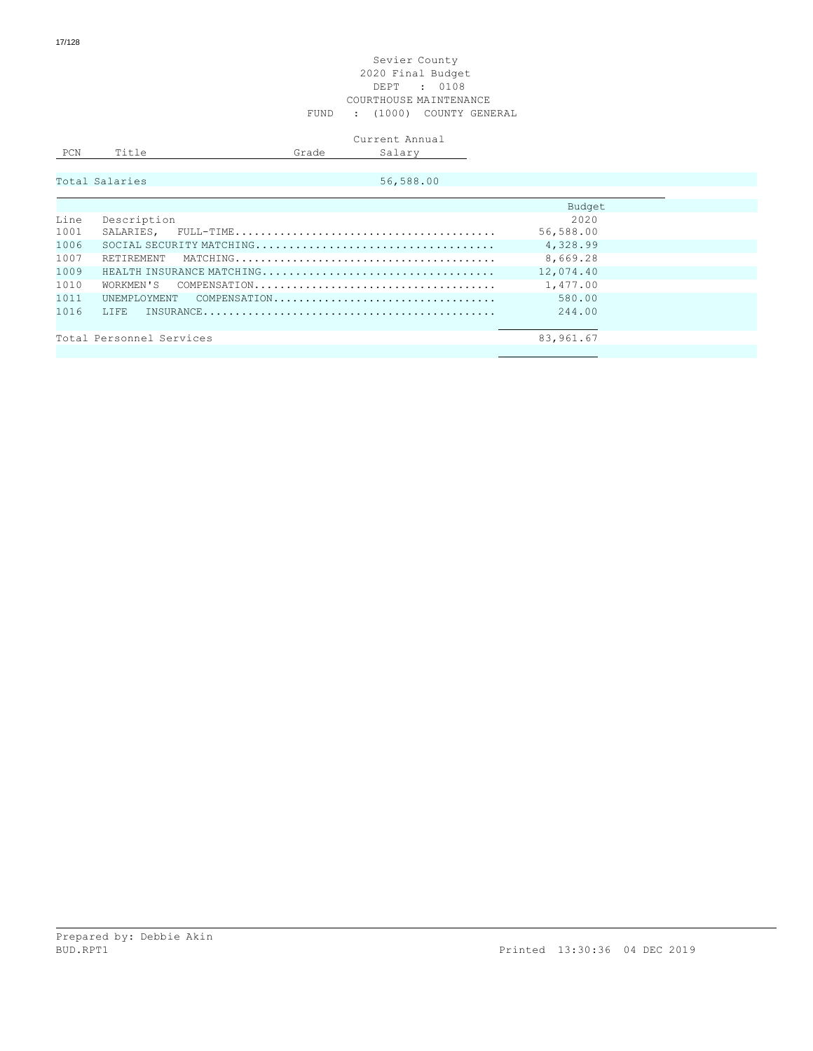Sevier County
2020 Final Budget
DEPT : 0108
COURTHOUSE MAINTENANCE
FUND : (1000) COUNTY GENERAL

| PCN | Title | Grade | Current Annual Salary |
|---|---|---|---|
| Total Salaries | | | 56,588.00 |

| Line | Description | Budget 2020 |
|---|---|---|
| 1001 | SALARIES, FULL-TIME........................................ | 56,588.00 |
| 1006 | SOCIAL SECURITY MATCHING.................................... | 4,328.99 |
| 1007 | RETIREMENT MATCHING........................................ | 8,669.28 |
| 1009 | HEALTH INSURANCE MATCHING................................... | 12,074.40 |
| 1010 | WORKMEN'S COMPENSATION..................................... | 1,477.00 |
| 1011 | UNEMPLOYMENT COMPENSATION.................................. | 580.00 |
| 1016 | LIFE INSURANCE............................................. | 244.00 |
| | Total Personnel Services | 83,961.67 |

Prepared by: Debbie Akin
BUD.RPT1

Printed 13:30:36 04 DEC 2019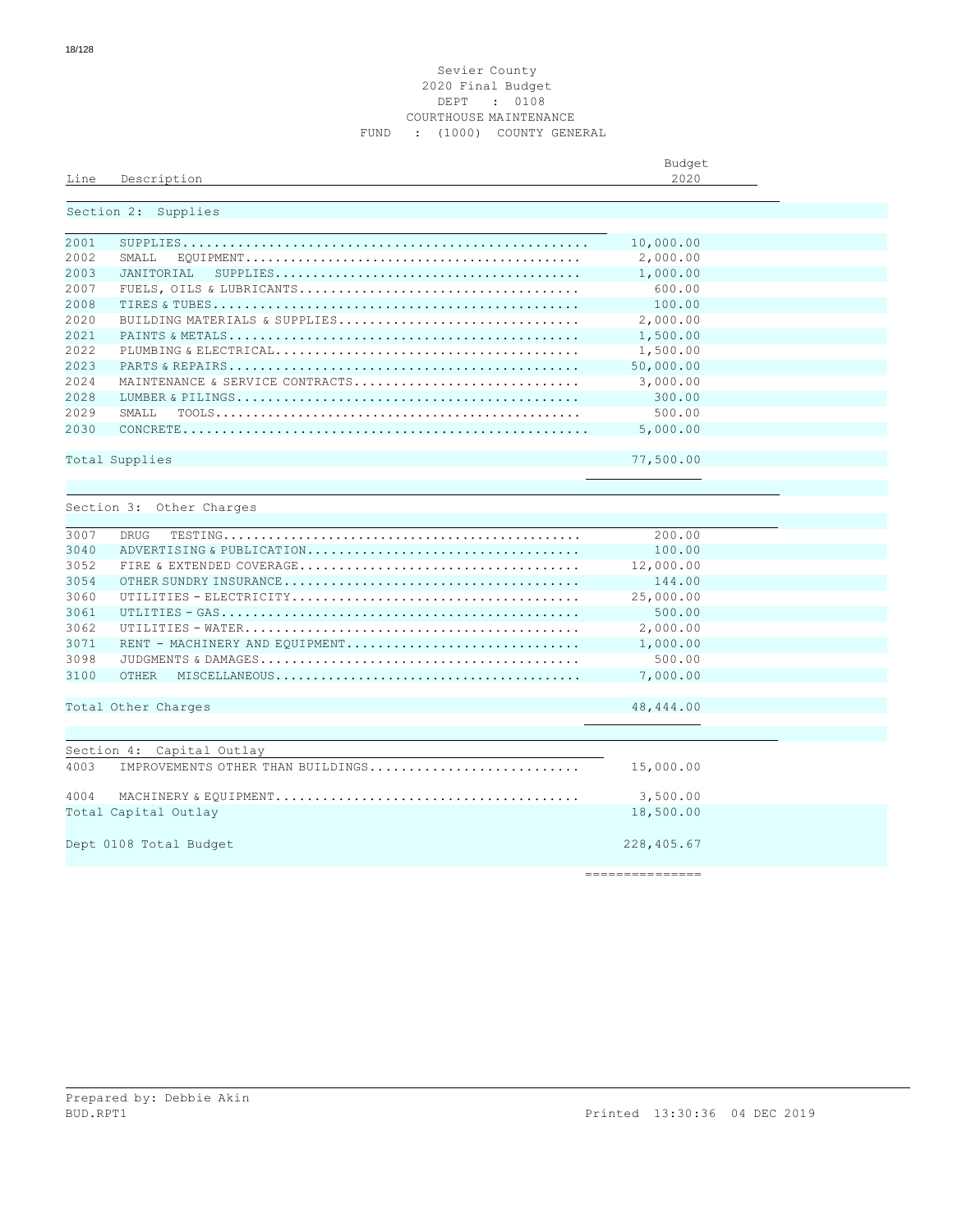Sevier County
2020 Final Budget
DEPT : 0108
COURTHOUSE MAINTENANCE
FUND : (1000) COUNTY GENERAL

| Line | Description | Budget 2020 |
|---|---|---|
| | **Section 2: Supplies** | |
| 2001 | SUPPLIES.................................................... | 10,000.00 |
| 2002 | SMALL EQUIPMENT........................................... | 2,000.00 |
| 2003 | JANITORIAL SUPPLIES....................................... | 1,000.00 |
| 2007 | FUELS, OILS & LUBRICANTS.................................. | 600.00 |
| 2008 | TIRES & TUBES............................................. | 100.00 |
| 2020 | BUILDING MATERIALS & SUPPLIES.............................. | 2,000.00 |
| 2021 | PAINTS & METALS........................................... | 1,500.00 |
| 2022 | PLUMBING & ELECTRICAL..................................... | 1,500.00 |
| 2023 | PARTS & REPAIRS........................................... | 50,000.00 |
| 2024 | MAINTENANCE & SERVICE CONTRACTS............................ | 3,000.00 |
| 2028 | LUMBER & PILINGS.......................................... | 300.00 |
| 2029 | SMALL TOOLS............................................... | 500.00 |
| 2030 | CONCRETE.................................................... | 5,000.00 |
| | Total Supplies | 77,500.00 |
| | **Section 3: Other Charges** | |
| 3007 | DRUG TESTING.............................................. | 200.00 |
| 3040 | ADVERTISING & PUBLICATION.................................. | 100.00 |
| 3052 | FIRE & EXTENDED COVERAGE................................... | 12,000.00 |
| 3054 | OTHER SUNDRY INSURANCE..................................... | 144.00 |
| 3060 | UTILITIES - ELECTRICITY.................................... | 25,000.00 |
| 3061 | UTILITIES - GAS............................................ | 500.00 |
| 3062 | UTILITIES - WATER.......................................... | 2,000.00 |
| 3071 | RENT - MACHINERY AND EQUIPMENT............................. | 1,000.00 |
| 3098 | JUDGMENTS & DAMAGES........................................ | 500.00 |
| 3100 | OTHER MISCELLANEOUS....................................... | 7,000.00 |
| | Total Other Charges | 48,444.00 |
| | **Section 4: Capital Outlay** | |
| 4003 | IMPROVEMENTS OTHER THAN BUILDINGS.......................... | 15,000.00 |
| 4004 | MACHINERY & EQUIPMENT...................................... | 3,500.00 |
| | Total Capital Outlay | 18,500.00 |
| | Dept 0108 Total Budget | 228,405.67 |

Prepared by: Debbie Akin
BUD.RPT1 Printed 13:30:36 04 DEC 2019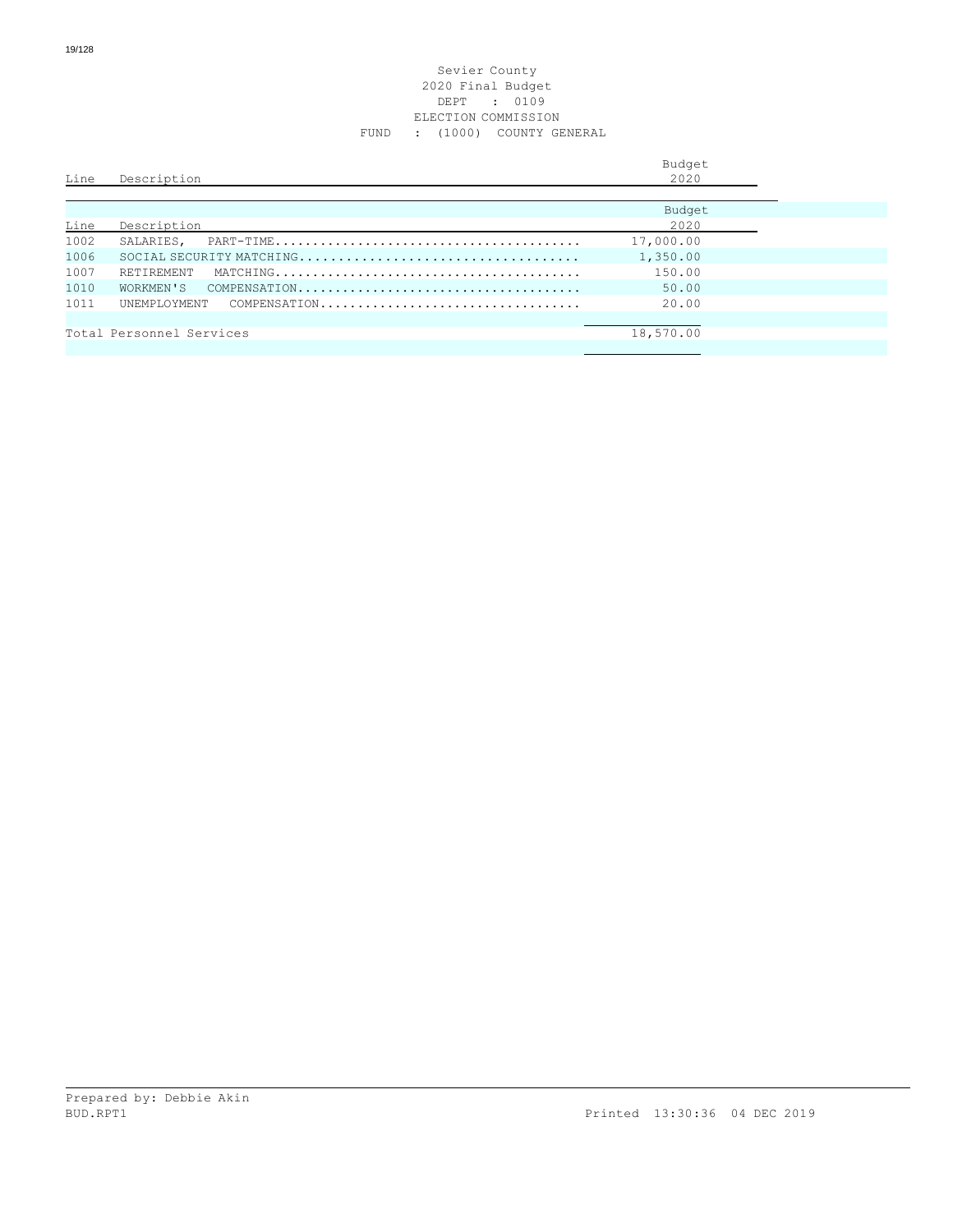Sevier County
2020 Final Budget
DEPT : 0109
ELECTION COMMISSION
FUND : (1000) COUNTY GENERAL

| Line | Description | Budget 2020 |
|---|---|---|
| 1002 | SALARIES, PART-TIME | 17,000.00 |
| 1006 | SOCIAL SECURITY MATCHING | 1,350.00 |
| 1007 | RETIREMENT MATCHING | 150.00 |
| 1010 | WORKMEN'S COMPENSATION | 50.00 |
| 1011 | UNEMPLOYMENT COMPENSATION | 20.00 |
| | Total Personnel Services | 18,570.00 |

Prepared by: Debbie Akin
BUD.RPT1 Printed 13:30:36 04 DEC 2019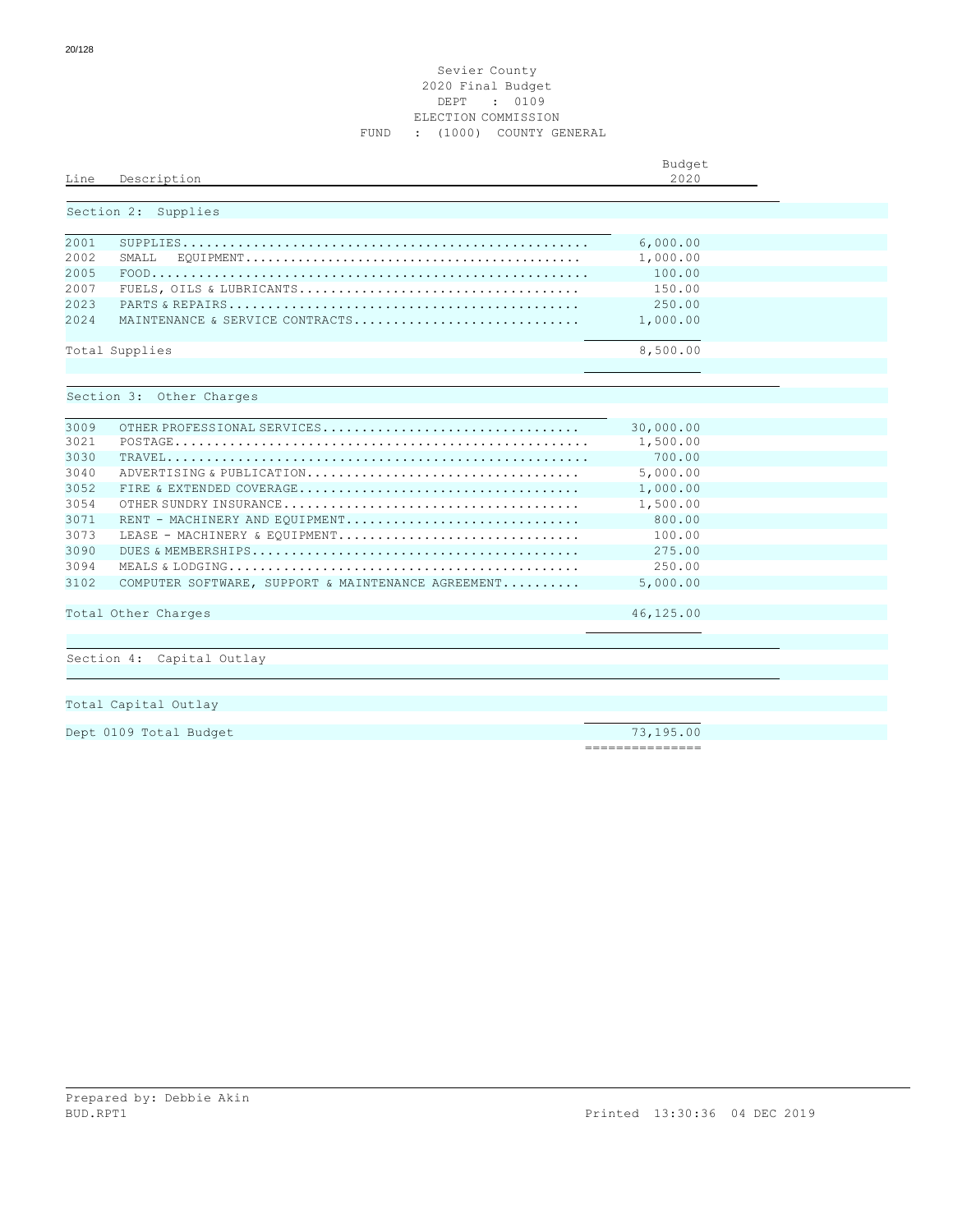Sevier County
2020 Final Budget
DEPT : 0109
ELECTION COMMISSION
FUND : (1000) COUNTY GENERAL

| Line | Description | Budget 2020 |
|---|---|---|
| **Section 2: Supplies** | | |
| 2001 | SUPPLIES | 6,000.00 |
| 2002 | SMALL EQUIPMENT | 1,000.00 |
| 2005 | FOOD | 100.00 |
| 2007 | FUELS, OILS & LUBRICANTS | 150.00 |
| 2023 | PARTS & REPAIRS | 250.00 |
| 2024 | MAINTENANCE & SERVICE CONTRACTS | 1,000.00 |
| Total Supplies | | 8,500.00 |
| **Section 3: Other Charges** | | |
| 3009 | OTHER PROFESSIONAL SERVICES | 30,000.00 |
| 3021 | POSTAGE | 1,500.00 |
| 3030 | TRAVEL | 700.00 |
| 3040 | ADVERTISING & PUBLICATION | 5,000.00 |
| 3052 | FIRE & EXTENDED COVERAGE | 1,000.00 |
| 3054 | OTHER SUNDRY INSURANCE | 1,500.00 |
| 3071 | RENT - MACHINERY AND EQUIPMENT | 800.00 |
| 3073 | LEASE - MACHINERY & EQUIPMENT | 100.00 |
| 3090 | DUES & MEMBERSHIPS | 275.00 |
| 3094 | MEALS & LODGING | 250.00 |
| 3102 | COMPUTER SOFTWARE, SUPPORT & MAINTENANCE AGREEMENT | 5,000.00 |
| Total Other Charges | | 46,125.00 |
| **Section 4: Capital Outlay** | | |
| Total Capital Outlay | | |
| Dept 0109 Total Budget | | 73,195.00 |

Prepared by: Debbie Akin
BUD.RPT1
Printed 13:30:36 04 DEC 2019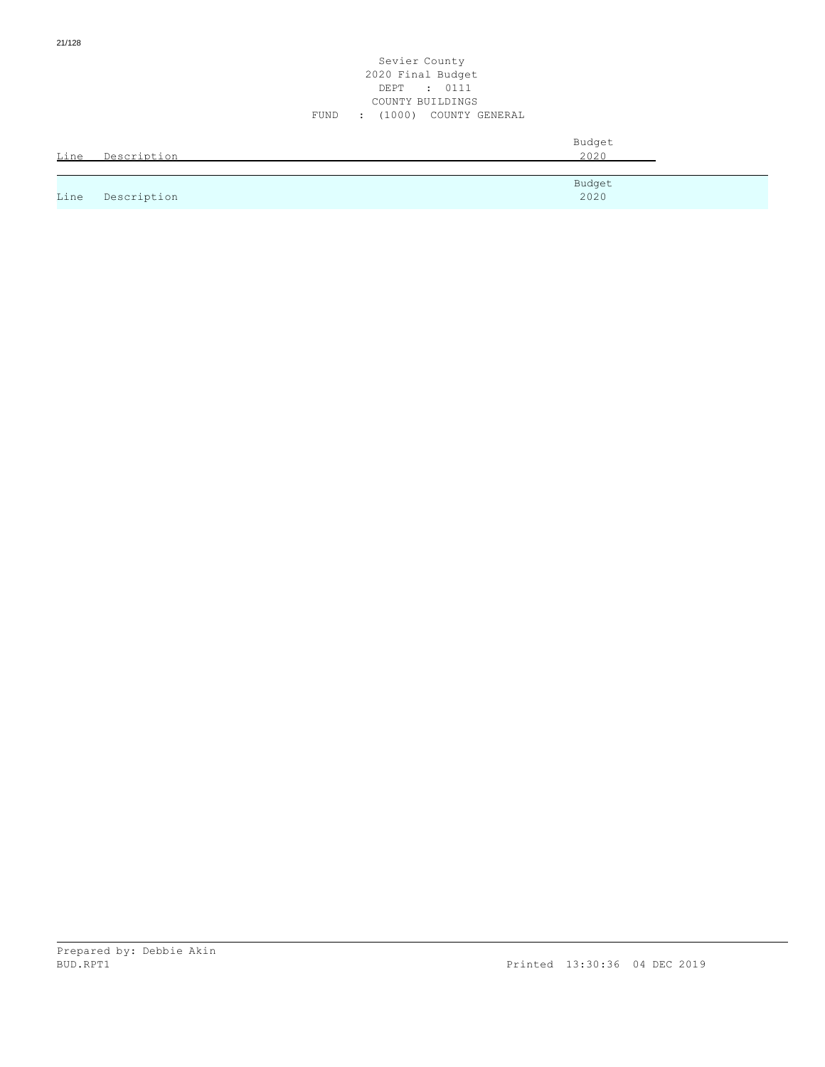Sevier County
2020 Final Budget
DEPT : 0111
COUNTY BUILDINGS
FUND : (1000) COUNTY GENERAL

| Line | Description | Budget 2020 |
|---|---|---|

| Line | Description | Budget 2020 |
|---|---|---|

Prepared by: Debbie Akin
BUD.RPT1 Printed 13:30:36 04 DEC 2019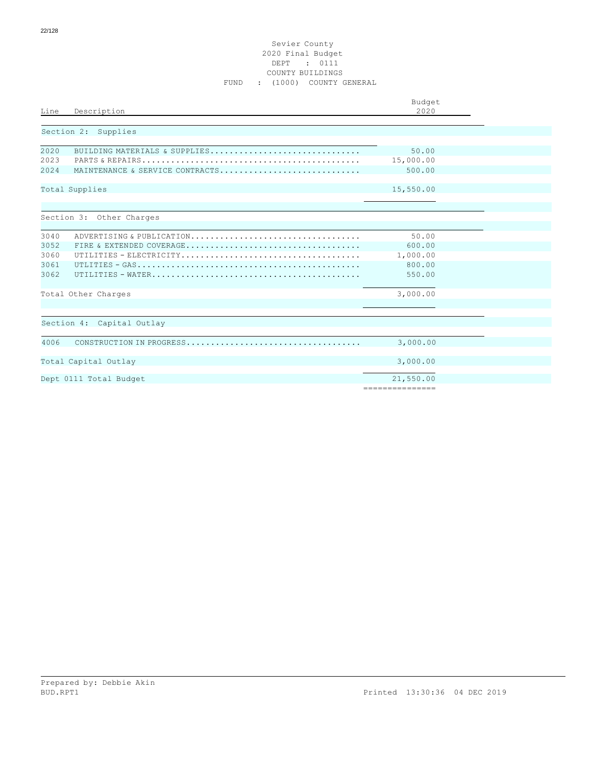Sevier County
2020 Final Budget
DEPT : 0111
COUNTY BUILDINGS
FUND : (1000) COUNTY GENERAL

| Line | Description | Budget 2020 |
|---|---|---|
| **Section 2: Supplies** | | |
| 2020 | BUILDING MATERIALS & SUPPLIES | 50.00 |
| 2023 | PARTS & REPAIRS | 15,000.00 |
| 2024 | MAINTENANCE & SERVICE CONTRACTS | 500.00 |
| Total Supplies | | 15,550.00 |
| **Section 3: Other Charges** | | |
| 3040 | ADVERTISING & PUBLICATION | 50.00 |
| 3052 | FIRE & EXTENDED COVERAGE | 600.00 |
| 3060 | UTILITIES - ELECTRICITY | 1,000.00 |
| 3061 | UTLITIES - GAS | 800.00 |
| 3062 | UTILITIES - WATER | 550.00 |
| Total Other Charges | | 3,000.00 |
| **Section 4: Capital Outlay** | | |
| 4006 | CONSTRUCTION IN PROGRESS | 3,000.00 |
| Total Capital Outlay | | 3,000.00 |
| Dept 0111 Total Budget | | 21,550.00 |

Prepared by: Debbie Akin
BUD.RPT1

Printed 13:30:36 04 DEC 2019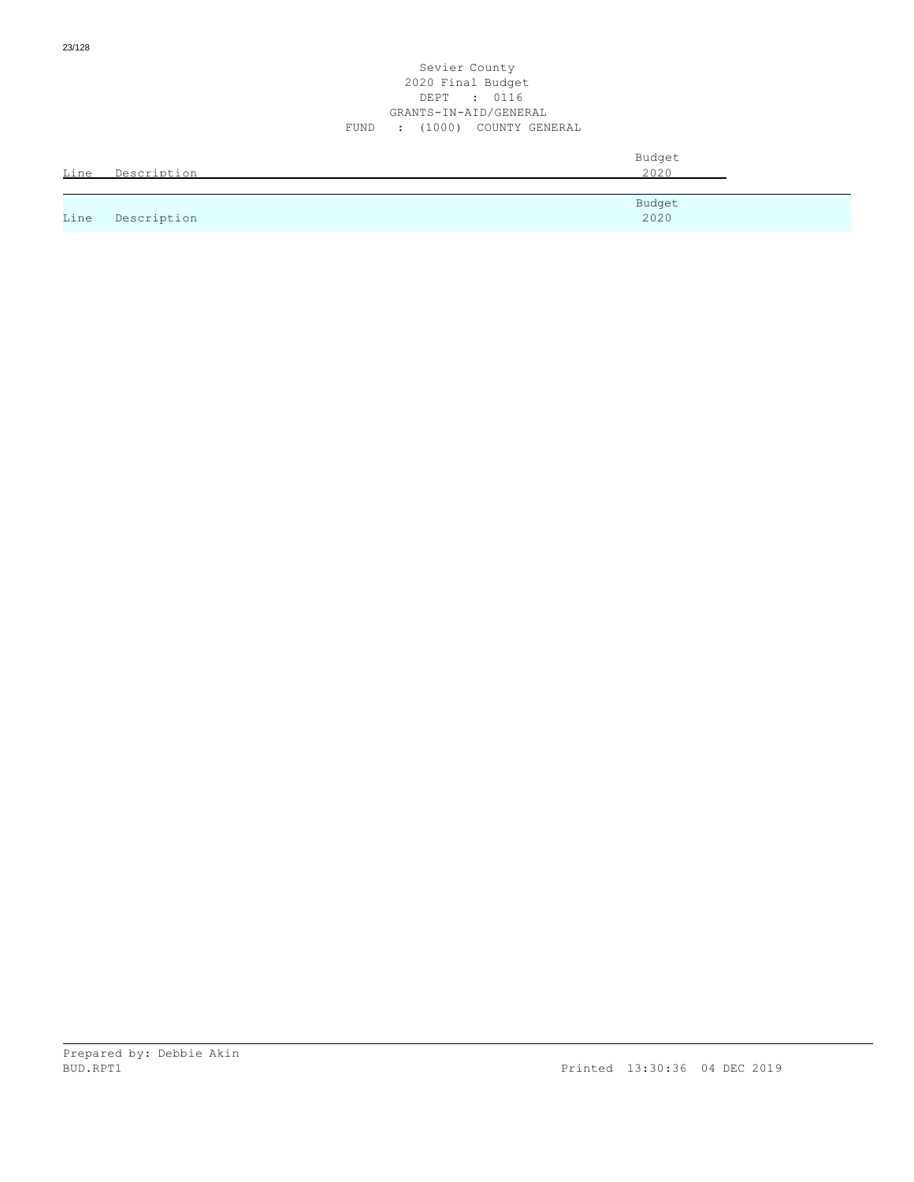Sevier County
2020 Final Budget
DEPT : 0116
GRANTS-IN-AID/GENERAL
FUND : (1000) COUNTY GENERAL

| Line | Description | Budget 2020 |
|---|---|---|
| Line | Description | Budget 2020 |

Prepared by: Debbie Akin
BUD.RPT1

Printed 13:30:36 04 DEC 2019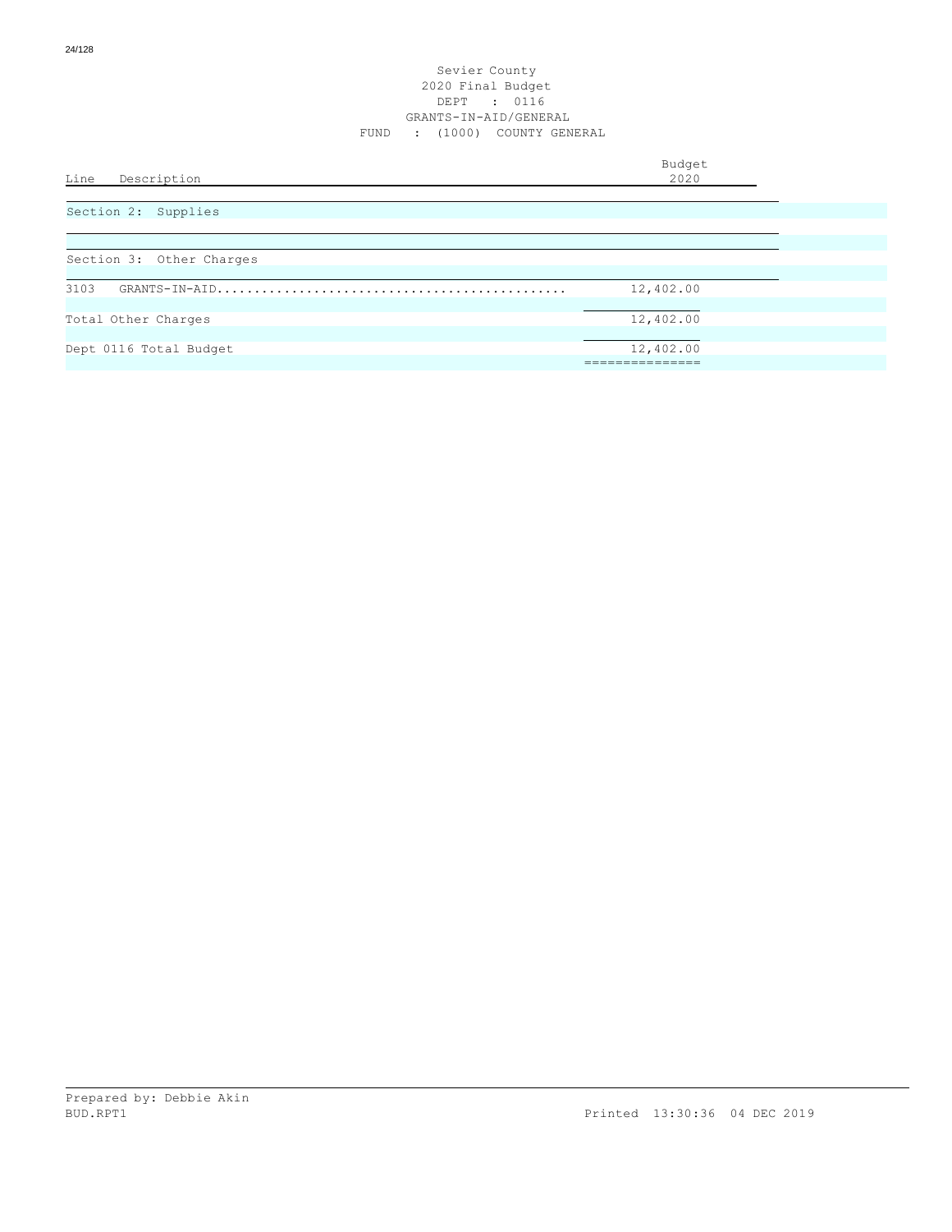# Sevier County
## 2020 Final Budget
### DEPT : 0116
### GRANTS-IN-AID/GENERAL
### FUND : (1000) COUNTY GENERAL

| Line | Description | Budget 2020 |
|---|---|---|
| | **Section 2: Supplies** | |
| | **Section 3: Other Charges** | |
| 3103 | GRANTS-IN-AID............................................... | 12,402.00 |
| | Total Other Charges | 12,402.00 |
| | Dept 0116 Total Budget | 12,402.00 |

Prepared by: Debbie Akin
BUD.RPT1 Printed 13:30:36 04 DEC 2019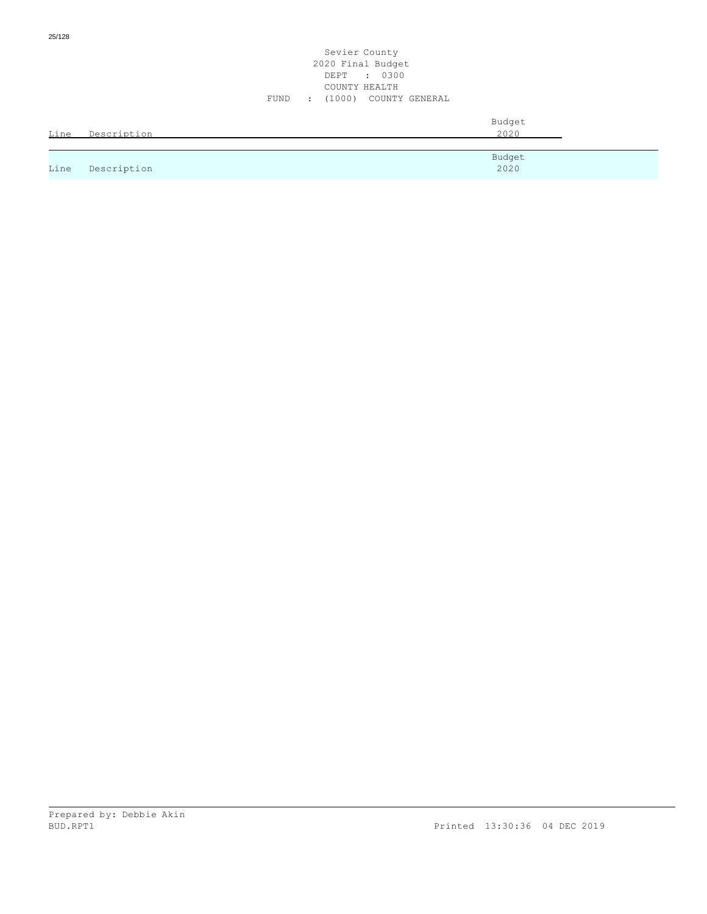Sevier County
2020 Final Budget
DEPT : 0300
COUNTY HEALTH
FUND : (1000) COUNTY GENERAL

| Line | Description | Budget 2020 |
|---|---|---|

| Line | Description | Budget 2020 |
|---|---|---|

Prepared by: Debbie Akin
BUD.RPT1 Printed 13:30:36 04 DEC 2019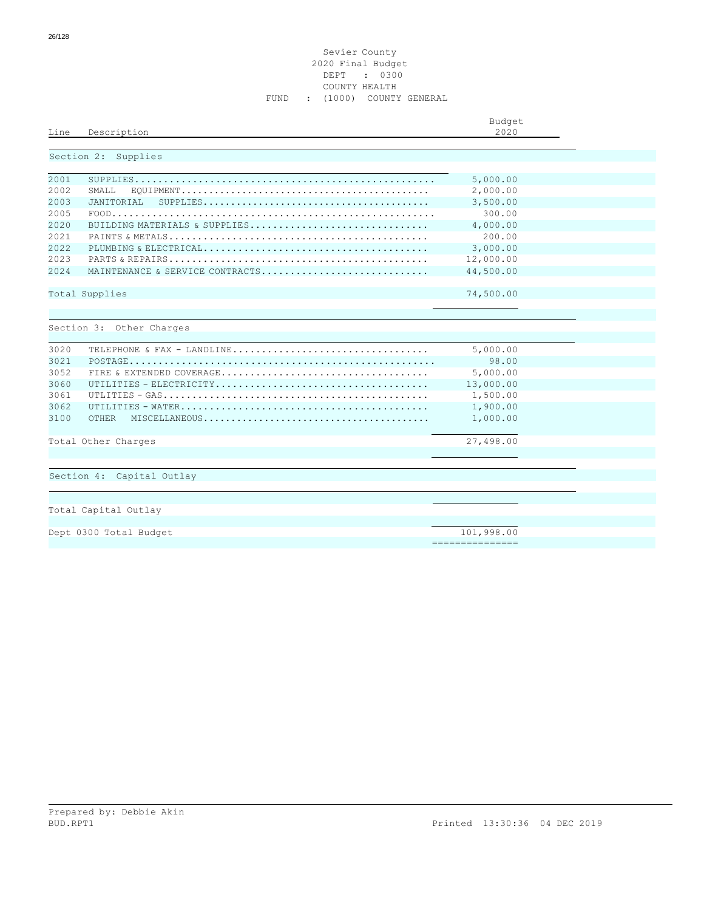Sevier County
2020 Final Budget
DEPT : 0300
COUNTY HEALTH
FUND : (1000) COUNTY GENERAL

| Line | Description | Budget 2020 |
|---|---|---|
| | **Section 2: Supplies** | |
| 2001 | SUPPLIES | 5,000.00 |
| 2002 | SMALL EQUIPMENT | 2,000.00 |
| 2003 | JANITORIAL SUPPLIES | 3,500.00 |
| 2005 | FOOD | 300.00 |
| 2020 | BUILDING MATERIALS & SUPPLIES | 4,000.00 |
| 2021 | PAINTS & METALS | 200.00 |
| 2022 | PLUMBING & ELECTRICAL | 3,000.00 |
| 2023 | PARTS & REPAIRS | 12,000.00 |
| 2024 | MAINTENANCE & SERVICE CONTRACTS | 44,500.00 |
| | Total Supplies | 74,500.00 |
| | **Section 3: Other Charges** | |
| 3020 | TELEPHONE & FAX - LANDLINE | 5,000.00 |
| 3021 | POSTAGE | 98.00 |
| 3052 | FIRE & EXTENDED COVERAGE | 5,000.00 |
| 3060 | UTILITIES - ELECTRICITY | 13,000.00 |
| 3061 | UTILITIES - GAS | 1,500.00 |
| 3062 | UTILITIES - WATER | 1,900.00 |
| 3100 | OTHER MISCELLANEOUS | 1,000.00 |
| | Total Other Charges | 27,498.00 |
| | **Section 4: Capital Outlay** | |
| | Total Capital Outlay | |
| | Dept 0300 Total Budget | 101,998.00 |

Prepared by: Debbie Akin
BUD.RPT1 Printed 13:30:36 04 DEC 2019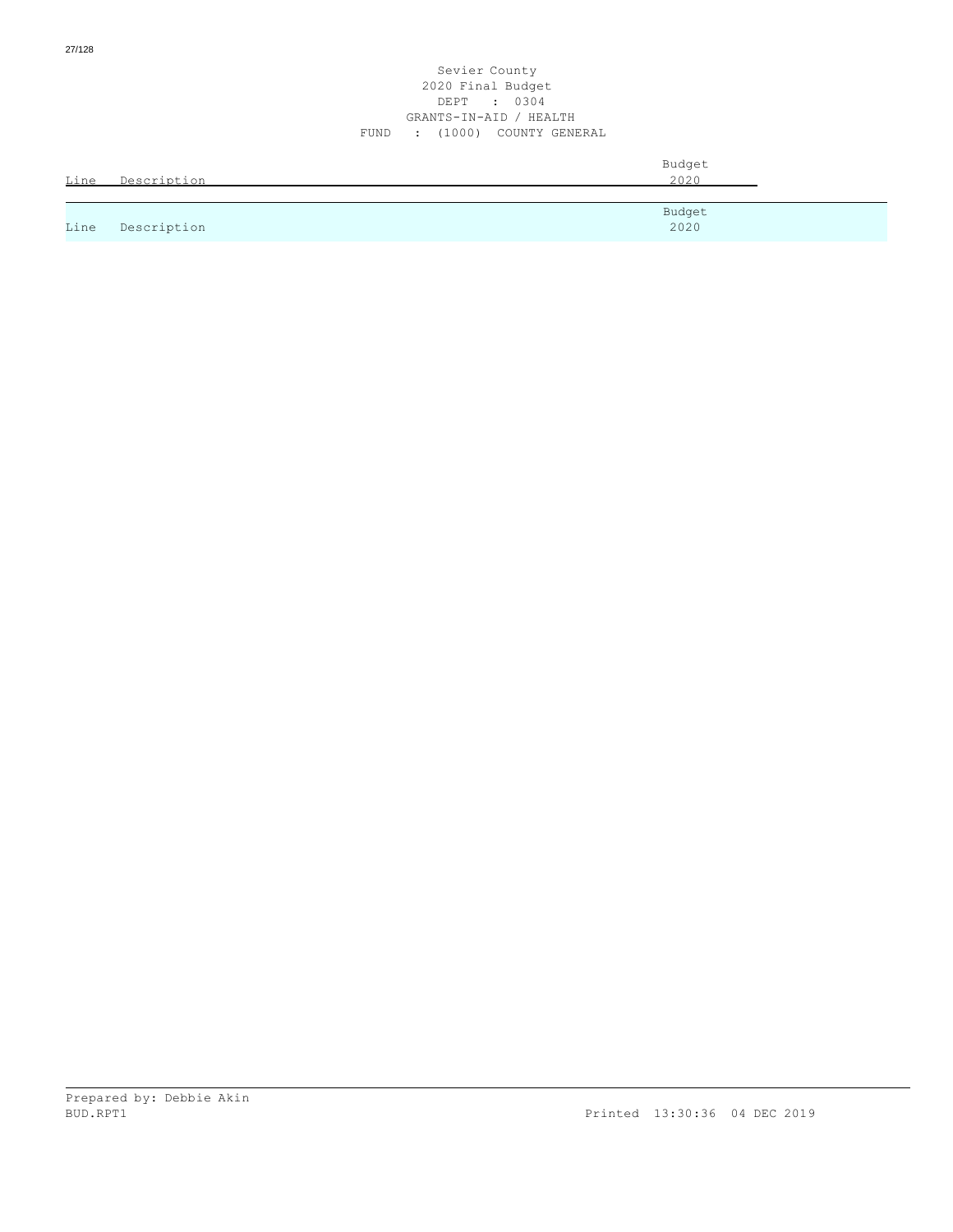Sevier County
2020 Final Budget
DEPT : 0304
GRANTS-IN-AID / HEALTH
FUND : (1000) COUNTY GENERAL

| Line | Description | Budget 2020 |
| --- | --- | --- |

| Line | Description | Budget 2020 |
| --- | --- | --- |

Prepared by: Debbie Akin
BUD.RPT1 Printed 13:30:36 04 DEC 2019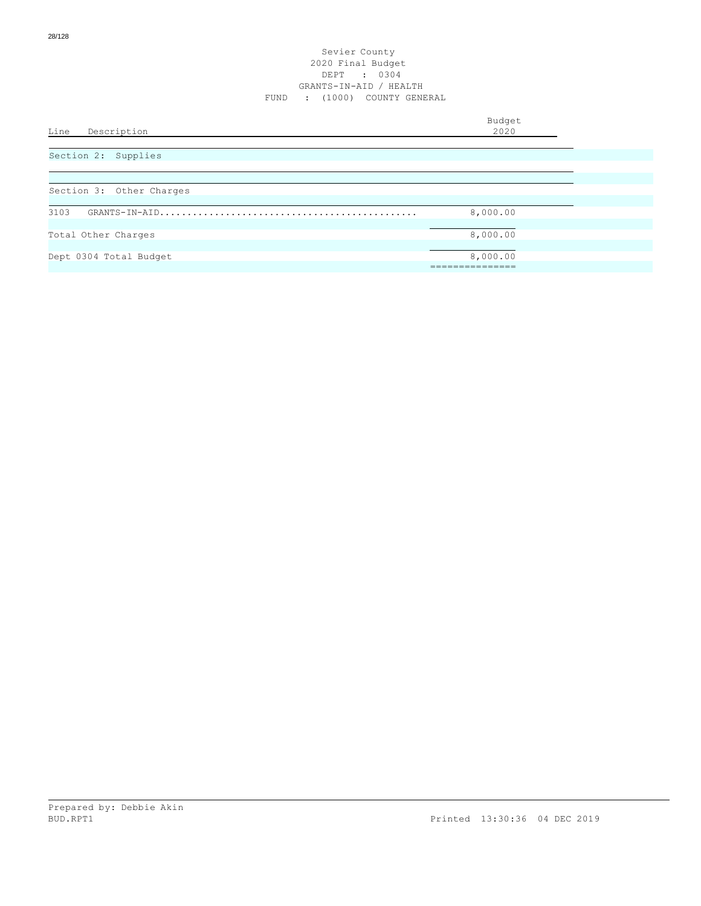Sevier County
2020 Final Budget
DEPT : 0304
GRANTS-IN-AID / HEALTH
FUND : (1000) COUNTY GENERAL

| Line Description | Budget 2020 |
|---|---|
| **Section 2: Supplies** | |
| | |
| **Section 3: Other Charges** | |
| 3103 GRANTS-IN-AID.............................................. | 8,000.00 |
| Total Other Charges | 8,000.00 |
| Dept 0304 Total Budget | 8,000.00 |

Prepared by: Debbie Akin
BUD.RPT1 Printed 13:30:36 04 DEC 2019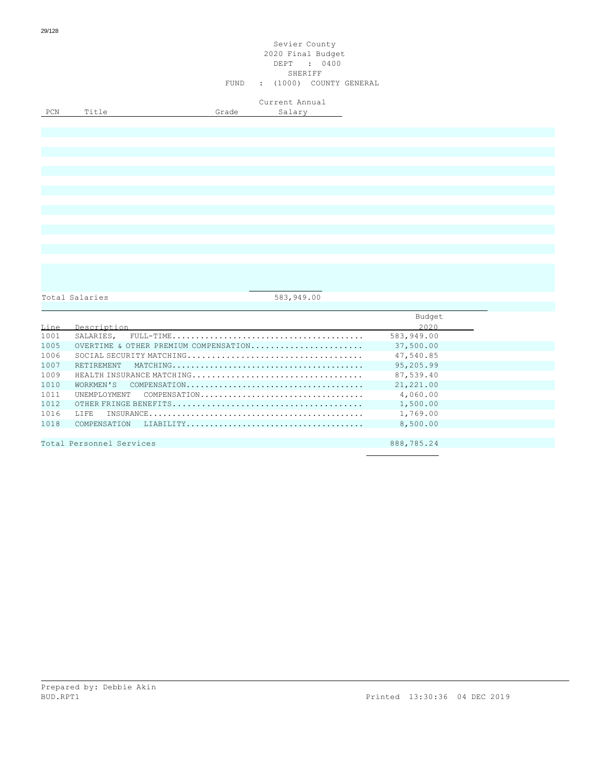Sevier County
2020 Final Budget
DEPT : 0400
SHERIFF
FUND : (1000) COUNTY GENERAL

| PCN | Title | Grade | Current Annual Salary |
|---|---|---|---|
| | Total Salaries | | 583,949.00 |

| Line | Description | Budget 2020 |
|---|---|---|
| 1001 | SALARIES, FULL-TIME........................................ | 583,949.00 |
| 1005 | OVERTIME & OTHER PREMIUM COMPENSATION....................... | 37,500.00 |
| 1006 | SOCIAL SECURITY MATCHING.................................... | 47,540.85 |
| 1007 | RETIREMENT MATCHING........................................ | 95,205.99 |
| 1009 | HEALTH INSURANCE MATCHING................................... | 87,539.40 |
| 1010 | WORKMEN'S COMPENSATION..................................... | 21,221.00 |
| 1011 | UNEMPLOYMENT COMPENSATION.................................. | 4,060.00 |
| 1012 | OTHER FRINGE BENEFITS....................................... | 1,500.00 |
| 1016 | LIFE INSURANCE............................................. | 1,769.00 |
| 1018 | COMPENSATION LIABILITY..................................... | 8,500.00 |
| | Total Personnel Services | 888,785.24 |

Prepared by: Debbie Akin
BUD.RPT1

Printed 13:30:36 04 DEC 2019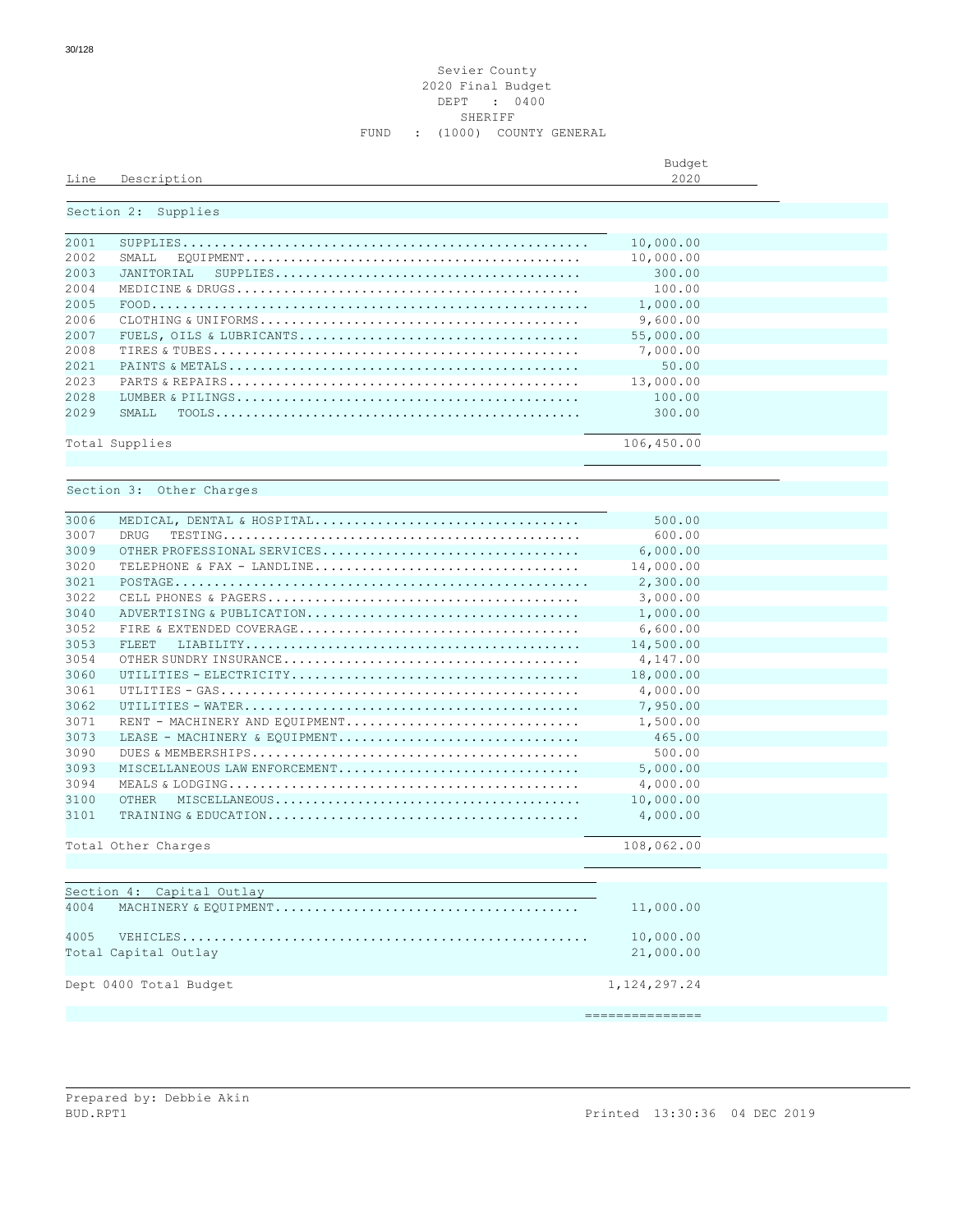Sevier County
2020 Final Budget
DEPT : 0400
SHERIFF
FUND : (1000) COUNTY GENERAL

| Line | Description | Budget 2020 |
|---|---|---|
| **Section 2: Supplies** | | |
| 2001 | SUPPLIES | 10,000.00 |
| 2002 | SMALL EQUIPMENT | 10,000.00 |
| 2003 | JANITORIAL SUPPLIES | 300.00 |
| 2004 | MEDICINE & DRUGS | 100.00 |
| 2005 | FOOD | 1,000.00 |
| 2006 | CLOTHING & UNIFORMS | 9,600.00 |
| 2007 | FUELS, OILS & LUBRICANTS | 55,000.00 |
| 2008 | TIRES & TUBES | 7,000.00 |
| 2021 | PAINTS & METALS | 50.00 |
| 2023 | PARTS & REPAIRS | 13,000.00 |
| 2028 | LUMBER & PILINGS | 100.00 |
| 2029 | SMALL TOOLS | 300.00 |
| Total Supplies | | 106,450.00 |
| **Section 3: Other Charges** | | |
| 3006 | MEDICAL, DENTAL & HOSPITAL | 500.00 |
| 3007 | DRUG TESTING | 600.00 |
| 3009 | OTHER PROFESSIONAL SERVICES | 6,000.00 |
| 3020 | TELEPHONE & FAX - LANDLINE | 14,000.00 |
| 3021 | POSTAGE | 2,300.00 |
| 3022 | CELL PHONES & PAGERS | 3,000.00 |
| 3040 | ADVERTISING & PUBLICATION | 1,000.00 |
| 3052 | FIRE & EXTENDED COVERAGE | 6,600.00 |
| 3053 | FLEET LIABILITY | 14,500.00 |
| 3054 | OTHER SUNDRY INSURANCE | 4,147.00 |
| 3060 | UTILITIES - ELECTRICITY | 18,000.00 |
| 3061 | UTLITIES - GAS | 4,000.00 |
| 3062 | UTILITIES - WATER | 7,950.00 |
| 3071 | RENT - MACHINERY AND EQUIPMENT | 1,500.00 |
| 3073 | LEASE - MACHINERY & EQUIPMENT | 465.00 |
| 3090 | DUES & MEMBERSHIPS | 500.00 |
| 3093 | MISCELLANEOUS LAW ENFORCEMENT | 5,000.00 |
| 3094 | MEALS & LODGING | 4,000.00 |
| 3100 | OTHER MISCELLANEOUS | 10,000.00 |
| 3101 | TRAINING & EDUCATION | 4,000.00 |
| Total Other Charges | | 108,062.00 |
| **Section 4: Capital Outlay** | | |
| 4004 | MACHINERY & EQUIPMENT | 11,000.00 |
| 4005 | VEHICLES | 10,000.00 |
| Total Capital Outlay | | 21,000.00 |
| Dept 0400 Total Budget | | 1,124,297.24 |

Prepared by: Debbie Akin
BUD.RPT1 Printed 13:30:36 04 DEC 2019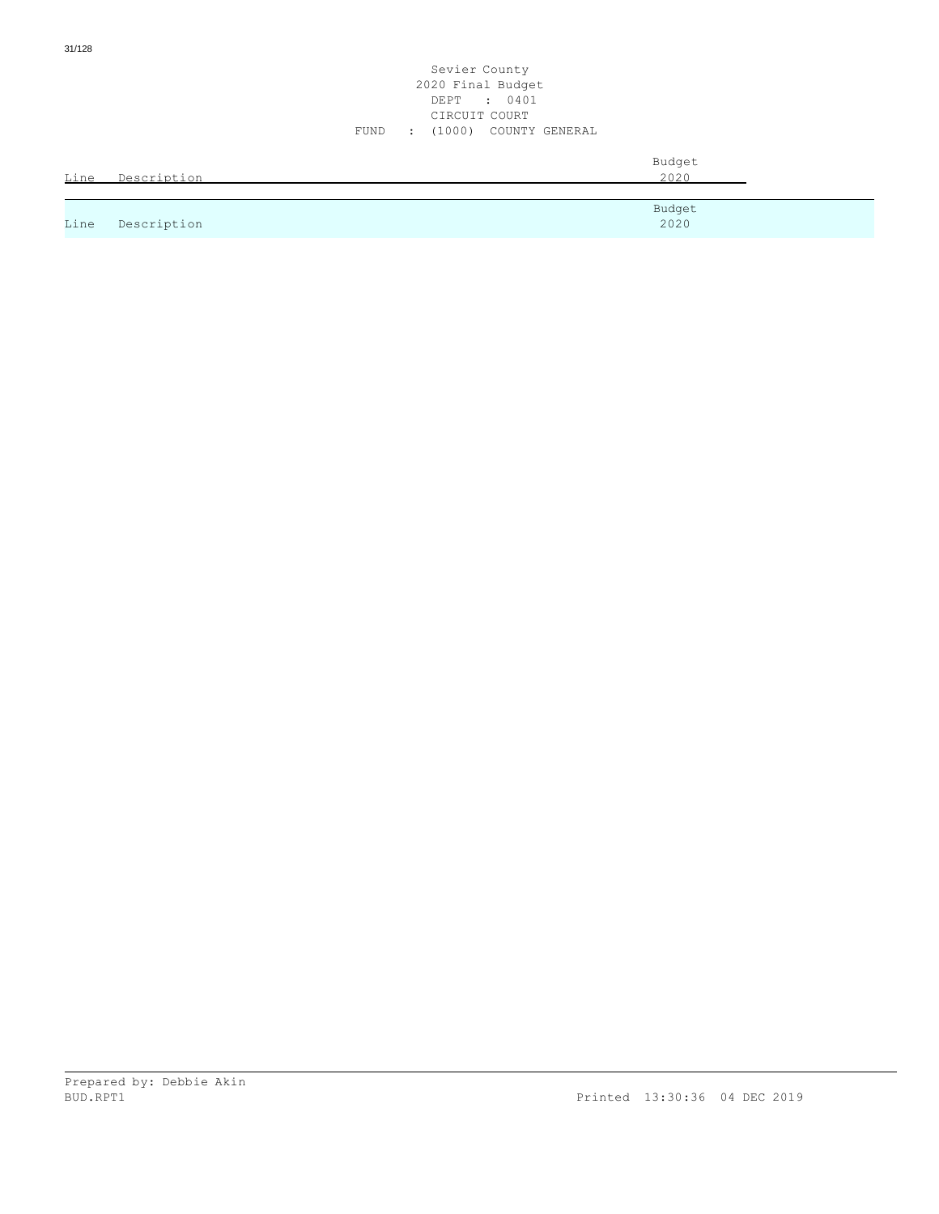Sevier County
2020 Final Budget
DEPT : 0401
CIRCUIT COURT
FUND : (1000) COUNTY GENERAL

| Line | Description | Budget 2020 |
|---|---|---|

Prepared by: Debbie Akin
BUD.RPT1 Printed 13:30:36 04 DEC 2019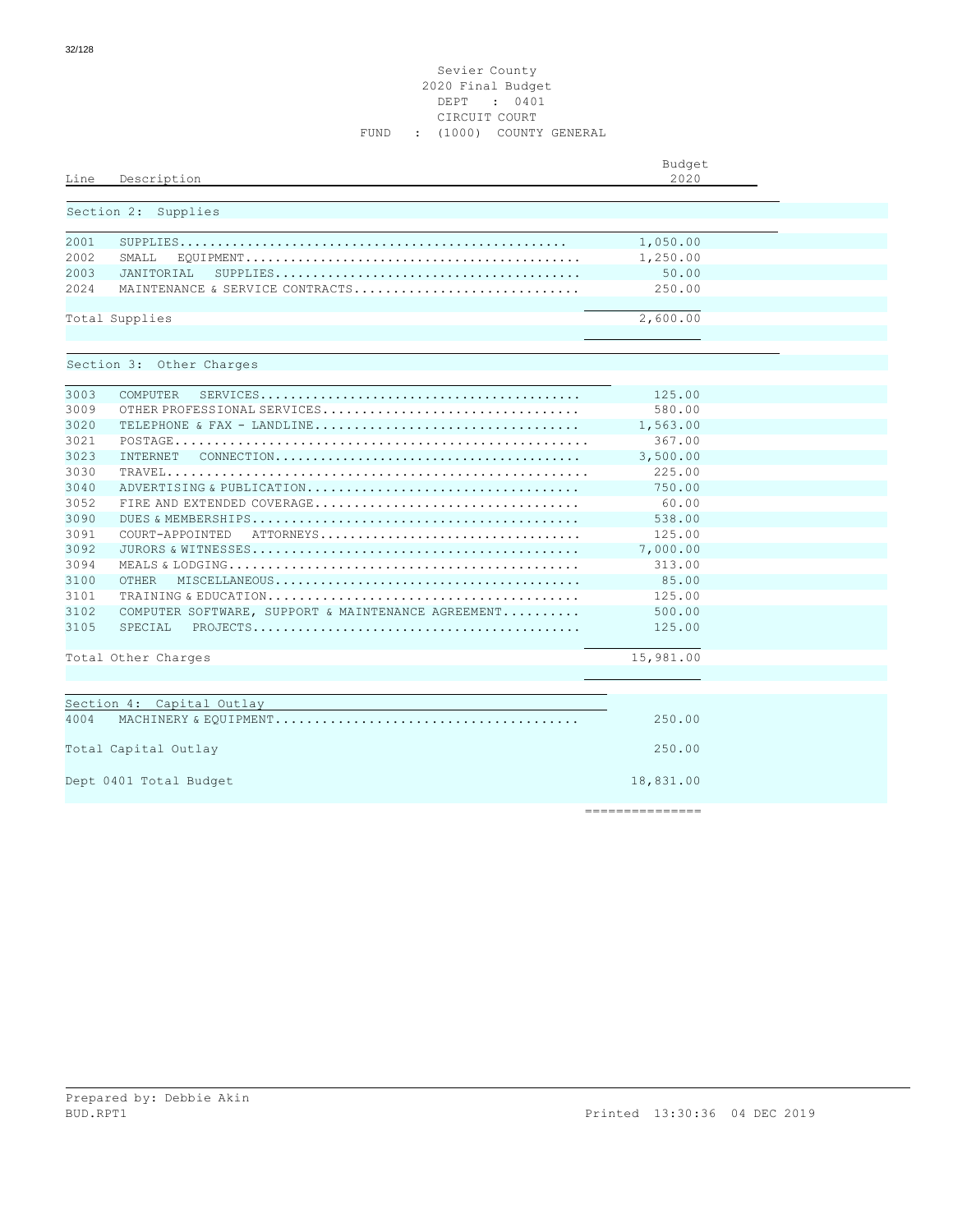Sevier County
2020 Final Budget
DEPT : 0401
CIRCUIT COURT
FUND : (1000) COUNTY GENERAL

| Line | Description | Budget 2020 |
|---|---|---|
| | **Section 2: Supplies** | |
| 2001 | SUPPLIES | 1,050.00 |
| 2002 | SMALL EQUIPMENT | 1,250.00 |
| 2003 | JANITORIAL SUPPLIES | 50.00 |
| 2024 | MAINTENANCE & SERVICE CONTRACTS | 250.00 |
| | Total Supplies | 2,600.00 |
| | **Section 3: Other Charges** | |
| 3003 | COMPUTER SERVICES | 125.00 |
| 3009 | OTHER PROFESSIONAL SERVICES | 580.00 |
| 3020 | TELEPHONE & FAX - LANDLINE | 1,563.00 |
| 3021 | POSTAGE | 367.00 |
| 3023 | INTERNET CONNECTION | 3,500.00 |
| 3030 | TRAVEL | 225.00 |
| 3040 | ADVERTISING & PUBLICATION | 750.00 |
| 3052 | FIRE AND EXTENDED COVERAGE | 60.00 |
| 3090 | DUES & MEMBERSHIPS | 538.00 |
| 3091 | COURT-APPOINTED ATTORNEYS | 125.00 |
| 3092 | JURORS & WITNESSES | 7,000.00 |
| 3094 | MEALS & LODGING | 313.00 |
| 3100 | OTHER MISCELLANEOUS | 85.00 |
| 3101 | TRAINING & EDUCATION | 125.00 |
| 3102 | COMPUTER SOFTWARE, SUPPORT & MAINTENANCE AGREEMENT | 500.00 |
| 3105 | SPECIAL PROJECTS | 125.00 |
| | Total Other Charges | 15,981.00 |
| | **Section 4: Capital Outlay** | |
| 4004 | MACHINERY & EQUIPMENT | 250.00 |
| | Total Capital Outlay | 250.00 |
| | Dept 0401 Total Budget | 18,831.00 |

Prepared by: Debbie Akin
BUD.RPT1 Printed 13:30:36 04 DEC 2019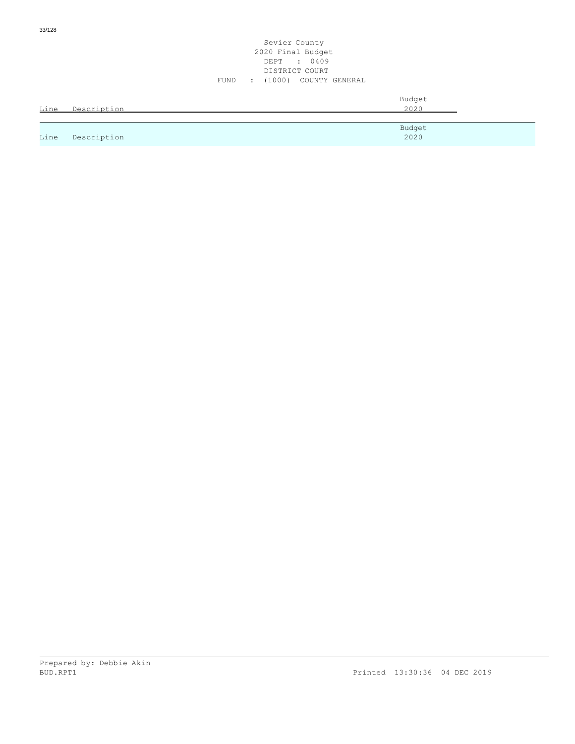Sevier County
2020 Final Budget
DEPT : 0409
DISTRICT COURT
FUND : (1000) COUNTY GENERAL

| Line | Description | Budget 2020 |
|---|---|---|
| Line | Description | Budget 2020 |

Prepared by: Debbie Akin
BUD.RPT1 Printed 13:30:36 04 DEC 2019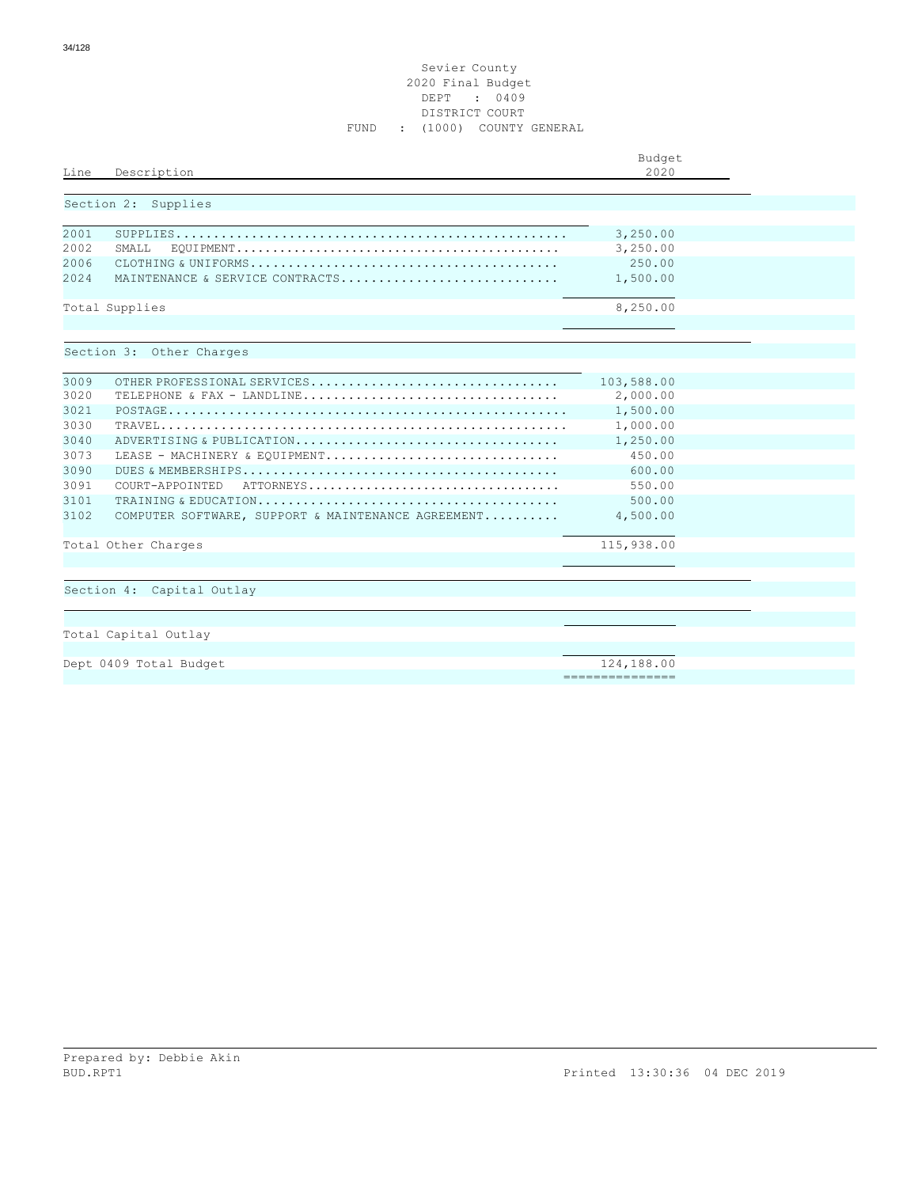Sevier County
2020 Final Budget
DEPT : 0409
DISTRICT COURT
FUND : (1000) COUNTY GENERAL

| Line | Description | Budget 2020 |
|---|---|---|
| **Section 2: Supplies** | | |
| 2001 | SUPPLIES | 3,250.00 |
| 2002 | SMALL EQUIPMENT | 3,250.00 |
| 2006 | CLOTHING & UNIFORMS | 250.00 |
| 2024 | MAINTENANCE & SERVICE CONTRACTS | 1,500.00 |
| | Total Supplies | 8,250.00 |
| **Section 3: Other Charges** | | |
| 3009 | OTHER PROFESSIONAL SERVICES | 103,588.00 |
| 3020 | TELEPHONE & FAX - LANDLINE | 2,000.00 |
| 3021 | POSTAGE | 1,500.00 |
| 3030 | TRAVEL | 1,000.00 |
| 3040 | ADVERTISING & PUBLICATION | 1,250.00 |
| 3073 | LEASE - MACHINERY & EQUIPMENT | 450.00 |
| 3090 | DUES & MEMBERSHIPS | 600.00 |
| 3091 | COURT-APPOINTED ATTORNEYS | 550.00 |
| 3101 | TRAINING & EDUCATION | 500.00 |
| 3102 | COMPUTER SOFTWARE, SUPPORT & MAINTENANCE AGREEMENT | 4,500.00 |
| | Total Other Charges | 115,938.00 |
| **Section 4: Capital Outlay** | | |
| | Total Capital Outlay | |
| | Dept 0409 Total Budget | 124,188.00 |

Prepared by: Debbie Akin
BUD.RPT1 Printed 13:30:36 04 DEC 2019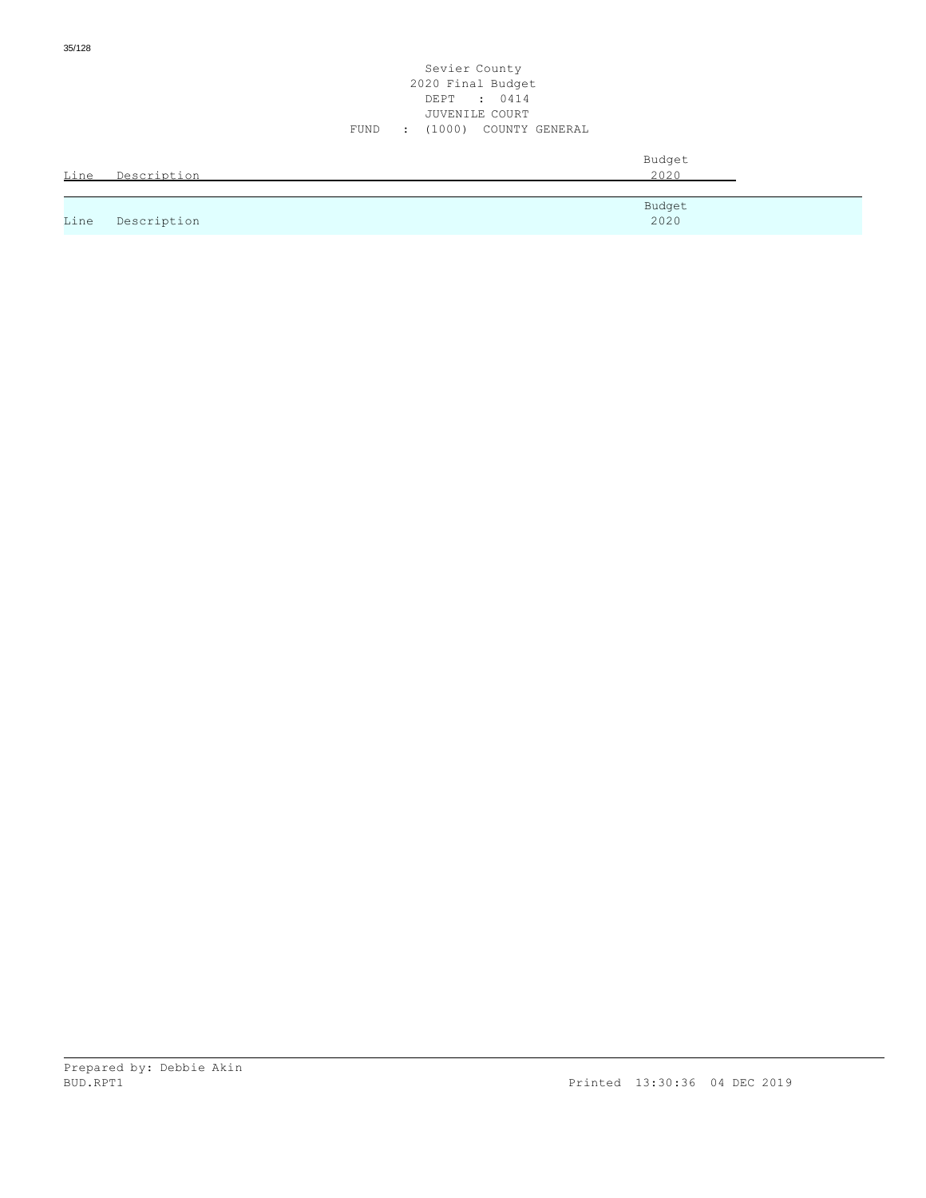Sevier County
2020 Final Budget
DEPT : 0414
JUVENILE COURT
FUND : (1000) COUNTY GENERAL

| Line | Description | Budget 2020 |
|---|---|---|
| Line | Description | Budget 2020 |

Prepared by: Debbie Akin
BUD.RPT1 Printed 13:30:36 04 DEC 2019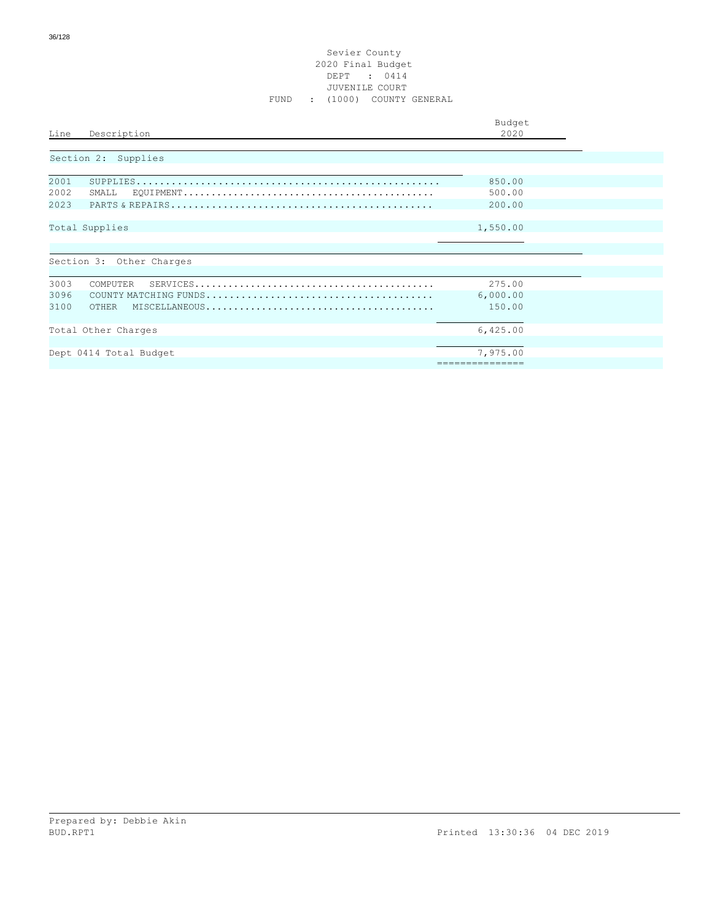Sevier County
2020 Final Budget
DEPT : 0414
JUVENILE COURT
FUND : (1000) COUNTY GENERAL

| Line | Description | Budget 2020 |
|---|---|---|
| | **Section 2: Supplies** | |
| 2001 | SUPPLIES | 850.00 |
| 2002 | SMALL EQUIPMENT | 500.00 |
| 2023 | PARTS & REPAIRS | 200.00 |
| | Total Supplies | 1,550.00 |
| | **Section 3: Other Charges** | |
| 3003 | COMPUTER SERVICES | 275.00 |
| 3096 | COUNTY MATCHING FUNDS | 6,000.00 |
| 3100 | OTHER MISCELLANEOUS | 150.00 |
| | Total Other Charges | 6,425.00 |
| | Dept 0414 Total Budget | 7,975.00 |

Prepared by: Debbie Akin
BUD.RPT1 Printed 13:30:36 04 DEC 2019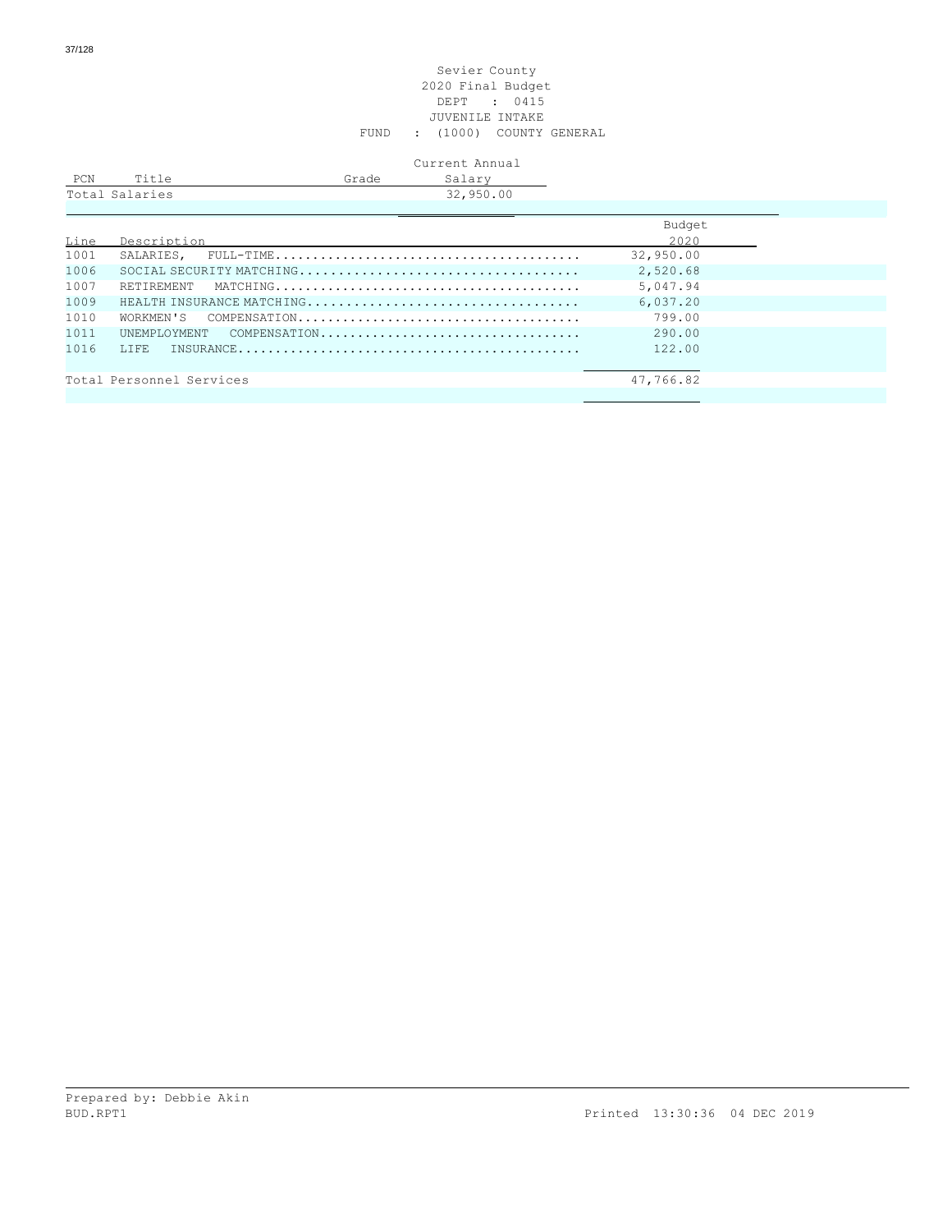Sevier County
2020 Final Budget
DEPT : 0415
JUVENILE INTAKE
FUND : (1000) COUNTY GENERAL

| PCN | Title | Grade | Current Annual Salary |
|---|---|---|---|
| Total Salaries | | | 32,950.00 |

| Line | Description | Budget 2020 |
|---|---|---|
| 1001 | SALARIES, FULL-TIME........................................ | 32,950.00 |
| 1006 | SOCIAL SECURITY MATCHING.................................... | 2,520.68 |
| 1007 | RETIREMENT MATCHING........................................ | 5,047.94 |
| 1009 | HEALTH INSURANCE MATCHING................................... | 6,037.20 |
| 1010 | WORKMEN'S COMPENSATION..................................... | 799.00 |
| 1011 | UNEMPLOYMENT COMPENSATION.................................. | 290.00 |
| 1016 | LIFE INSURANCE............................................. | 122.00 |
| | Total Personnel Services | 47,766.82 |

Prepared by: Debbie Akin
BUD.RPT1 Printed 13:30:36 04 DEC 2019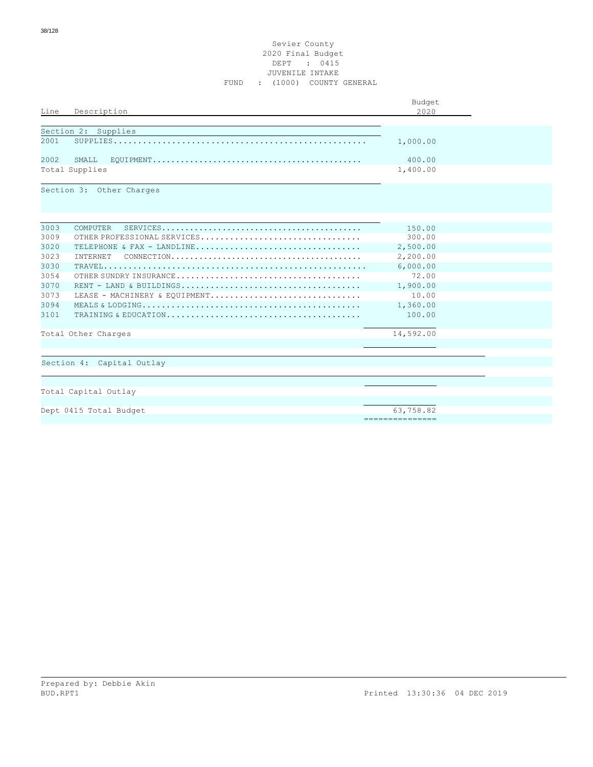# Sevier County
## 2020 Final Budget
### DEPT : 0415
### JUVENILE INTAKE
### FUND : (1000) COUNTY GENERAL

| Line | Description | Budget 2020 |
|---|---|---|
| | **Section 2: Supplies** | |
| 2001 | SUPPLIES | 1,000.00 |
| 2002 | SMALL EQUIPMENT | 400.00 |
| | Total Supplies | 1,400.00 |
| | **Section 3: Other Charges** | |
| 3003 | COMPUTER SERVICES | 150.00 |
| 3009 | OTHER PROFESSIONAL SERVICES | 300.00 |
| 3020 | TELEPHONE & FAX - LANDLINE | 2,500.00 |
| 3023 | INTERNET CONNECTION | 2,200.00 |
| 3030 | TRAVEL | 6,000.00 |
| 3054 | OTHER SUNDRY INSURANCE | 72.00 |
| 3070 | RENT - LAND & BUILDINGS | 1,900.00 |
| 3073 | LEASE - MACHINERY & EQUIPMENT | 10.00 |
| 3094 | MEALS & LODGING | 1,360.00 |
| 3101 | TRAINING & EDUCATION | 100.00 |
| | Total Other Charges | 14,592.00 |
| | **Section 4: Capital Outlay** | |
| | Total Capital Outlay | |
| | Dept 0415 Total Budget | 63,758.82 |

Prepared by: Debbie Akin
BUD.RPT1 Printed 13:30:36 04 DEC 2019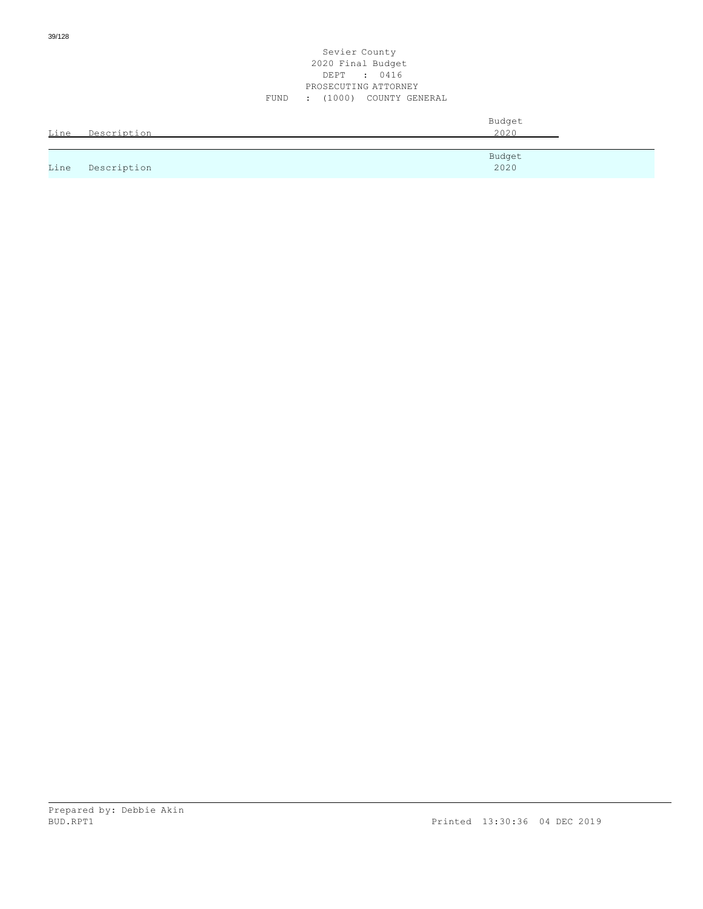Sevier County
2020 Final Budget
DEPT : 0416
PROSECUTING ATTORNEY
FUND : (1000) COUNTY GENERAL

| Line | Description | Budget 2020 |
|---|---|---|
| Line | Description | Budget 2020 |

Prepared by: Debbie Akin
BUD.RPT1 Printed 13:30:36 04 DEC 2019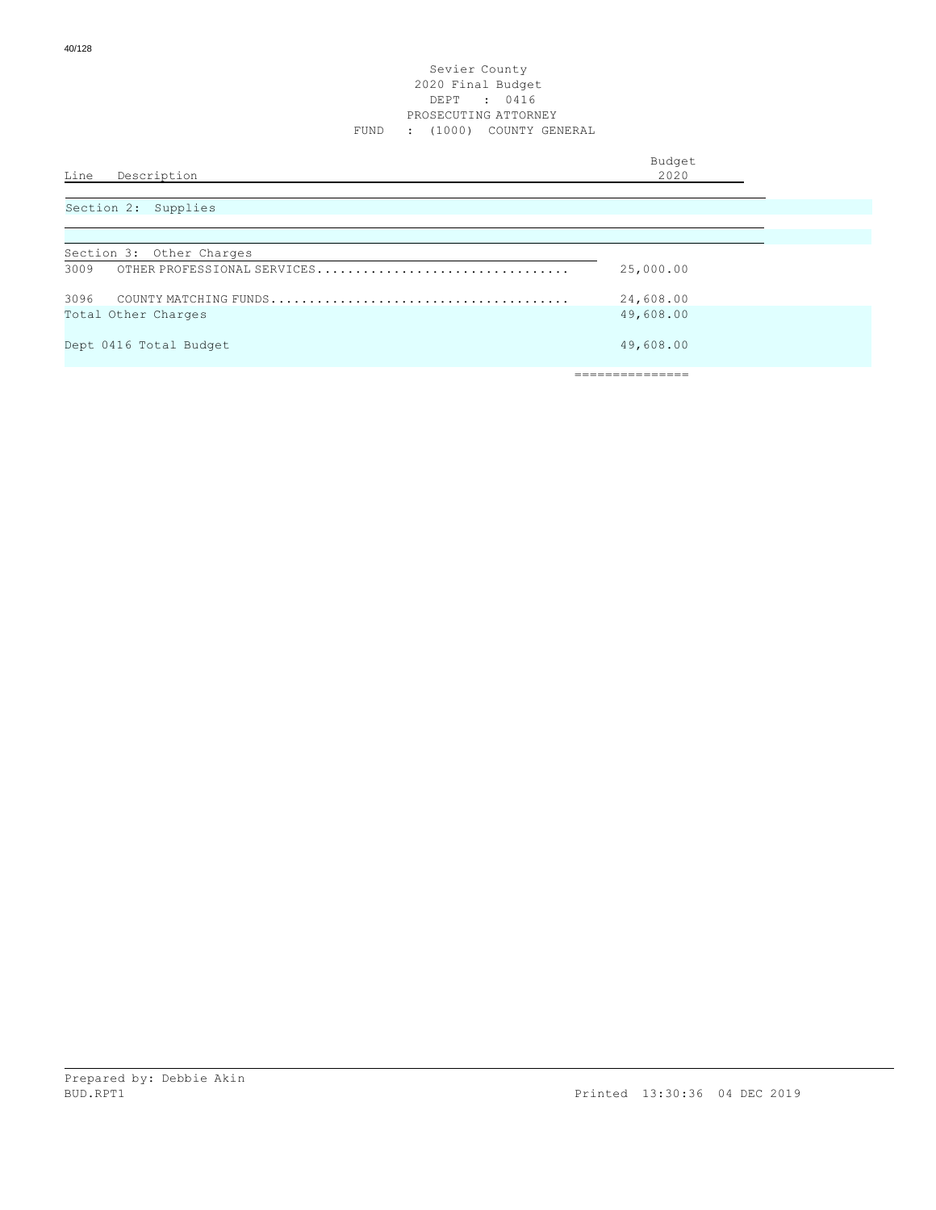Sevier County
2020 Final Budget
DEPT : 0416
PROSECUTING ATTORNEY
FUND : (1000) COUNTY GENERAL

| Line | Description | Budget 2020 |
|---|---|---|
| | **Section 2: Supplies** | |
| | **Section 3: Other Charges** | |
| 3009 | OTHER PROFESSIONAL SERVICES | 25,000.00 |
| 3096 | COUNTY MATCHING FUNDS | 24,608.00 |
| | Total Other Charges | 49,608.00 |
| | Dept 0416 Total Budget | 49,608.00 |

Prepared by: Debbie Akin
BUD.RPT1 Printed 13:30:36 04 DEC 2019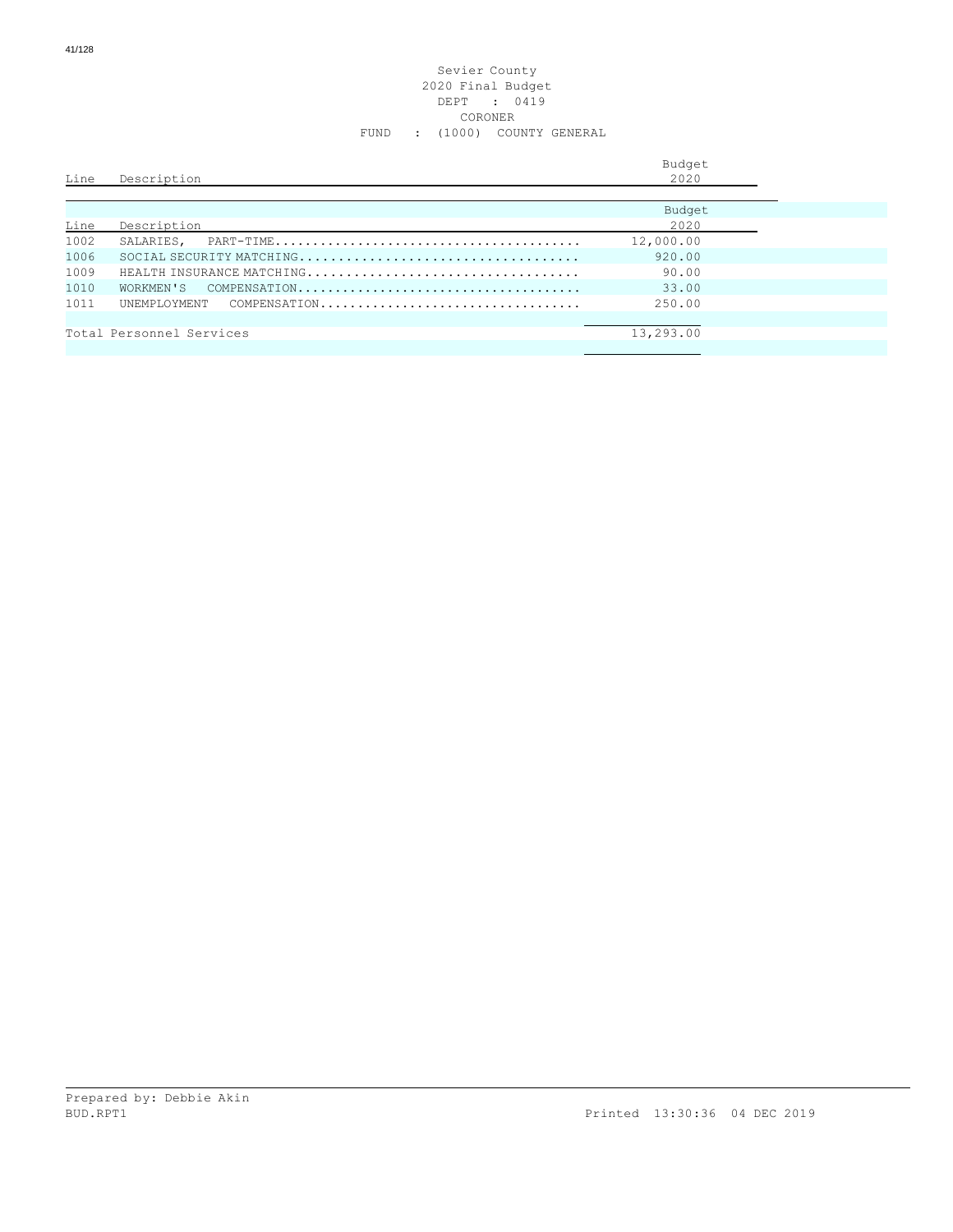Sevier County
2020 Final Budget
DEPT : 0419
CORONER
FUND : (1000) COUNTY GENERAL

| Line | Description | Budget 2020 |
|---|---|---|
| 1002 | SALARIES, PART-TIME | 12,000.00 |
| 1006 | SOCIAL SECURITY MATCHING | 920.00 |
| 1009 | HEALTH INSURANCE MATCHING | 90.00 |
| 1010 | WORKMEN'S COMPENSATION | 33.00 |
| 1011 | UNEMPLOYMENT COMPENSATION | 250.00 |
| | Total Personnel Services | 13,293.00 |

Prepared by: Debbie Akin
BUD.RPT1
Printed 13:30:36 04 DEC 2019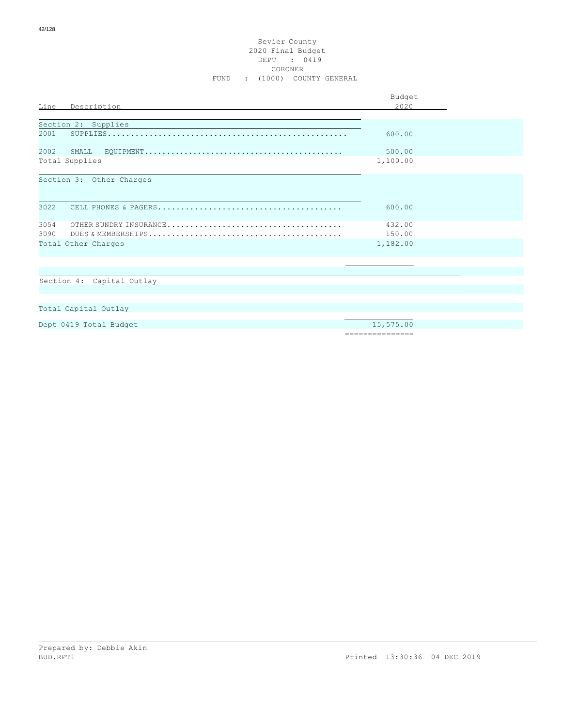Sevier County
2020 Final Budget
DEPT : 0419
CORONER
FUND : (1000) COUNTY GENERAL

| Line | Description | Budget 2020 |
|---|---|---|
| **Section 2: Supplies** | | |
| 2001 | SUPPLIES | 600.00 |
| 2002 | SMALL EQUIPMENT | 500.00 |
| | Total Supplies | 1,100.00 |
| **Section 3: Other Charges** | | |
| 3022 | CELL PHONES & PAGERS | 600.00 |
| 3054 | OTHER SUNDRY INSURANCE | 432.00 |
| 3090 | DUES & MEMBERSHIPS | 150.00 |
| | Total Other Charges | 1,182.00 |
| **Section 4: Capital Outlay** | | |
| | Total Capital Outlay | |
| | Dept 0419 Total Budget | 15,575.00 |

Prepared by: Debbie Akin
BUD.RPT1 Printed 13:30:36 04 DEC 2019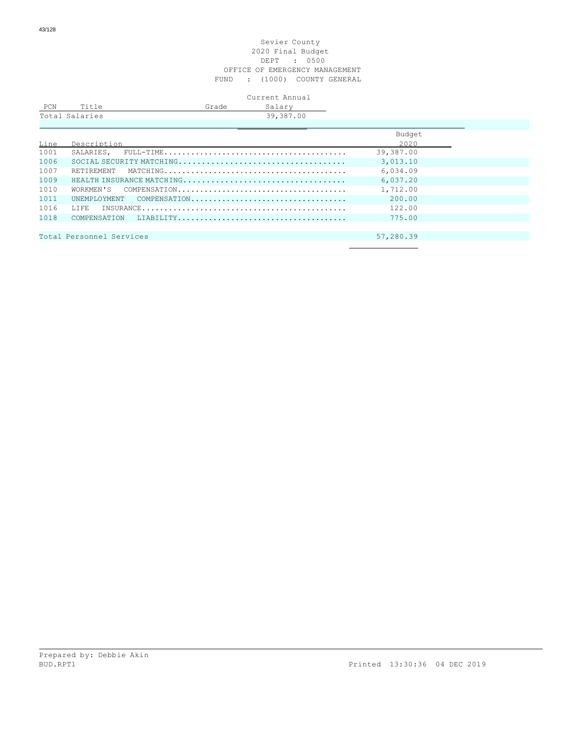Sevier County
2020 Final Budget
DEPT : 0500
OFFICE OF EMERGENCY MANAGEMENT
FUND : (1000) COUNTY GENERAL

| PCN | Title | Grade | Current Annual Salary |
|---|---|---|---|
| Total Salaries | | | 39,387.00 |

| Line | Description | Budget 2020 |
|---|---|---|
| 1001 | SALARIES, FULL-TIME........................................ | 39,387.00 |
| 1006 | SOCIAL SECURITY MATCHING.................................... | 3,013.10 |
| 1007 | RETIREMENT MATCHING........................................ | 6,034.09 |
| 1009 | HEALTH INSURANCE MATCHING................................... | 6,037.20 |
| 1010 | WORKMEN'S COMPENSATION..................................... | 1,712.00 |
| 1011 | UNEMPLOYMENT COMPENSATION.................................. | 200.00 |
| 1016 | LIFE INSURANCE............................................. | 122.00 |
| 1018 | COMPENSATION LIABILITY..................................... | 775.00 |
| | Total Personnel Services | 57,280.39 |

Prepared by: Debbie Akin
BUD.RPT1 Printed 13:30:36 04 DEC 2019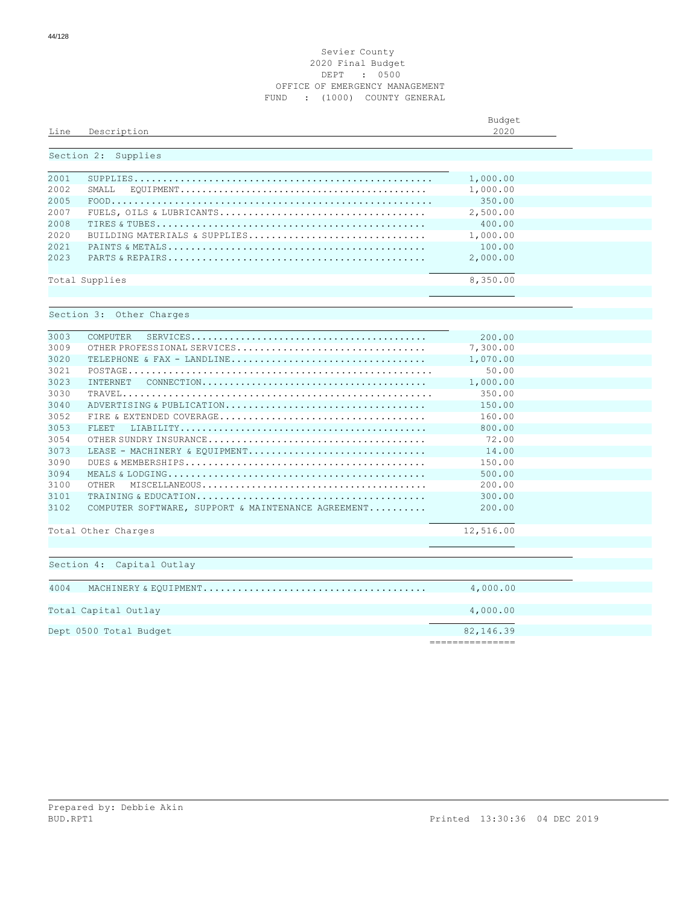Sevier County
2020 Final Budget
DEPT : 0500
OFFICE OF EMERGENCY MANAGEMENT
FUND : (1000) COUNTY GENERAL

| Line | Description | Budget 2020 |
|---|---|---|
| | **Section 2: Supplies** | |
| 2001 | SUPPLIES | 1,000.00 |
| 2002 | SMALL EQUIPMENT | 1,000.00 |
| 2005 | FOOD | 350.00 |
| 2007 | FUELS, OILS & LUBRICANTS | 2,500.00 |
| 2008 | TIRES & TUBES | 400.00 |
| 2020 | BUILDING MATERIALS & SUPPLIES | 1,000.00 |
| 2021 | PAINTS & METALS | 100.00 |
| 2023 | PARTS & REPAIRS | 2,000.00 |
| | Total Supplies | 8,350.00 |
| | **Section 3: Other Charges** | |
| 3003 | COMPUTER SERVICES | 200.00 |
| 3009 | OTHER PROFESSIONAL SERVICES | 7,300.00 |
| 3020 | TELEPHONE & FAX - LANDLINE | 1,070.00 |
| 3021 | POSTAGE | 50.00 |
| 3023 | INTERNET CONNECTION | 1,000.00 |
| 3030 | TRAVEL | 350.00 |
| 3040 | ADVERTISING & PUBLICATION | 150.00 |
| 3052 | FIRE & EXTENDED COVERAGE | 160.00 |
| 3053 | FLEET LIABILITY | 800.00 |
| 3054 | OTHER SUNDRY INSURANCE | 72.00 |
| 3073 | LEASE - MACHINERY & EQUIPMENT | 14.00 |
| 3090 | DUES & MEMBERSHIPS | 150.00 |
| 3094 | MEALS & LODGING | 500.00 |
| 3100 | OTHER MISCELLANEOUS | 200.00 |
| 3101 | TRAINING & EDUCATION | 300.00 |
| 3102 | COMPUTER SOFTWARE, SUPPORT & MAINTENANCE AGREEMENT | 200.00 |
| | Total Other Charges | 12,516.00 |
| | **Section 4: Capital Outlay** | |
| 4004 | MACHINERY & EQUIPMENT | 4,000.00 |
| | Total Capital Outlay | 4,000.00 |
| | Dept 0500 Total Budget | 82,146.39 |

Prepared by: Debbie Akin
BUD.RPT1 Printed 13:30:36 04 DEC 2019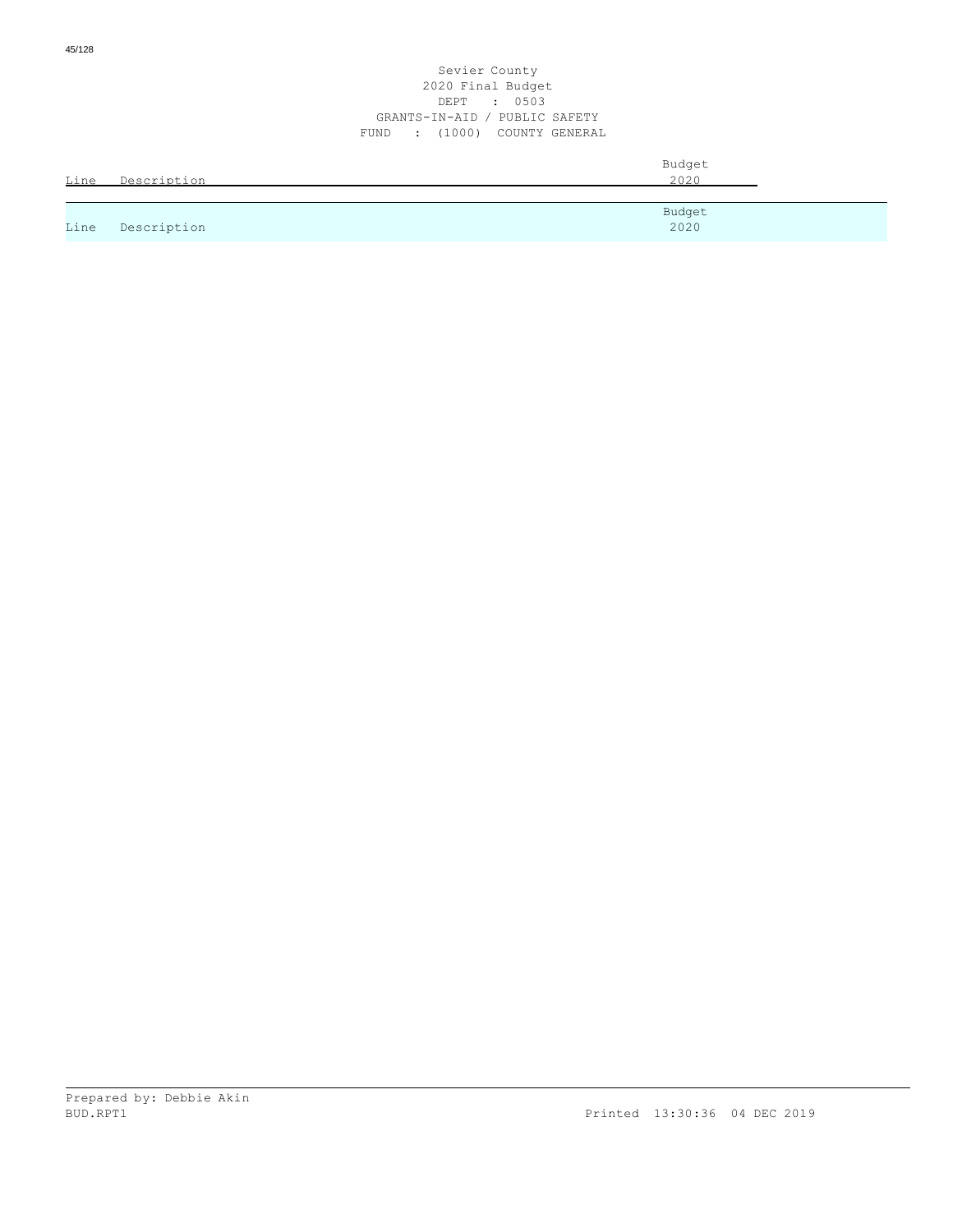Sevier County
2020 Final Budget
DEPT : 0503
GRANTS-IN-AID / PUBLIC SAFETY
FUND : (1000) COUNTY GENERAL

| Line | Description | Budget 2020 |
| --- | --- | --- |

| Line | Description | Budget 2020 |
| --- | --- | --- |

Prepared by: Debbie Akin
BUD.RPT1 Printed 13:30:36 04 DEC 2019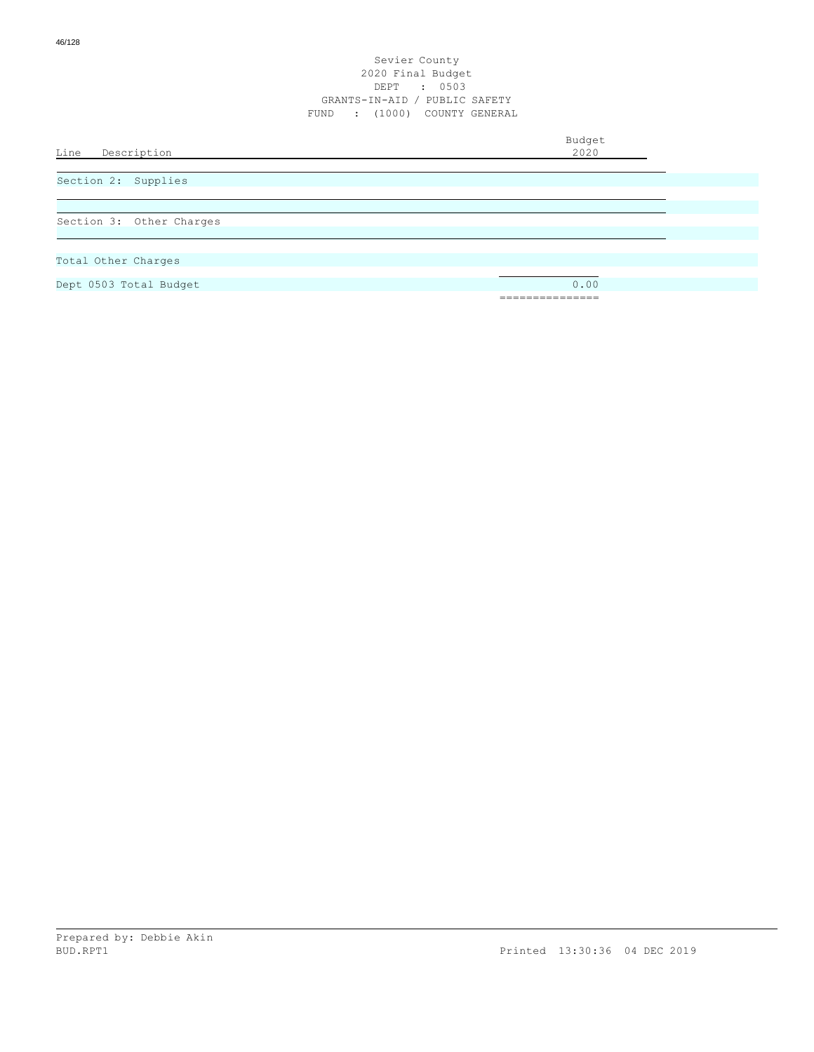Sevier County
2020 Final Budget
DEPT : 0503
GRANTS-IN-AID / PUBLIC SAFETY
FUND : (1000) COUNTY GENERAL

| Line Description | Budget 2020 |
|---|---|
| Section 2: Supplies | |
| Section 3: Other Charges | |
| Total Other Charges | |
| Dept 0503 Total Budget | 0.00 |

Prepared by: Debbie Akin
BUD.RPT1 Printed 13:30:36 04 DEC 2019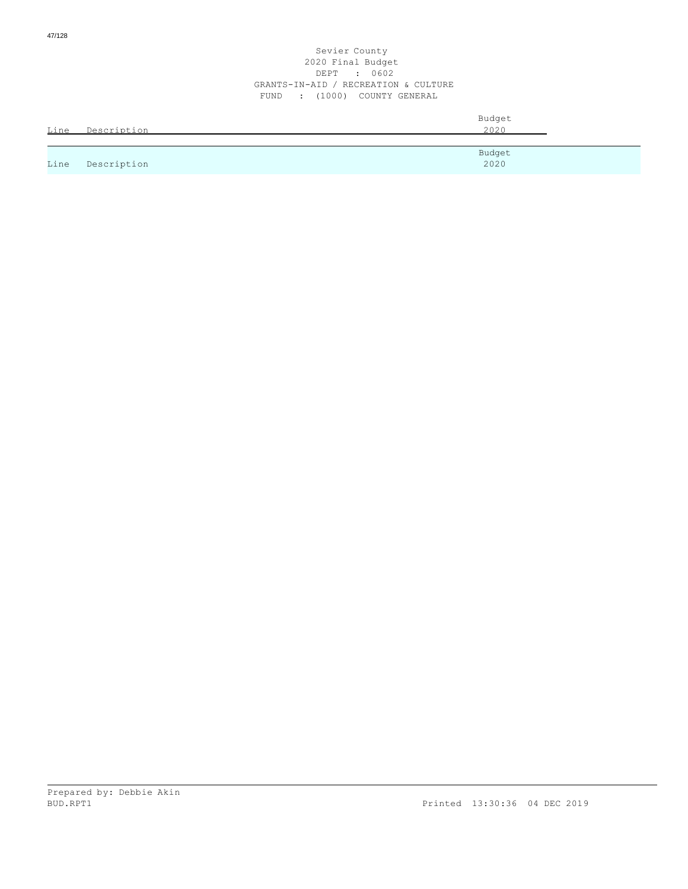Sevier County
2020 Final Budget
DEPT : 0602
GRANTS-IN-AID / RECREATION & CULTURE
FUND : (1000) COUNTY GENERAL

| Line | Description | Budget 2020 |
|---|---|---|
| Line | Description | Budget 2020 |

Prepared by: Debbie Akin
BUD.RPT1 Printed 13:30:36 04 DEC 2019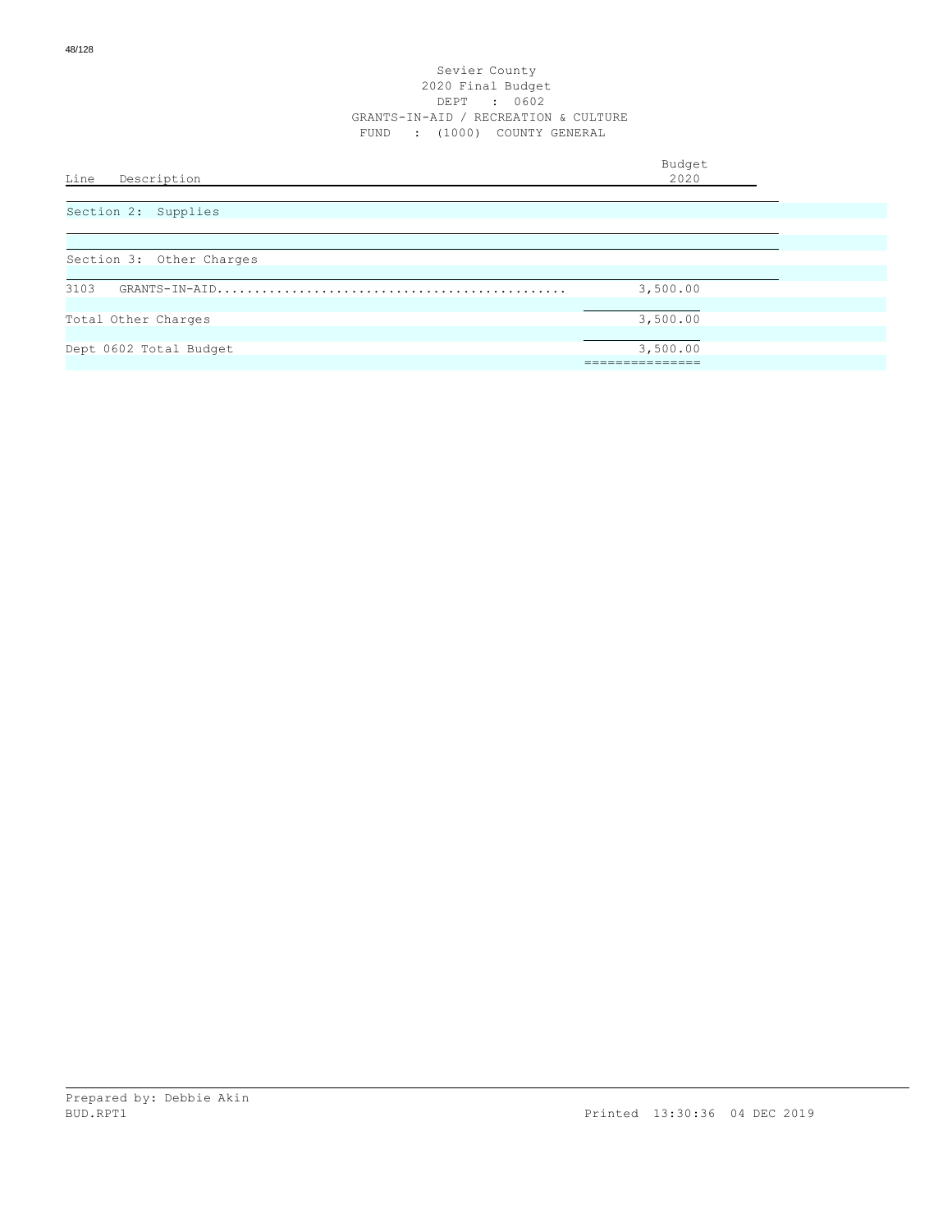Sevier County
2020 Final Budget
DEPT : 0602
GRANTS-IN-AID / RECREATION & CULTURE
FUND : (1000) COUNTY GENERAL

| Line | Description | Budget 2020 |
|---|---|---|
| | **Section 2: Supplies** | |
| | **Section 3: Other Charges** | |
| 3103 | GRANTS-IN-AID | 3,500.00 |
| | Total Other Charges | 3,500.00 |
| | Dept 0602 Total Budget | 3,500.00 |

Prepared by: Debbie Akin
BUD.RPT1

Printed 13:30:36 04 DEC 2019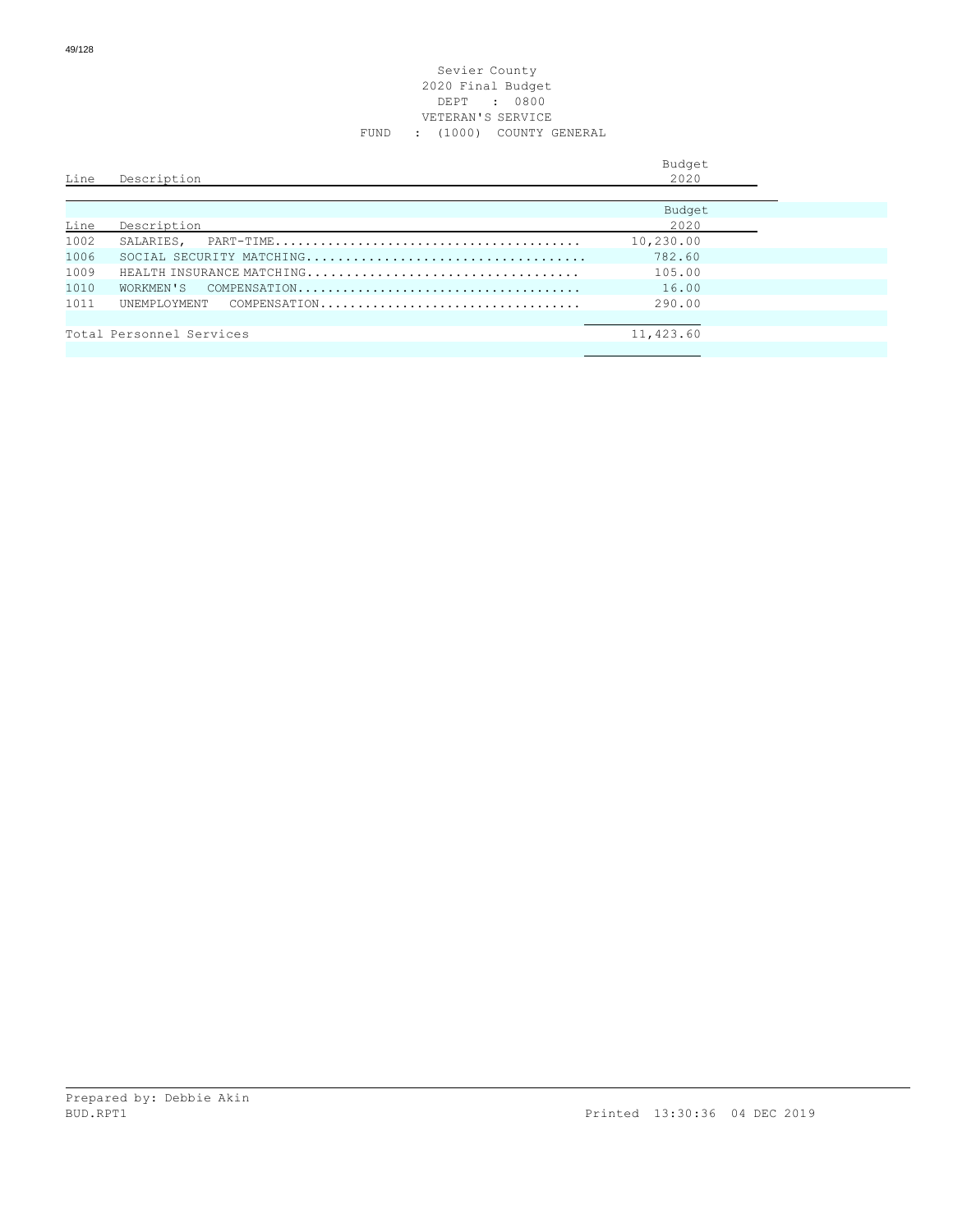Sevier County
2020 Final Budget
DEPT : 0800
VETERAN'S SERVICE
FUND : (1000) COUNTY GENERAL

| Line | Description | Budget 2020 |
|---|---|---|
| 1002 | SALARIES, PART-TIME | 10,230.00 |
| 1006 | SOCIAL SECURITY MATCHING | 782.60 |
| 1009 | HEALTH INSURANCE MATCHING | 105.00 |
| 1010 | WORKMEN'S COMPENSATION | 16.00 |
| 1011 | UNEMPLOYMENT COMPENSATION | 290.00 |
| | Total Personnel Services | 11,423.60 |

Prepared by: Debbie Akin
BUD.RPT1 Printed 13:30:36 04 DEC 2019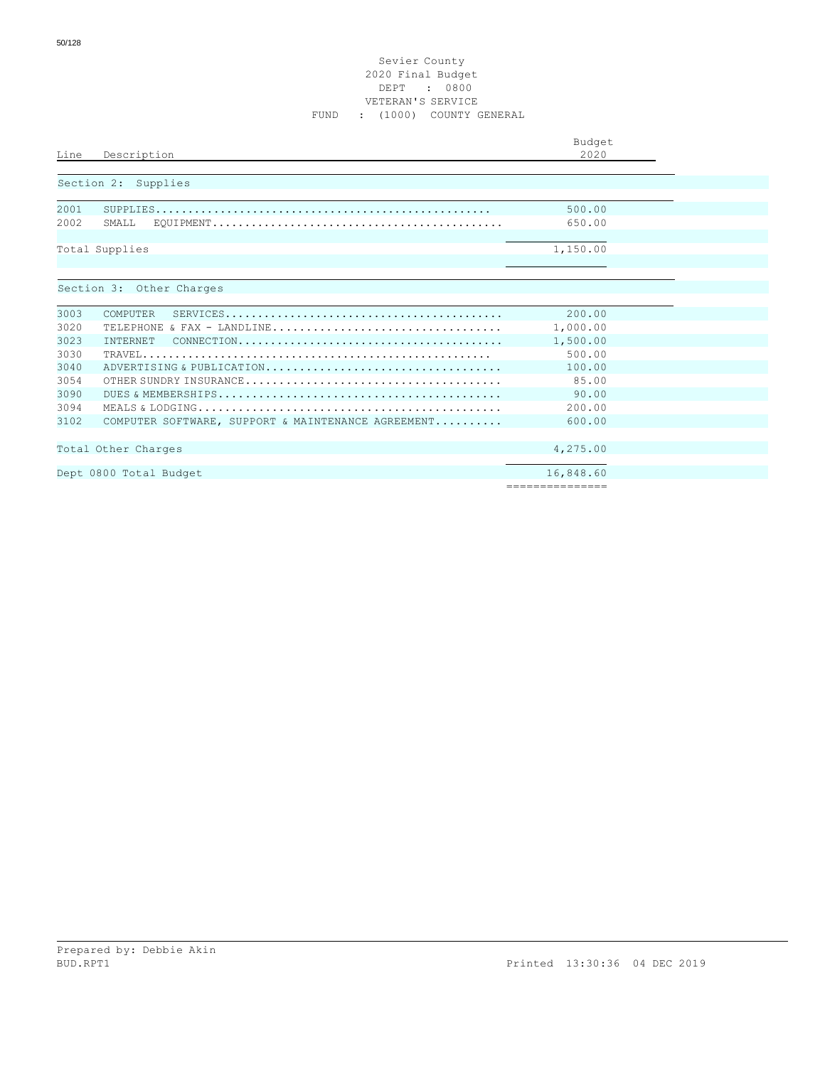Sevier County
2020 Final Budget
DEPT : 0800
VETERAN'S SERVICE
FUND : (1000) COUNTY GENERAL

| Line | Description | Budget 2020 |
|---|---|---|
| | **Section 2: Supplies** | |
| 2001 | SUPPLIES.................................................... | 500.00 |
| 2002 | SMALL EQUIPMENT............................................. | 650.00 |
| | Total Supplies | 1,150.00 |
| | **Section 3: Other Charges** | |
| 3003 | COMPUTER SERVICES........................................... | 200.00 |
| 3020 | TELEPHONE & FAX - LANDLINE.................................. | 1,000.00 |
| 3023 | INTERNET CONNECTION......................................... | 1,500.00 |
| 3030 | TRAVEL...................................................... | 500.00 |
| 3040 | ADVERTISING & PUBLICATION................................... | 100.00 |
| 3054 | OTHER SUNDRY INSURANCE...................................... | 85.00 |
| 3090 | DUES & MEMBERSHIPS.......................................... | 90.00 |
| 3094 | MEALS & LODGING............................................. | 200.00 |
| 3102 | COMPUTER SOFTWARE, SUPPORT & MAINTENANCE AGREEMENT.......... | 600.00 |
| | Total Other Charges | 4,275.00 |
| | Dept 0800 Total Budget | 16,848.60 |

Prepared by: Debbie Akin
BUD.RPT1 Printed 13:30:36 04 DEC 2019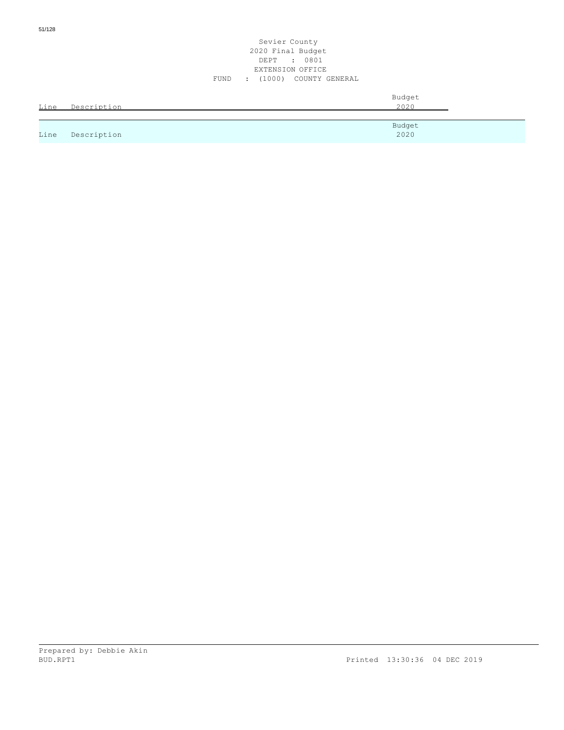Sevier County
2020 Final Budget
DEPT : 0801
EXTENSION OFFICE
FUND : (1000) COUNTY GENERAL

| Line | Description | Budget 2020 |
|---|---|---|

| Line | Description | Budget 2020 |
|---|---|---|

Prepared by: Debbie Akin
BUD.RPT1 Printed 13:30:36 04 DEC 2019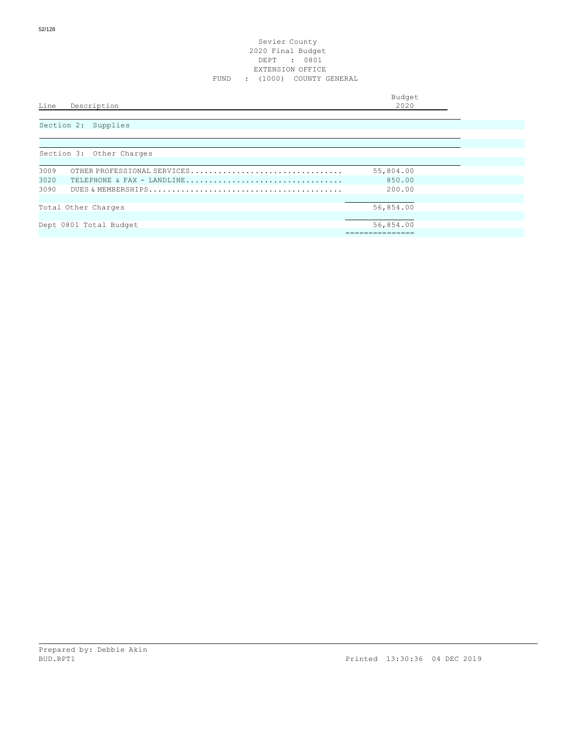Sevier County
2020 Final Budget
DEPT : 0801
EXTENSION OFFICE
FUND : (1000) COUNTY GENERAL

| Line | Description | Budget 2020 |
|---|---|---|
| | Section 2: Supplies | |
| | Section 3: Other Charges | |
| 3009 | OTHER PROFESSIONAL SERVICES | 55,804.00 |
| 3020 | TELEPHONE & FAX - LANDLINE | 850.00 |
| 3090 | DUES & MEMBERSHIPS | 200.00 |
| | Total Other Charges | 56,854.00 |
| | Dept 0801 Total Budget | 56,854.00 |

Prepared by: Debbie Akin
BUD.RPT1

Printed 13:30:36 04 DEC 2019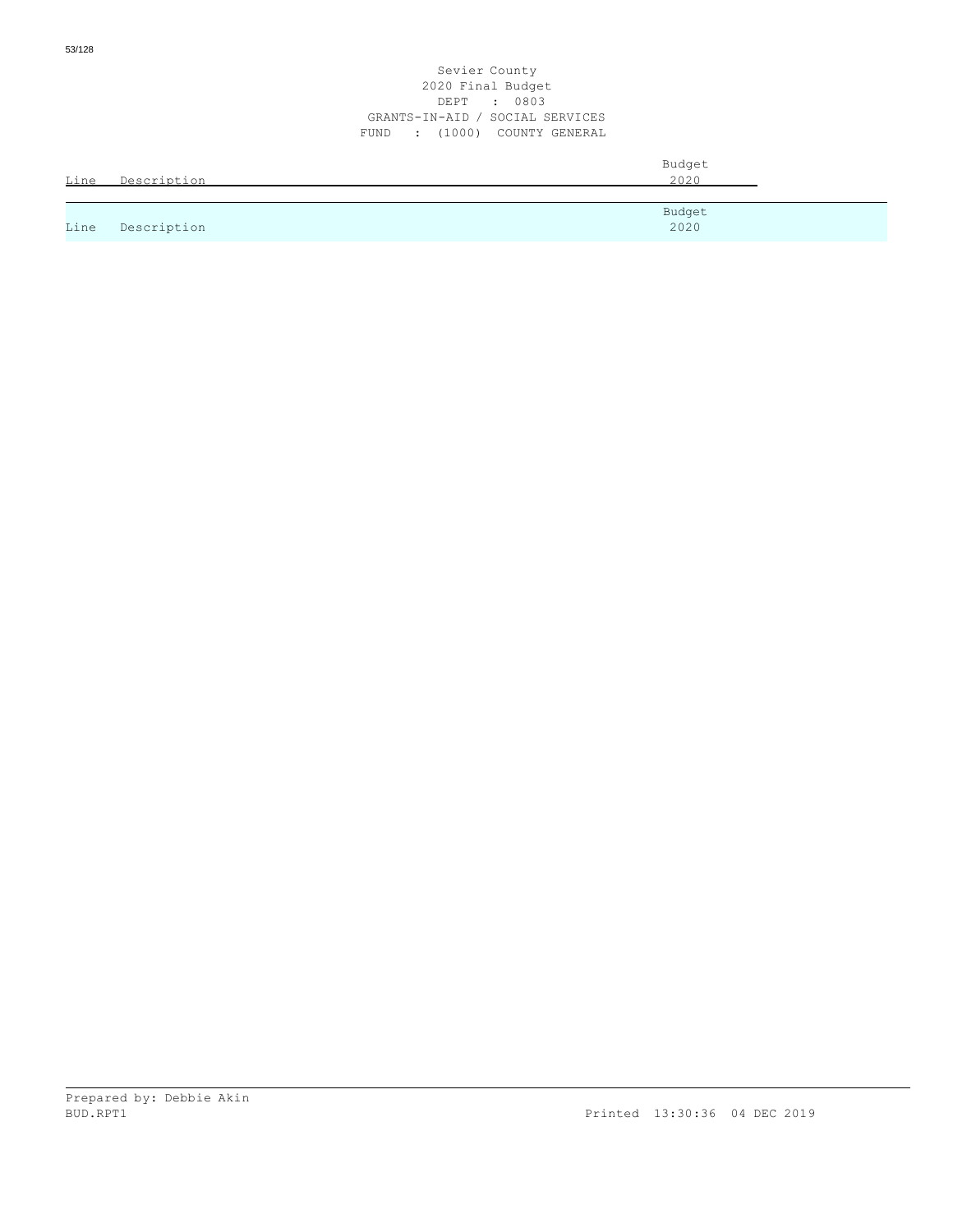Sevier County
2020 Final Budget
DEPT : 0803
GRANTS-IN-AID / SOCIAL SERVICES
FUND : (1000) COUNTY GENERAL

| Line | Description | Budget 2020 |
|---|---|---|

| Line | Description | Budget 2020 |
|---|---|---|

Prepared by: Debbie Akin
BUD.RPT1
Printed 13:30:36 04 DEC 2019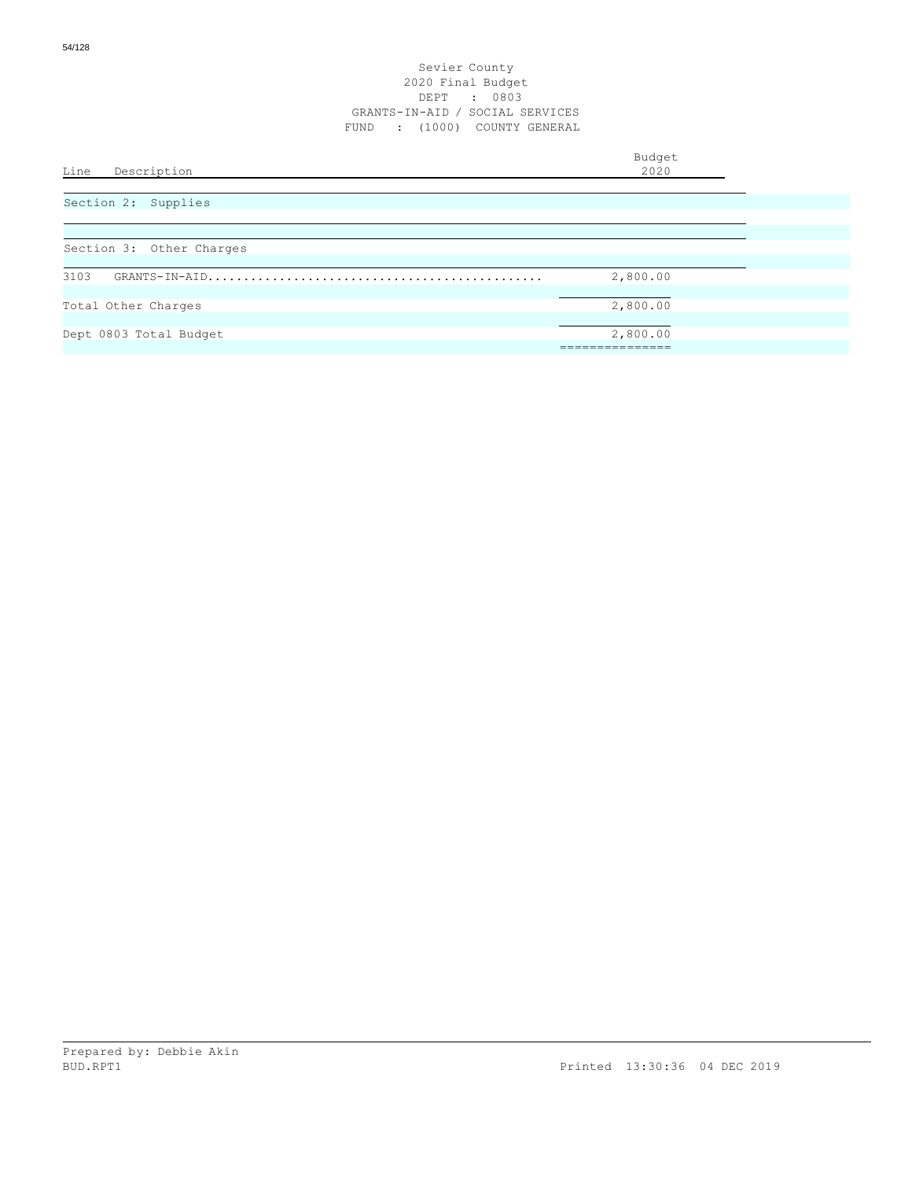Sevier County
2020 Final Budget
DEPT : 0803
GRANTS-IN-AID / SOCIAL SERVICES
FUND : (1000) COUNTY GENERAL

| Line | Description | Budget 2020 |
|---|---|---|
| | **Section 2: Supplies** | |
| | **Section 3: Other Charges** | |
| 3103 | GRANTS-IN-AID | 2,800.00 |
| | Total Other Charges | 2,800.00 |
| | Dept 0803 Total Budget | 2,800.00 |

Prepared by: Debbie Akin
BUD.RPT1 Printed 13:30:36 04 DEC 2019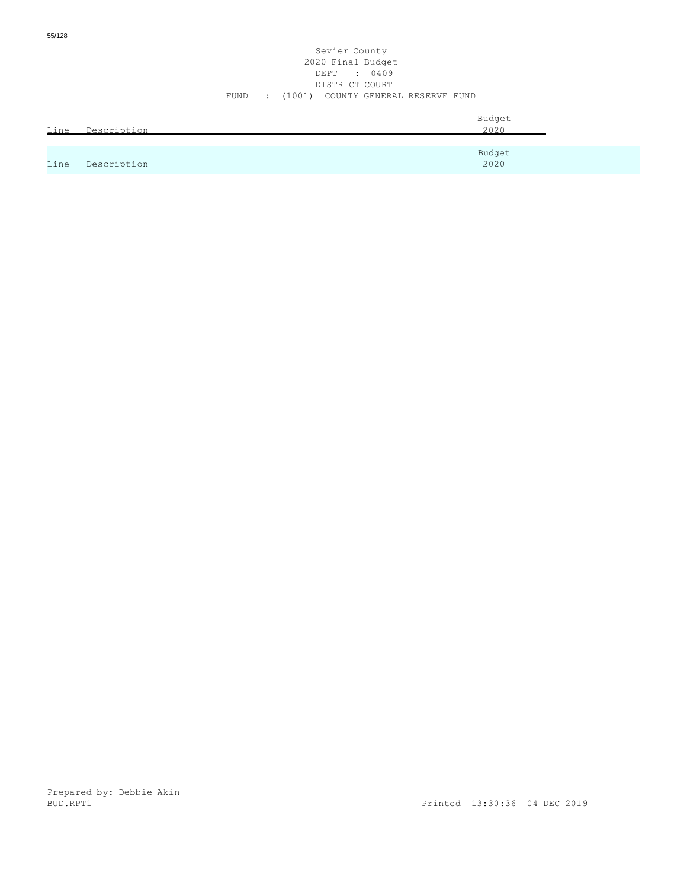Sevier County
2020 Final Budget
DEPT : 0409
DISTRICT COURT
FUND : (1001) COUNTY GENERAL RESERVE FUND

| Line | Description | Budget 2020 |
|---|---|---|
| Line | Description | Budget 2020 |

Prepared by: Debbie Akin
BUD.RPT1 Printed 13:30:36 04 DEC 2019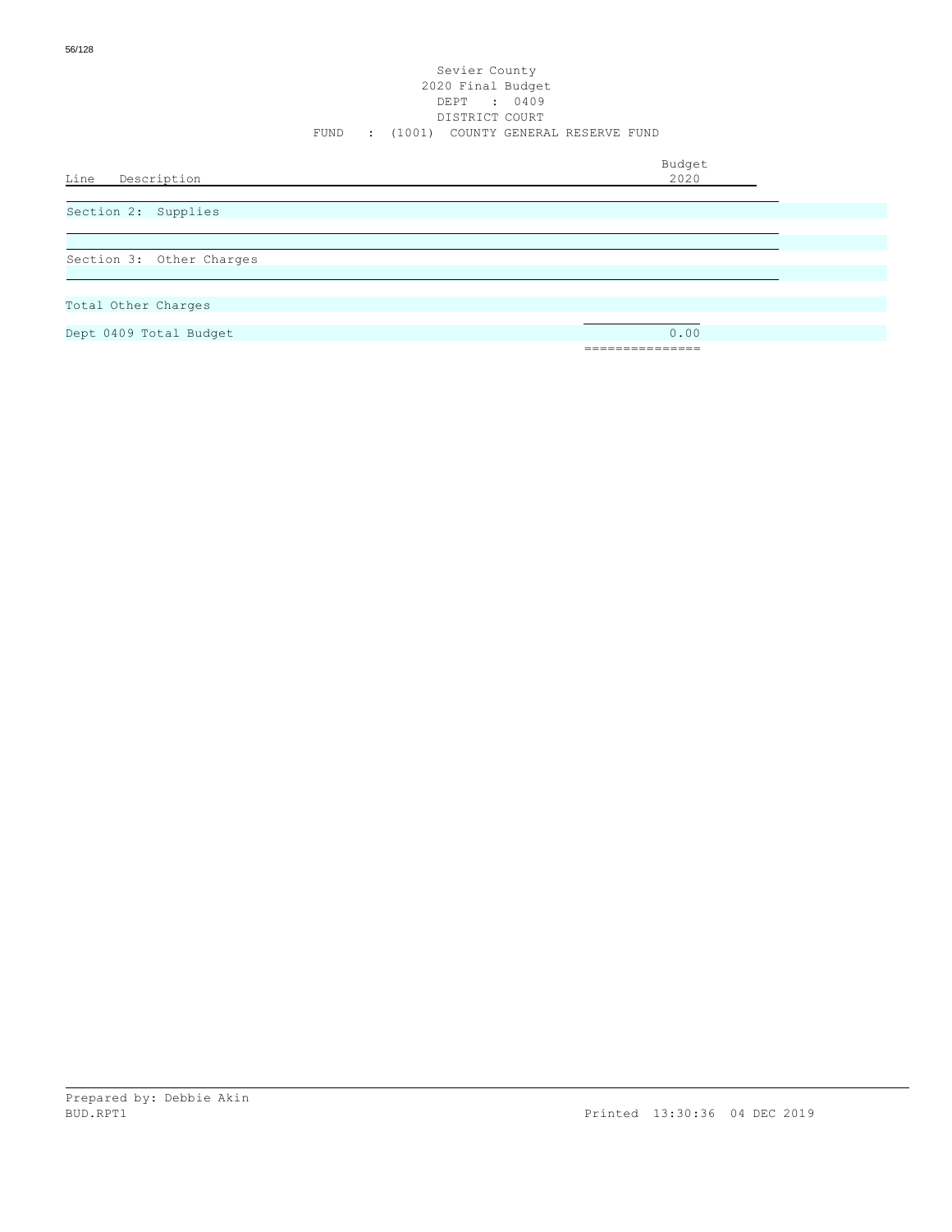# Sevier County
## 2020 Final Budget
### DEPT : 0409
### DISTRICT COURT
### FUND : (1001) COUNTY GENERAL RESERVE FUND

| Line Description | Budget 2020 |
|---|---|
| Section 2: Supplies | |
| Section 3: Other Charges | |
| Total Other Charges | |
| Dept 0409 Total Budget | 0.00 |

Prepared by: Debbie Akin
BUD.RPT1 Printed 13:30:36 04 DEC 2019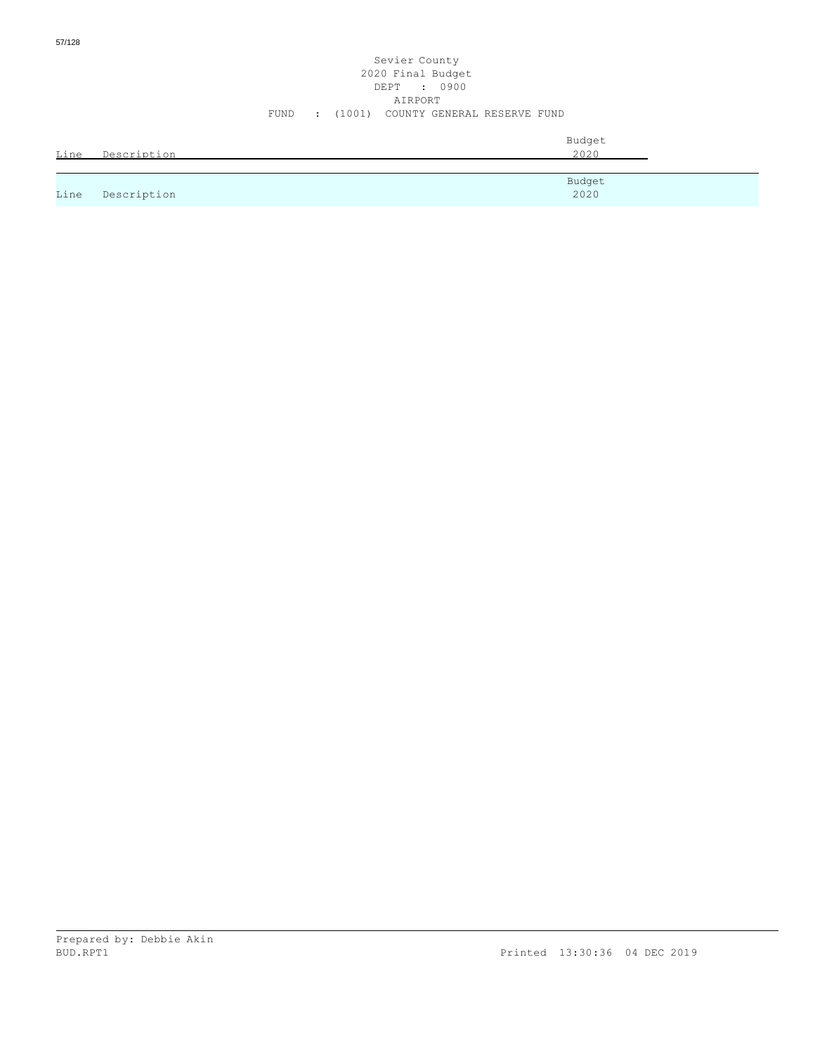Sevier County
2020 Final Budget
DEPT : 0900
AIRPORT
FUND : (1001) COUNTY GENERAL RESERVE FUND

| Line | Description | Budget 2020 |
|---|---|---|

| Line | Description | Budget 2020 |
|---|---|---|

Prepared by: Debbie Akin
BUD.RPT1 Printed 13:30:36 04 DEC 2019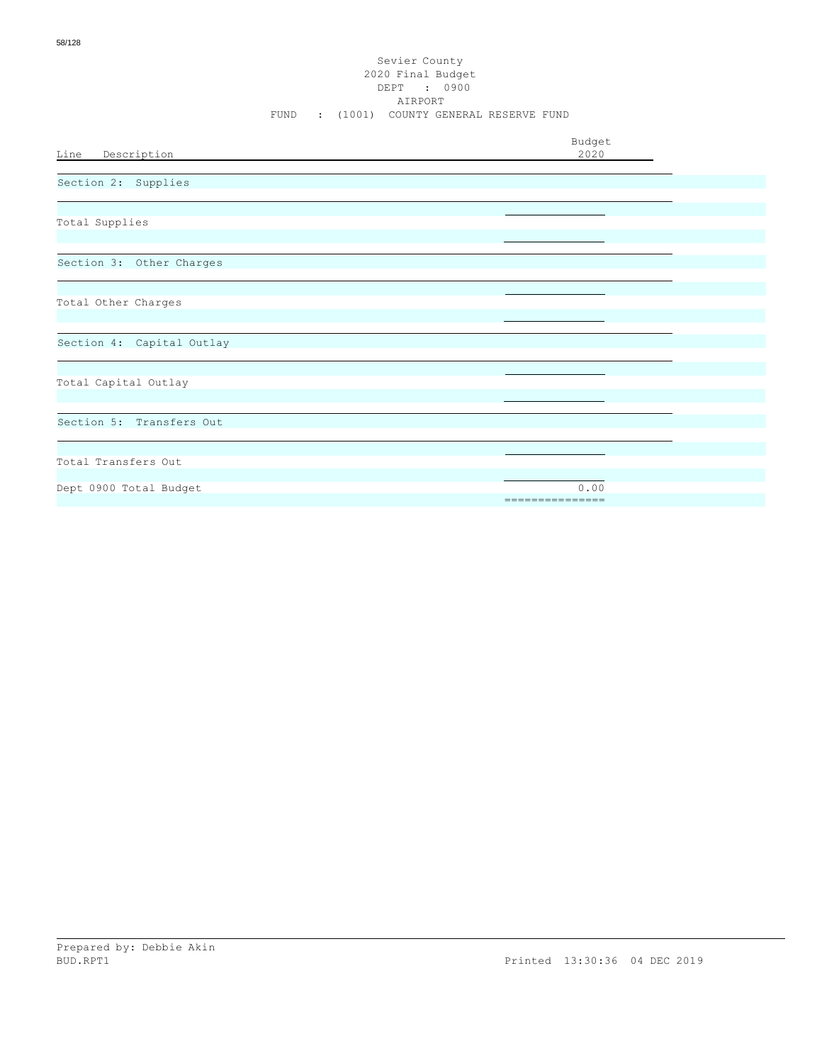Sevier County
2020 Final Budget
DEPT : 0900
AIRPORT
FUND : (1001) COUNTY GENERAL RESERVE FUND

| Line Description | Budget 2020 |
|---|---|
| Section 2: Supplies | |
| Total Supplies | |
| Section 3: Other Charges | |
| Total Other Charges | |
| Section 4: Capital Outlay | |
| Total Capital Outlay | |
| Section 5: Transfers Out | |
| Total Transfers Out | |
| Dept 0900 Total Budget | 0.00 |

Prepared by: Debbie Akin
BUD.RPT1 Printed 13:30:36 04 DEC 2019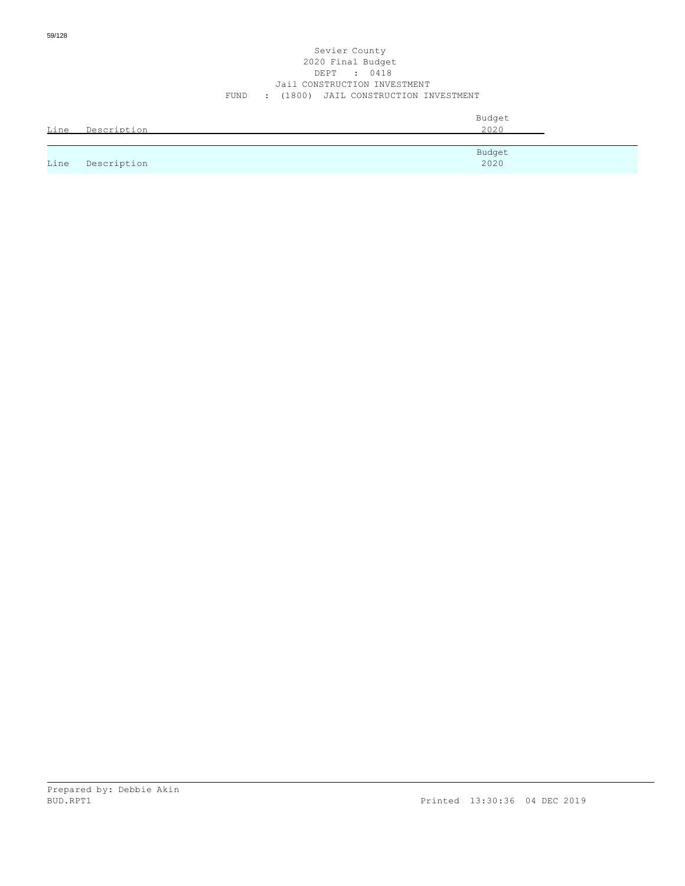Sevier County
2020 Final Budget
DEPT : 0418
Jail CONSTRUCTION INVESTMENT
FUND : (1800) JAIL CONSTRUCTION INVESTMENT

| Line | Description | Budget 2020 |
|---|---|---|

| Line | Description | Budget 2020 |
|---|---|---|

Prepared by: Debbie Akin
BUD.RPT1 Printed 13:30:36 04 DEC 2019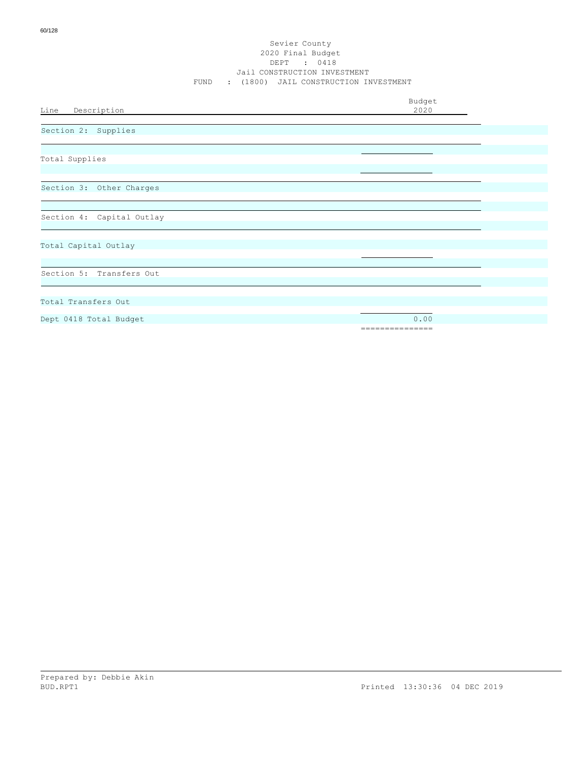Sevier County
2020 Final Budget
DEPT : 0418
Jail CONSTRUCTION INVESTMENT
FUND : (1800) JAIL CONSTRUCTION INVESTMENT

| Line Description | Budget 2020 |
|---|---|
| Section 2: Supplies | |
| Total Supplies | |
| Section 3: Other Charges | |
| Section 4: Capital Outlay | |
| Total Capital Outlay | |
| Section 5: Transfers Out | |
| Total Transfers Out | |
| Dept 0418 Total Budget | 0.00 |

Prepared by: Debbie Akin
BUD.RPT1 Printed 13:30:36 04 DEC 2019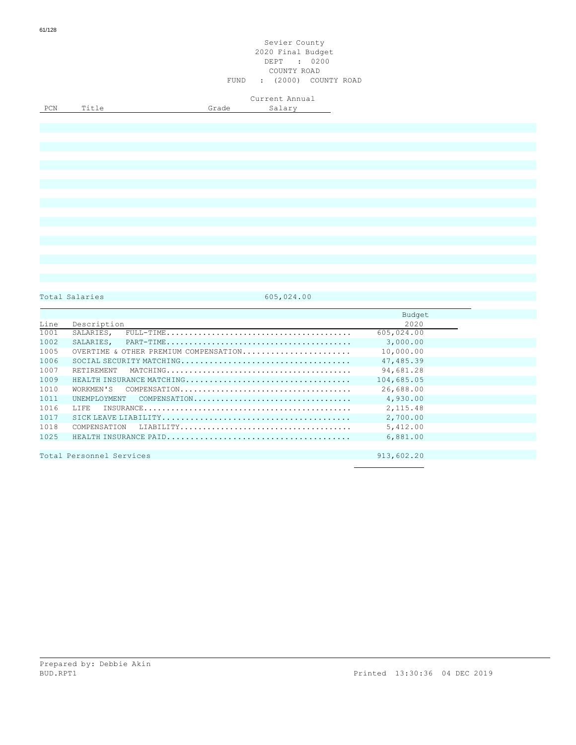Sevier County
2020 Final Budget
DEPT : 0200
COUNTY ROAD
FUND : (2000) COUNTY ROAD

| PCN | Title | Grade | Current Annual Salary |
|---|---|---|---|
| | Total Salaries | | 605,024.00 |

| Line | Description | Budget 2020 |
|---|---|---|
| 1001 | SALARIES, FULL-TIME........................................ | 605,024.00 |
| 1002 | SALARIES, PART-TIME........................................ | 3,000.00 |
| 1005 | OVERTIME & OTHER PREMIUM COMPENSATION....................... | 10,000.00 |
| 1006 | SOCIAL SECURITY MATCHING.................................... | 47,485.39 |
| 1007 | RETIREMENT MATCHING........................................ | 94,681.28 |
| 1009 | HEALTH INSURANCE MATCHING................................... | 104,685.05 |
| 1010 | WORKMEN'S COMPENSATION..................................... | 26,688.00 |
| 1011 | UNEMPLOYMENT COMPENSATION.................................. | 4,930.00 |
| 1016 | LIFE INSURANCE............................................. | 2,115.48 |
| 1017 | SICK LEAVE LIABILITY........................................ | 2,700.00 |
| 1018 | COMPENSATION LIABILITY..................................... | 5,412.00 |
| 1025 | HEALTH INSURANCE PAID....................................... | 6,881.00 |
| | Total Personnel Services | 913,602.20 |

Prepared by: Debbie Akin
BUD.RPT1 Printed 13:30:36 04 DEC 2019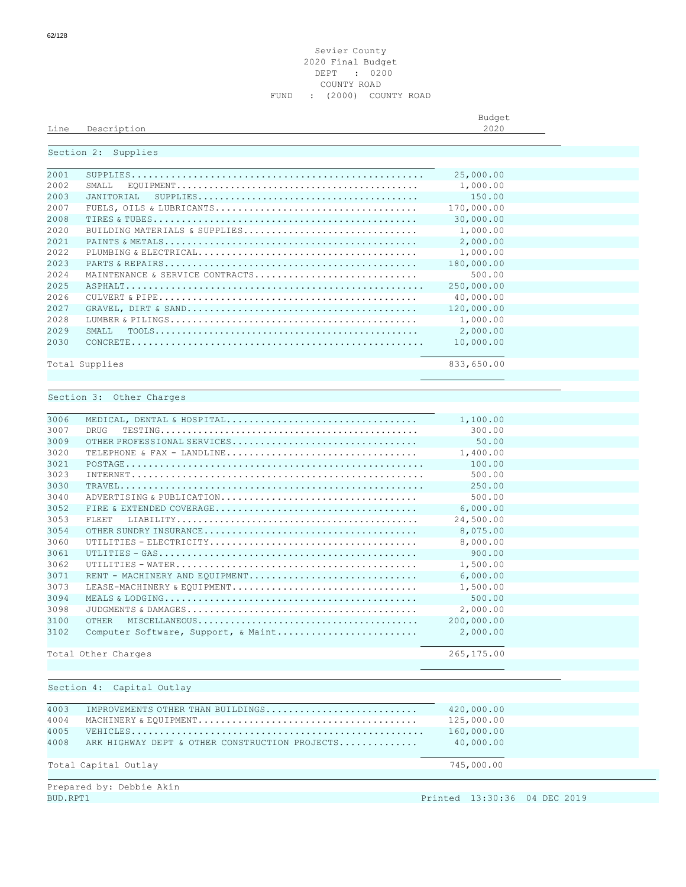Sevier County
2020 Final Budget
DEPT : 0200
COUNTY ROAD
FUND : (2000) COUNTY ROAD

| Line | Description | Budget 2020 |
|---|---|---|
| **Section 2: Supplies** | | |
| 2001 | SUPPLIES | 25,000.00 |
| 2002 | SMALL EQUIPMENT | 1,000.00 |
| 2003 | JANITORIAL SUPPLIES | 150.00 |
| 2007 | FUELS, OILS & LUBRICANTS | 170,000.00 |
| 2008 | TIRES & TUBES | 30,000.00 |
| 2020 | BUILDING MATERIALS & SUPPLIES | 1,000.00 |
| 2021 | PAINTS & METALS | 2,000.00 |
| 2022 | PLUMBING & ELECTRICAL | 1,000.00 |
| 2023 | PARTS & REPAIRS | 180,000.00 |
| 2024 | MAINTENANCE & SERVICE CONTRACTS | 500.00 |
| 2025 | ASPHALT | 250,000.00 |
| 2026 | CULVERT & PIPE | 40,000.00 |
| 2027 | GRAVEL, DIRT & SAND | 120,000.00 |
| 2028 | LUMBER & PILINGS | 1,000.00 |
| 2029 | SMALL TOOLS | 2,000.00 |
| 2030 | CONCRETE | 10,000.00 |
| Total Supplies | | 833,650.00 |
| **Section 3: Other Charges** | | |
| 3006 | MEDICAL, DENTAL & HOSPITAL | 1,100.00 |
| 3007 | DRUG TESTING | 300.00 |
| 3009 | OTHER PROFESSIONAL SERVICES | 50.00 |
| 3020 | TELEPHONE & FAX - LANDLINE | 1,400.00 |
| 3021 | POSTAGE | 100.00 |
| 3023 | INTERNET | 500.00 |
| 3030 | TRAVEL | 250.00 |
| 3040 | ADVERTISING & PUBLICATION | 500.00 |
| 3052 | FIRE & EXTENDED COVERAGE | 6,000.00 |
| 3053 | FLEET LIABILITY | 24,500.00 |
| 3054 | OTHER SUNDRY INSURANCE | 8,075.00 |
| 3060 | UTILITIES - ELECTRICITY | 8,000.00 |
| 3061 | UTILITIES - GAS | 900.00 |
| 3062 | UTILITIES - WATER | 1,500.00 |
| 3071 | RENT - MACHINERY AND EQUIPMENT | 6,000.00 |
| 3073 | LEASE-MACHINERY & EQUIPMENT | 1,500.00 |
| 3094 | MEALS & LODGING | 500.00 |
| 3098 | JUDGMENTS & DAMAGES | 2,000.00 |
| 3100 | OTHER MISCELLANEOUS | 200,000.00 |
| 3102 | Computer Software, Support, & Maint | 2,000.00 |
| Total Other Charges | | 265,175.00 |
| **Section 4: Capital Outlay** | | |
| 4003 | IMPROVEMENTS OTHER THAN BUILDINGS | 420,000.00 |
| 4004 | MACHINERY & EQUIPMENT | 125,000.00 |
| 4005 | VEHICLES | 160,000.00 |
| 4008 | ARK HIGHWAY DEPT & OTHER CONSTRUCTION PROJECTS | 40,000.00 |
| Total Capital Outlay | | 745,000.00 |

Prepared by: Debbie Akin
BUD.RPT1 Printed 13:30:36 04 DEC 2019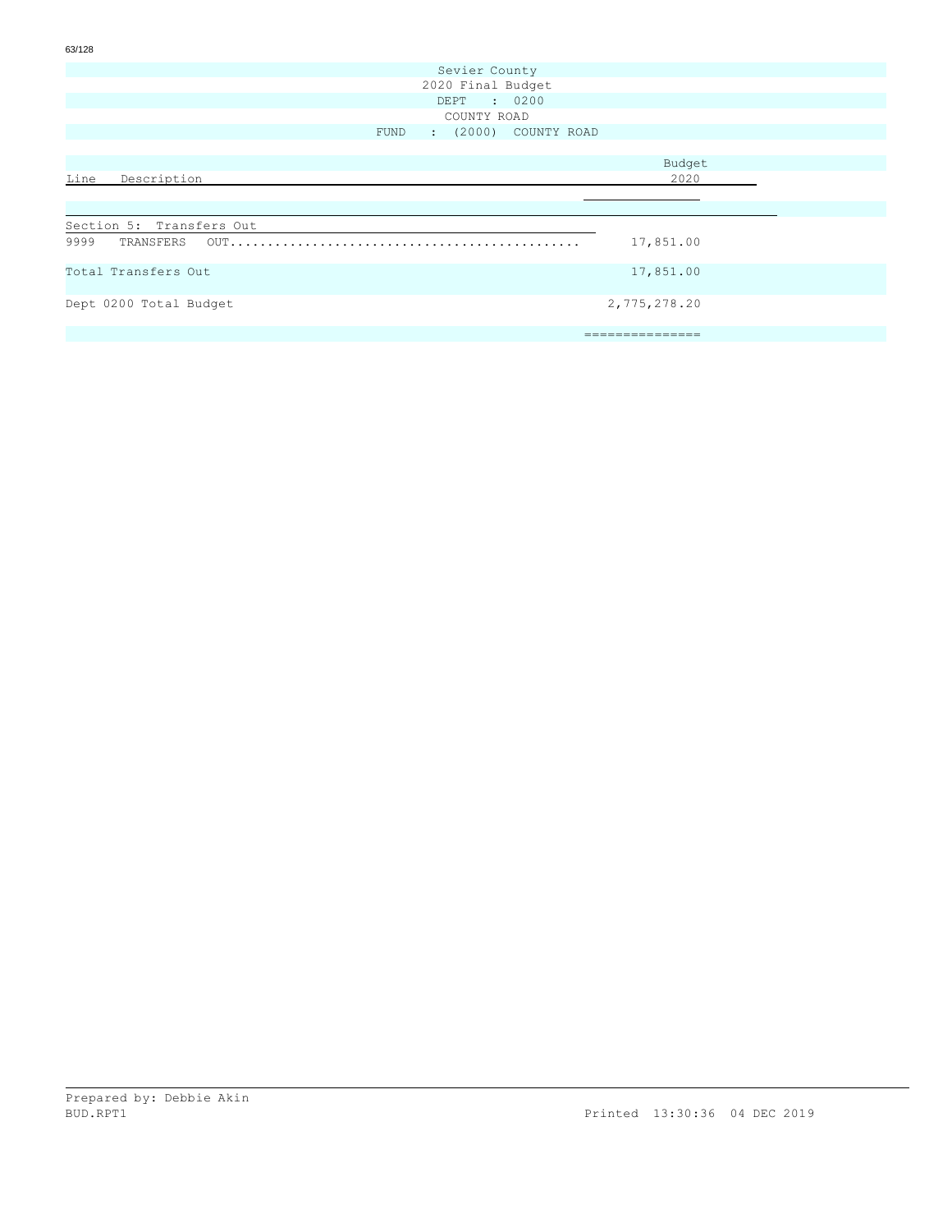Sevier County

2020 Final Budget

DEPT : 0200

COUNTY ROAD

FUND : (2000) COUNTY ROAD

| Line Description | Budget 2020 |
|---|---|
| **Section 5: Transfers Out** | |
| 9999 TRANSFERS OUT............................................... | 17,851.00 |
| Total Transfers Out | 17,851.00 |
| Dept 0200 Total Budget | 2,775,278.20 |
| | =============== |

Prepared by: Debbie Akin

BUD.RPT1 Printed 13:30:36 04 DEC 2019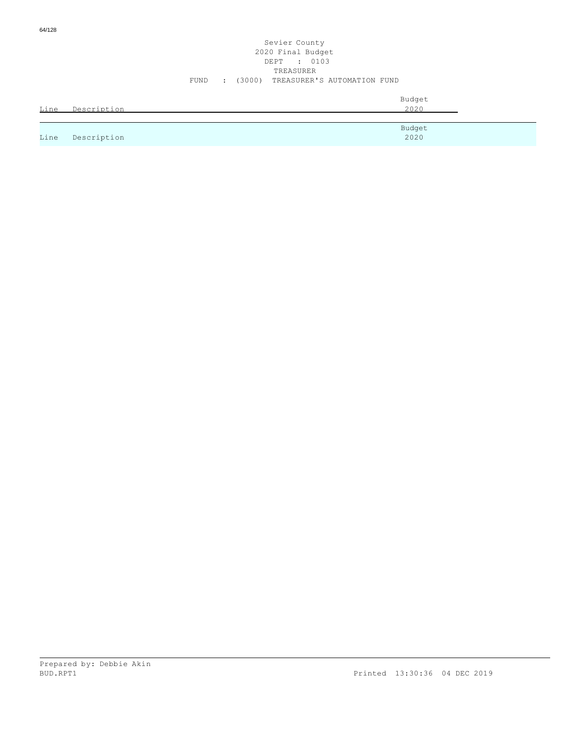Sevier County
2020 Final Budget
DEPT : 0103
TREASURER
FUND : (3000) TREASURER'S AUTOMATION FUND

| Line | Description | Budget 2020 |
|---|---|---|
| Line | Description | Budget 2020 |

Prepared by: Debbie Akin
BUD.RPT1

Printed 13:30:36 04 DEC 2019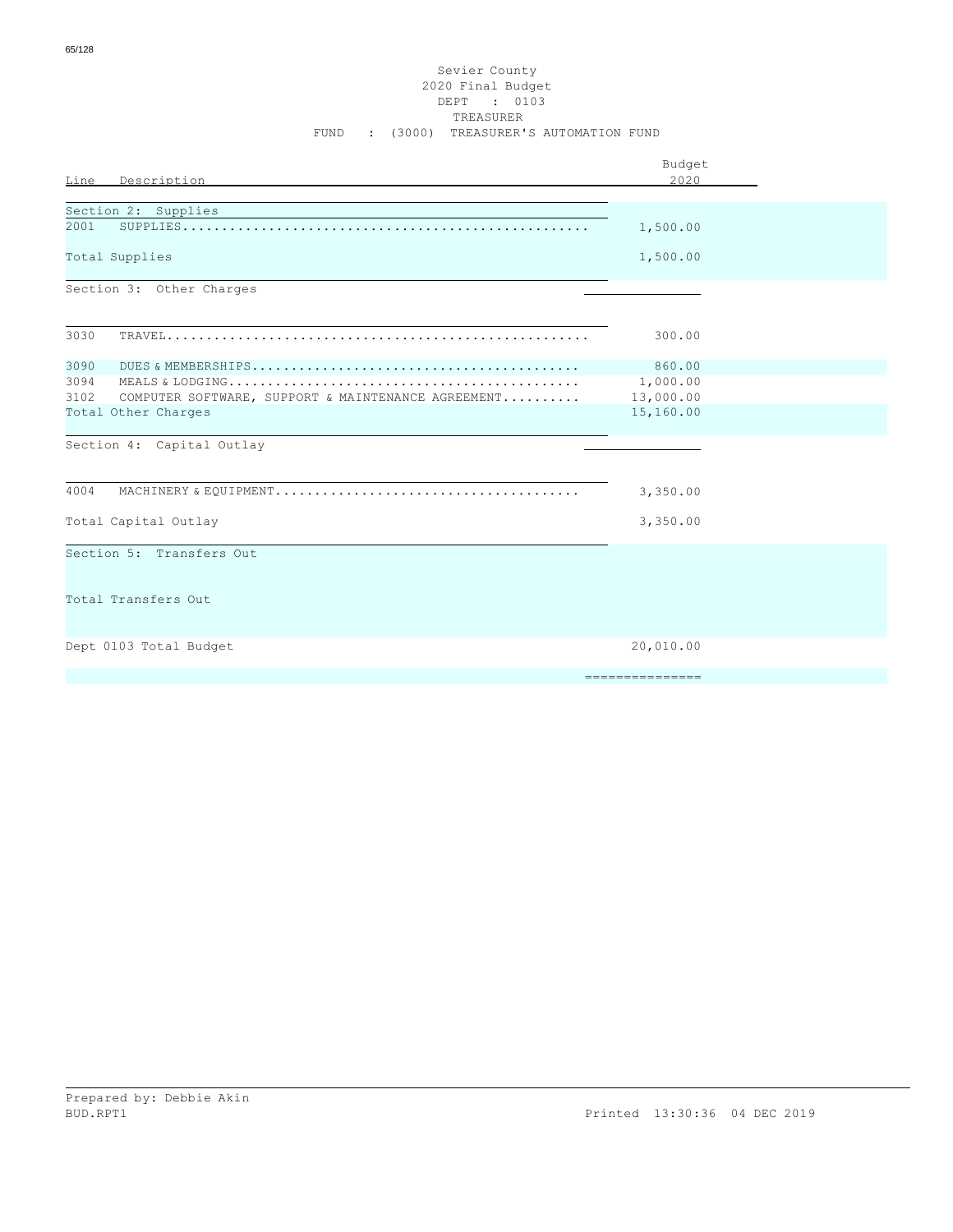Sevier County
2020 Final Budget
DEPT : 0103
TREASURER
FUND : (3000) TREASURER'S AUTOMATION FUND

| Line | Description | Budget 2020 |
|---|---|---|
| | **Section 2: Supplies** | |
| 2001 | SUPPLIES | 1,500.00 |
| | Total Supplies | 1,500.00 |
| | **Section 3: Other Charges** | |
| 3030 | TRAVEL | 300.00 |
| 3090 | DUES & MEMBERSHIPS | 860.00 |
| 3094 | MEALS & LODGING | 1,000.00 |
| 3102 | COMPUTER SOFTWARE, SUPPORT & MAINTENANCE AGREEMENT | 13,000.00 |
| | Total Other Charges | 15,160.00 |
| | **Section 4: Capital Outlay** | |
| 4004 | MACHINERY & EQUIPMENT | 3,350.00 |
| | Total Capital Outlay | 3,350.00 |
| | **Section 5: Transfers Out** | |
| | Total Transfers Out | |
| | Dept 0103 Total Budget | 20,010.00 |

Prepared by: Debbie Akin
BUD.RPT1

Printed 13:30:36 04 DEC 2019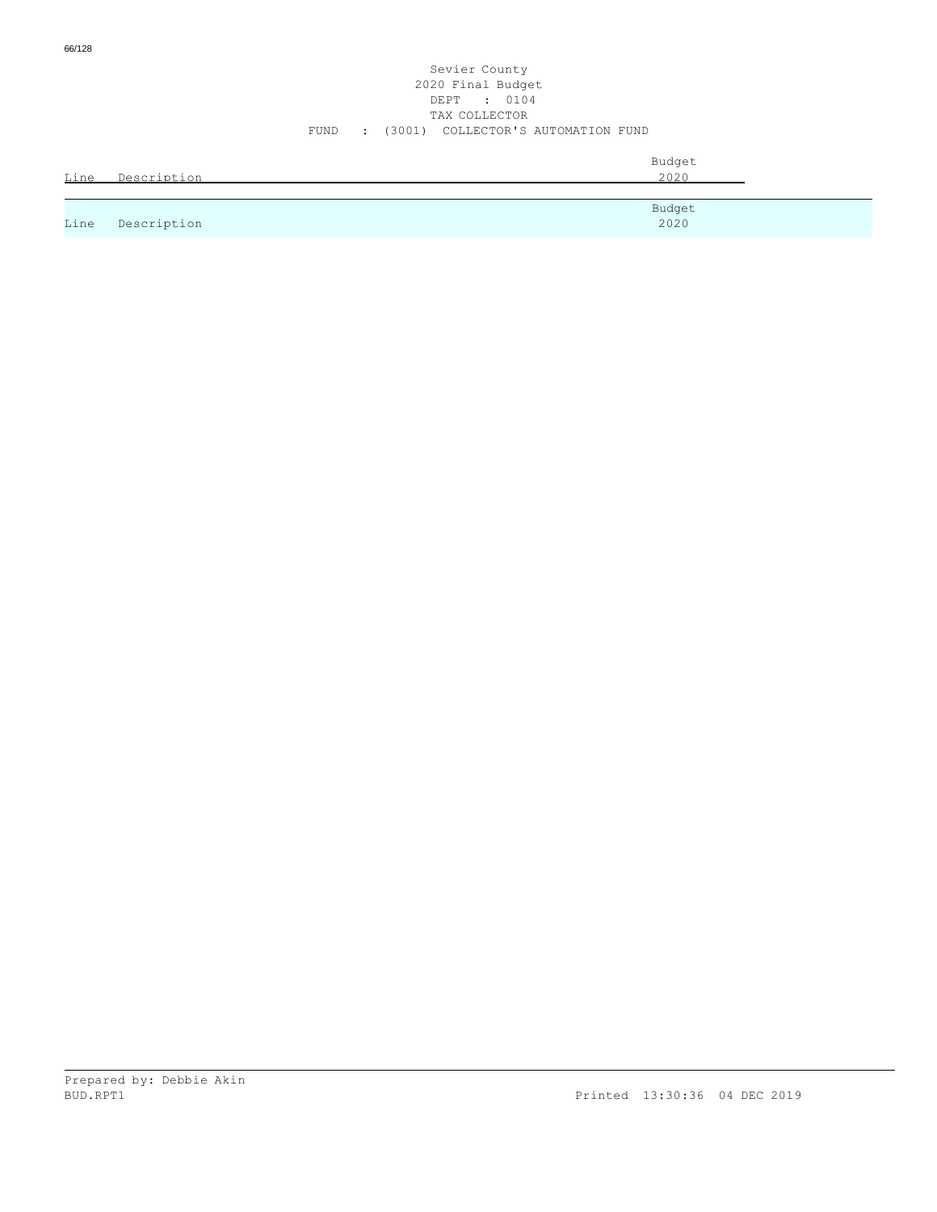Sevier County
2020 Final Budget
DEPT : 0104
TAX COLLECTOR
FUND : (3001) COLLECTOR'S AUTOMATION FUND

| Line | Description | Budget 2020 |
|---|---|---|
| Line | Description | Budget 2020 |

Prepared by: Debbie Akin
BUD.RPT1 Printed 13:30:36 04 DEC 2019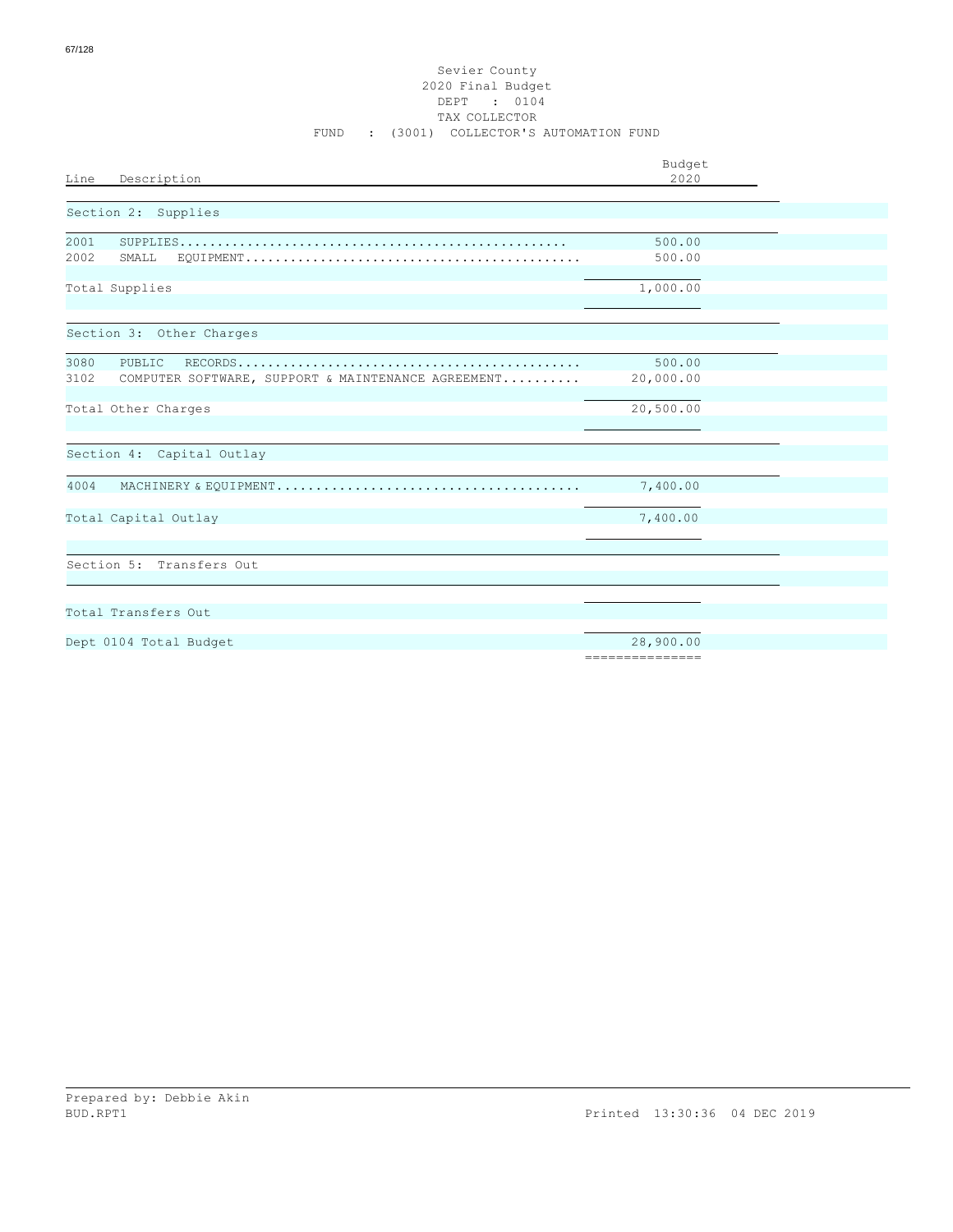Sevier County
2020 Final Budget
DEPT : 0104
TAX COLLECTOR
FUND : (3001) COLLECTOR'S AUTOMATION FUND

| Line | Description | Budget 2020 |
|---|---|---|
| **Section 2: Supplies** | | |
| 2001 | SUPPLIES | 500.00 |
| 2002 | SMALL EQUIPMENT | 500.00 |
| | Total Supplies | 1,000.00 |
| **Section 3: Other Charges** | | |
| 3080 | PUBLIC RECORDS | 500.00 |
| 3102 | COMPUTER SOFTWARE, SUPPORT & MAINTENANCE AGREEMENT | 20,000.00 |
| | Total Other Charges | 20,500.00 |
| **Section 4: Capital Outlay** | | |
| 4004 | MACHINERY & EQUIPMENT | 7,400.00 |
| | Total Capital Outlay | 7,400.00 |
| **Section 5: Transfers Out** | | |
| | Total Transfers Out | |
| | Dept 0104 Total Budget | 28,900.00 |

Prepared by: Debbie Akin
BUD.RPT1

Printed 13:30:36 04 DEC 2019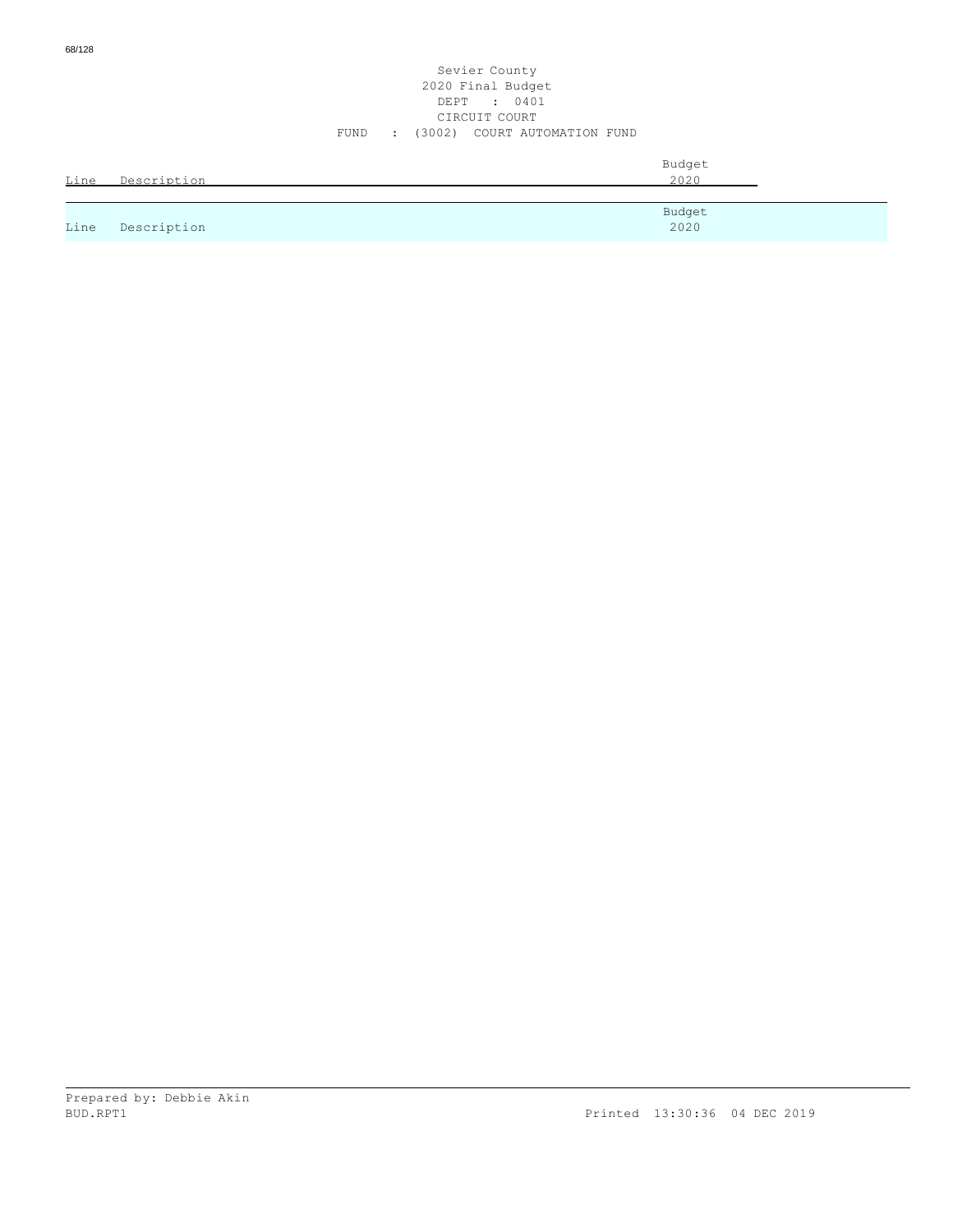Sevier County
2020 Final Budget
DEPT : 0401
CIRCUIT COURT
FUND : (3002) COURT AUTOMATION FUND

| Line | Description | Budget 2020 |
| --- | --- | --- |
| Line | Description | Budget 2020 |

Prepared by: Debbie Akin
BUD.RPT1

Printed 13:30:36 04 DEC 2019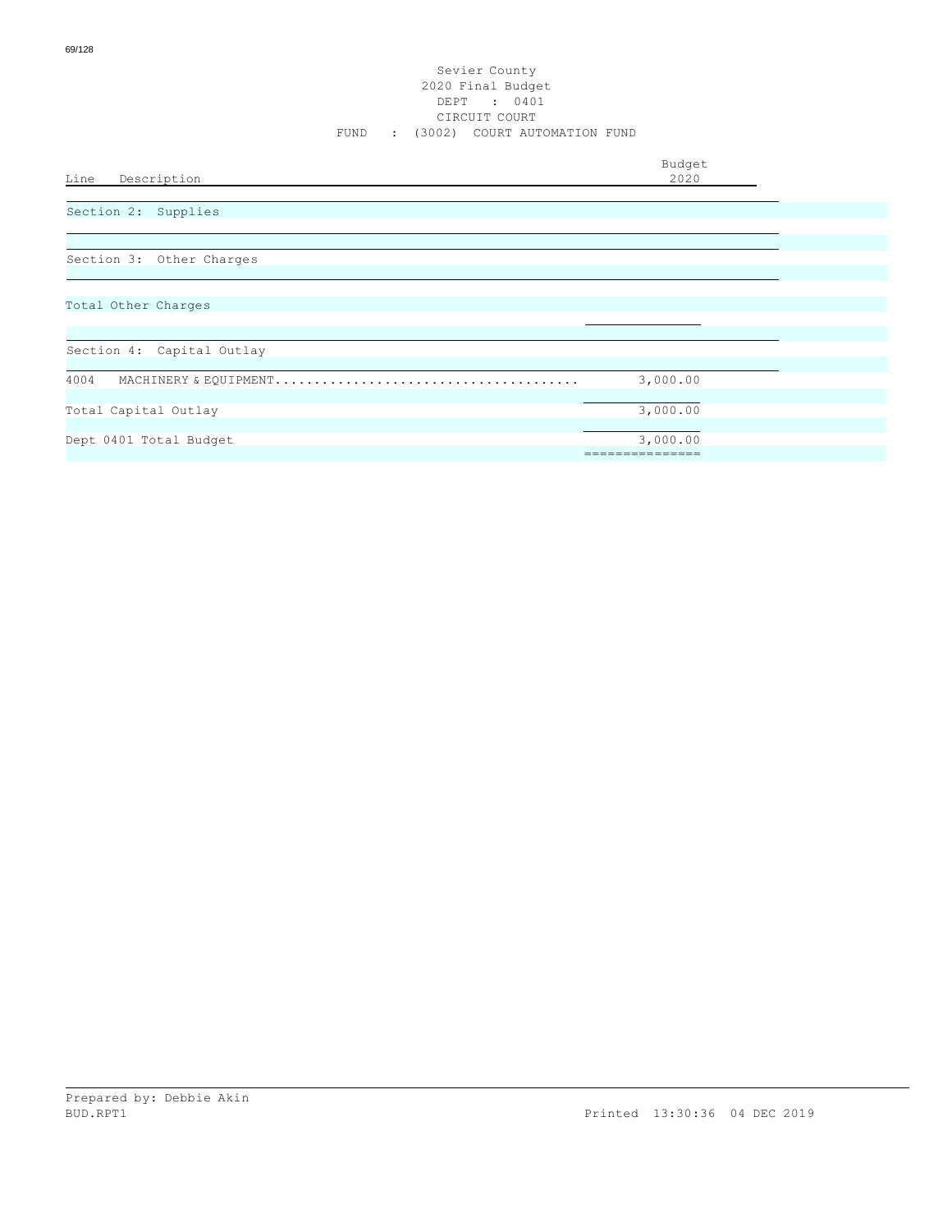Sevier County
2020 Final Budget
DEPT : 0401
CIRCUIT COURT
FUND : (3002) COURT AUTOMATION FUND

| Line Description | Budget 2020 |
|---|---|
| Section 2: Supplies | |
| Section 3: Other Charges | |
| Total Other Charges | |
| Section 4: Capital Outlay | |
| 4004 MACHINERY & EQUIPMENT...................................... | 3,000.00 |
| Total Capital Outlay | 3,000.00 |
| Dept 0401 Total Budget | 3,000.00 |

Prepared by: Debbie Akin
BUD.RPT1 Printed 13:30:36 04 DEC 2019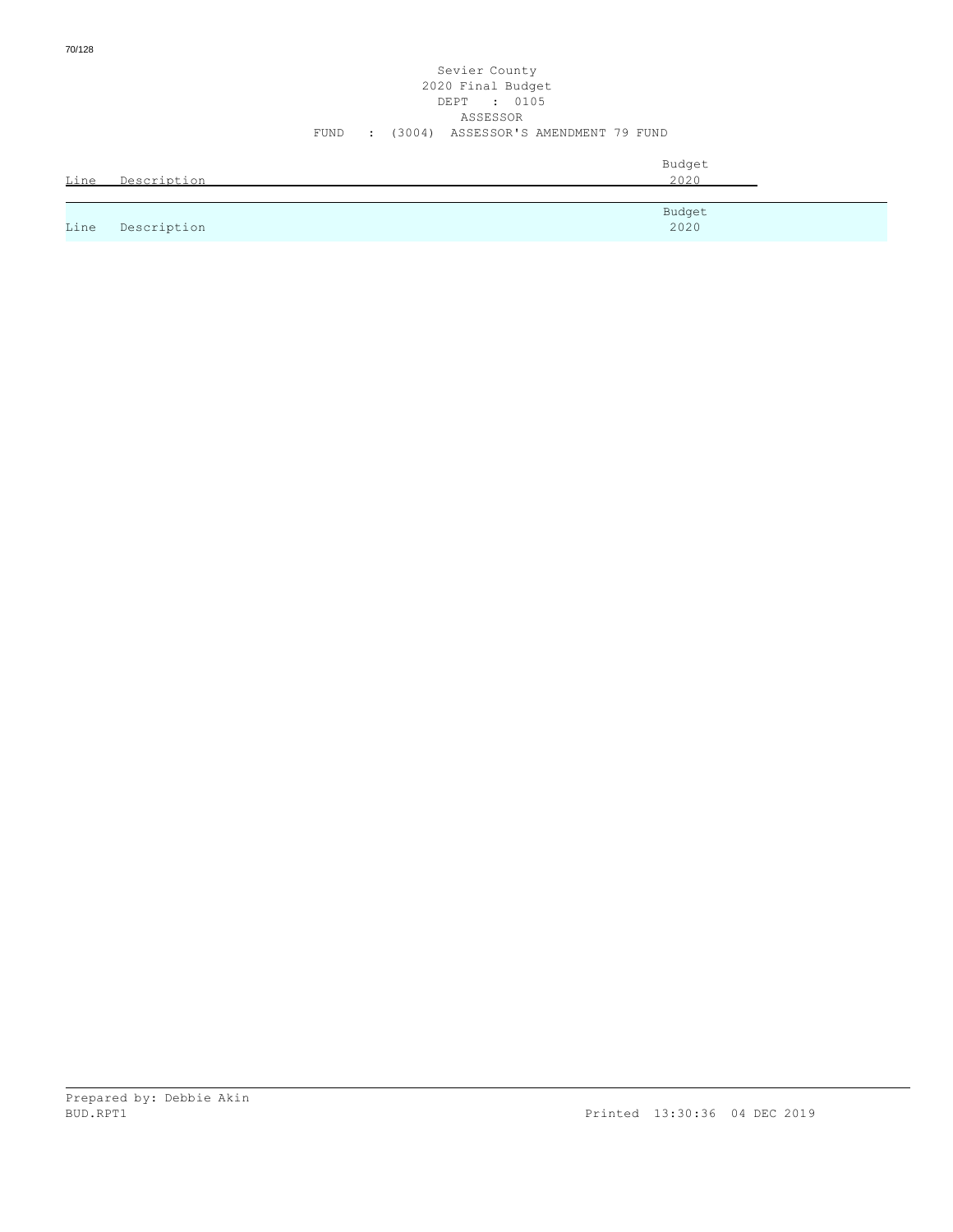Sevier County
2020 Final Budget
DEPT : 0105
ASSESSOR
FUND : (3004) ASSESSOR'S AMENDMENT 79 FUND

| Line | Description | Budget 2020 |
|---|---|---|

| Line | Description | Budget 2020 |
|---|---|---|

Prepared by: Debbie Akin
BUD.RPT1 Printed 13:30:36 04 DEC 2019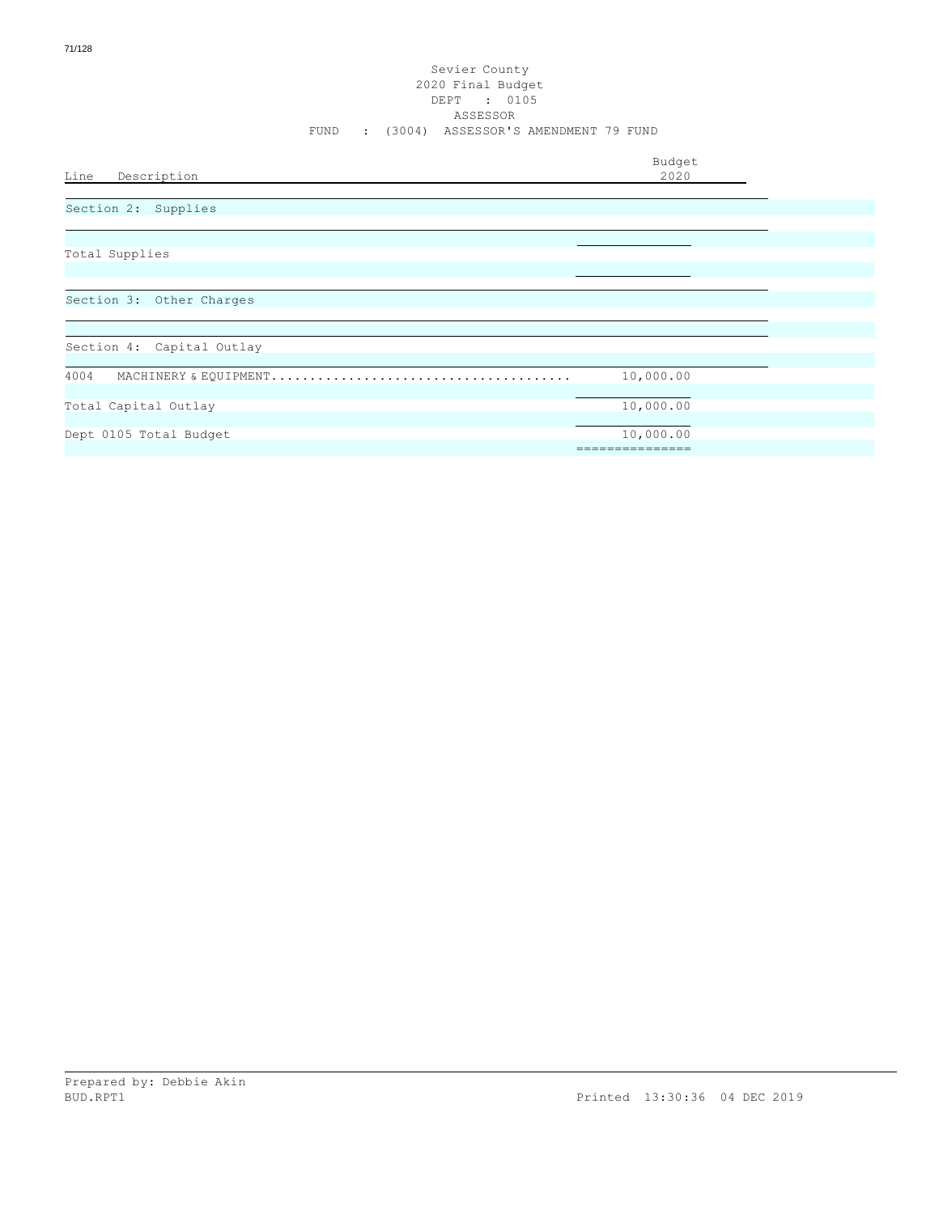Sevier County
2020 Final Budget
DEPT : 0105
ASSESSOR
FUND : (3004) ASSESSOR'S AMENDMENT 79 FUND

| Line Description | Budget 2020 |
|---|---|
| Section 2: Supplies | |
| Total Supplies | |
| Section 3: Other Charges | |
| Section 4: Capital Outlay | |
| 4004 MACHINERY & EQUIPMENT | 10,000.00 |
| Total Capital Outlay | 10,000.00 |
| Dept 0105 Total Budget | 10,000.00 |

Prepared by: Debbie Akin
BUD.RPT1 Printed 13:30:36 04 DEC 2019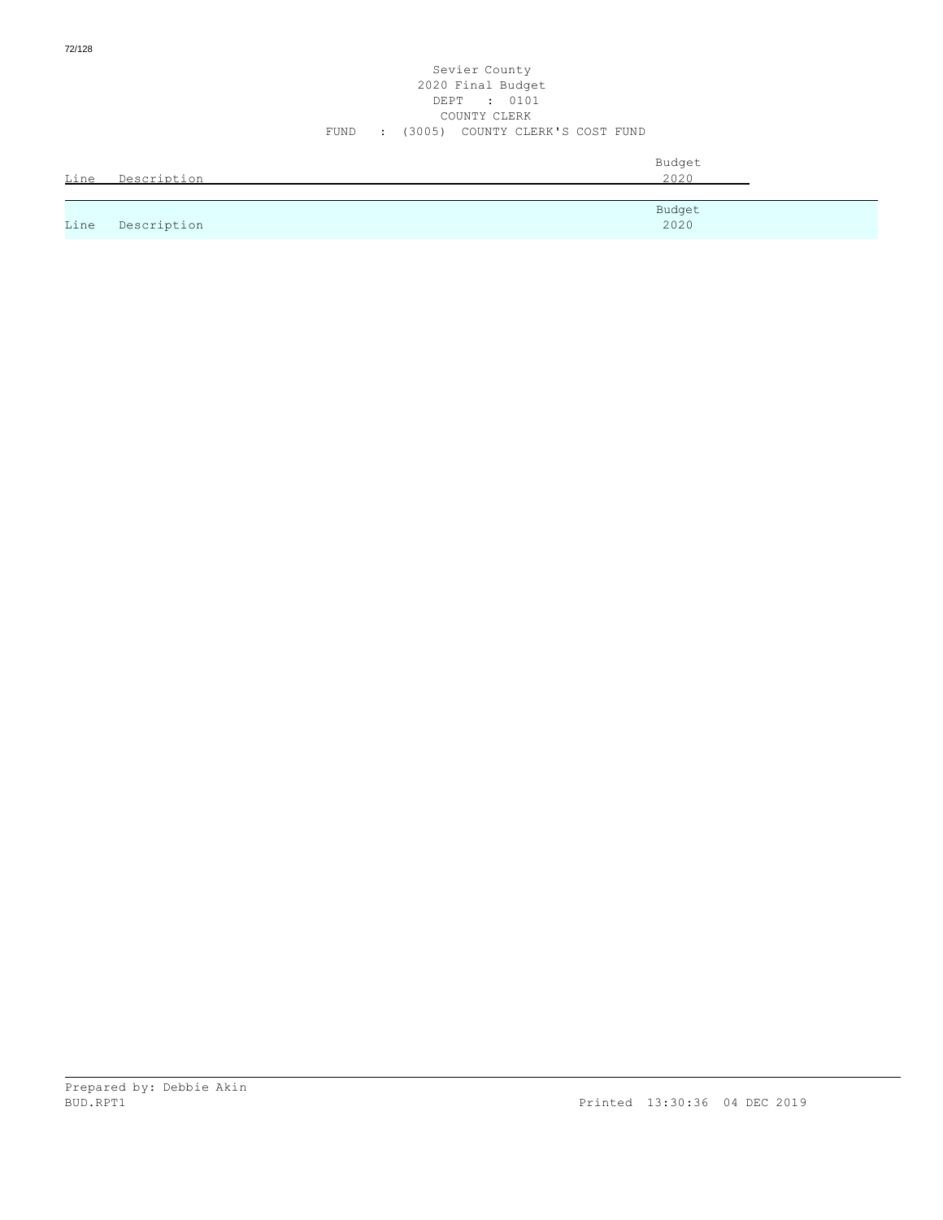Sevier County
2020 Final Budget
DEPT : 0101
COUNTY CLERK
FUND : (3005) COUNTY CLERK'S COST FUND

| Line | Description | Budget 2020 |
| --- | --- | --- |

| Line | Description | Budget 2020 |
| --- | --- | --- |

Prepared by: Debbie Akin
BUD.RPT1

Printed 13:30:36 04 DEC 2019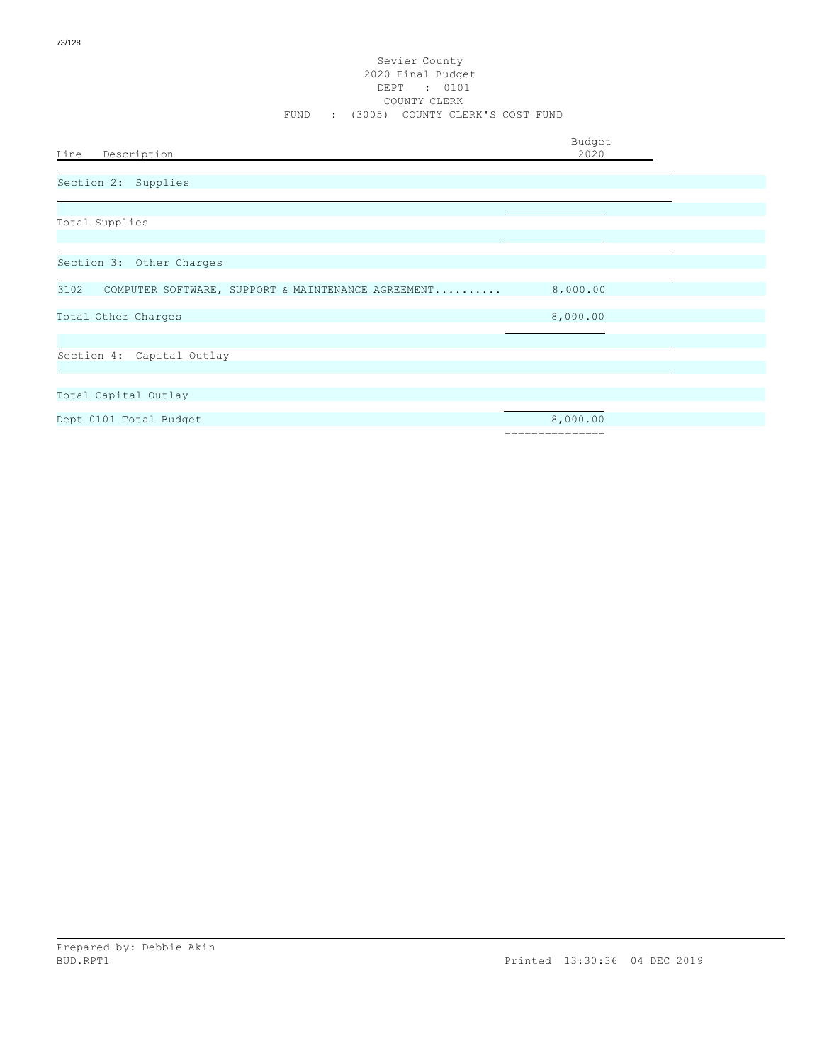Sevier County
2020 Final Budget
DEPT : 0101
COUNTY CLERK
FUND : (3005) COUNTY CLERK'S COST FUND

| Line | Description | Budget 2020 |
|---|---|---|
| | **Section 2: Supplies** | |
| | Total Supplies | |
| | **Section 3: Other Charges** | |
| 3102 | COMPUTER SOFTWARE, SUPPORT & MAINTENANCE AGREEMENT.......... | 8,000.00 |
| | Total Other Charges | 8,000.00 |
| | **Section 4: Capital Outlay** | |
| | Total Capital Outlay | |
| | Dept 0101 Total Budget | 8,000.00 |

Prepared by: Debbie Akin
BUD.RPT1

Printed 13:30:36 04 DEC 2019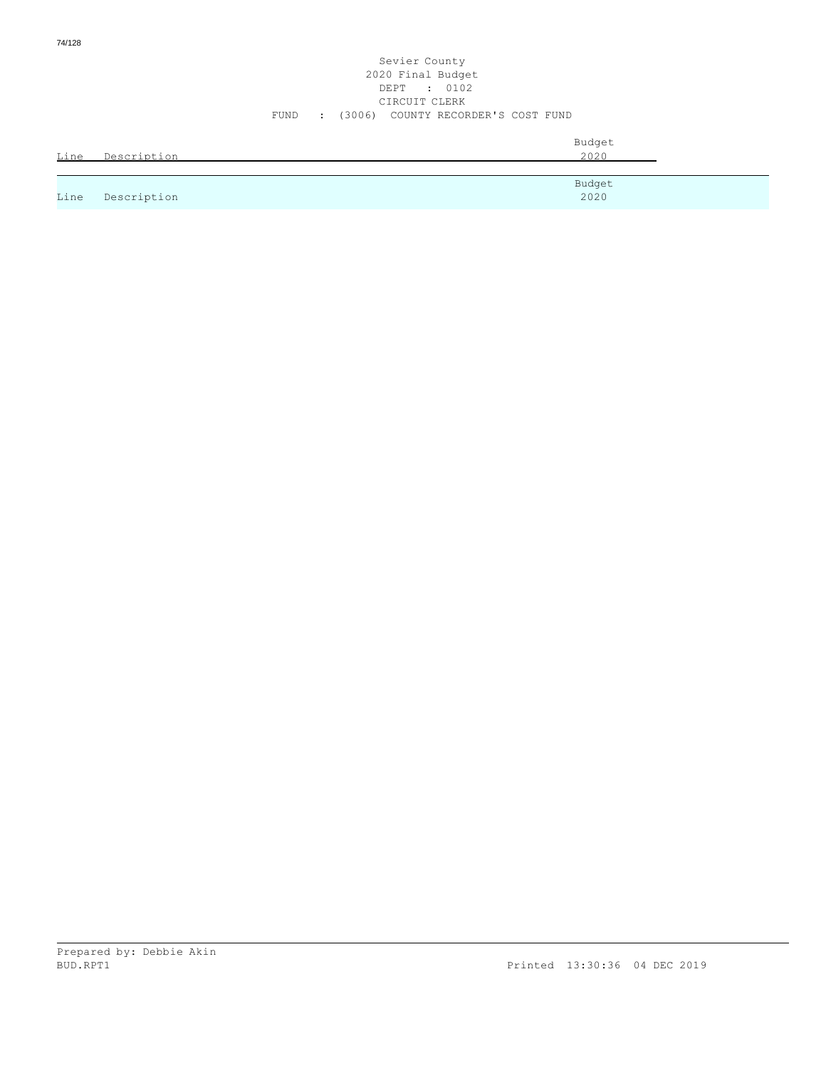Sevier County
2020 Final Budget
DEPT : 0102
CIRCUIT CLERK
FUND : (3006) COUNTY RECORDER'S COST FUND

| Line | Description | Budget 2020 |
|---|---|---|

| Line | Description | Budget 2020 |
|---|---|---|

Prepared by: Debbie Akin
BUD.RPT1 Printed 13:30:36 04 DEC 2019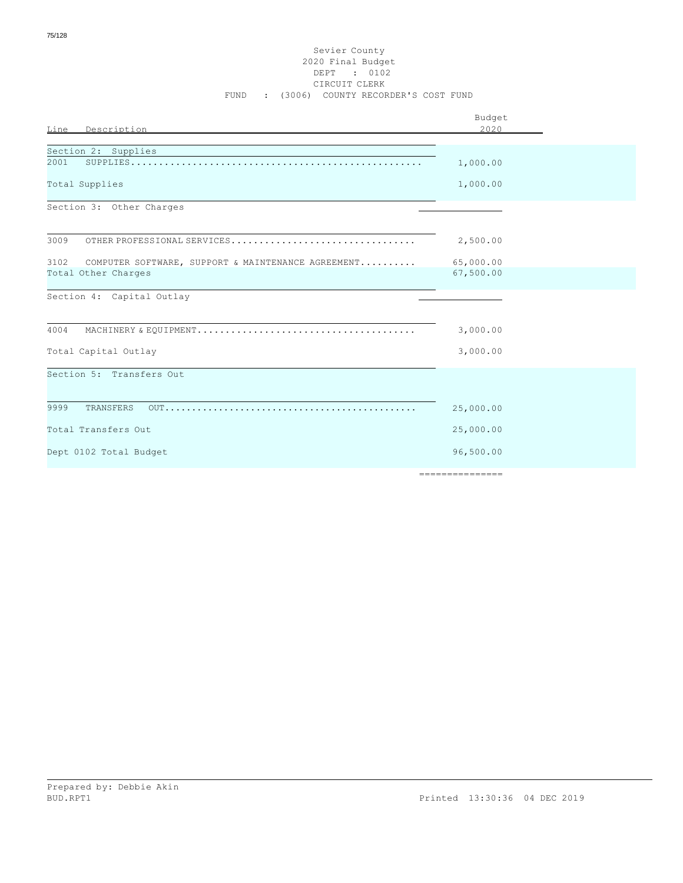Sevier County
2020 Final Budget
DEPT : 0102
CIRCUIT CLERK
FUND : (3006) COUNTY RECORDER'S COST FUND

| Line Description | Budget 2020 |
|---|---|
| **Section 2: Supplies** | |
| 2001 SUPPLIES | 1,000.00 |
| Total Supplies | 1,000.00 |
| **Section 3: Other Charges** | |
| 3009 OTHER PROFESSIONAL SERVICES | 2,500.00 |
| 3102 COMPUTER SOFTWARE, SUPPORT & MAINTENANCE AGREEMENT | 65,000.00 |
| Total Other Charges | 67,500.00 |
| **Section 4: Capital Outlay** | |
| 4004 MACHINERY & EQUIPMENT | 3,000.00 |
| Total Capital Outlay | 3,000.00 |
| **Section 5: Transfers Out** | |
| 9999 TRANSFERS OUT | 25,000.00 |
| Total Transfers Out | 25,000.00 |
| Dept 0102 Total Budget | 96,500.00 |

Prepared by: Debbie Akin
BUD.RPT1 Printed 13:30:36 04 DEC 2019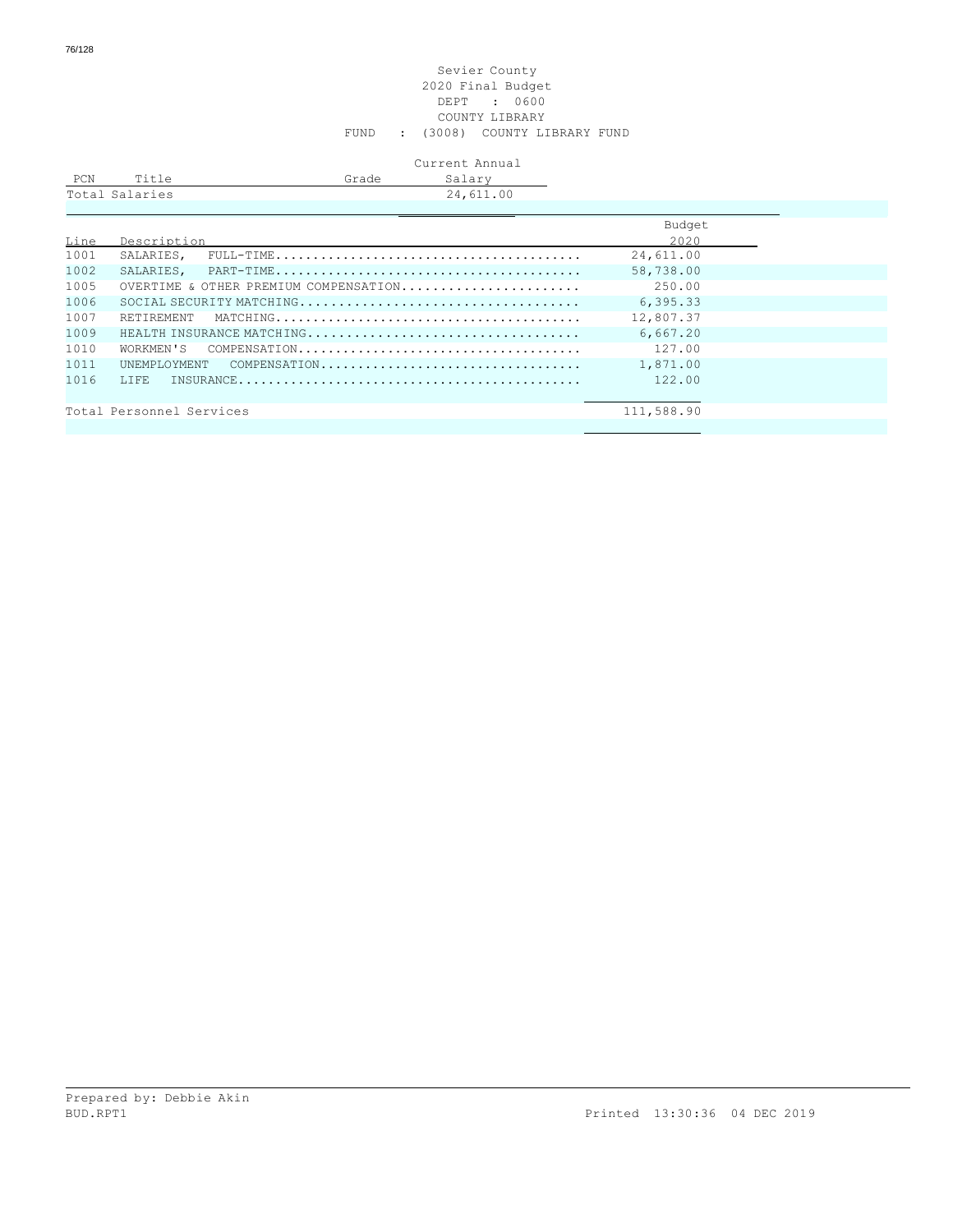Sevier County
2020 Final Budget
DEPT : 0600
COUNTY LIBRARY
FUND : (3008) COUNTY LIBRARY FUND

| PCN | Title | Grade | Current Annual Salary |
|---|---|---|---|
| Total Salaries | | | 24,611.00 |

| Line | Description | Budget 2020 |
|---|---|---|
| 1001 | SALARIES, FULL-TIME........................................ | 24,611.00 |
| 1002 | SALARIES, PART-TIME........................................ | 58,738.00 |
| 1005 | OVERTIME & OTHER PREMIUM COMPENSATION....................... | 250.00 |
| 1006 | SOCIAL SECURITY MATCHING.................................... | 6,395.33 |
| 1007 | RETIREMENT MATCHING........................................ | 12,807.37 |
| 1009 | HEALTH INSURANCE MATCHING................................... | 6,667.20 |
| 1010 | WORKMEN'S COMPENSATION..................................... | 127.00 |
| 1011 | UNEMPLOYMENT COMPENSATION.................................. | 1,871.00 |
| 1016 | LIFE INSURANCE............................................. | 122.00 |
| | Total Personnel Services | 111,588.90 |

Prepared by: Debbie Akin
BUD.RPT1 Printed 13:30:36 04 DEC 2019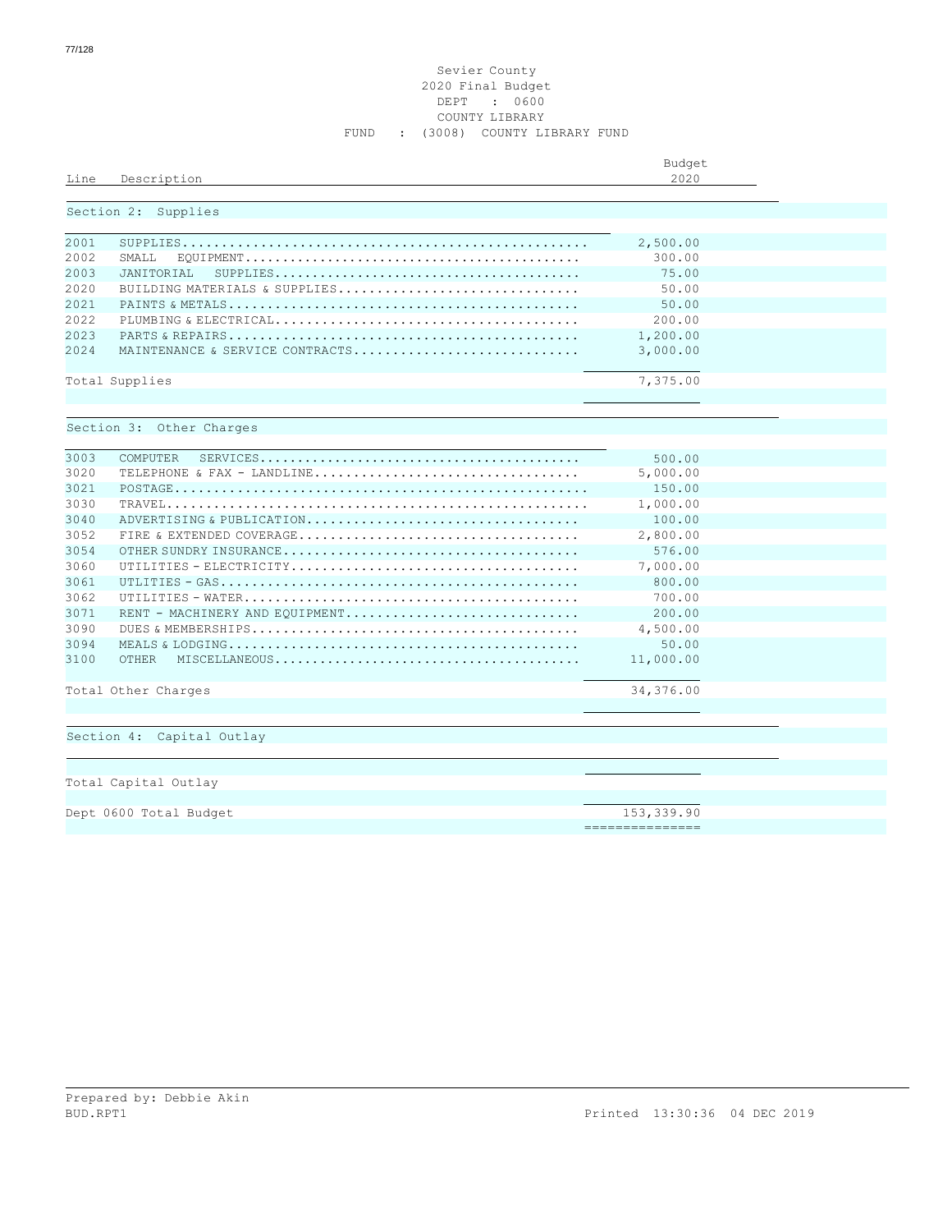Sevier County
2020 Final Budget
DEPT : 0600
COUNTY LIBRARY
FUND : (3008) COUNTY LIBRARY FUND

| Line | Description | Budget 2020 |
|---|---|---|
| | **Section 2: Supplies** | |
| 2001 | SUPPLIES | 2,500.00 |
| 2002 | SMALL EQUIPMENT | 300.00 |
| 2003 | JANITORIAL SUPPLIES | 75.00 |
| 2020 | BUILDING MATERIALS & SUPPLIES | 50.00 |
| 2021 | PAINTS & METALS | 50.00 |
| 2022 | PLUMBING & ELECTRICAL | 200.00 |
| 2023 | PARTS & REPAIRS | 1,200.00 |
| 2024 | MAINTENANCE & SERVICE CONTRACTS | 3,000.00 |
| | Total Supplies | 7,375.00 |
| | **Section 3: Other Charges** | |
| 3003 | COMPUTER SERVICES | 500.00 |
| 3020 | TELEPHONE & FAX - LANDLINE | 5,000.00 |
| 3021 | POSTAGE | 150.00 |
| 3030 | TRAVEL | 1,000.00 |
| 3040 | ADVERTISING & PUBLICATION | 100.00 |
| 3052 | FIRE & EXTENDED COVERAGE | 2,800.00 |
| 3054 | OTHER SUNDRY INSURANCE | 576.00 |
| 3060 | UTILITIES - ELECTRICITY | 7,000.00 |
| 3061 | UTILITIES - GAS | 800.00 |
| 3062 | UTILITIES - WATER | 700.00 |
| 3071 | RENT - MACHINERY AND EQUIPMENT | 200.00 |
| 3090 | DUES & MEMBERSHIPS | 4,500.00 |
| 3094 | MEALS & LODGING | 50.00 |
| 3100 | OTHER MISCELLANEOUS | 11,000.00 |
| | Total Other Charges | 34,376.00 |
| | **Section 4: Capital Outlay** | |
| | Total Capital Outlay | |
| | Dept 0600 Total Budget | 153,339.90 |

Prepared by: Debbie Akin
BUD.RPT1 Printed 13:30:36 04 DEC 2019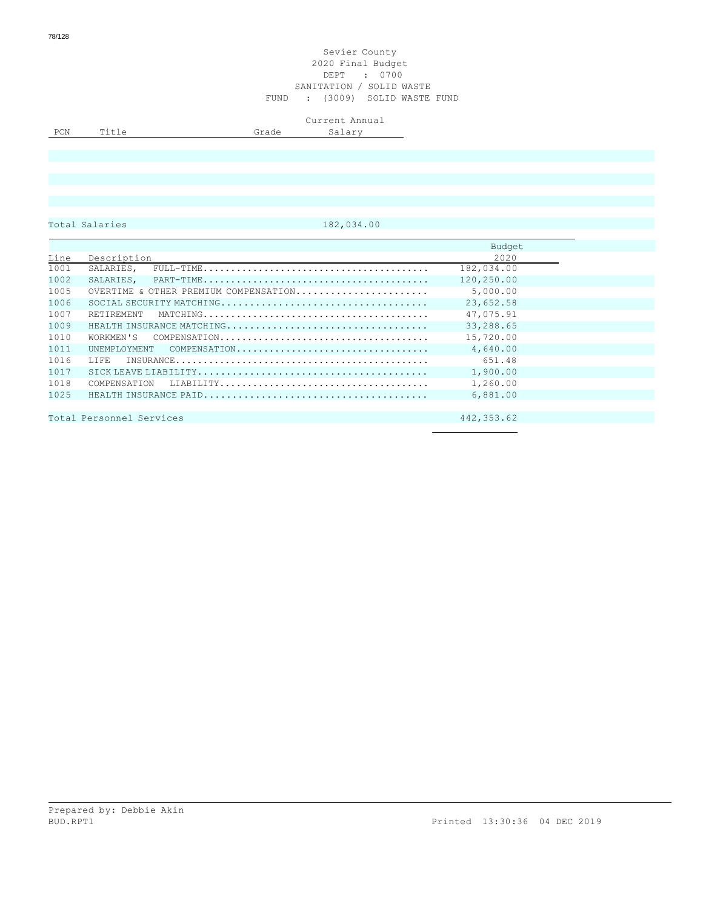Sevier County
2020 Final Budget
DEPT : 0700
SANITATION / SOLID WASTE
FUND : (3009) SOLID WASTE FUND

| PCN | Title | Grade | Current Annual Salary |
|---|---|---|---|
| | | | |

Total Salaries 182,034.00

| Line | Description | Budget 2020 |
|---|---|---|
| 1001 | SALARIES, FULL-TIME........................................ | 182,034.00 |
| 1002 | SALARIES, PART-TIME........................................ | 120,250.00 |
| 1005 | OVERTIME & OTHER PREMIUM COMPENSATION....................... | 5,000.00 |
| 1006 | SOCIAL SECURITY MATCHING.................................... | 23,652.58 |
| 1007 | RETIREMENT MATCHING........................................ | 47,075.91 |
| 1009 | HEALTH INSURANCE MATCHING.................................. | 33,288.65 |
| 1010 | WORKMEN'S COMPENSATION..................................... | 15,720.00 |
| 1011 | UNEMPLOYMENT COMPENSATION.................................. | 4,640.00 |
| 1016 | LIFE INSURANCE............................................. | 651.48 |
| 1017 | SICK LEAVE LIABILITY....................................... | 1,900.00 |
| 1018 | COMPENSATION LIABILITY..................................... | 1,260.00 |
| 1025 | HEALTH INSURANCE PAID...................................... | 6,881.00 |

Total Personnel Services 442,353.62

Prepared by: Debbie Akin
BUD.RPT1 Printed 13:30:36 04 DEC 2019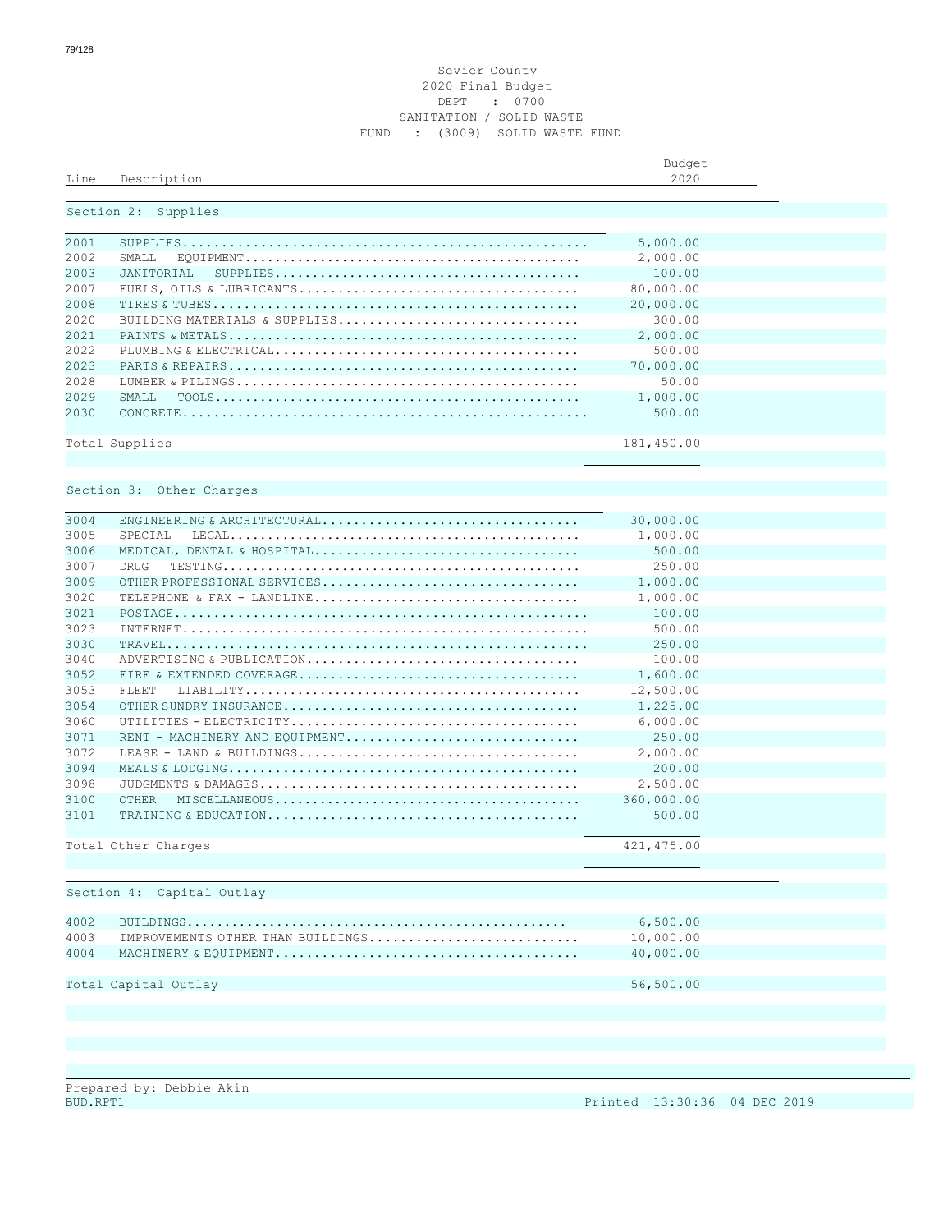Sevier County
2020 Final Budget
DEPT : 0700
SANITATION / SOLID WASTE
FUND : (3009) SOLID WASTE FUND

| Line | Description | Budget 2020 |
|---|---|---|
| | **Section 2: Supplies** | |
| 2001 | SUPPLIES | 5,000.00 |
| 2002 | SMALL EQUIPMENT | 2,000.00 |
| 2003 | JANITORIAL SUPPLIES | 100.00 |
| 2007 | FUELS, OILS & LUBRICANTS | 80,000.00 |
| 2008 | TIRES & TUBES | 20,000.00 |
| 2020 | BUILDING MATERIALS & SUPPLIES | 300.00 |
| 2021 | PAINTS & METALS | 2,000.00 |
| 2022 | PLUMBING & ELECTRICAL | 500.00 |
| 2023 | PARTS & REPAIRS | 70,000.00 |
| 2028 | LUMBER & PILINGS | 50.00 |
| 2029 | SMALL TOOLS | 1,000.00 |
| 2030 | CONCRETE | 500.00 |
| | Total Supplies | 181,450.00 |
| | **Section 3: Other Charges** | |
| 3004 | ENGINEERING & ARCHITECTURAL | 30,000.00 |
| 3005 | SPECIAL LEGAL | 1,000.00 |
| 3006 | MEDICAL, DENTAL & HOSPITAL | 500.00 |
| 3007 | DRUG TESTING | 250.00 |
| 3009 | OTHER PROFESSIONAL SERVICES | 1,000.00 |
| 3020 | TELEPHONE & FAX - LANDLINE | 1,000.00 |
| 3021 | POSTAGE | 100.00 |
| 3023 | INTERNET | 500.00 |
| 3030 | TRAVEL | 250.00 |
| 3040 | ADVERTISING & PUBLICATION | 100.00 |
| 3052 | FIRE & EXTENDED COVERAGE | 1,600.00 |
| 3053 | FLEET LIABILITY | 12,500.00 |
| 3054 | OTHER SUNDRY INSURANCE | 1,225.00 |
| 3060 | UTILITIES - ELECTRICITY | 6,000.00 |
| 3071 | RENT - MACHINERY AND EQUIPMENT | 250.00 |
| 3072 | LEASE - LAND & BUILDINGS | 2,000.00 |
| 3094 | MEALS & LODGING | 200.00 |
| 3098 | JUDGMENTS & DAMAGES | 2,500.00 |
| 3100 | OTHER MISCELLANEOUS | 360,000.00 |
| 3101 | TRAINING & EDUCATION | 500.00 |
| | Total Other Charges | 421,475.00 |
| | **Section 4: Capital Outlay** | |
| 4002 | BUILDINGS | 6,500.00 |
| 4003 | IMPROVEMENTS OTHER THAN BUILDINGS | 10,000.00 |
| 4004 | MACHINERY & EQUIPMENT | 40,000.00 |
| | Total Capital Outlay | 56,500.00 |

Prepared by: Debbie Akin
BUD.RPT1 Printed 13:30:36 04 DEC 2019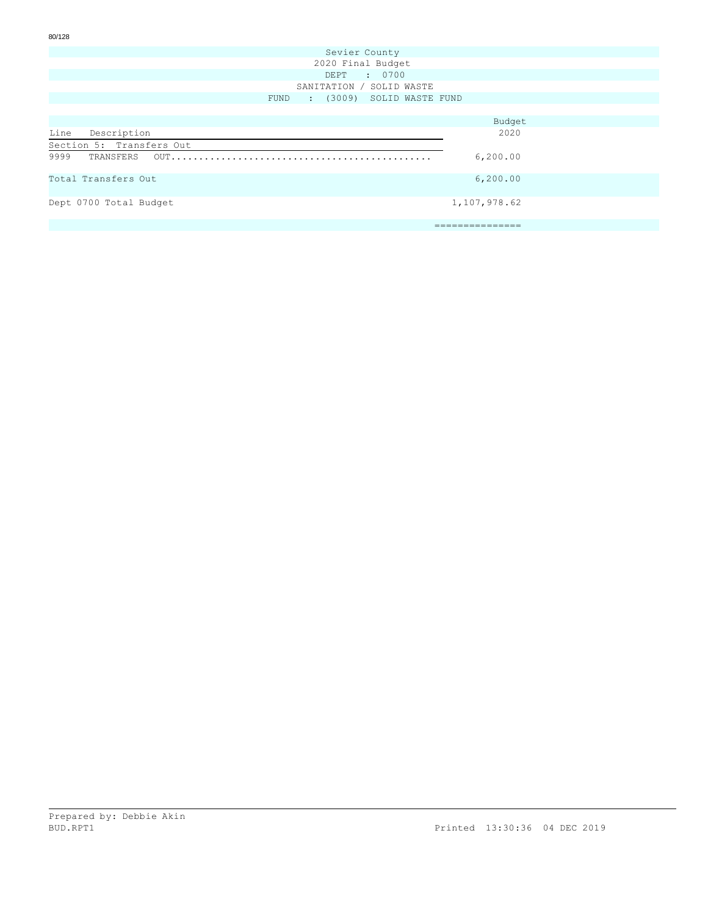Sevier County

2020 Final Budget

DEPT : 0700

SANITATION / SOLID WASTE

FUND : (3009) SOLID WASTE FUND

| Line Description | Budget 2020 |
|---|---|
| **Section 5: Transfers Out** | |
| 9999 TRANSFERS OUT............................................. | 6,200.00 |
| Total Transfers Out | 6,200.00 |
| Dept 0700 Total Budget | 1,107,978.62 |
| | =============== |

Prepared by: Debbie Akin

BUD.RPT1 Printed 13:30:36 04 DEC 2019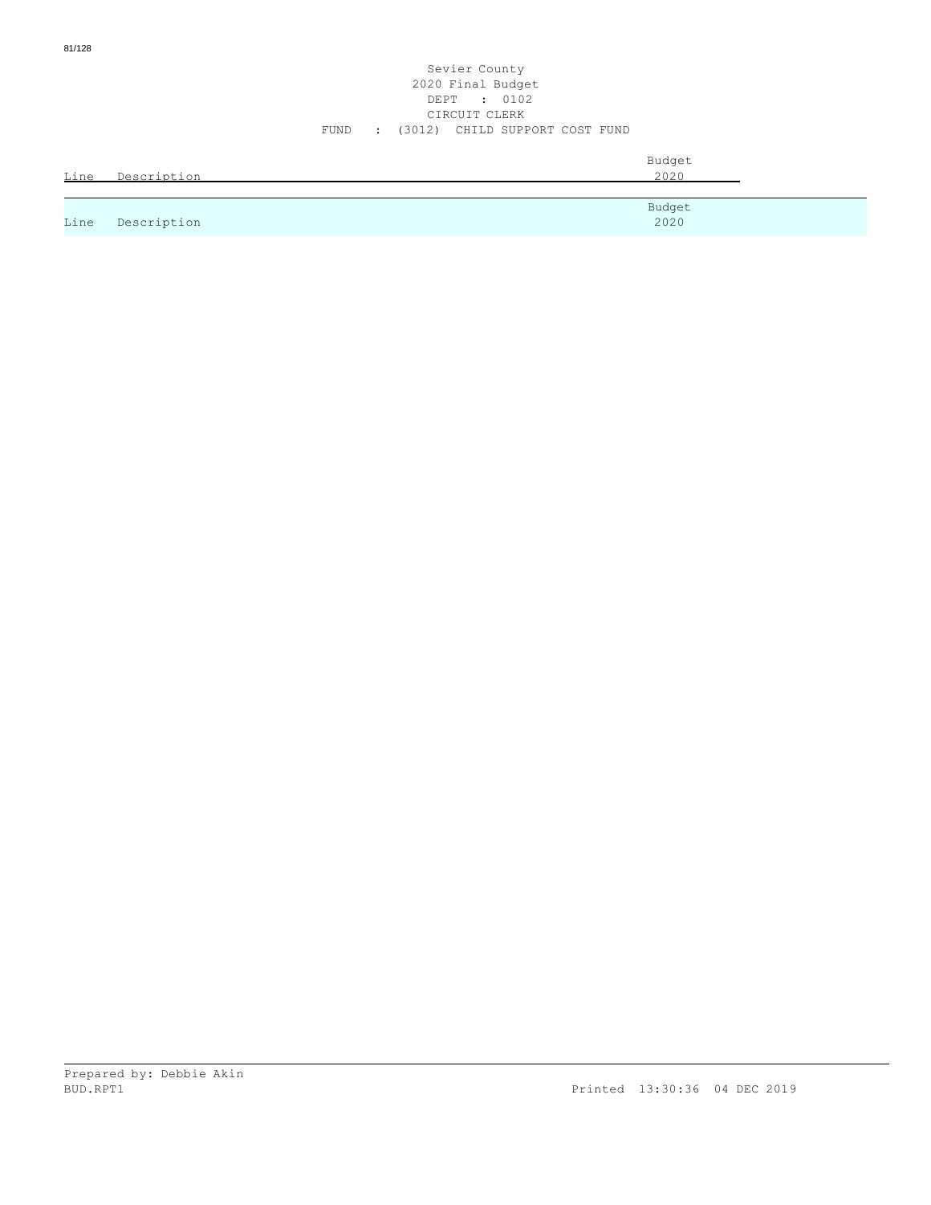Sevier County
2020 Final Budget
DEPT : 0102
CIRCUIT CLERK
FUND : (3012) CHILD SUPPORT COST FUND

| Line | Description | Budget 2020 |
| --- | --- | --- |

| Line | Description | Budget 2020 |
| --- | --- | --- |

Prepared by: Debbie Akin
BUD.RPT1 Printed 13:30:36 04 DEC 2019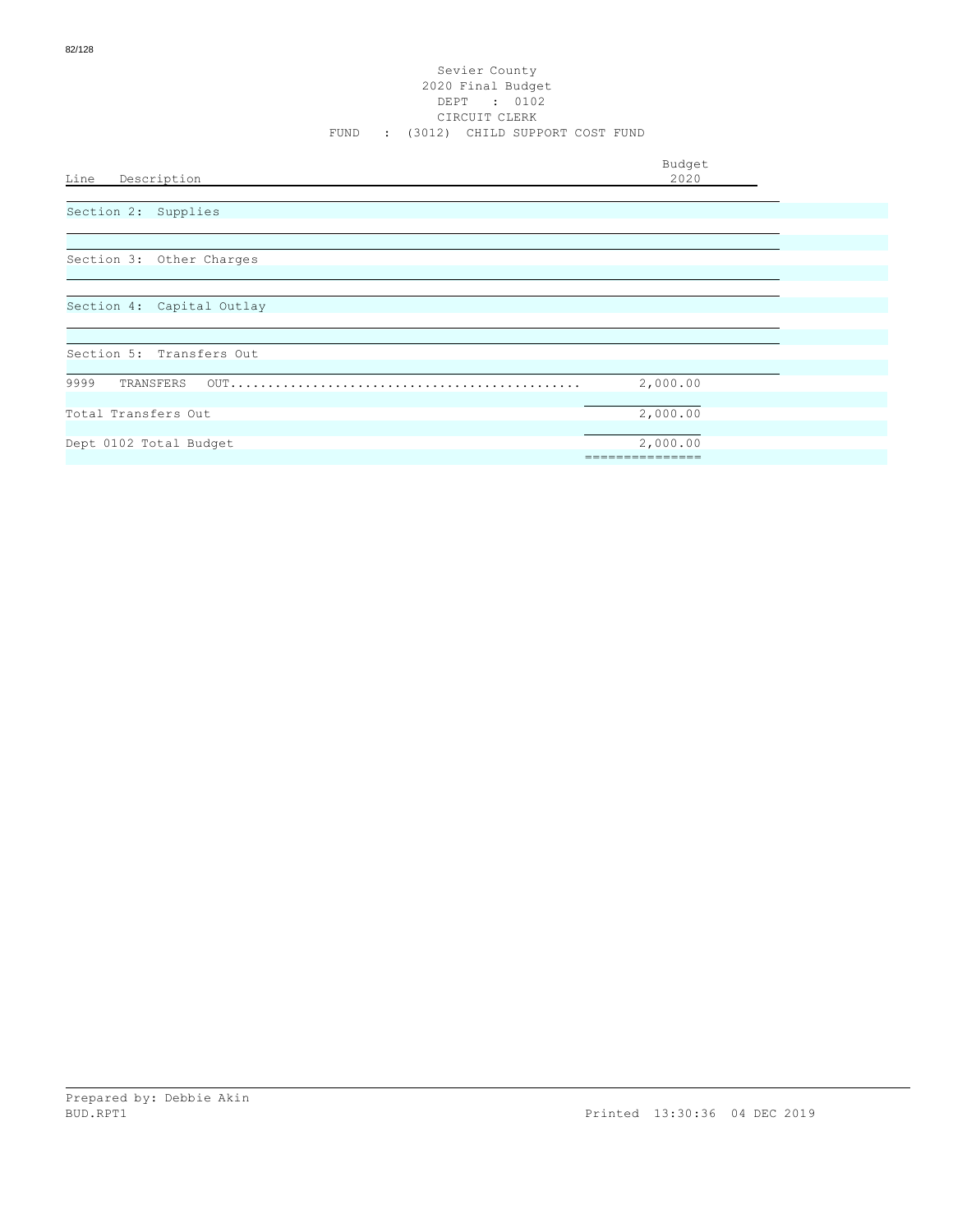Sevier County
2020 Final Budget
DEPT : 0102
CIRCUIT CLERK
FUND : (3012) CHILD SUPPORT COST FUND

| Line Description | Budget 2020 |
|---|---|
| Section 2: Supplies | |
| Section 3: Other Charges | |
| Section 4: Capital Outlay | |
| Section 5: Transfers Out | |
| 9999 TRANSFERS OUT............................................... | 2,000.00 |
| Total Transfers Out | 2,000.00 |
| Dept 0102 Total Budget | 2,000.00 |

Prepared by: Debbie Akin
BUD.RPT1

Printed 13:30:36 04 DEC 2019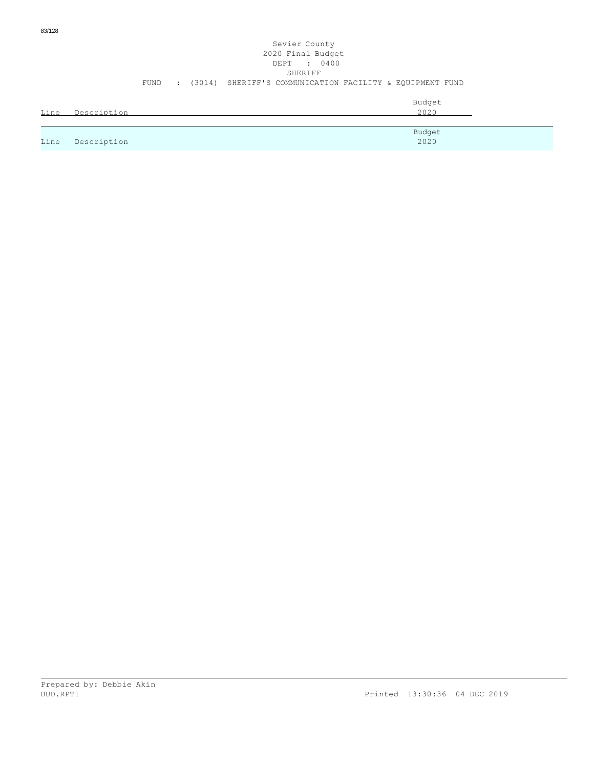Sevier County
2020 Final Budget
DEPT : 0400
SHERIFF
FUND : (3014) SHERIFF'S COMMUNICATION FACILITY & EQUIPMENT FUND

| Line | Description | Budget 2020 |
|---|---|---|

| Line | Description | Budget 2020 |
|---|---|---|

Prepared by: Debbie Akin
BUD.RPT1 Printed 13:30:36 04 DEC 2019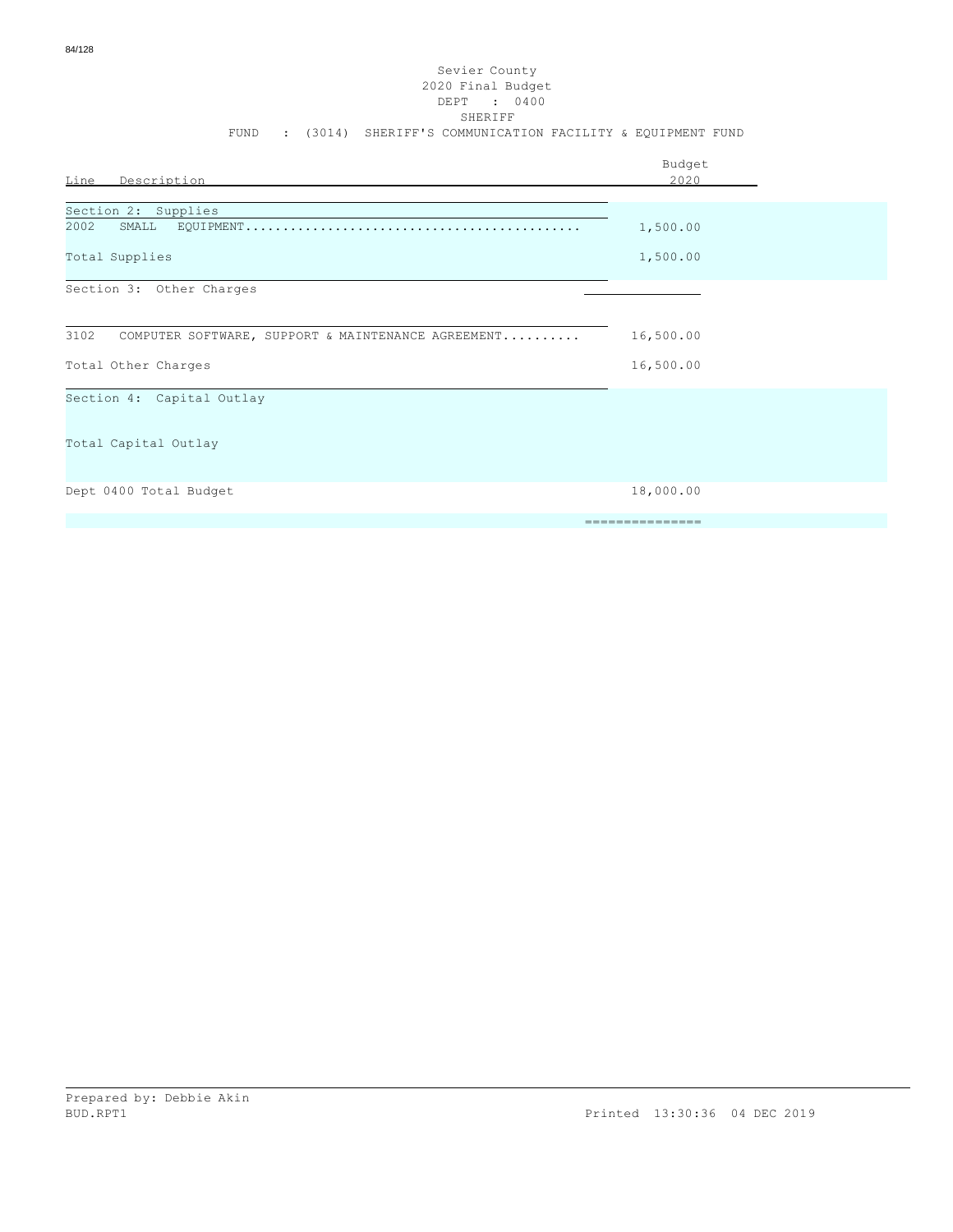Sevier County
2020 Final Budget
DEPT : 0400
SHERIFF
FUND : (3014) SHERIFF'S COMMUNICATION FACILITY & EQUIPMENT FUND

| Line Description | Budget 2020 |
|---|---|
| **Section 2: Supplies** | |
| 2002 SMALL EQUIPMENT............................................ | 1,500.00 |
| Total Supplies | 1,500.00 |
| **Section 3: Other Charges** | |
| 3102 COMPUTER SOFTWARE, SUPPORT & MAINTENANCE AGREEMENT.......... | 16,500.00 |
| Total Other Charges | 16,500.00 |
| **Section 4: Capital Outlay** | |
| Total Capital Outlay | |
| Dept 0400 Total Budget | 18,000.00 |
| | =============== |

Prepared by: Debbie Akin
BUD.RPT1 Printed 13:30:36 04 DEC 2019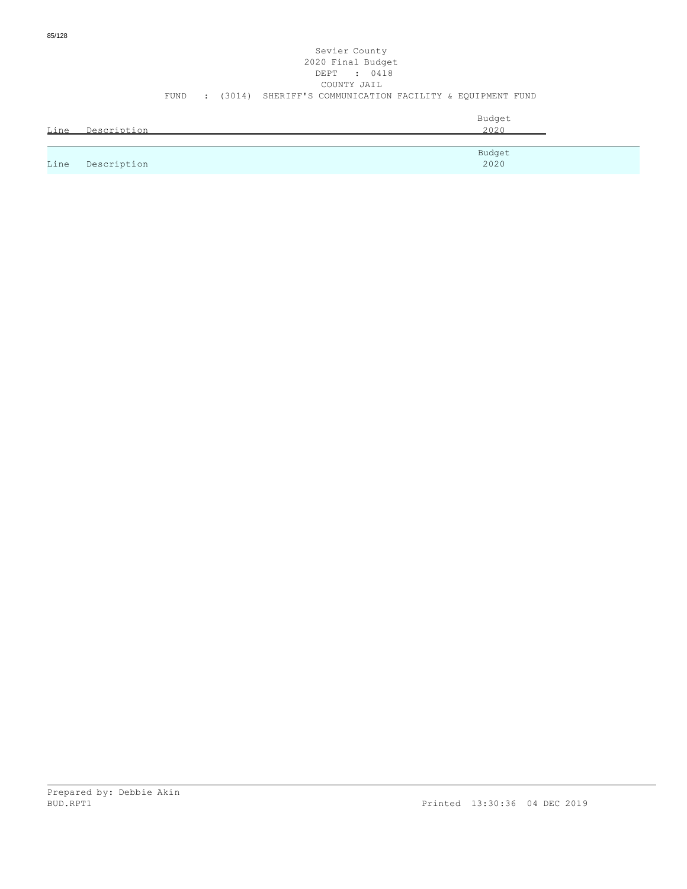Sevier County
2020 Final Budget
DEPT : 0418
COUNTY JAIL
FUND : (3014) SHERIFF'S COMMUNICATION FACILITY & EQUIPMENT FUND

| Line | Description | Budget 2020 |
|---|---|---|

| Line | Description | Budget 2020 |
|---|---|---|

Prepared by: Debbie Akin
BUD.RPT1 Printed 13:30:36 04 DEC 2019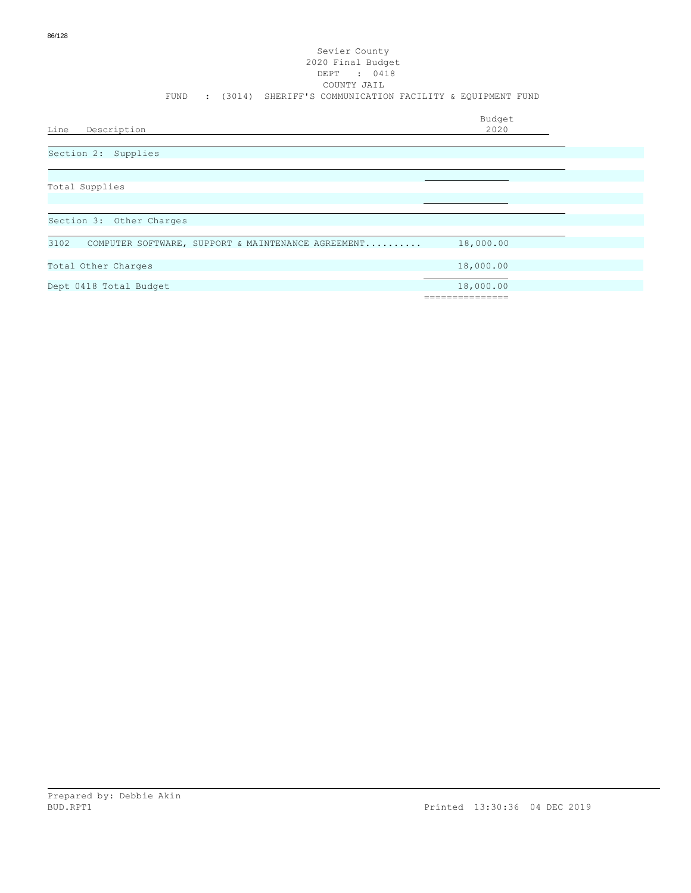Sevier County
2020 Final Budget
DEPT : 0418
COUNTY JAIL
FUND : (3014) SHERIFF'S COMMUNICATION FACILITY & EQUIPMENT FUND

| Line | Description | Budget 2020 |
|---|---|---|
| | **Section 2: Supplies** | |
| | Total Supplies | |
| | **Section 3: Other Charges** | |
| 3102 | COMPUTER SOFTWARE, SUPPORT & MAINTENANCE AGREEMENT.......... | 18,000.00 |
| | Total Other Charges | 18,000.00 |
| | Dept 0418 Total Budget | 18,000.00 |

Prepared by: Debbie Akin
BUD.RPT1 Printed 13:30:36 04 DEC 2019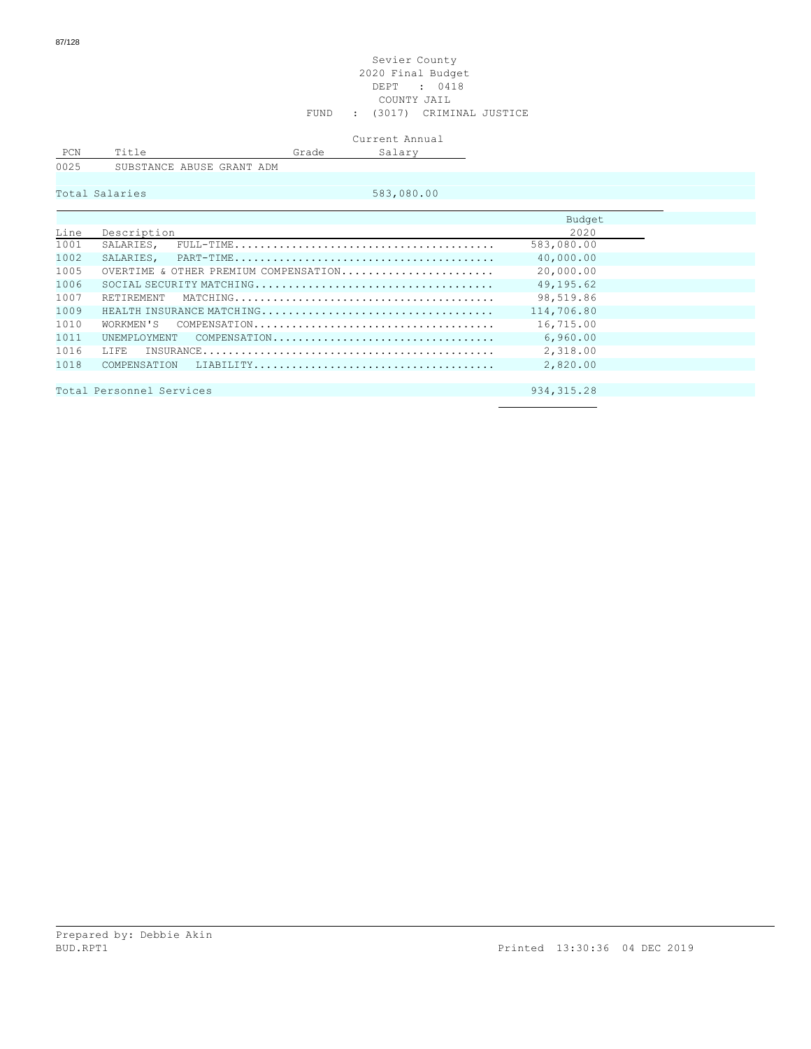Sevier County
2020 Final Budget
DEPT : 0418
COUNTY JAIL
FUND : (3017) CRIMINAL JUSTICE

| PCN | Title | Grade | Current Annual Salary |
|---|---|---|---|
| 0025 | SUBSTANCE ABUSE GRANT ADM | | |
| | | | |
| Total Salaries | | | 583,080.00 |

| Line | Description | Budget 2020 |
|---|---|---|
| 1001 | SALARIES, FULL-TIME........................................ | 583,080.00 |
| 1002 | SALARIES, PART-TIME........................................ | 40,000.00 |
| 1005 | OVERTIME & OTHER PREMIUM COMPENSATION....................... | 20,000.00 |
| 1006 | SOCIAL SECURITY MATCHING.................................... | 49,195.62 |
| 1007 | RETIREMENT MATCHING........................................ | 98,519.86 |
| 1009 | HEALTH INSURANCE MATCHING................................... | 114,706.80 |
| 1010 | WORKMEN'S COMPENSATION..................................... | 16,715.00 |
| 1011 | UNEMPLOYMENT COMPENSATION.................................. | 6,960.00 |
| 1016 | LIFE INSURANCE............................................. | 2,318.00 |
| 1018 | COMPENSATION LIABILITY..................................... | 2,820.00 |
| | | |
| Total Personnel Services | | 934,315.28 |

Prepared by: Debbie Akin
BUD.RPT1

Printed 13:30:36 04 DEC 2019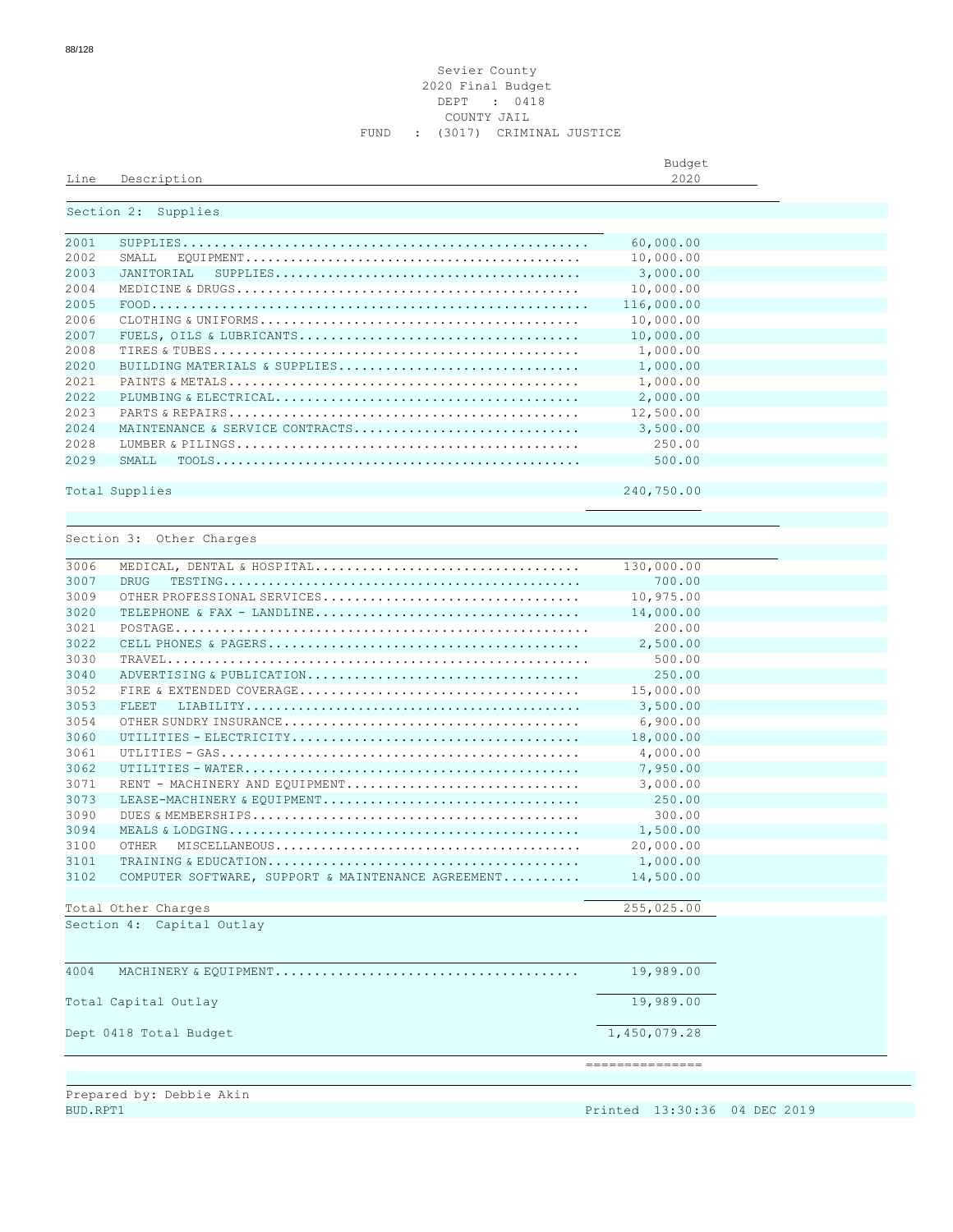Sevier County
2020 Final Budget
DEPT : 0418
COUNTY JAIL
FUND : (3017) CRIMINAL JUSTICE

| Line | Description | Budget 2020 |
|---|---|---|
| | **Section 2: Supplies** | |
| 2001 | SUPPLIES | 60,000.00 |
| 2002 | SMALL EQUIPMENT | 10,000.00 |
| 2003 | JANITORIAL SUPPLIES | 3,000.00 |
| 2004 | MEDICINE & DRUGS | 10,000.00 |
| 2005 | FOOD | 116,000.00 |
| 2006 | CLOTHING & UNIFORMS | 10,000.00 |
| 2007 | FUELS, OILS & LUBRICANTS | 10,000.00 |
| 2008 | TIRES & TUBES | 1,000.00 |
| 2020 | BUILDING MATERIALS & SUPPLIES | 1,000.00 |
| 2021 | PAINTS & METALS | 1,000.00 |
| 2022 | PLUMBING & ELECTRICAL | 2,000.00 |
| 2023 | PARTS & REPAIRS | 12,500.00 |
| 2024 | MAINTENANCE & SERVICE CONTRACTS | 3,500.00 |
| 2028 | LUMBER & PILINGS | 250.00 |
| 2029 | SMALL TOOLS | 500.00 |
| | Total Supplies | 240,750.00 |
| | **Section 3: Other Charges** | |
| 3006 | MEDICAL, DENTAL & HOSPITAL | 130,000.00 |
| 3007 | DRUG TESTING | 700.00 |
| 3009 | OTHER PROFESSIONAL SERVICES | 10,975.00 |
| 3020 | TELEPHONE & FAX - LANDLINE | 14,000.00 |
| 3021 | POSTAGE | 200.00 |
| 3022 | CELL PHONES & PAGERS | 2,500.00 |
| 3030 | TRAVEL | 500.00 |
| 3040 | ADVERTISING & PUBLICATION | 250.00 |
| 3052 | FIRE & EXTENDED COVERAGE | 15,000.00 |
| 3053 | FLEET LIABILITY | 3,500.00 |
| 3054 | OTHER SUNDRY INSURANCE | 6,900.00 |
| 3060 | UTILITIES - ELECTRICITY | 18,000.00 |
| 3061 | UTLITIES - GAS | 4,000.00 |
| 3062 | UTILITIES - WATER | 7,950.00 |
| 3071 | RENT - MACHINERY AND EQUIPMENT | 3,000.00 |
| 3073 | LEASE-MACHINERY & EQUIPMENT | 250.00 |
| 3090 | DUES & MEMBERSHIPS | 300.00 |
| 3094 | MEALS & LODGING | 1,500.00 |
| 3100 | OTHER MISCELLANEOUS | 20,000.00 |
| 3101 | TRAINING & EDUCATION | 1,000.00 |
| 3102 | COMPUTER SOFTWARE, SUPPORT & MAINTENANCE AGREEMENT | 14,500.00 |
| | Total Other Charges | 255,025.00 |
| | **Section 4: Capital Outlay** | |
| 4004 | MACHINERY & EQUIPMENT | 19,989.00 |
| | Total Capital Outlay | 19,989.00 |
| | Dept 0418 Total Budget | 1,450,079.28 |

Prepared by: Debbie Akin
BUD.RPT1 Printed 13:30:36 04 DEC 2019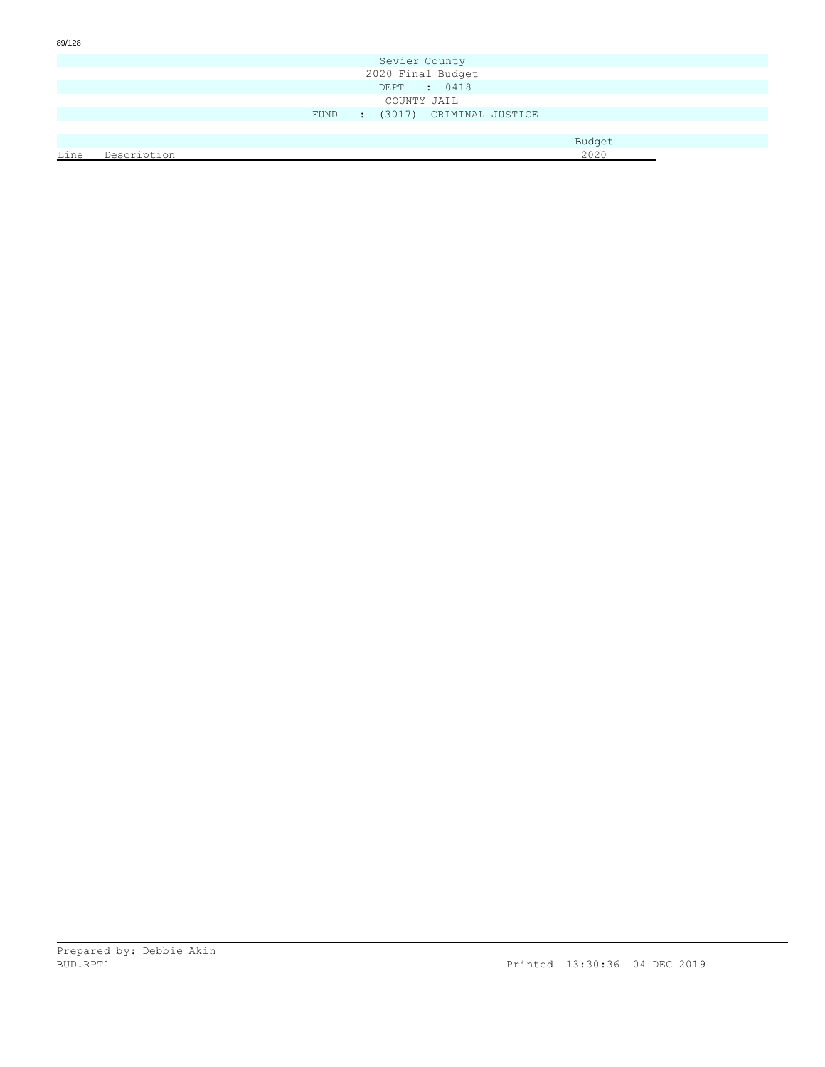Sevier County

2020 Final Budget

DEPT : 0418

COUNTY JAIL

FUND : (3017) CRIMINAL JUSTICE

| Line | Description | Budget 2020 |
| --- | --- | --- |

Prepared by: Debbie Akin

BUD.RPT1

Printed 13:30:36 04 DEC 2019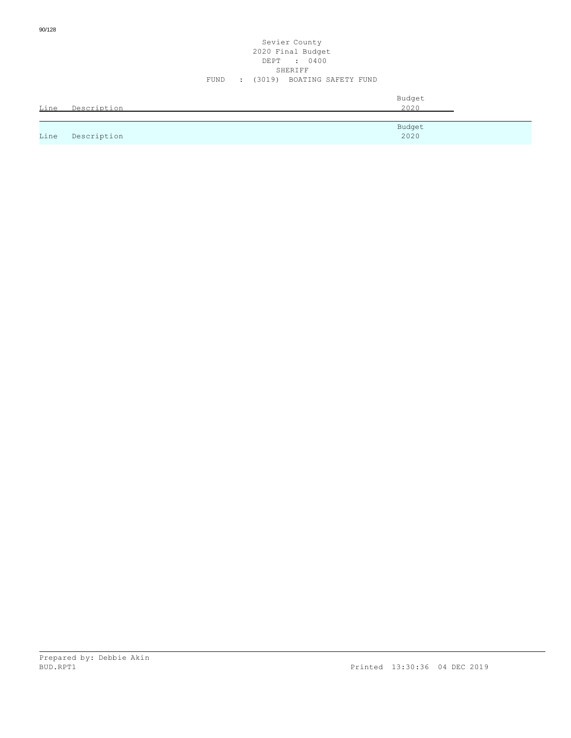Sevier County
2020 Final Budget
DEPT : 0400
SHERIFF
FUND : (3019) BOATING SAFETY FUND

| Line | Description | Budget 2020 |
| --- | --- | --- |

| Line | Description | Budget 2020 |
| --- | --- | --- |

Prepared by: Debbie Akin
BUD.RPT1

Printed 13:30:36 04 DEC 2019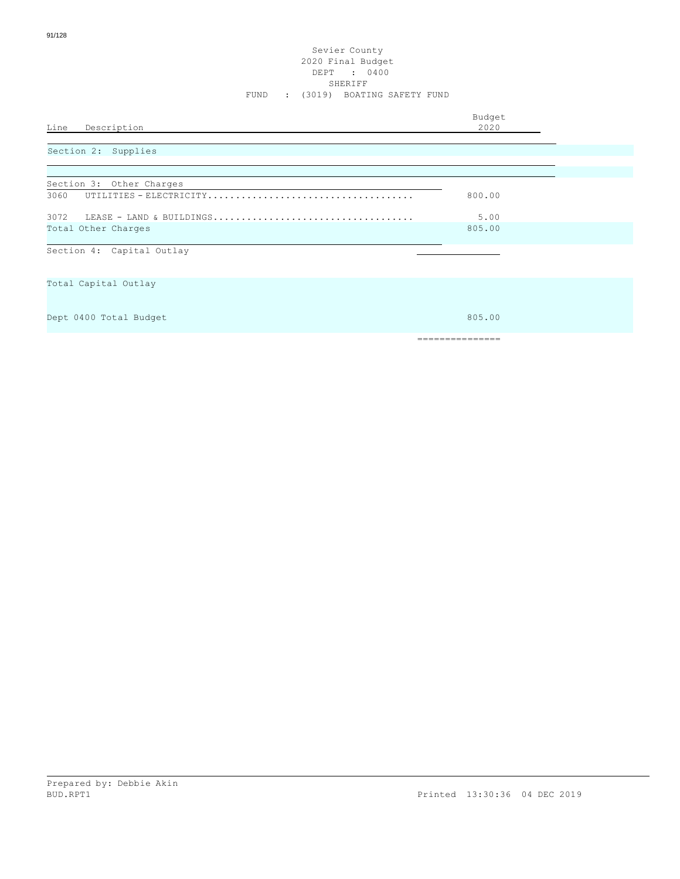Sevier County
2020 Final Budget
DEPT : 0400
SHERIFF
FUND : (3019) BOATING SAFETY FUND

| Line | Description | Budget 2020 |
|---|---|---|
| | **Section 2: Supplies** | |
| | | |
| | **Section 3: Other Charges** | |
| 3060 | UTILITIES - ELECTRICITY.................................... | 800.00 |
| 3072 | LEASE - LAND & BUILDINGS................................... | 5.00 |
| | Total Other Charges | 805.00 |
| | **Section 4: Capital Outlay** | |
| | Total Capital Outlay | |
| | Dept 0400 Total Budget | 805.00 |

Prepared by: Debbie Akin
BUD.RPT1 Printed 13:30:36 04 DEC 2019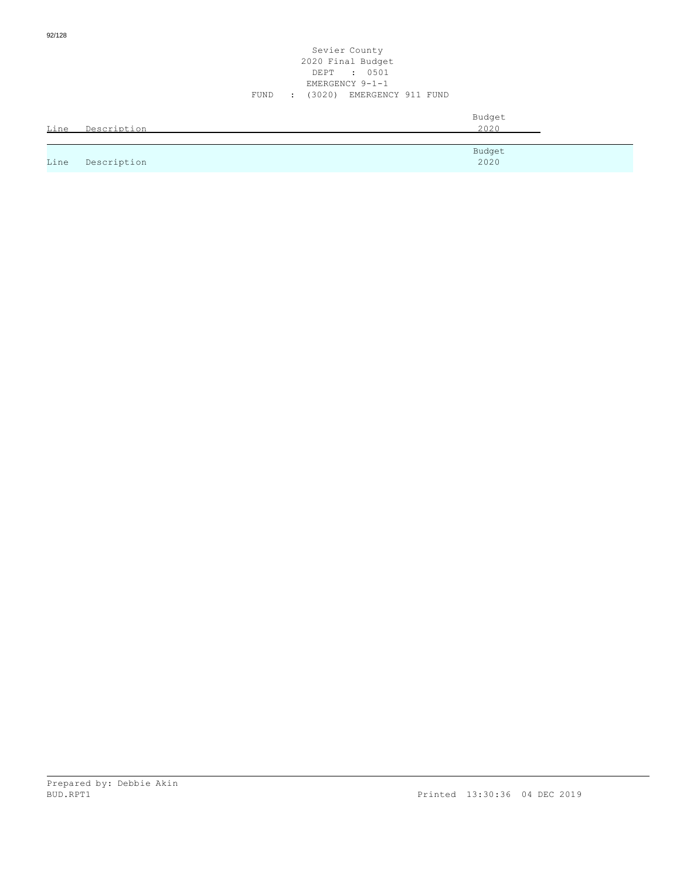Sevier County
2020 Final Budget
DEPT : 0501
EMERGENCY 9-1-1
FUND : (3020) EMERGENCY 911 FUND

| Line | Description | Budget 2020 |
|---|---|---|

| Line | Description | Budget 2020 |
|---|---|---|

Prepared by: Debbie Akin
BUD.RPT1

Printed 13:30:36 04 DEC 2019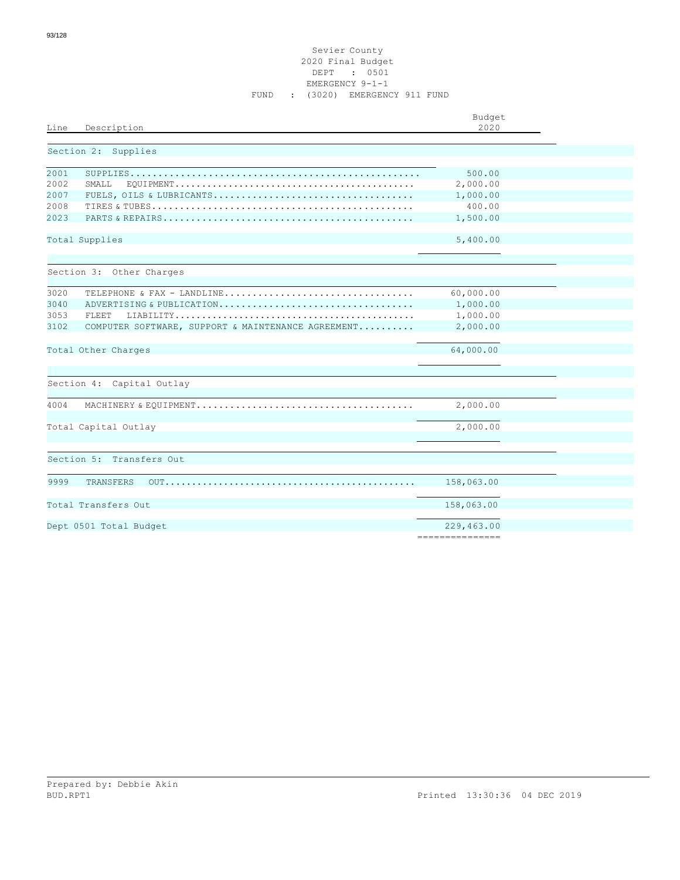Sevier County
2020 Final Budget
DEPT : 0501
EMERGENCY 9-1-1
FUND : (3020) EMERGENCY 911 FUND

| Line | Description | Budget 2020 |
|---|---|---|
| | **Section 2: Supplies** | |
| 2001 | SUPPLIES | 500.00 |
| 2002 | SMALL EQUIPMENT | 2,000.00 |
| 2007 | FUELS, OILS & LUBRICANTS | 1,000.00 |
| 2008 | TIRES & TUBES | 400.00 |
| 2023 | PARTS & REPAIRS | 1,500.00 |
| | Total Supplies | 5,400.00 |
| | **Section 3: Other Charges** | |
| 3020 | TELEPHONE & FAX - LANDLINE | 60,000.00 |
| 3040 | ADVERTISING & PUBLICATION | 1,000.00 |
| 3053 | FLEET LIABILITY | 1,000.00 |
| 3102 | COMPUTER SOFTWARE, SUPPORT & MAINTENANCE AGREEMENT | 2,000.00 |
| | Total Other Charges | 64,000.00 |
| | **Section 4: Capital Outlay** | |
| 4004 | MACHINERY & EQUIPMENT | 2,000.00 |
| | Total Capital Outlay | 2,000.00 |
| | **Section 5: Transfers Out** | |
| 9999 | TRANSFERS OUT | 158,063.00 |
| | Total Transfers Out | 158,063.00 |
| | Dept 0501 Total Budget | 229,463.00 |

Prepared by: Debbie Akin
BUD.RPT1 Printed 13:30:36 04 DEC 2019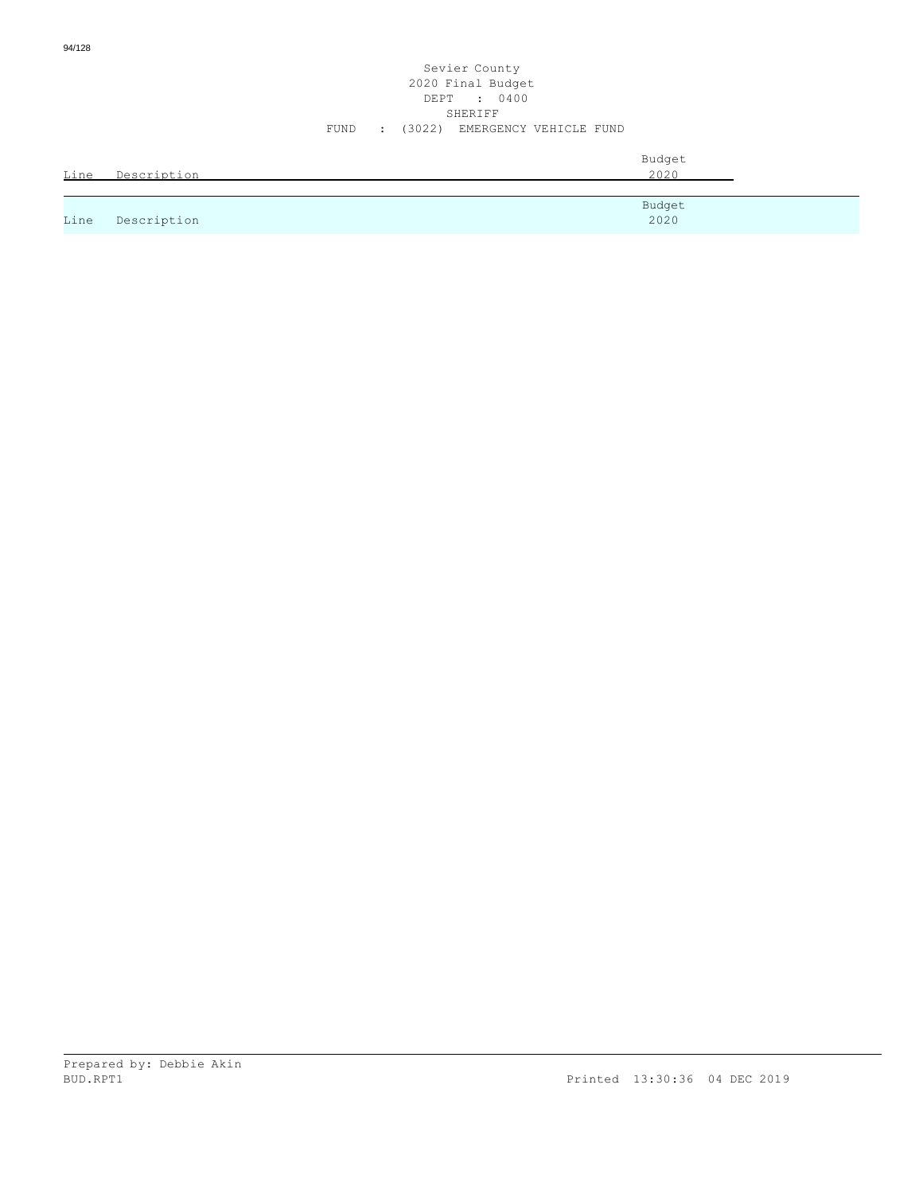Sevier County
2020 Final Budget
DEPT : 0400
SHERIFF
FUND : (3022) EMERGENCY VEHICLE FUND

| Line | Description | Budget 2020 |
| --- | --- | --- |

Prepared by: Debbie Akin
BUD.RPT1

Printed 13:30:36 04 DEC 2019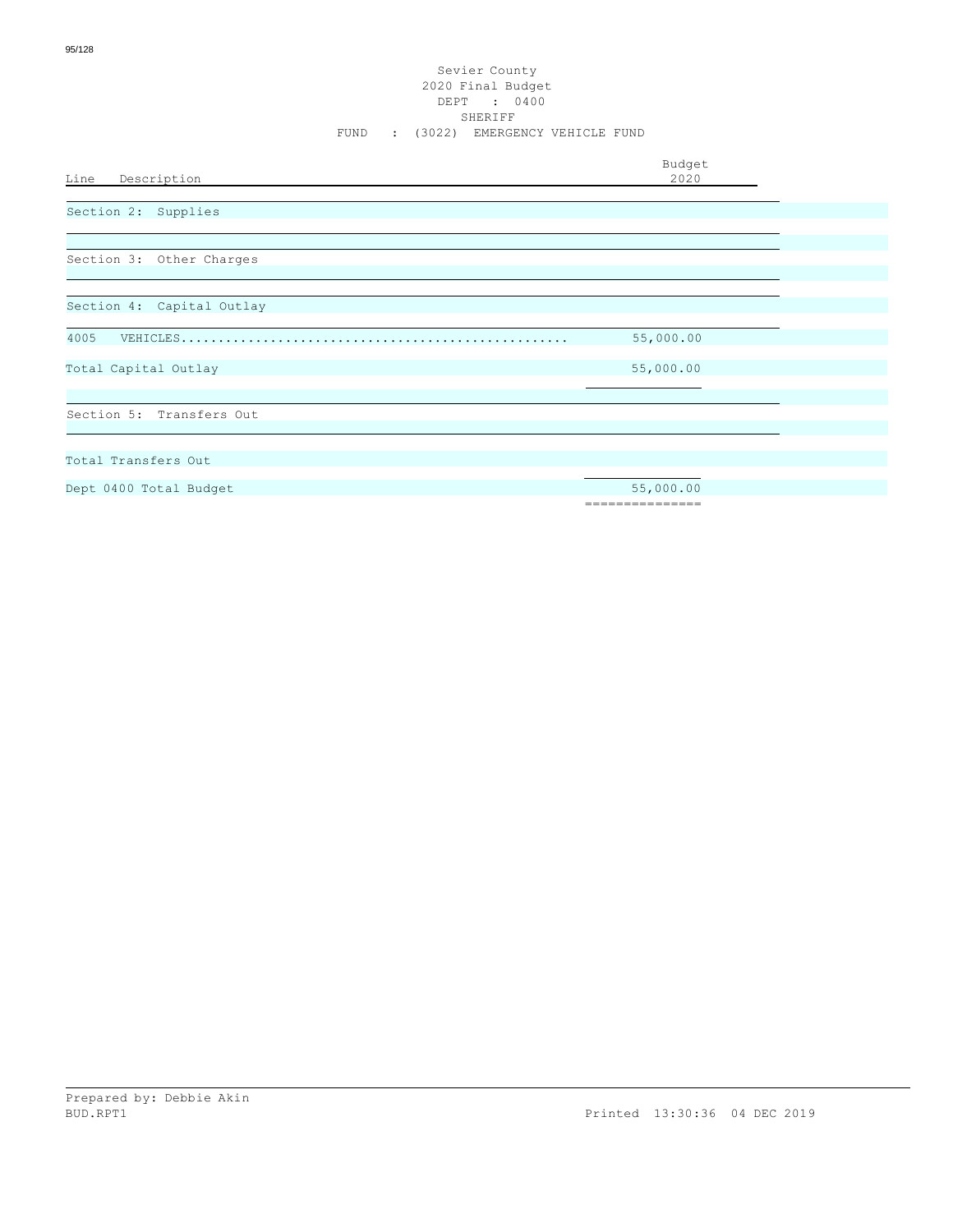Sevier County
2020 Final Budget
DEPT : 0400
SHERIFF
FUND : (3022) EMERGENCY VEHICLE FUND

| Line | Description | Budget 2020 |
|---|---|---|
| | Section 2: Supplies | |
| | Section 3: Other Charges | |
| | Section 4: Capital Outlay | |
| 4005 | VEHICLES.................................................... | 55,000.00 |
| | Total Capital Outlay | 55,000.00 |
| | Section 5: Transfers Out | |
| | Total Transfers Out | |
| | Dept 0400 Total Budget | 55,000.00 |

Prepared by: Debbie Akin
BUD.RPT1

Printed 13:30:36 04 DEC 2019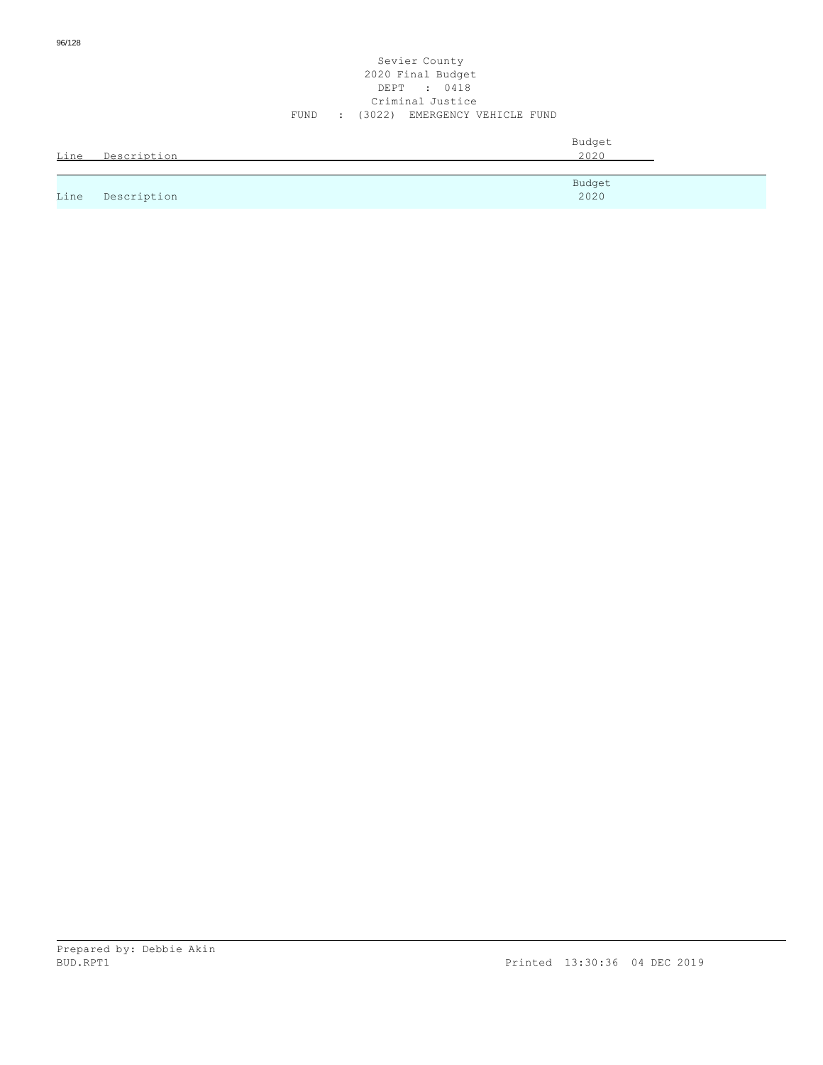Sevier County
2020 Final Budget
DEPT : 0418
Criminal Justice
FUND : (3022) EMERGENCY VEHICLE FUND

| Line | Description | Budget 2020 |
|---|---|---|

| Line | Description | Budget 2020 |
|---|---|---|

Prepared by: Debbie Akin
BUD.RPT1 Printed 13:30:36 04 DEC 2019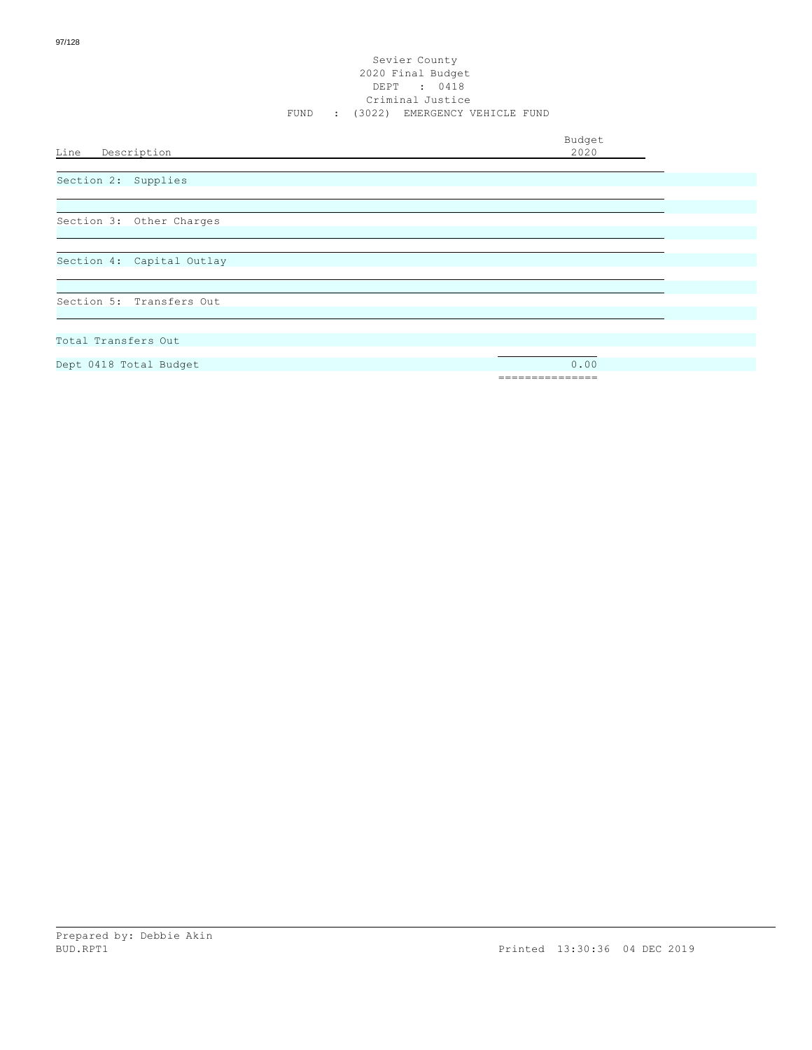Sevier County
2020 Final Budget
DEPT : 0418
Criminal Justice
FUND : (3022) EMERGENCY VEHICLE FUND

| Line Description | Budget 2020 |
|---|---|
| Section 2: Supplies | |
| Section 3: Other Charges | |
| Section 4: Capital Outlay | |
| Section 5: Transfers Out | |
| Total Transfers Out | |
| Dept 0418 Total Budget | 0.00 |

Prepared by: Debbie Akin
BUD.RPT1 Printed 13:30:36 04 DEC 2019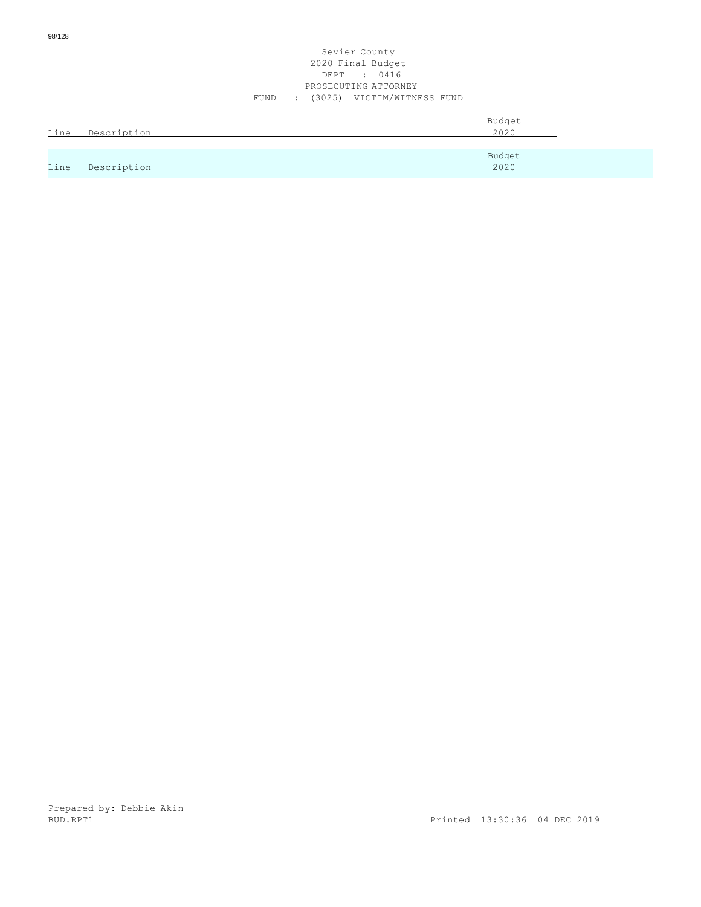Sevier County
2020 Final Budget
DEPT : 0416
PROSECUTING ATTORNEY
FUND : (3025) VICTIM/WITNESS FUND

| Line | Description | Budget 2020 |
|---|---|---|

| Line | Description | Budget 2020 |
|---|---|---|

Prepared by: Debbie Akin
BUD.RPT1 Printed 13:30:36 04 DEC 2019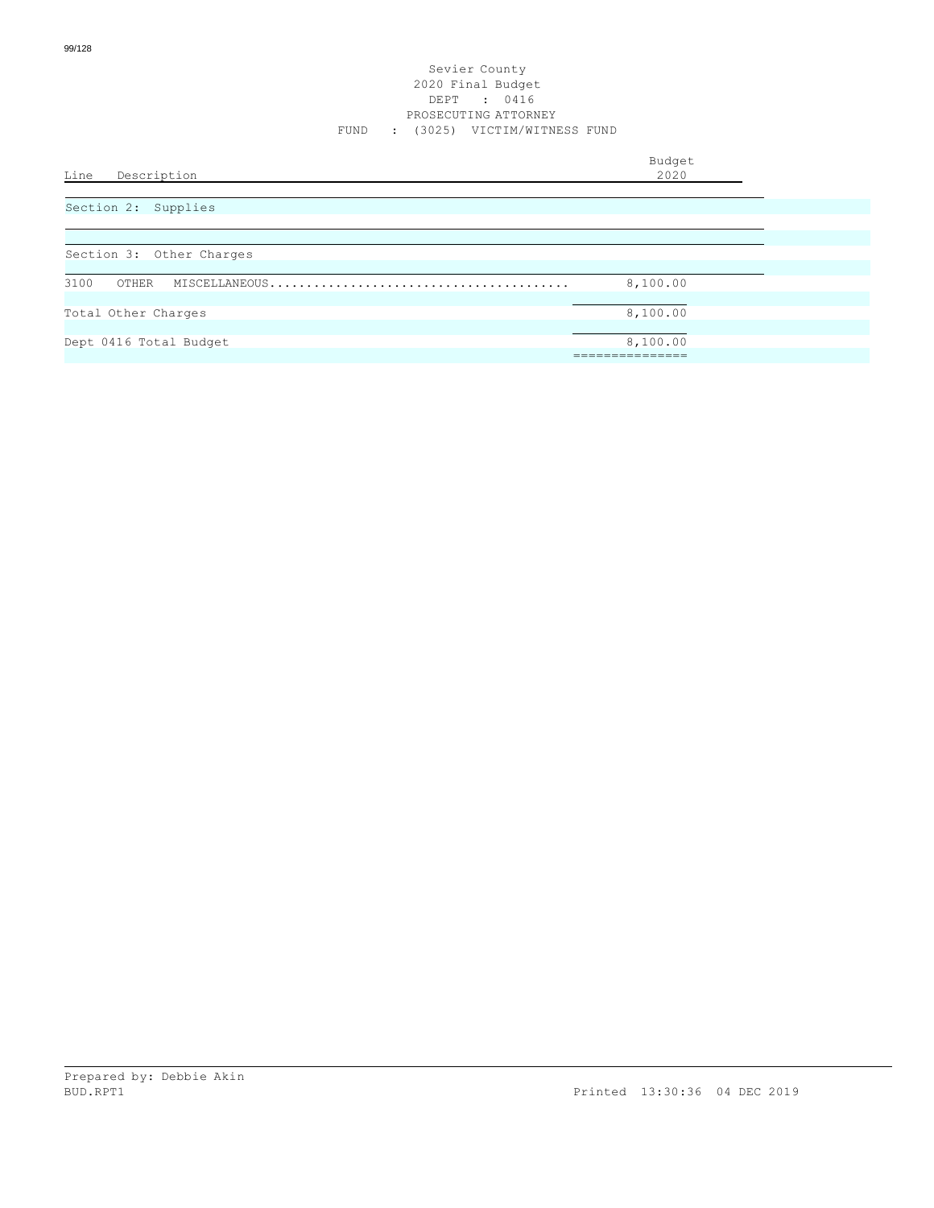Sevier County
2020 Final Budget
DEPT : 0416
PROSECUTING ATTORNEY
FUND : (3025) VICTIM/WITNESS FUND

| Line | Description | Budget 2020 |
|---|---|---|
| | **Section 2: Supplies** | |
| | **Section 3: Other Charges** | |
| 3100 | OTHER MISCELLANEOUS | 8,100.00 |
| | Total Other Charges | 8,100.00 |
| | Dept 0416 Total Budget | 8,100.00 |

Prepared by: Debbie Akin
BUD.RPT1 Printed 13:30:36 04 DEC 2019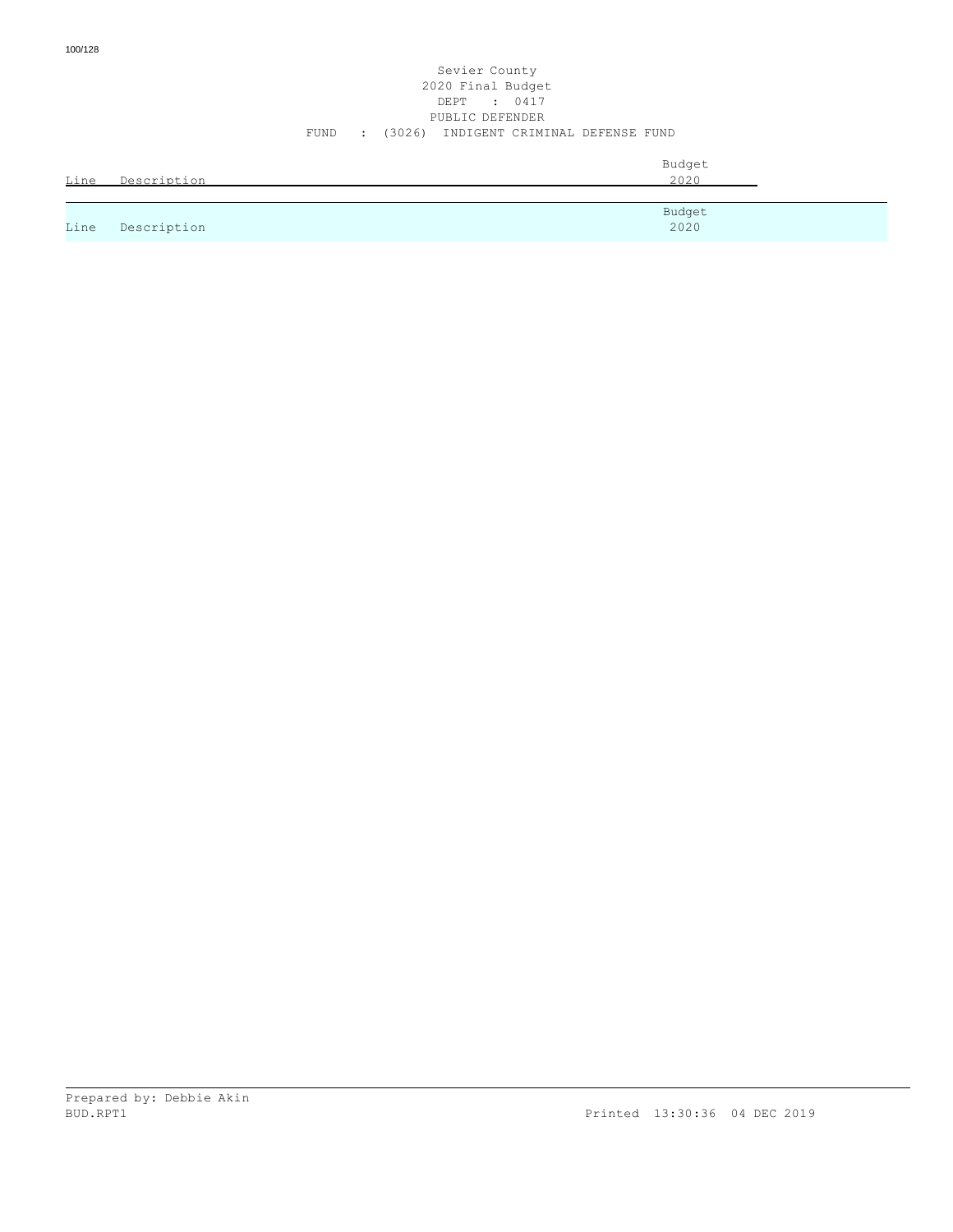Sevier County
2020 Final Budget
DEPT : 0417
PUBLIC DEFENDER
FUND : (3026) INDIGENT CRIMINAL DEFENSE FUND

| Line | Description | Budget 2020 |
|---|---|---|
| Line | Description | Budget 2020 |

Prepared by: Debbie Akin
BUD.RPT1

Printed 13:30:36 04 DEC 2019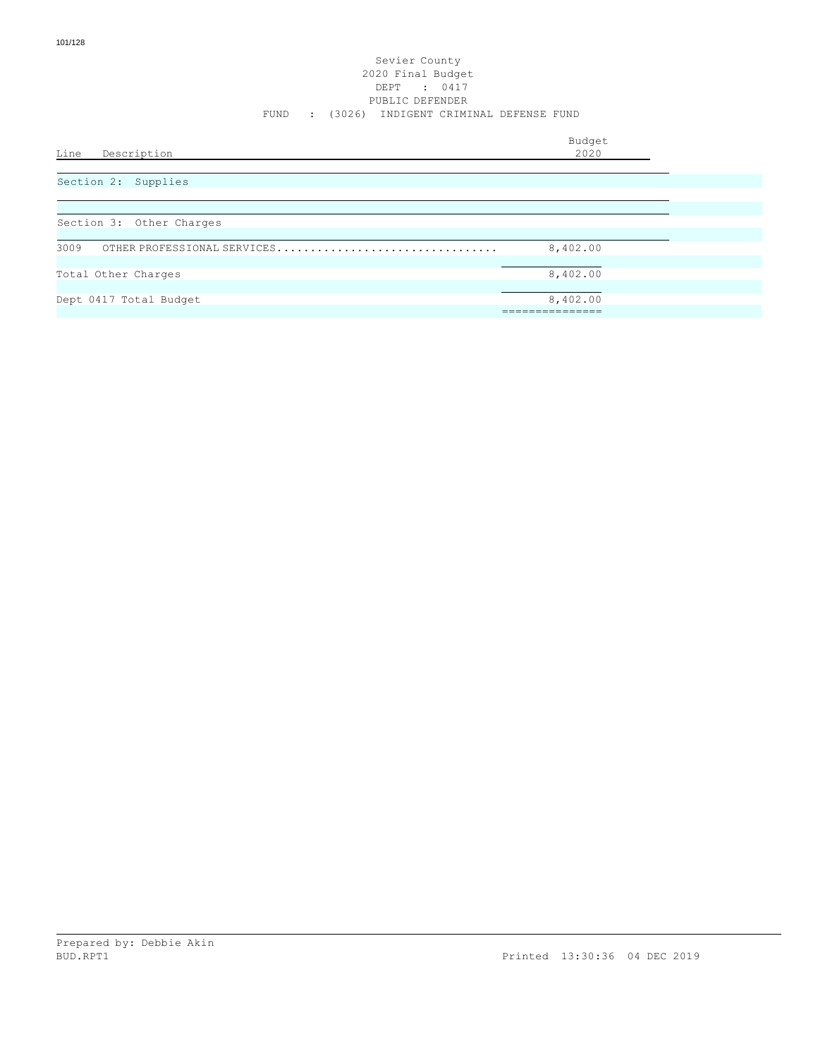Sevier County
2020 Final Budget
DEPT : 0417
PUBLIC DEFENDER
FUND : (3026) INDIGENT CRIMINAL DEFENSE FUND

| Line | Description | Budget 2020 |
|---|---|---|
| | **Section 2: Supplies** | |
| | **Section 3: Other Charges** | |
| 3009 | OTHER PROFESSIONAL SERVICES | 8,402.00 |
| | Total Other Charges | 8,402.00 |
| | Dept 0417 Total Budget | 8,402.00 |

Prepared by: Debbie Akin
BUD.RPT1

Printed 13:30:36 04 DEC 2019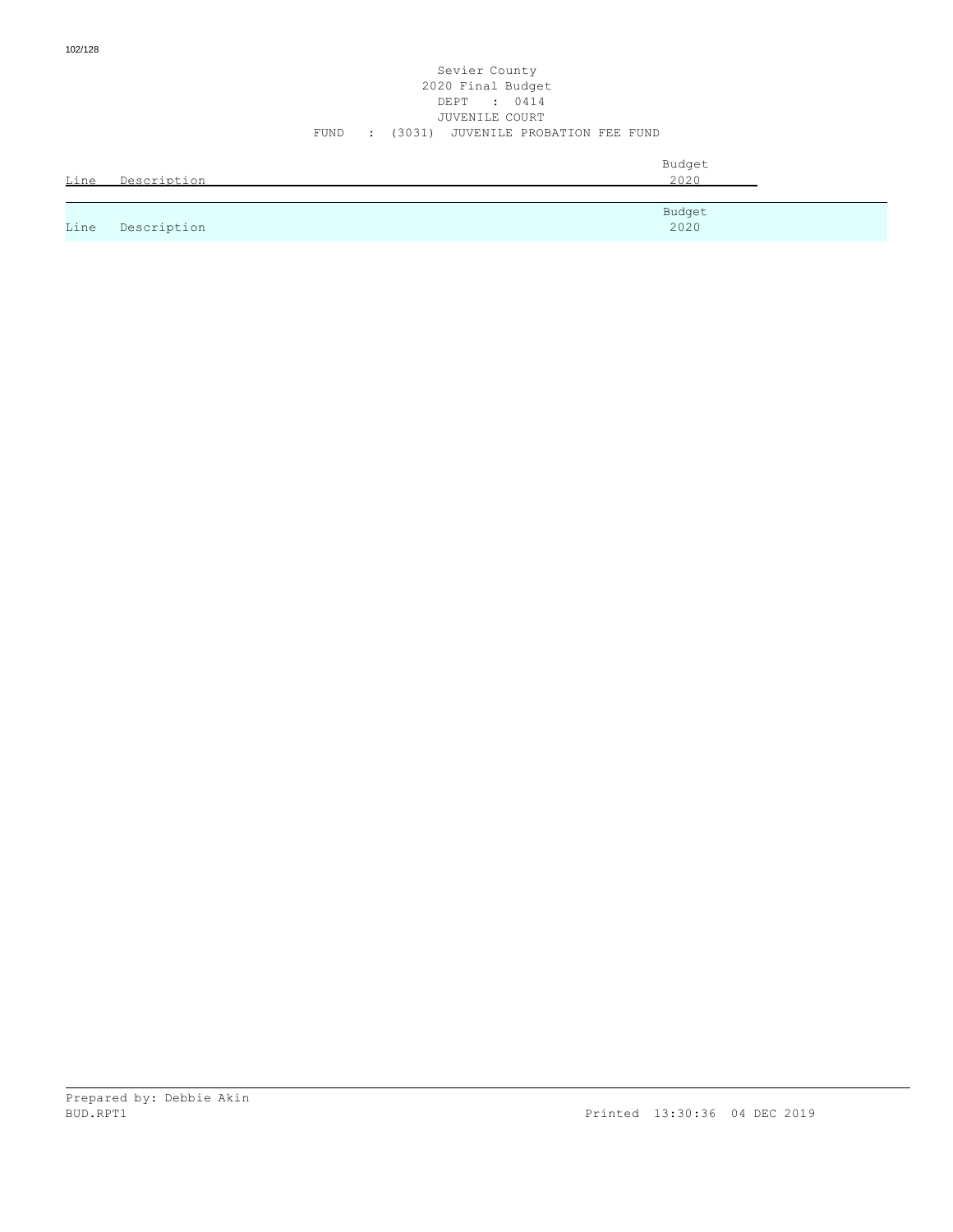# Sevier County
## 2020 Final Budget
### DEPT : 0414
### JUVENILE COURT
### FUND : (3031) JUVENILE PROBATION FEE FUND

| Line | Description | Budget 2020 |
|---|---|---|

| Line | Description | Budget 2020 |
|---|---|---|

Prepared by: Debbie Akin
BUD.RPT1 Printed 13:30:36 04 DEC 2019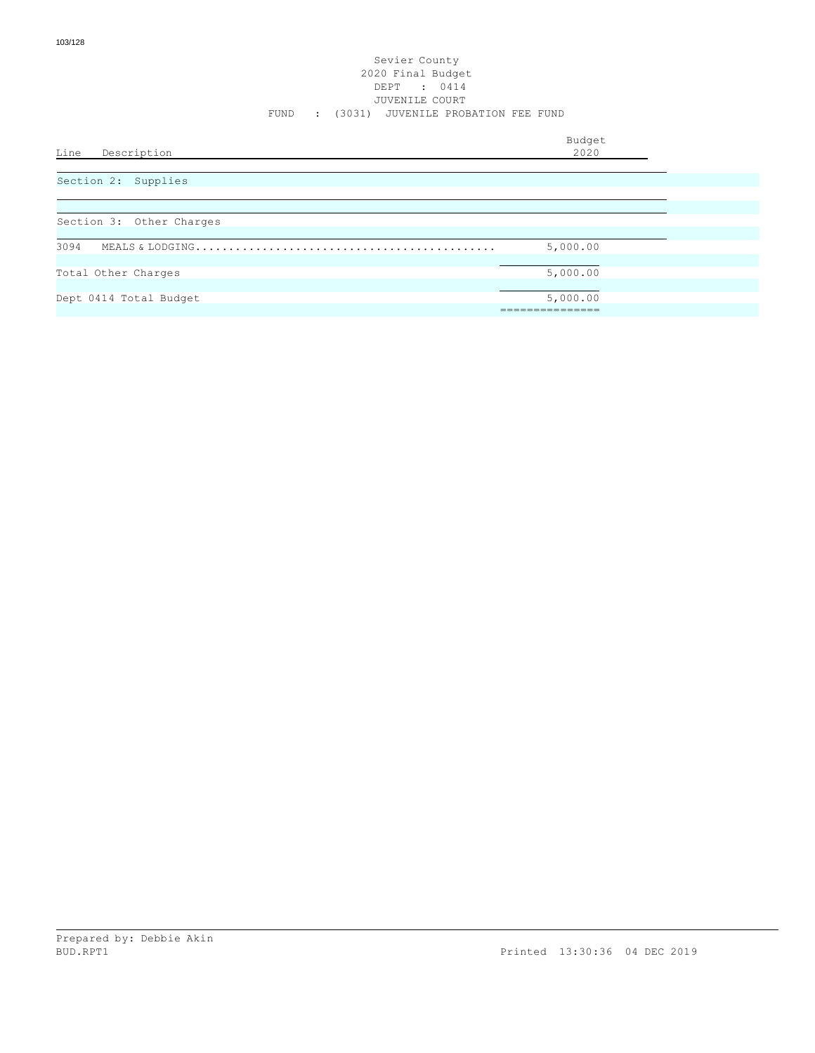# Sevier County
## 2020 Final Budget
### DEPT : 0414
### JUVENILE COURT
### FUND : (3031) JUVENILE PROBATION FEE FUND

| Line | Description | Budget 2020 |
|---|---|---|
| | **Section 2: Supplies** | |
| | **Section 3: Other Charges** | |
| 3094 | MEALS & LODGING............................................ | 5,000.00 |
| | Total Other Charges | 5,000.00 |
| | Dept 0414 Total Budget | 5,000.00 |

Prepared by: Debbie Akin

BUD.RPT1

Printed 13:30:36 04 DEC 2019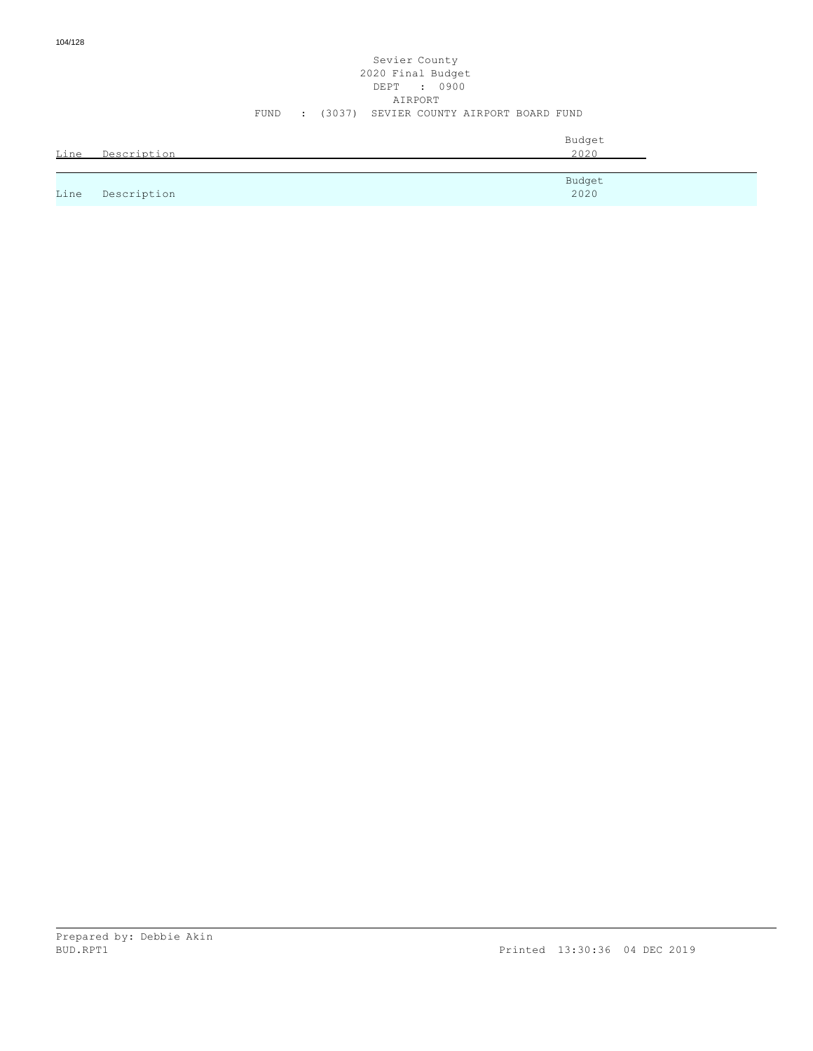Sevier County
2020 Final Budget
DEPT : 0900
AIRPORT
FUND : (3037) SEVIER COUNTY AIRPORT BOARD FUND

| Line | Description | Budget 2020 |
|---|---|---|
| Line | Description | Budget 2020 |

Prepared by: Debbie Akin
BUD.RPT1 Printed 13:30:36 04 DEC 2019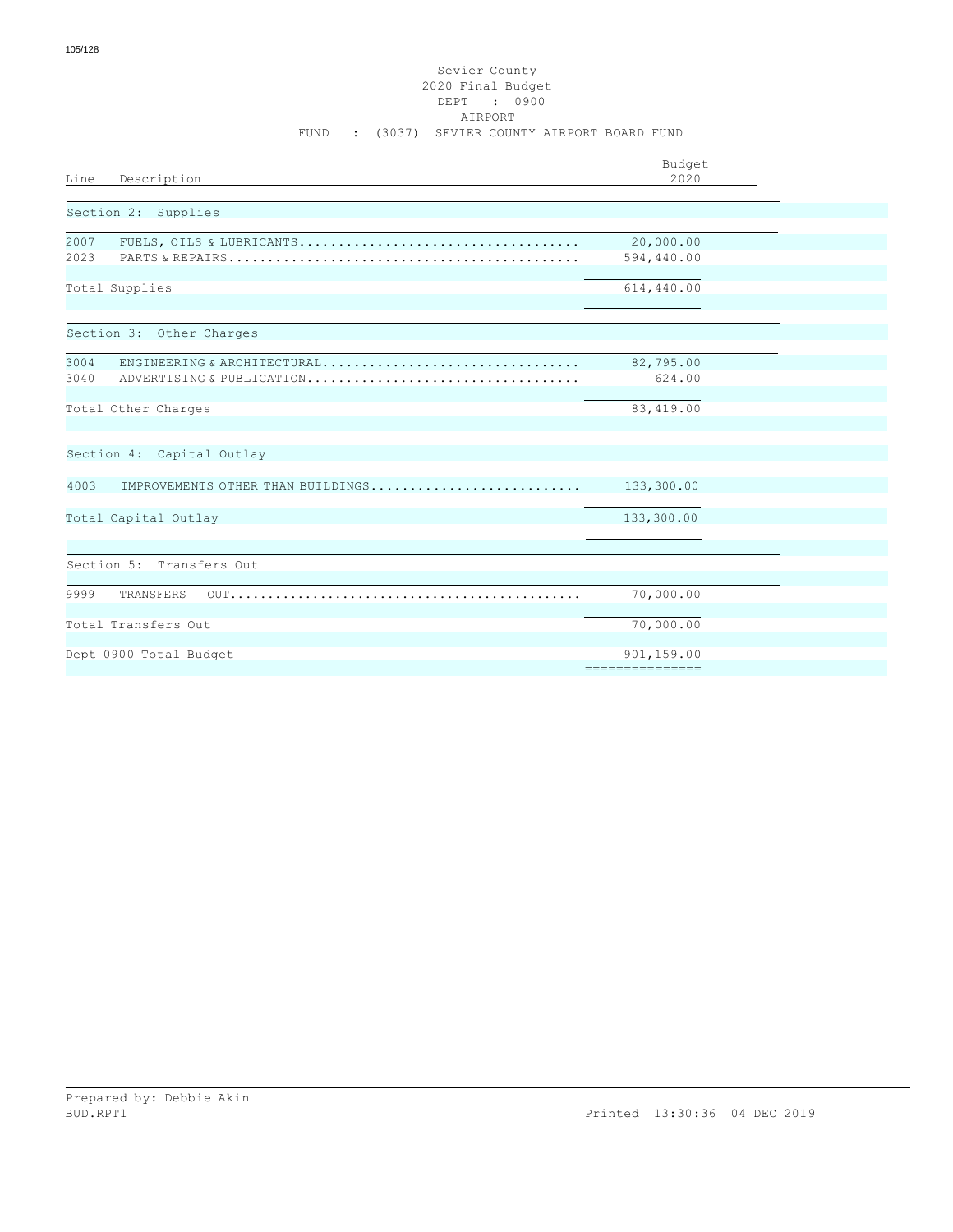Sevier County
2020 Final Budget
DEPT : 0900
AIRPORT
FUND : (3037) SEVIER COUNTY AIRPORT BOARD FUND

| Line | Description | Budget 2020 |
|---|---|---|
| | **Section 2: Supplies** | |
| 2007 | FUELS, OILS & LUBRICANTS | 20,000.00 |
| 2023 | PARTS & REPAIRS | 594,440.00 |
| | Total Supplies | 614,440.00 |
| | **Section 3: Other Charges** | |
| 3004 | ENGINEERING & ARCHITECTURAL | 82,795.00 |
| 3040 | ADVERTISING & PUBLICATION | 624.00 |
| | Total Other Charges | 83,419.00 |
| | **Section 4: Capital Outlay** | |
| 4003 | IMPROVEMENTS OTHER THAN BUILDINGS | 133,300.00 |
| | Total Capital Outlay | 133,300.00 |
| | **Section 5: Transfers Out** | |
| 9999 | TRANSFERS OUT | 70,000.00 |
| | Total Transfers Out | 70,000.00 |
| | Dept 0900 Total Budget | 901,159.00 |

Prepared by: Debbie Akin
BUD.RPT1

Printed 13:30:36 04 DEC 2019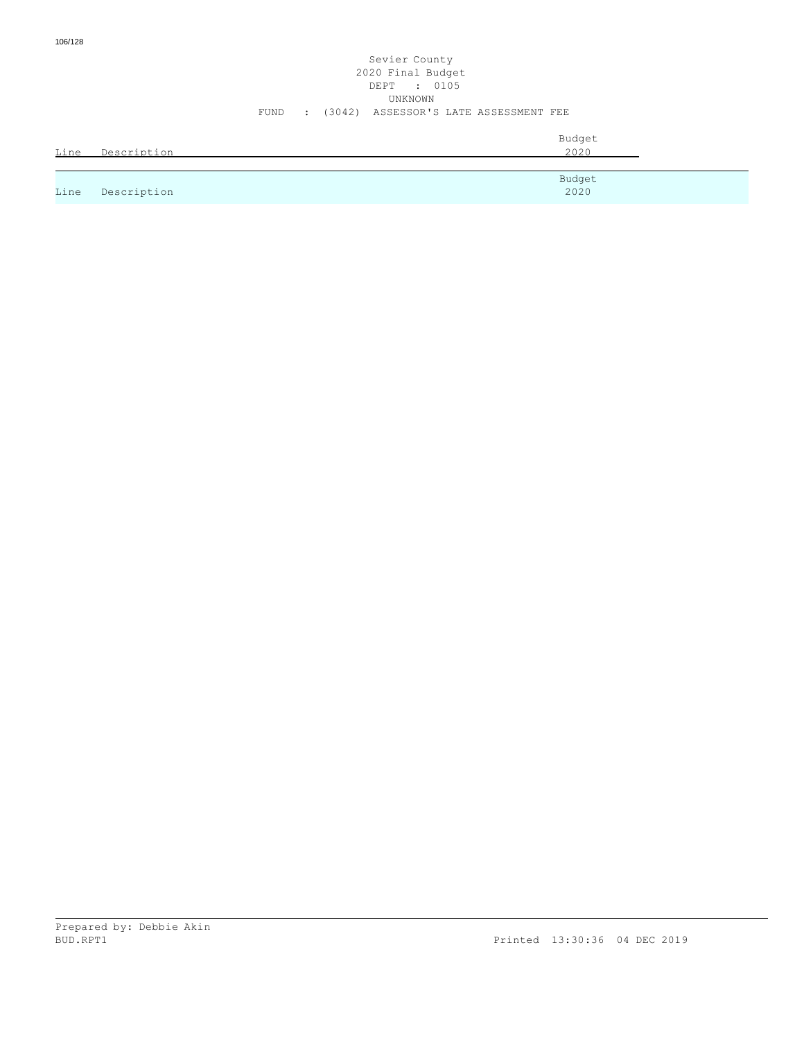Sevier County
2020 Final Budget
DEPT : 0105
UNKNOWN
FUND : (3042) ASSESSOR'S LATE ASSESSMENT FEE

| Line | Description | Budget 2020 |
| --- | --- | --- |
| Line | Description | Budget 2020 |

Prepared by: Debbie Akin
BUD.RPT1

Printed 13:30:36 04 DEC 2019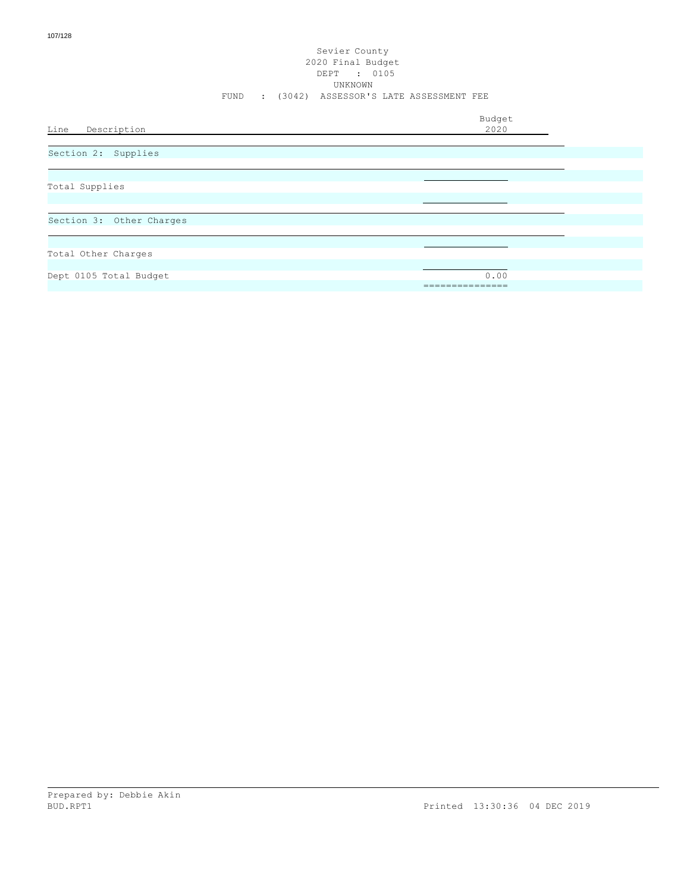Sevier County
2020 Final Budget
DEPT : 0105
UNKNOWN
FUND : (3042) ASSESSOR'S LATE ASSESSMENT FEE

| Line Description | Budget 2020 |
|---|---|
| Section 2: Supplies | |
| Total Supplies | |
| Section 3: Other Charges | |
| Total Other Charges | |
| Dept 0105 Total Budget | 0.00 |

Prepared by: Debbie Akin
BUD.RPT1 Printed 13:30:36 04 DEC 2019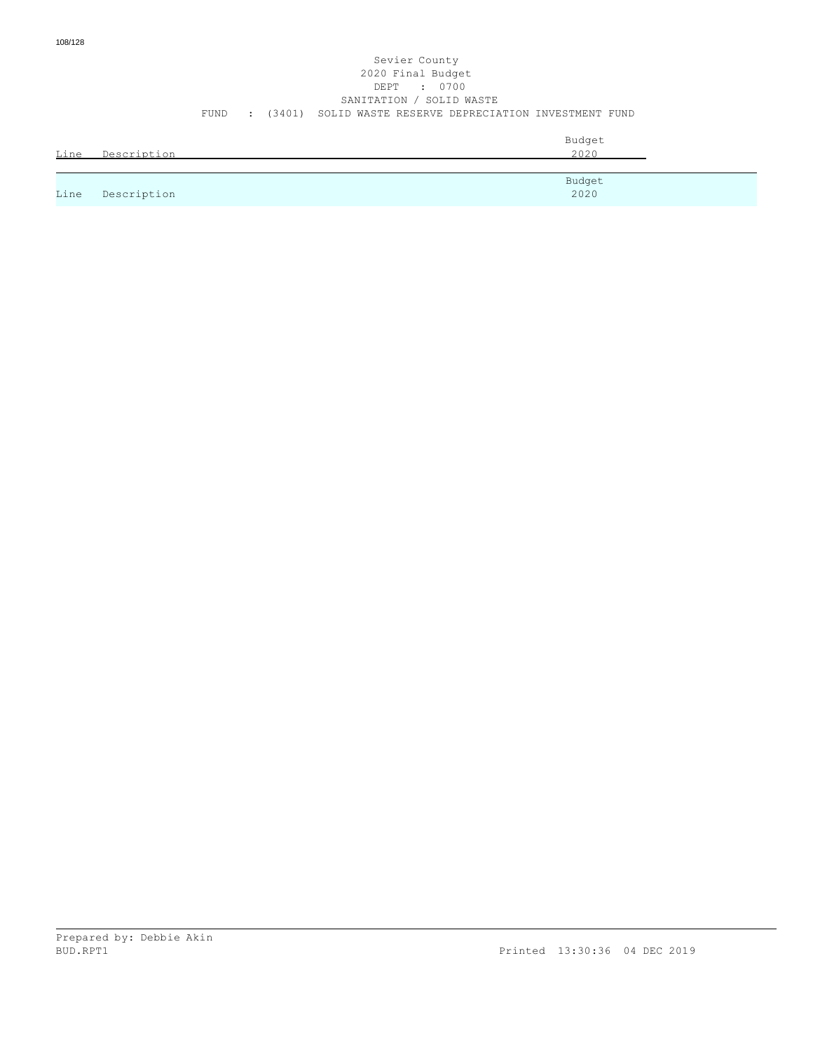Sevier County
2020 Final Budget
DEPT : 0700
SANITATION / SOLID WASTE
FUND : (3401) SOLID WASTE RESERVE DEPRECIATION INVESTMENT FUND

| Line | Description | Budget 2020 |
|---|---|---|

| Line | Description | Budget 2020 |
|---|---|---|

Prepared by: Debbie Akin
BUD.RPT1 Printed 13:30:36 04 DEC 2019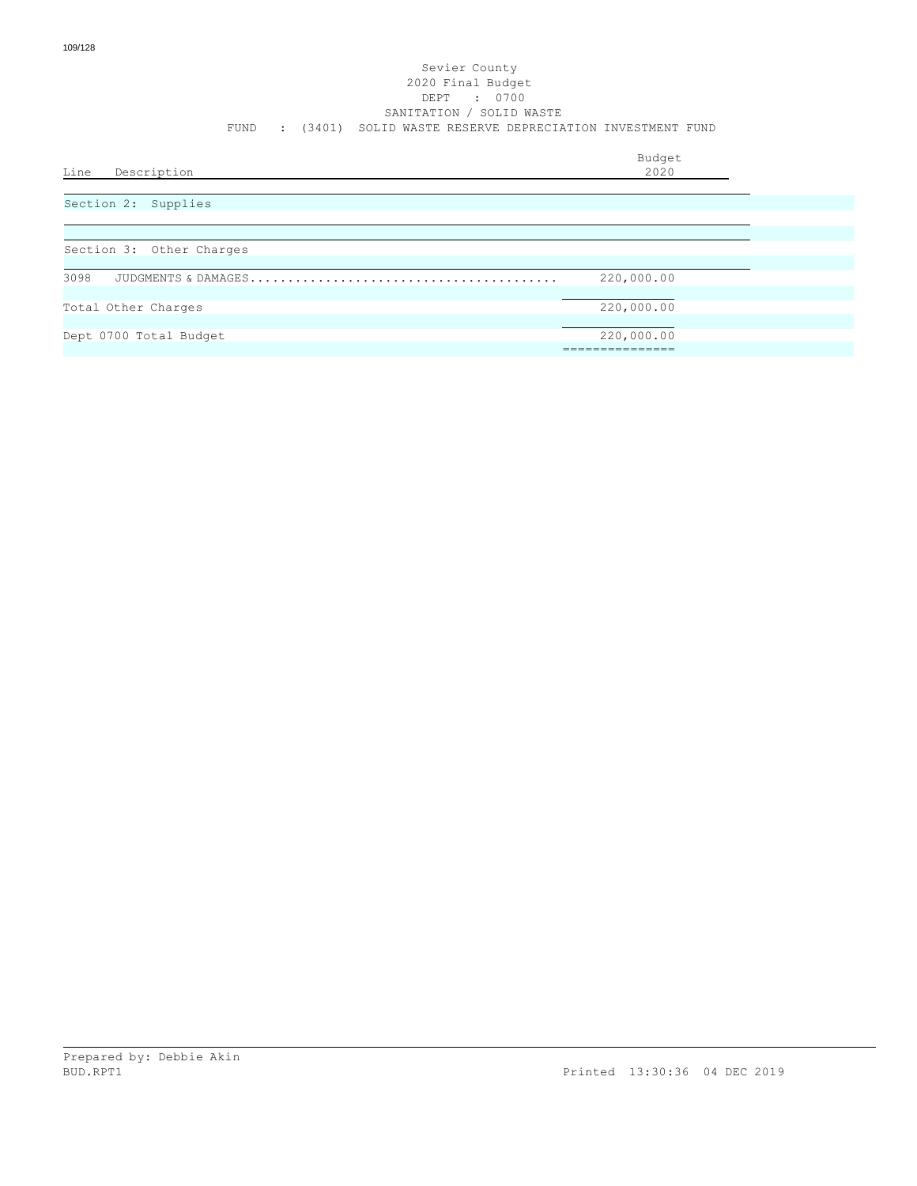Sevier County
2020 Final Budget
DEPT : 0700
SANITATION / SOLID WASTE
FUND : (3401) SOLID WASTE RESERVE DEPRECIATION INVESTMENT FUND

| Line | Description | Budget 2020 |
|---|---|---|
| | **Section 2: Supplies** | |
| | **Section 3: Other Charges** | |
| 3098 | JUDGMENTS & DAMAGES | 220,000.00 |
| | Total Other Charges | 220,000.00 |
| | Dept 0700 Total Budget | 220,000.00 |

Prepared by: Debbie Akin
BUD.RPT1

Printed 13:30:36 04 DEC 2019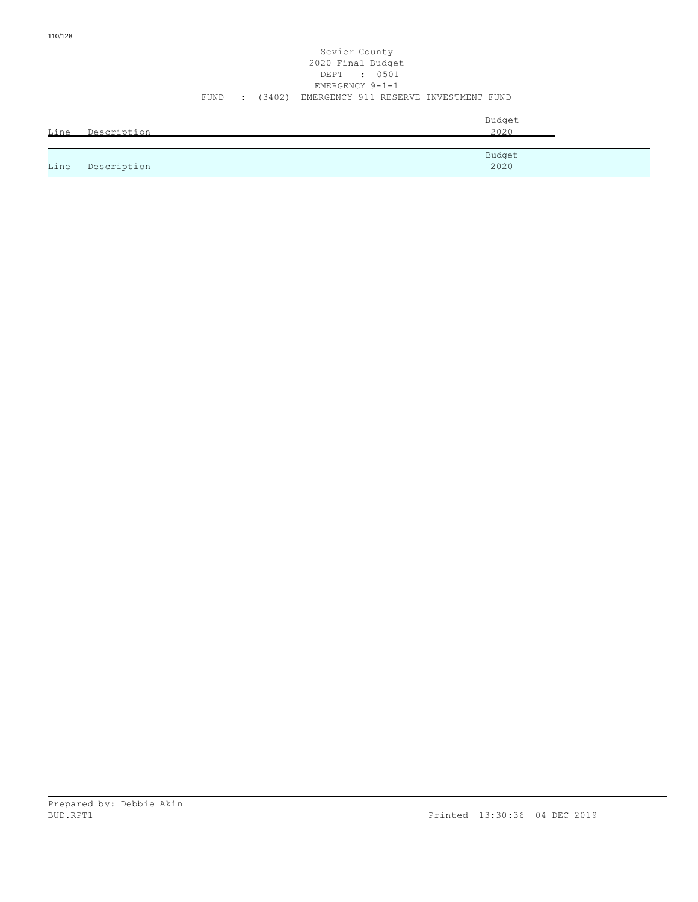Sevier County
2020 Final Budget
DEPT : 0501
EMERGENCY 9-1-1
FUND : (3402) EMERGENCY 911 RESERVE INVESTMENT FUND

| Line | Description | Budget 2020 |
|---|---|---|

| Line | Description | Budget 2020 |
|---|---|---|

Prepared by: Debbie Akin
BUD.RPT1 Printed 13:30:36 04 DEC 2019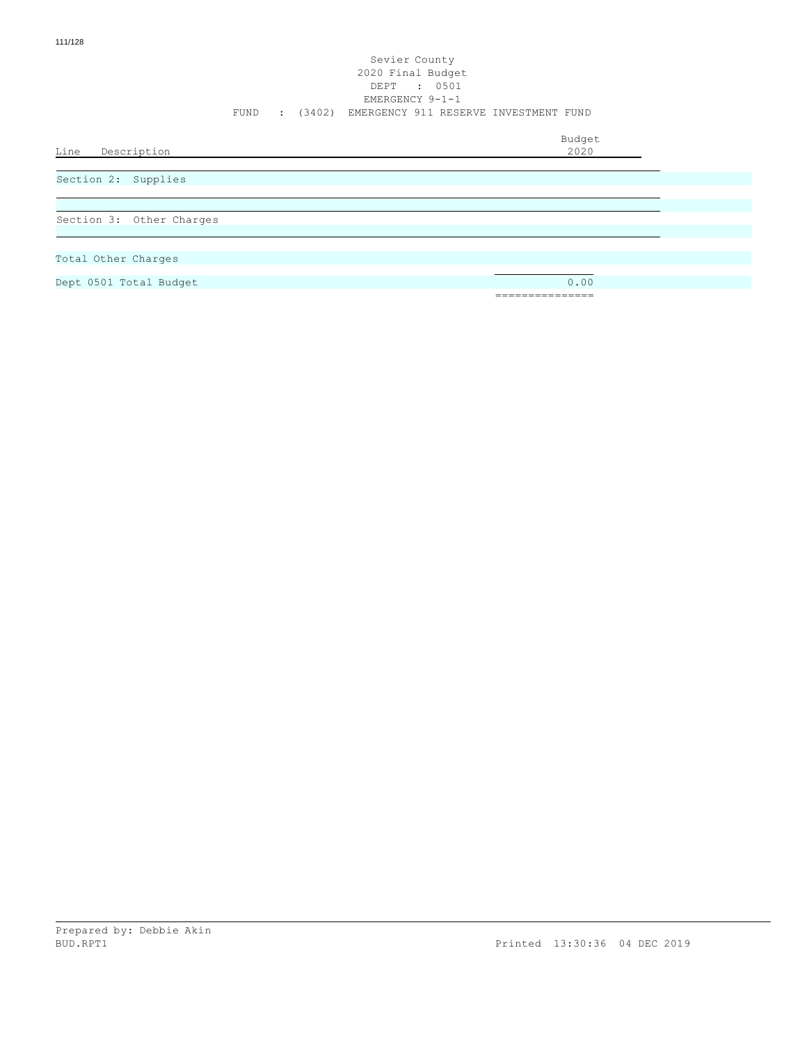Sevier County
2020 Final Budget
DEPT : 0501
EMERGENCY 9-1-1
FUND : (3402) EMERGENCY 911 RESERVE INVESTMENT FUND

| Line Description | Budget 2020 |
|---|---|
| Section 2: Supplies | |
| Section 3: Other Charges | |
| Total Other Charges | |
| Dept 0501 Total Budget | 0.00 |

Prepared by: Debbie Akin
BUD.RPT1 Printed 13:30:36 04 DEC 2019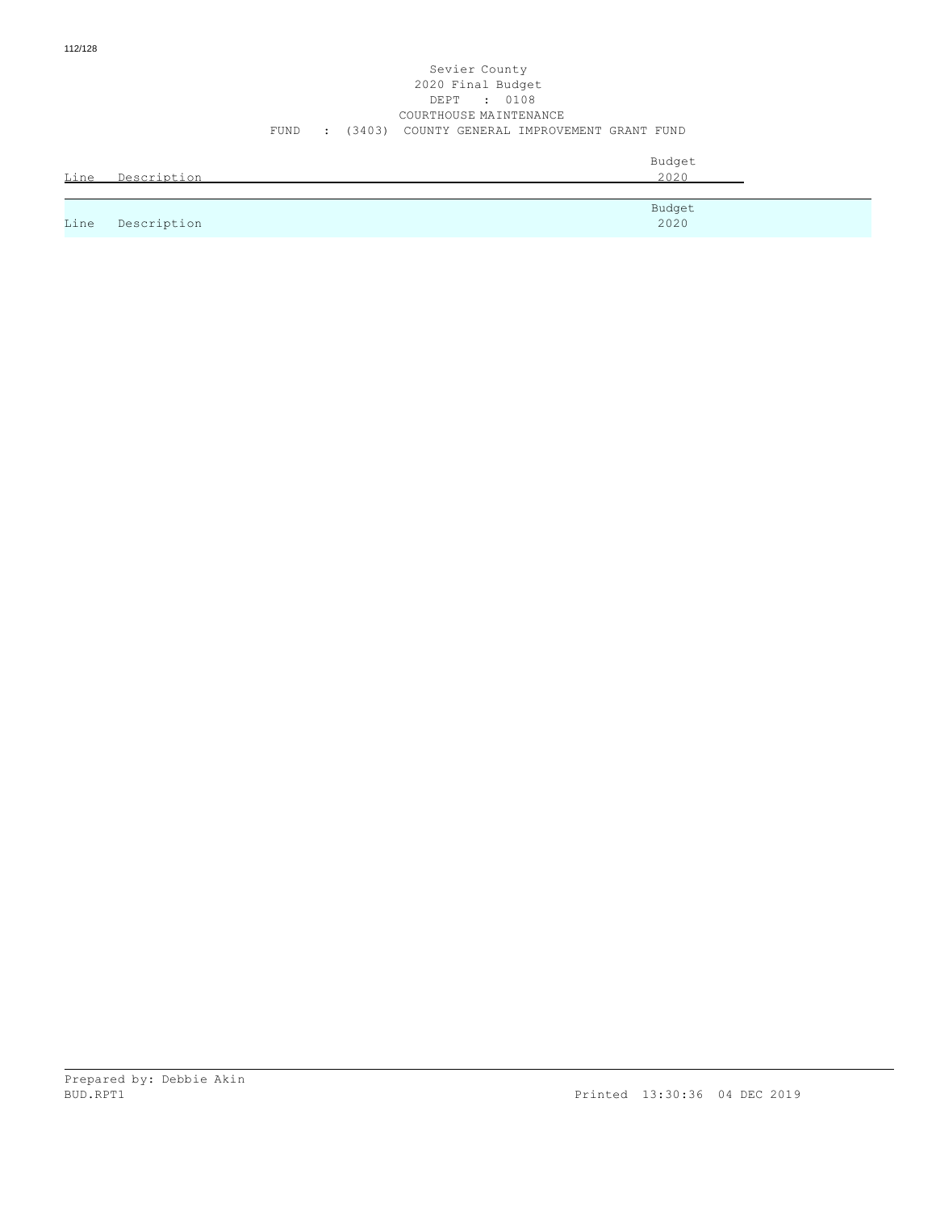Sevier County
2020 Final Budget
DEPT : 0108
COURTHOUSE MAINTENANCE
FUND : (3403) COUNTY GENERAL IMPROVEMENT GRANT FUND

| Line | Description | Budget 2020 |
|---|---|---|

| Line | Description | Budget 2020 |
|---|---|---|

Prepared by: Debbie Akin
BUD.RPT1 Printed 13:30:36 04 DEC 2019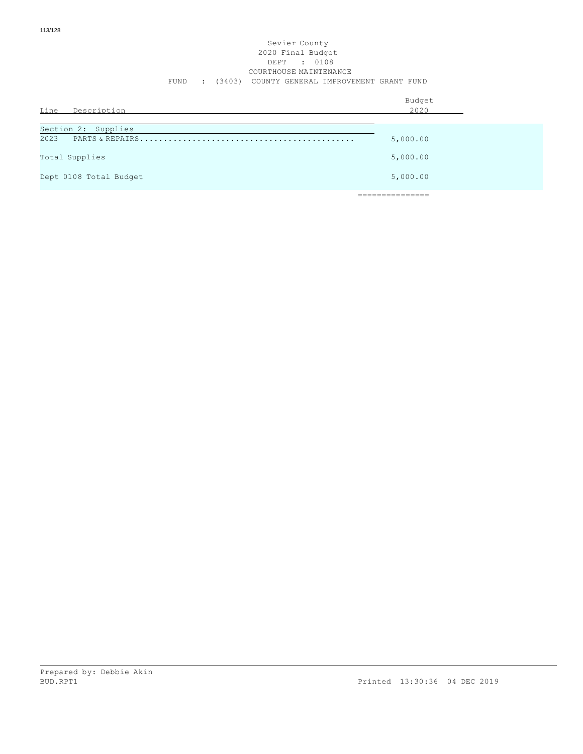Sevier County
2020 Final Budget
DEPT : 0108
COURTHOUSE MAINTENANCE
FUND : (3403) COUNTY GENERAL IMPROVEMENT GRANT FUND

| Line Description | Budget 2020 |
|---|---|
| **Section 2: Supplies** | |
| 2023 PARTS & REPAIRS | 5,000.00 |
| Total Supplies | 5,000.00 |
| Dept 0108 Total Budget | 5,000.00 |

Prepared by: Debbie Akin
BUD.RPT1 Printed 13:30:36 04 DEC 2019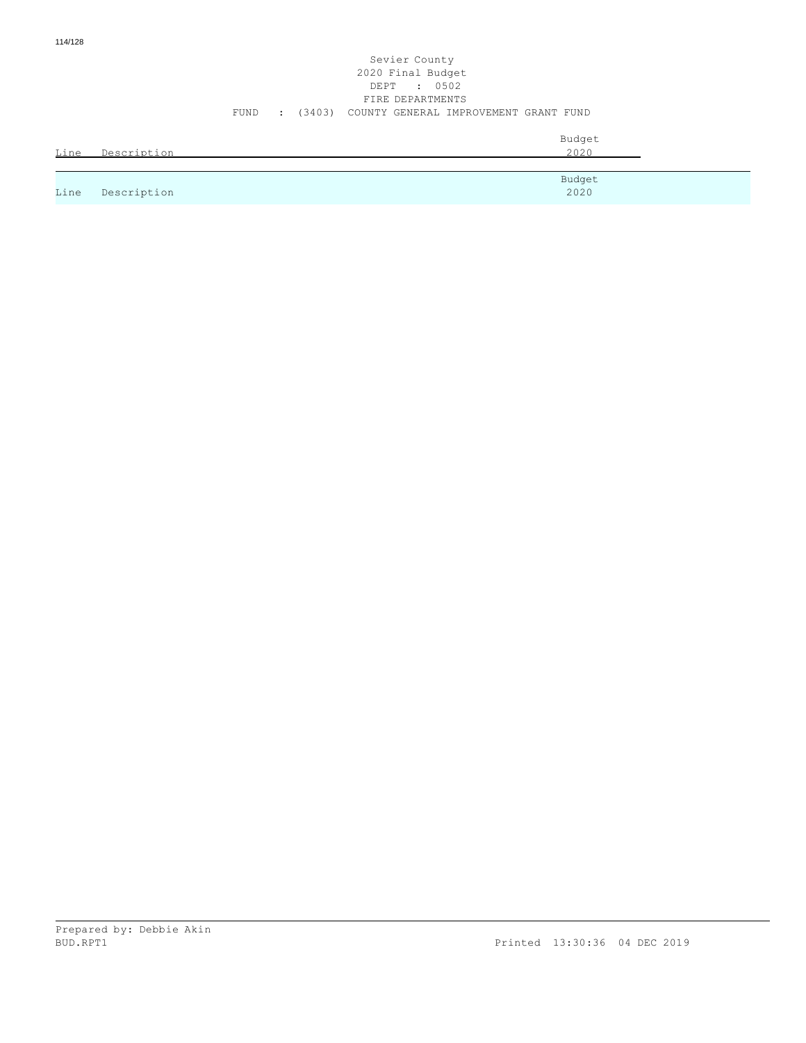Sevier County
2020 Final Budget
DEPT : 0502
FIRE DEPARTMENTS
FUND : (3403) COUNTY GENERAL IMPROVEMENT GRANT FUND

| Line | Description | Budget 2020 |
|---|---|---|

| Line | Description | Budget 2020 |
|---|---|---|

Prepared by: Debbie Akin
BUD.RPT1 Printed 13:30:36 04 DEC 2019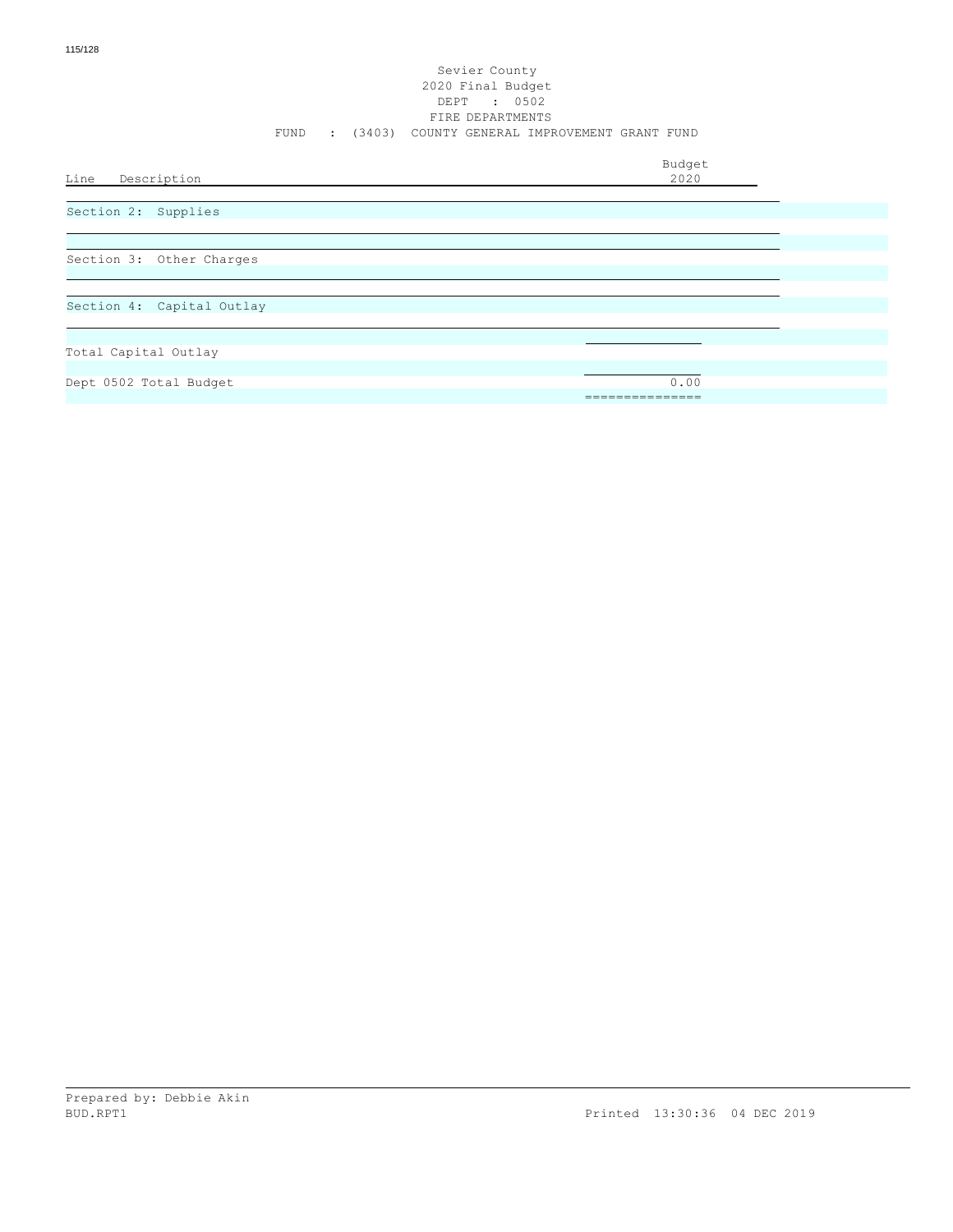Sevier County
2020 Final Budget
DEPT : 0502
FIRE DEPARTMENTS
FUND : (3403) COUNTY GENERAL IMPROVEMENT GRANT FUND

| Line Description | Budget 2020 |
|---|---|
| Section 2: Supplies | |
| Section 3: Other Charges | |
| Section 4: Capital Outlay | |
| Total Capital Outlay | |
| Dept 0502 Total Budget | 0.00 |

Prepared by: Debbie Akin
BUD.RPT1 Printed 13:30:36 04 DEC 2019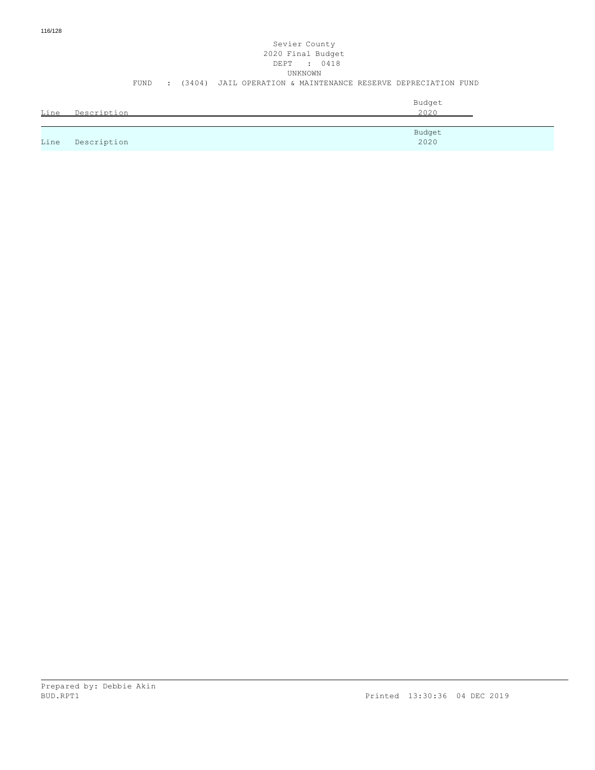Sevier County
2020 Final Budget
DEPT : 0418
UNKNOWN
FUND : (3404) JAIL OPERATION & MAINTENANCE RESERVE DEPRECIATION FUND

| Line | Description | Budget 2020 |
|---|---|---|

| Line | Description | Budget 2020 |
|---|---|---|

Prepared by: Debbie Akin
BUD.RPT1 Printed 13:30:36 04 DEC 2019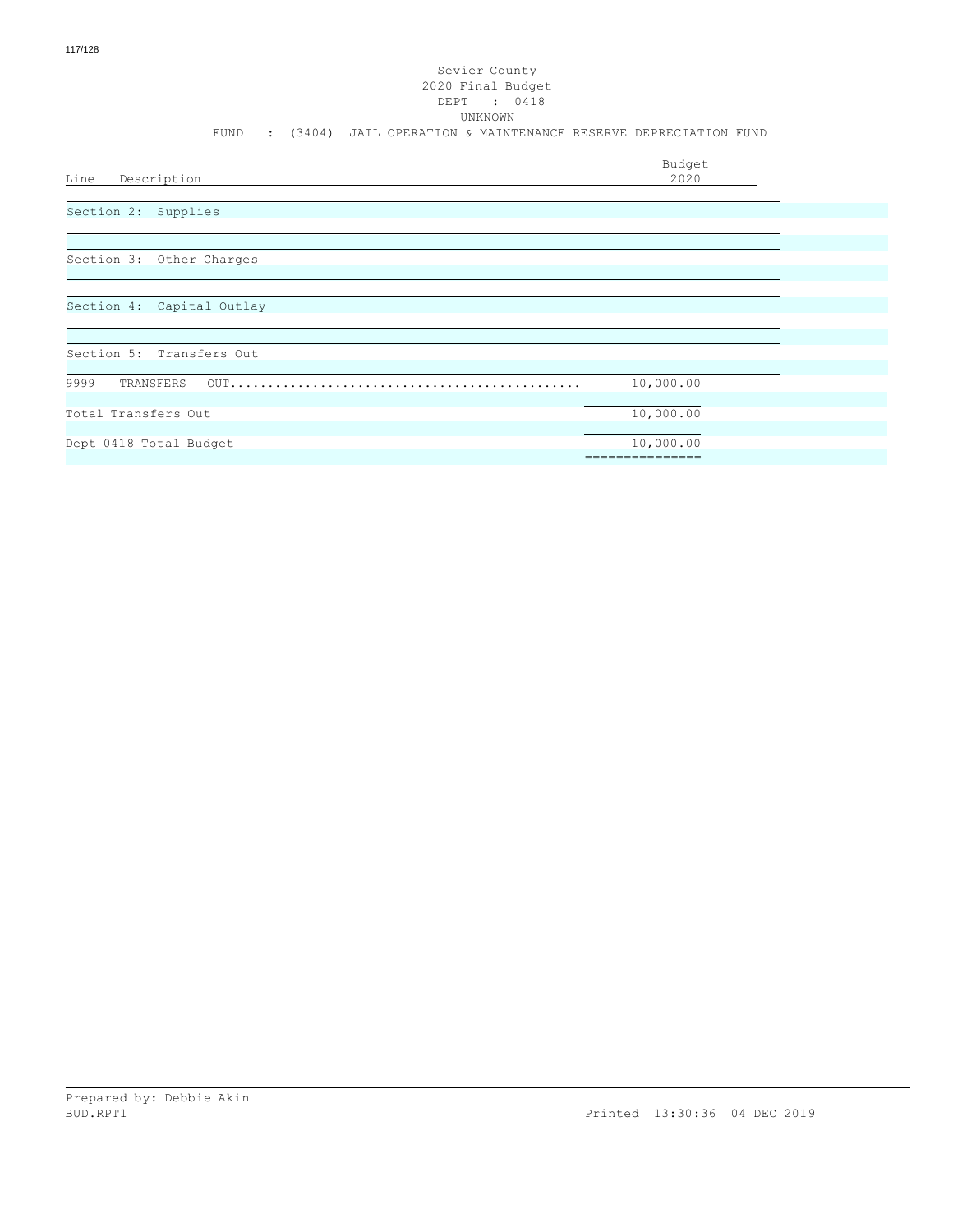Sevier County
2020 Final Budget
DEPT : 0418
UNKNOWN
FUND : (3404) JAIL OPERATION & MAINTENANCE RESERVE DEPRECIATION FUND

| Line Description | Budget 2020 |
|---|---|
| Section 2: Supplies | |
| Section 3: Other Charges | |
| Section 4: Capital Outlay | |
| Section 5: Transfers Out | |
| 9999 TRANSFERS OUT............................................... | 10,000.00 |
| Total Transfers Out | 10,000.00 |
| Dept 0418 Total Budget | 10,000.00 |

Prepared by: Debbie Akin
BUD.RPT1 Printed 13:30:36 04 DEC 2019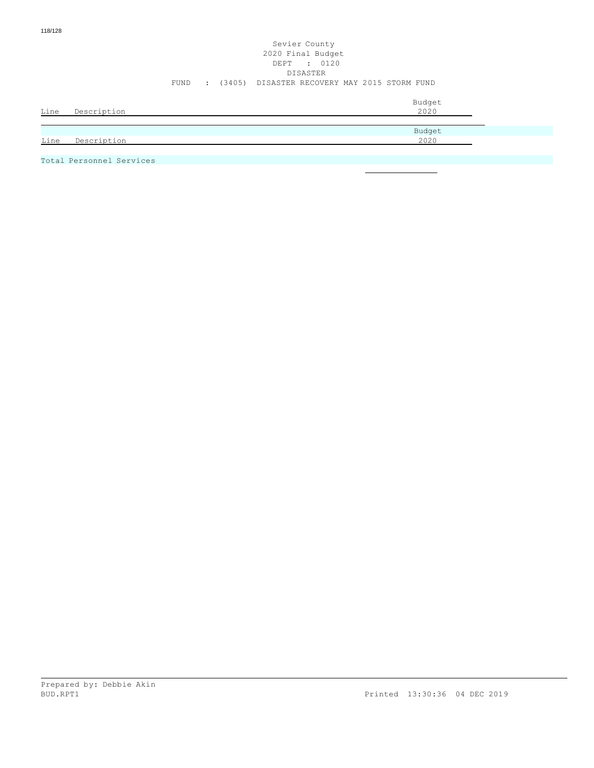Sevier County
2020 Final Budget
DEPT : 0120
DISASTER
FUND : (3405) DISASTER RECOVERY MAY 2015 STORM FUND

| Line | Description | Budget 2020 |
|---|---|---|

| Line | Description | Budget 2020 |
|---|---|---|
| Total Personnel Services | | |

Prepared by: Debbie Akin
BUD.RPT1 Printed 13:30:36 04 DEC 2019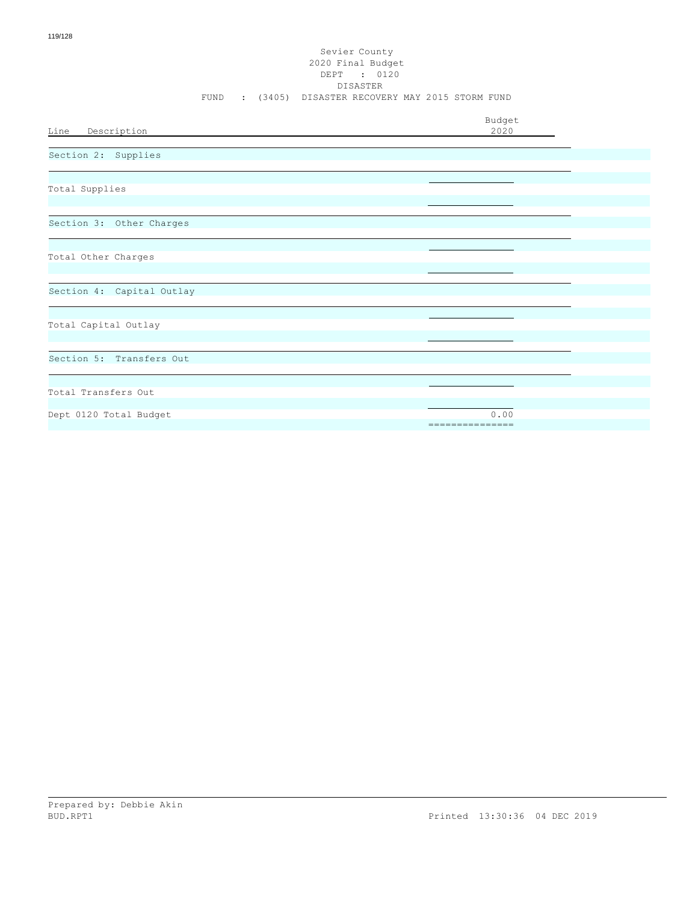Sevier County
2020 Final Budget
DEPT : 0120
DISASTER
FUND : (3405) DISASTER RECOVERY MAY 2015 STORM FUND

| Line Description | Budget 2020 |
|---|---|
| Section 2: Supplies | |
| Total Supplies | |
| Section 3: Other Charges | |
| Total Other Charges | |
| Section 4: Capital Outlay | |
| Total Capital Outlay | |
| Section 5: Transfers Out | |
| Total Transfers Out | |
| Dept 0120 Total Budget | 0.00 |

Prepared by: Debbie Akin
BUD.RPT1 Printed 13:30:36 04 DEC 2019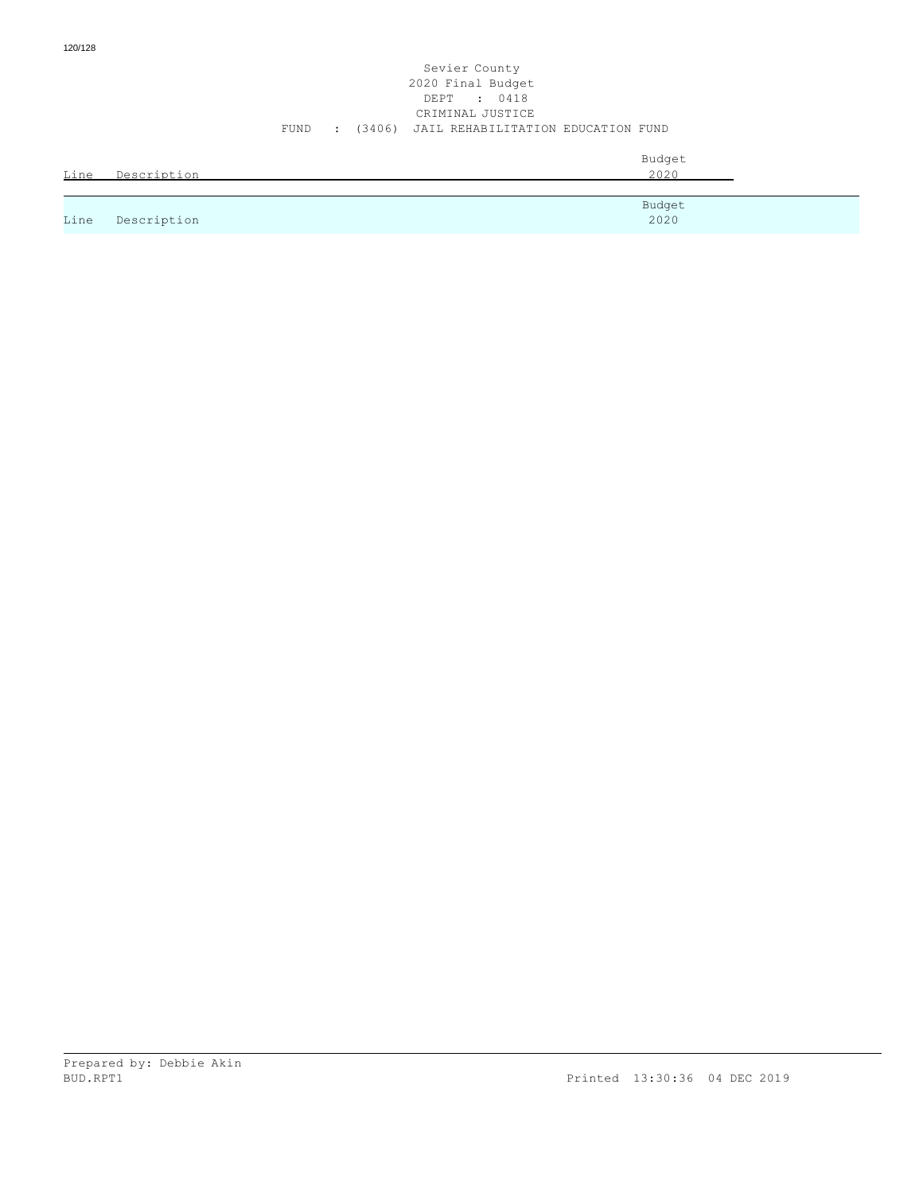Sevier County
2020 Final Budget
DEPT : 0418
CRIMINAL JUSTICE
FUND : (3406) JAIL REHABILITATION EDUCATION FUND

| Line | Description | Budget 2020 |
|---|---|---|

| Line | Description | Budget 2020 |
|---|---|---|

Prepared by: Debbie Akin
BUD.RPT1
Printed 13:30:36 04 DEC 2019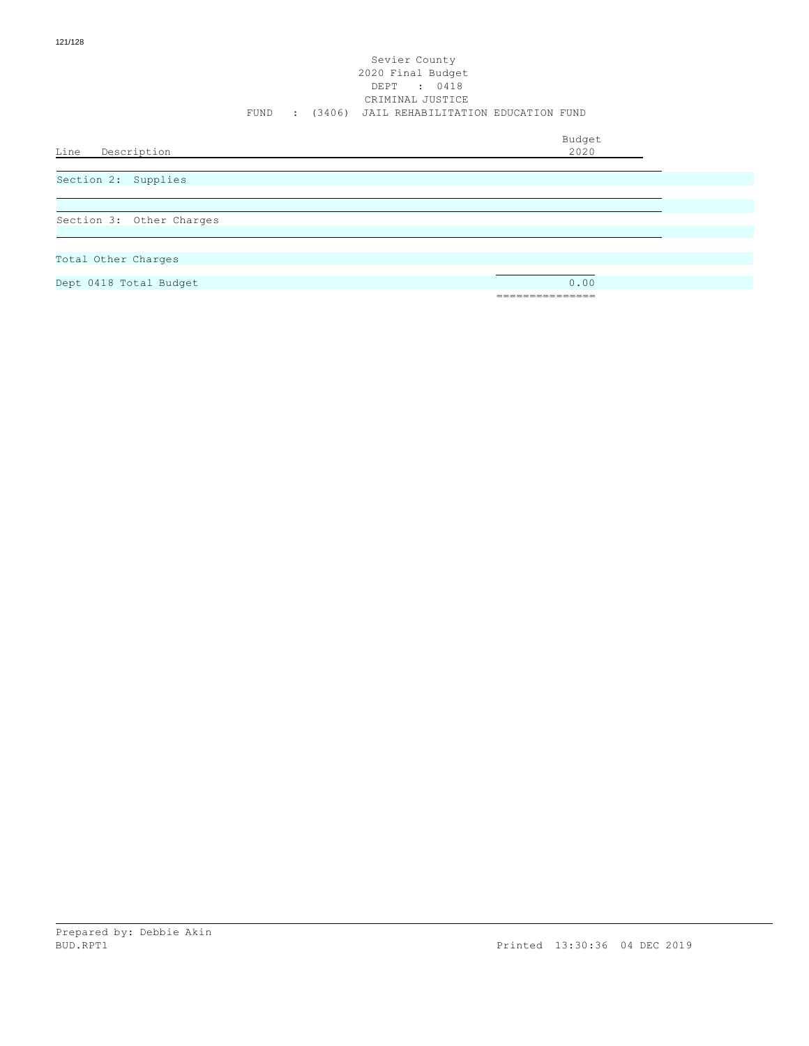Sevier County
2020 Final Budget
DEPT : 0418
CRIMINAL JUSTICE
FUND : (3406) JAIL REHABILITATION EDUCATION FUND

| Line Description | Budget 2020 |
|---|---|
| Section 2: Supplies | |
| Section 3: Other Charges | |
| Total Other Charges | |
| Dept 0418 Total Budget | 0.00 |

Prepared by: Debbie Akin
BUD.RPT1 Printed 13:30:36 04 DEC 2019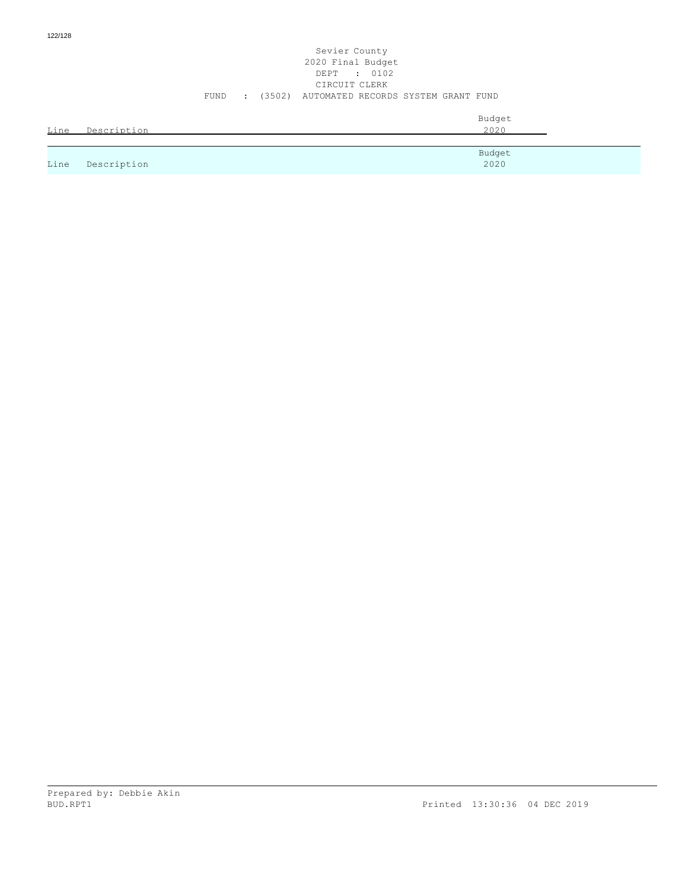Sevier County
2020 Final Budget
DEPT : 0102
CIRCUIT CLERK
FUND : (3502) AUTOMATED RECORDS SYSTEM GRANT FUND

| Line | Description | Budget 2020 |
|---|---|---|

| Line | Description | Budget 2020 |
|---|---|---|

Prepared by: Debbie Akin
BUD.RPT1 Printed 13:30:36 04 DEC 2019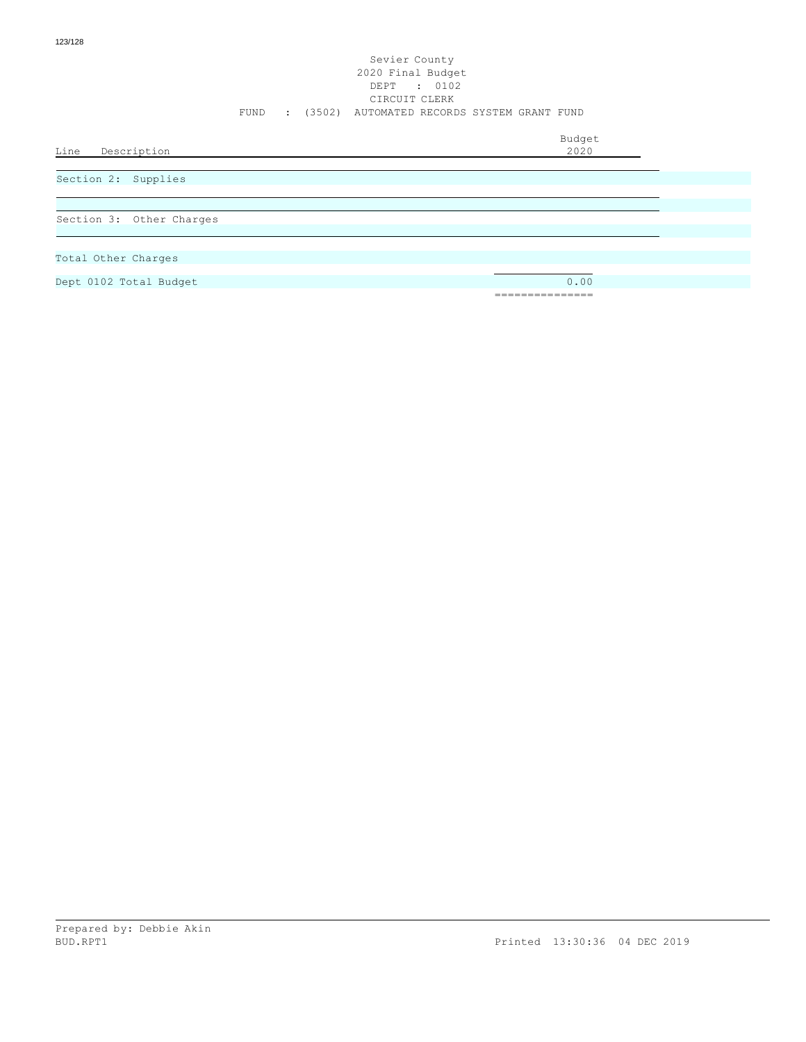Sevier County
2020 Final Budget
DEPT : 0102
CIRCUIT CLERK
FUND : (3502) AUTOMATED RECORDS SYSTEM GRANT FUND

| Line Description | Budget 2020 |
|---|---|
| Section 2: Supplies | |
| | |
| Section 3: Other Charges | |
| | |
| Total Other Charges | |
| Dept 0102 Total Budget | 0.00 |
| | =============== |

Prepared by: Debbie Akin
BUD.RPT1 Printed 13:30:36 04 DEC 2019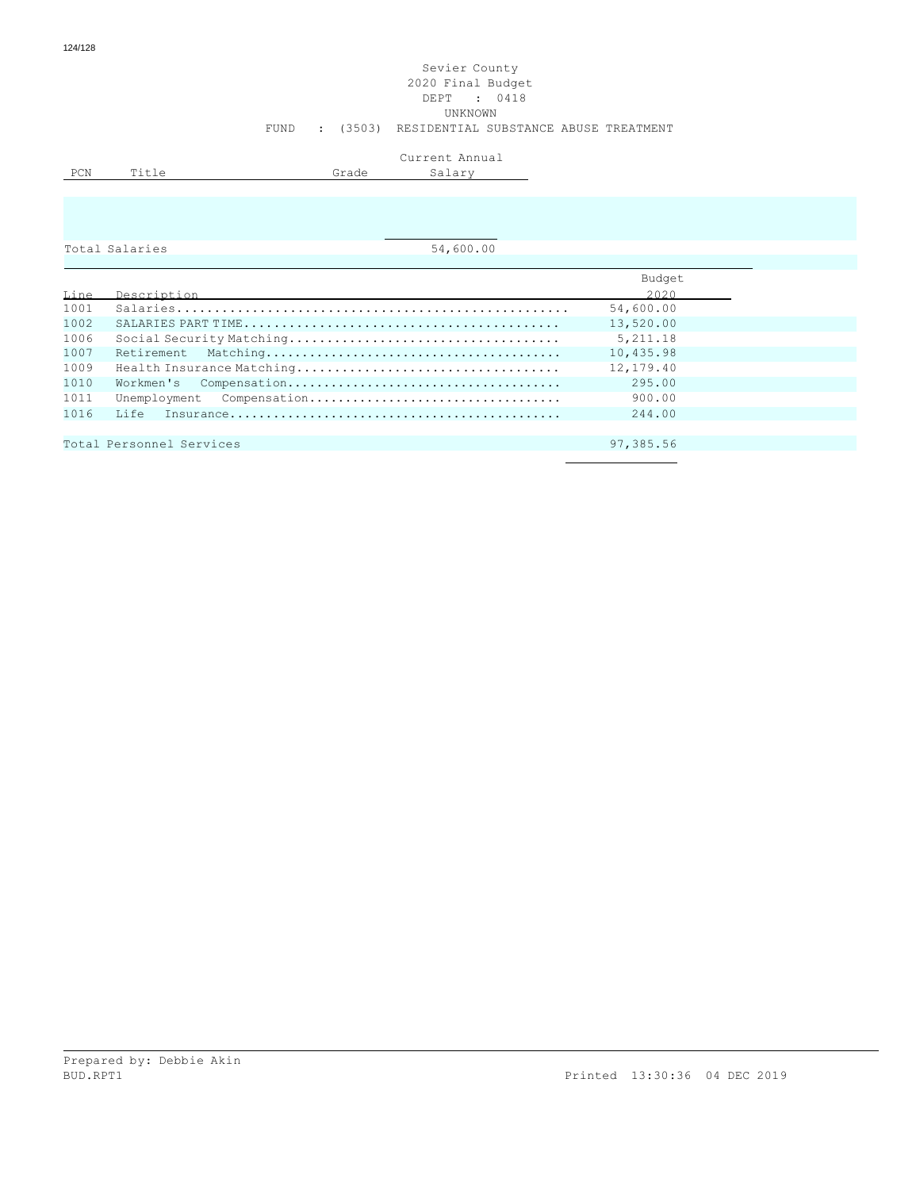Sevier County
2020 Final Budget
DEPT : 0418
UNKNOWN
FUND : (3503) RESIDENTIAL SUBSTANCE ABUSE TREATMENT

| PCN | Title | Grade | Current Annual Salary |
|---|---|---|---|
| | | | |
| Total Salaries | | | 54,600.00 |

| Line | Description | Budget 2020 |
|---|---|---|
| 1001 | Salaries | 54,600.00 |
| 1002 | SALARIES PART TIME | 13,520.00 |
| 1006 | Social Security Matching | 5,211.18 |
| 1007 | Retirement Matching | 10,435.98 |
| 1009 | Health Insurance Matching | 12,179.40 |
| 1010 | Workmen's Compensation | 295.00 |
| 1011 | Unemployment Compensation | 900.00 |
| 1016 | Life Insurance | 244.00 |
| | Total Personnel Services | 97,385.56 |

Prepared by: Debbie Akin
BUD.RPT1 Printed 13:30:36 04 DEC 2019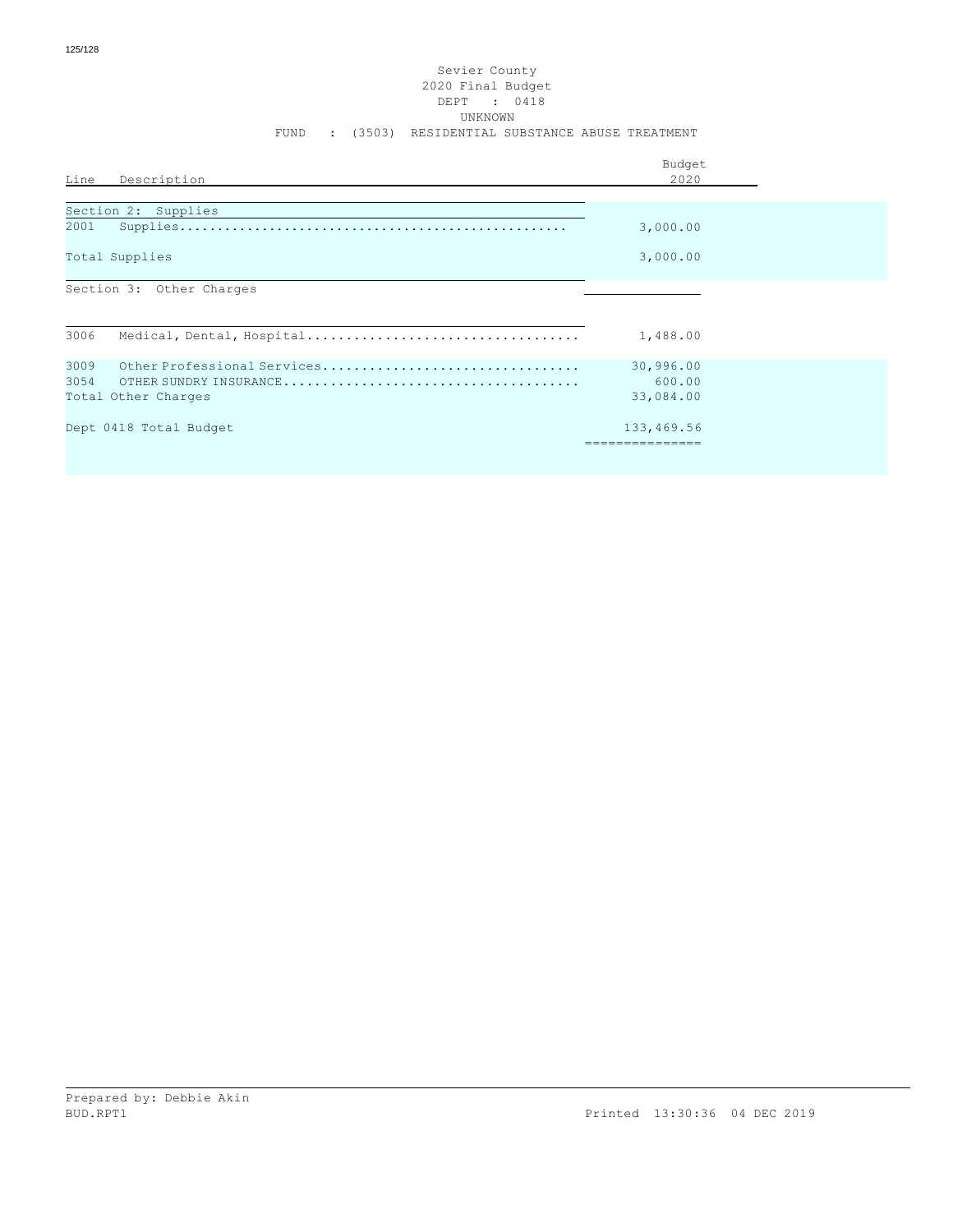Sevier County
2020 Final Budget
DEPT : 0418
UNKNOWN
FUND : (3503) RESIDENTIAL SUBSTANCE ABUSE TREATMENT

| Line | Description | Budget 2020 |
|---|---|---|
| | **Section 2: Supplies** | |
| 2001 | Supplies | 3,000.00 |
| | Total Supplies | 3,000.00 |
| | **Section 3: Other Charges** | |
| 3006 | Medical, Dental, Hospital | 1,488.00 |
| 3009 | Other Professional Services | 30,996.00 |
| 3054 | OTHER SUNDRY INSURANCE | 600.00 |
| | Total Other Charges | 33,084.00 |
| | Dept 0418 Total Budget | 133,469.56 |

Prepared by: Debbie Akin
BUD.RPT1

Printed 13:30:36 04 DEC 2019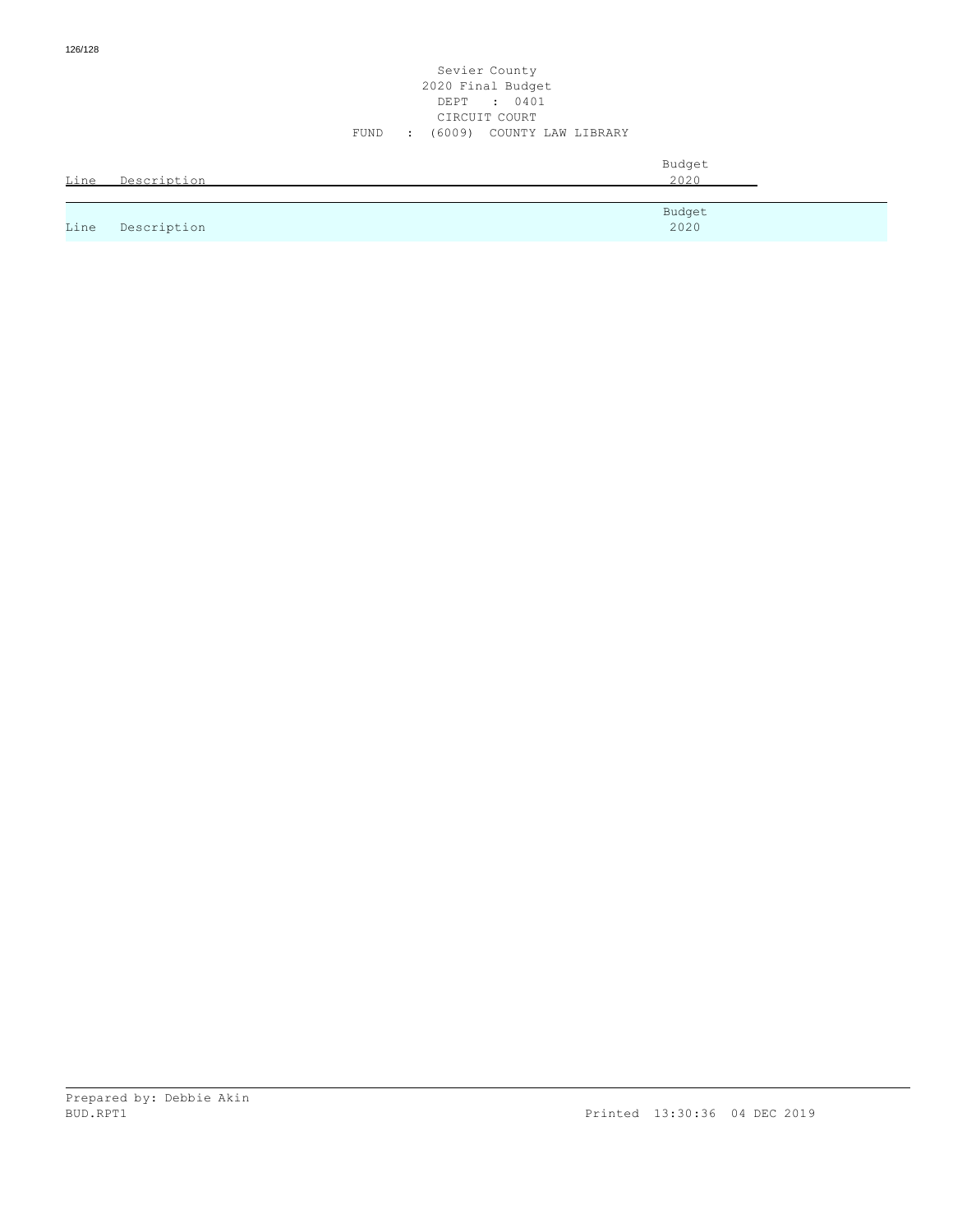Sevier County
2020 Final Budget
DEPT : 0401
CIRCUIT COURT
FUND : (6009) COUNTY LAW LIBRARY

| Line | Description | Budget 2020 |
|---|---|---|

| Line | Description | Budget 2020 |
|---|---|---|

Prepared by: Debbie Akin
BUD.RPT1 Printed 13:30:36 04 DEC 2019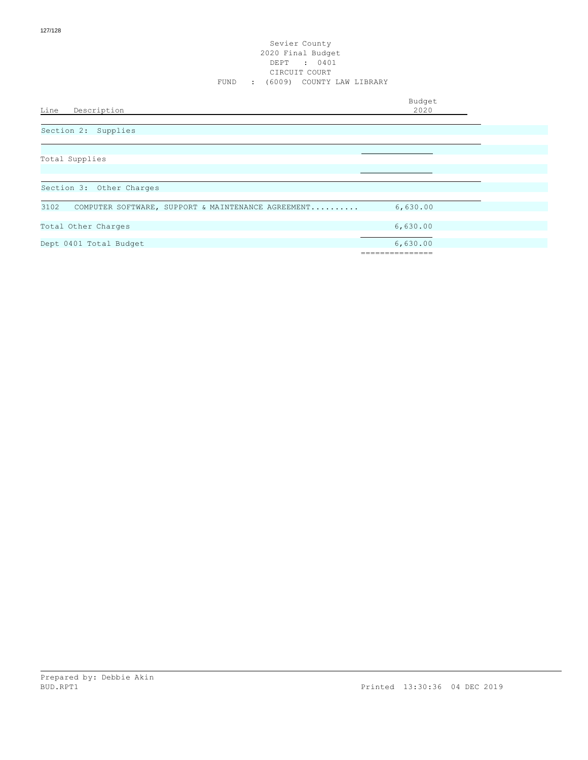Sevier County
2020 Final Budget
DEPT : 0401
CIRCUIT COURT
FUND : (6009) COUNTY LAW LIBRARY

| Line | Description | Budget 2020 |
|---|---|---|
| | **Section 2: Supplies** | |
| | Total Supplies | |
| | **Section 3: Other Charges** | |
| 3102 | COMPUTER SOFTWARE, SUPPORT & MAINTENANCE AGREEMENT.......... | 6,630.00 |
| | Total Other Charges | 6,630.00 |
| | Dept 0401 Total Budget | 6,630.00 |

Prepared by: Debbie Akin
BUD.RPT1

Printed 13:30:36 04 DEC 2019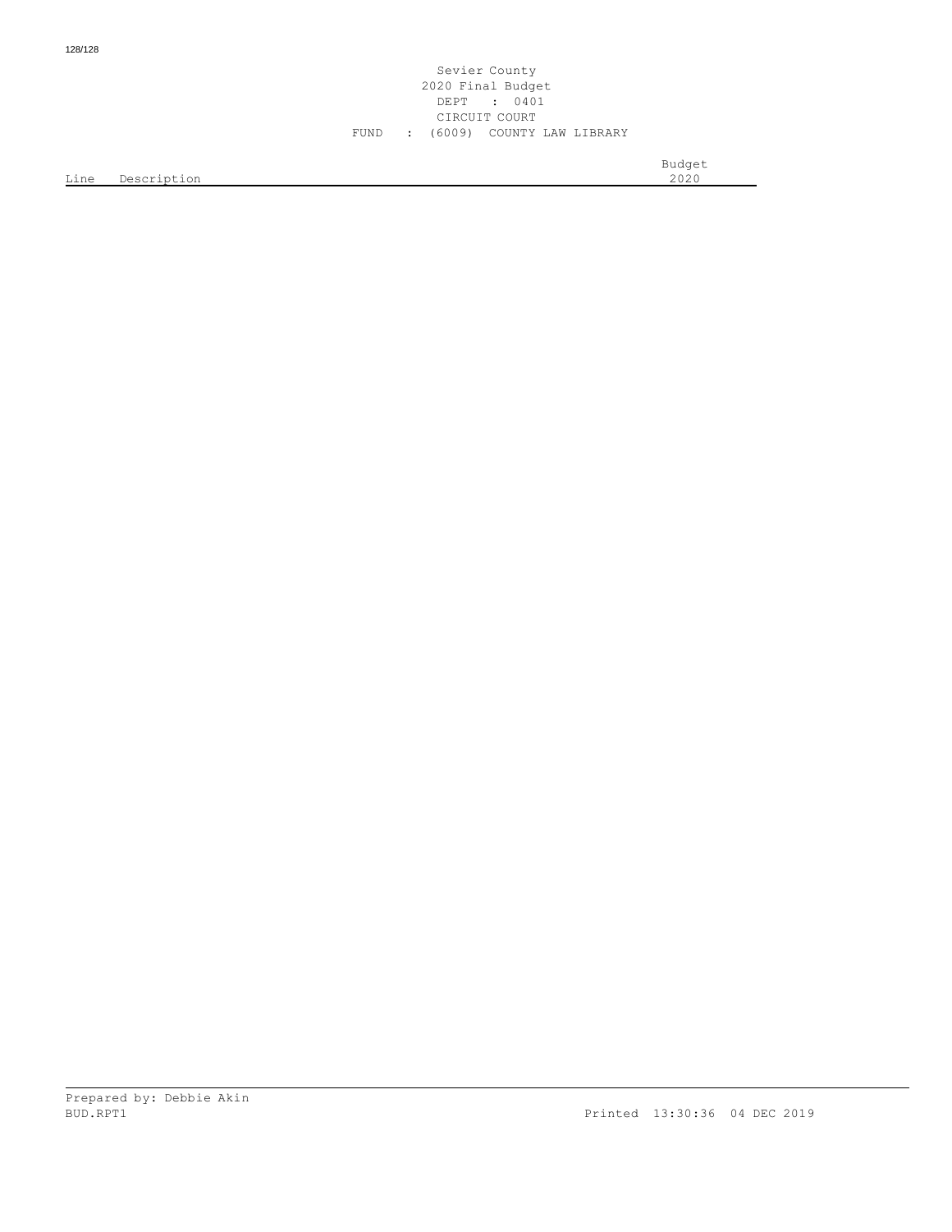Sevier County
2020 Final Budget
DEPT : 0401
CIRCUIT COURT
FUND : (6009) COUNTY LAW LIBRARY

| Line | Description | Budget 2020 |
| --- | --- | --- |

Prepared by: Debbie Akin
BUD.RPT1 Printed 13:30:36 04 DEC 2019